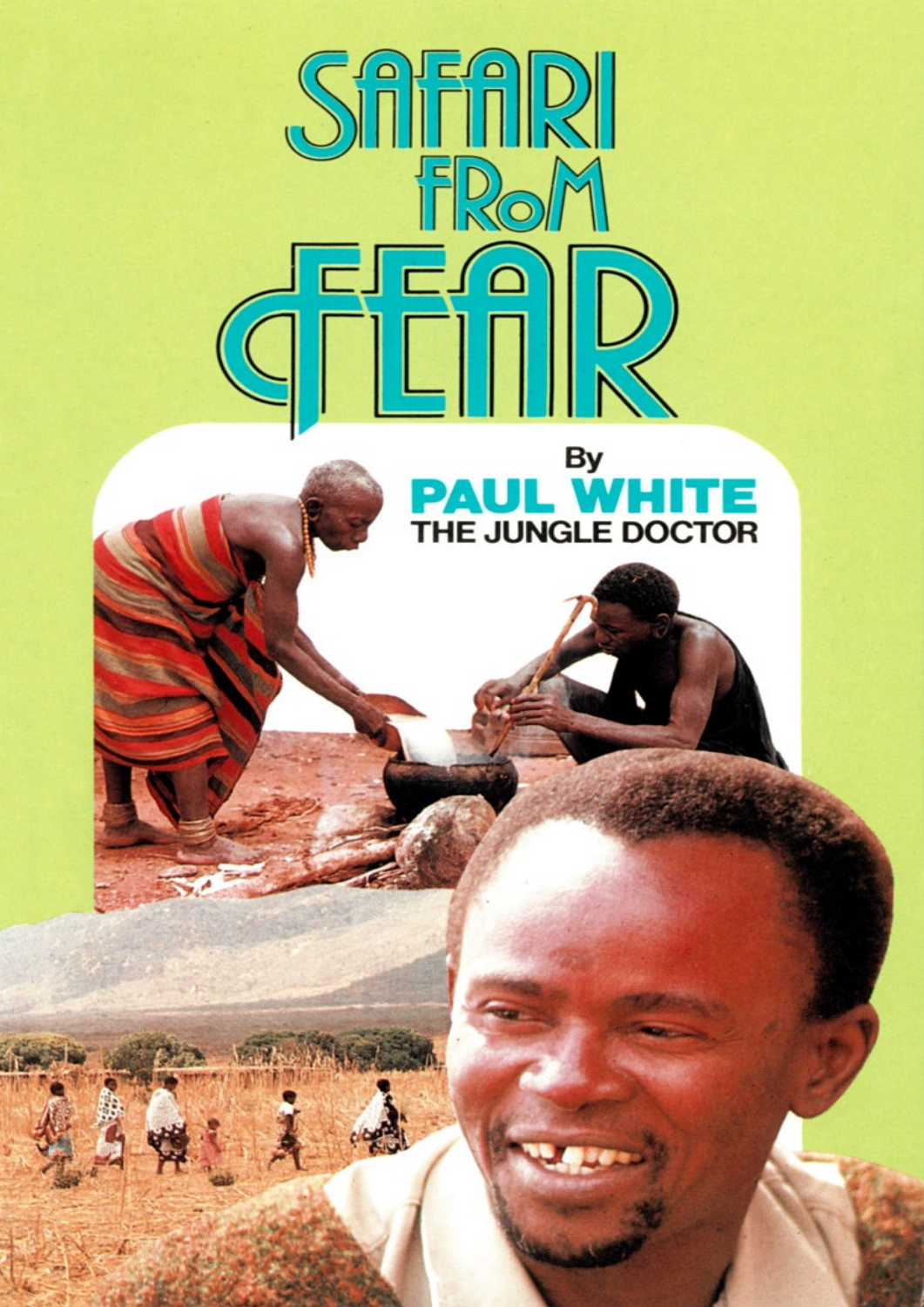# SAFARI FROM FEAR

By

**PAUL WHITE**

THE JUNGLE DOCTOR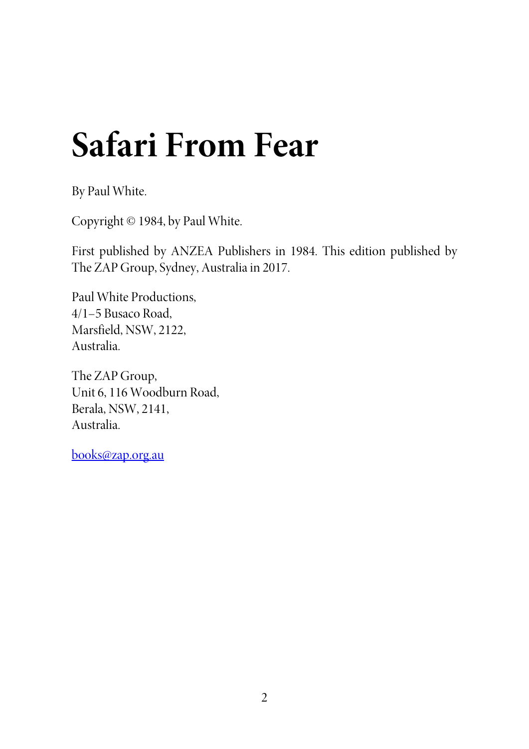# Safari From Fear

By Paul White.

Copyright © 1984, by Paul White.

First published by ANZEA Publishers in 1984. This edition published by The ZAP Group, Sydney, Australia in 2017.

Paul White Productions,  
4/1–5 Busaco Road,  
Marsfield, NSW, 2122,  
Australia.

The ZAP Group,  
Unit 6, 116 Woodburn Road,  
Berala, NSW, 2141,  
Australia.

books@zap.org.au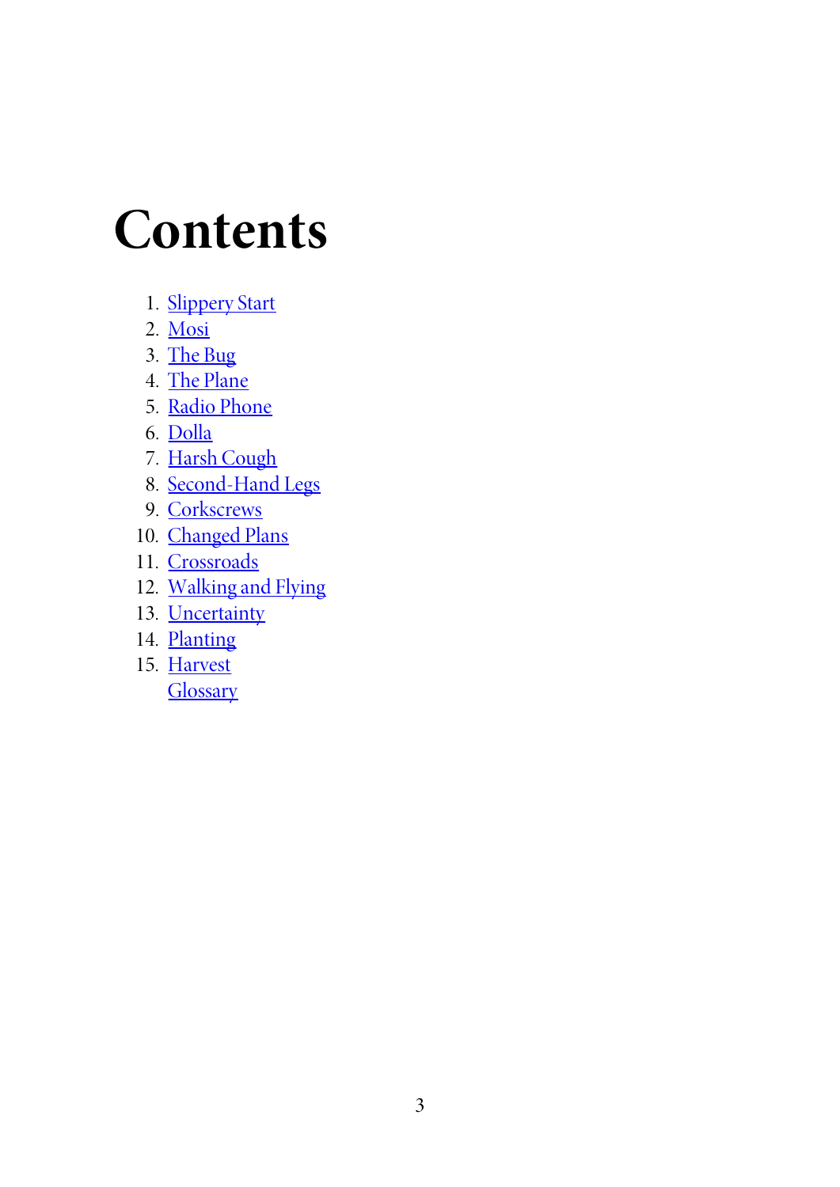# Contents

1. Slippery Start
2. Mosi
3. The Bug
4. The Plane
5. Radio Phone
6. Dolla
7. Harsh Cough
8. Second-Hand Legs
9. Corkscrews
10. Changed Plans
11. Crossroads
12. Walking and Flying
13. Uncertainty
14. Planting
15. Harvest

Glossary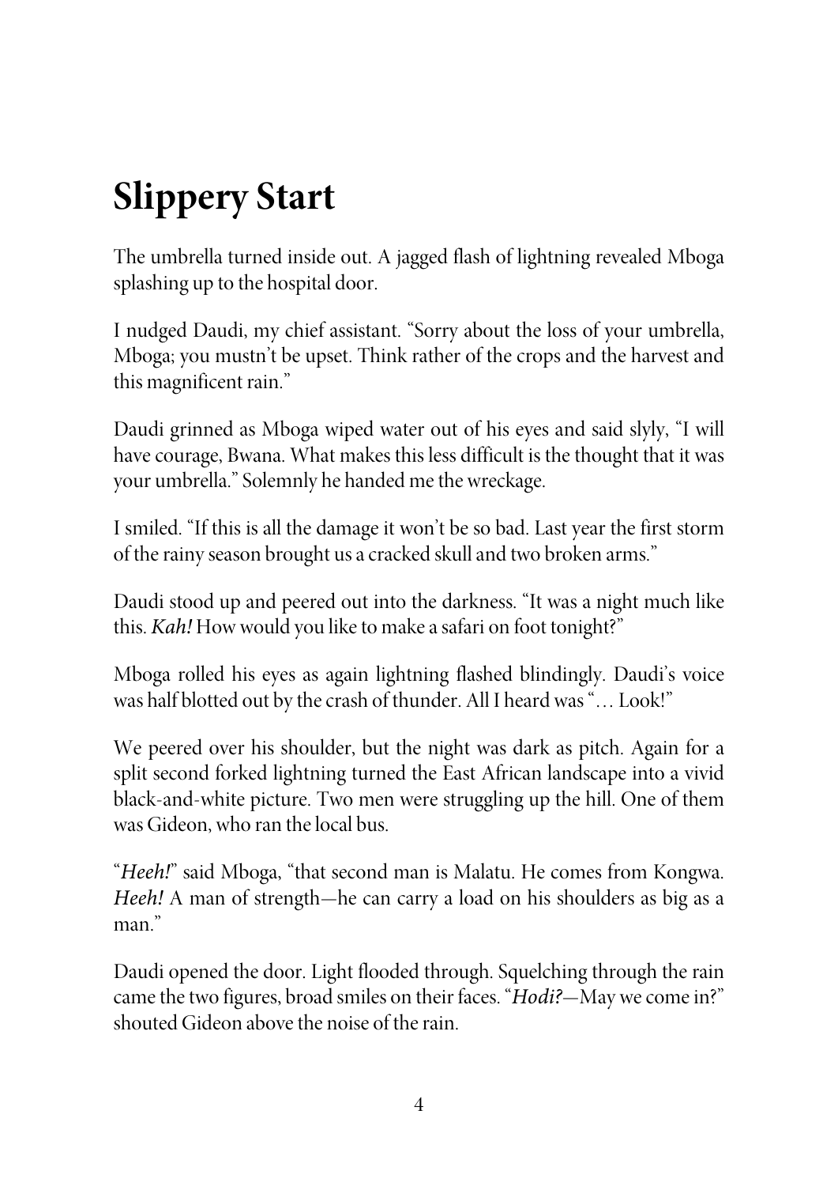# Slippery Start

The umbrella turned inside out. A jagged flash of lightning revealed Mboga splashing up to the hospital door.

I nudged Daudi, my chief assistant. "Sorry about the loss of your umbrella, Mboga; you mustn't be upset. Think rather of the crops and the harvest and this magnificent rain."

Daudi grinned as Mboga wiped water out of his eyes and said slyly, "I will have courage, Bwana. What makes this less difficult is the thought that it was your umbrella." Solemnly he handed me the wreckage.

I smiled. "If this is all the damage it won't be so bad. Last year the first storm of the rainy season brought us a cracked skull and two broken arms."

Daudi stood up and peered out into the darkness. "It was a night much like this. *Kah!* How would you like to make a safari on foot tonight?"

Mboga rolled his eyes as again lightning flashed blindingly. Daudi's voice was half blotted out by the crash of thunder. All I heard was "… Look!"

We peered over his shoulder, but the night was dark as pitch. Again for a split second forked lightning turned the East African landscape into a vivid black-and-white picture. Two men were struggling up the hill. One of them was Gideon, who ran the local bus.

"*Heeh!*" said Mboga, "that second man is Malatu. He comes from Kongwa. *Heeh!* A man of strength—he can carry a load on his shoulders as big as a man."

Daudi opened the door. Light flooded through. Squelching through the rain came the two figures, broad smiles on their faces. "*Hodi?*—May we come in?" shouted Gideon above the noise of the rain.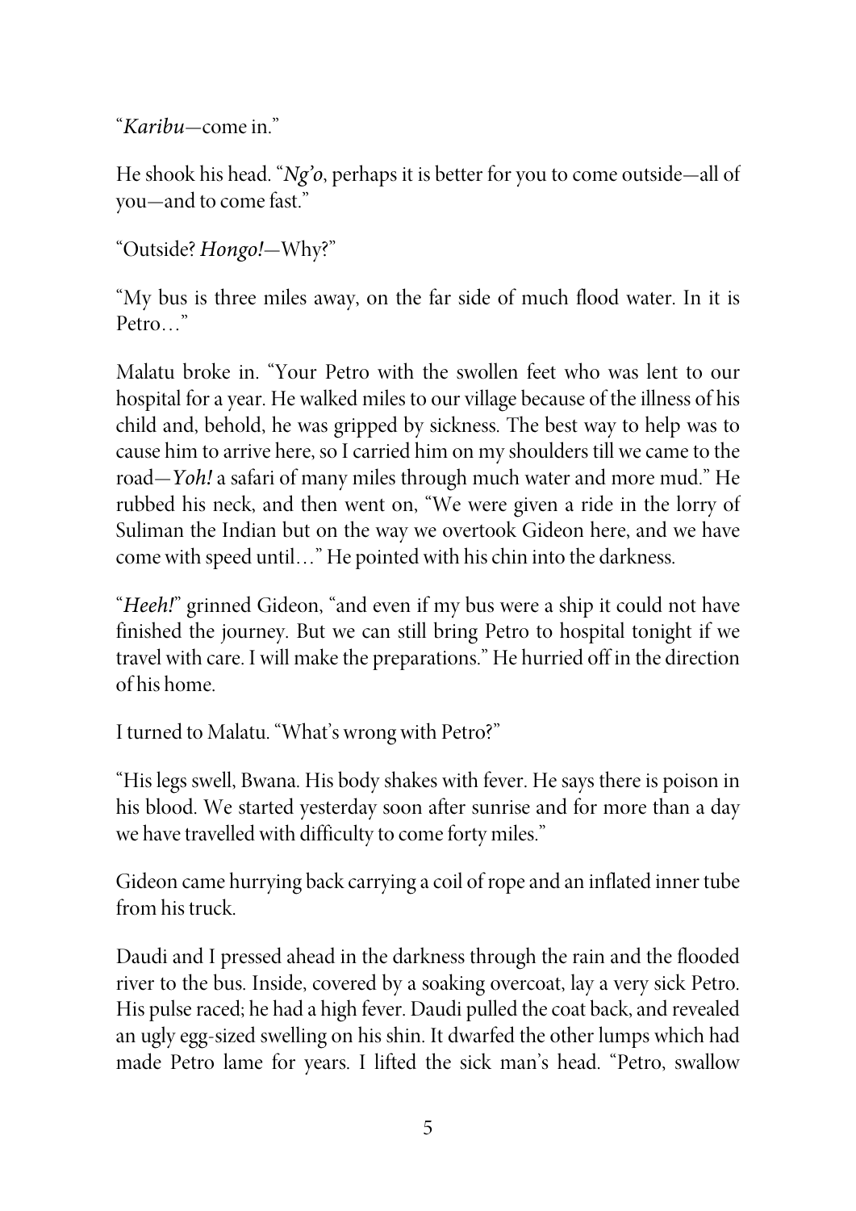"*Karibu*—come in."

He shook his head. "*Ng'o*, perhaps it is better for you to come outside—all of you—and to come fast."

"Outside? *Hongo!*—Why?"

"My bus is three miles away, on the far side of much flood water. In it is Petro…"

Malatu broke in. "Your Petro with the swollen feet who was lent to our hospital for a year. He walked miles to our village because of the illness of his child and, behold, he was gripped by sickness. The best way to help was to cause him to arrive here, so I carried him on my shoulders till we came to the road—*Yoh!* a safari of many miles through much water and more mud." He rubbed his neck, and then went on, "We were given a ride in the lorry of Suliman the Indian but on the way we overtook Gideon here, and we have come with speed until…" He pointed with his chin into the darkness.

"*Heeh!*" grinned Gideon, "and even if my bus were a ship it could not have finished the journey. But we can still bring Petro to hospital tonight if we travel with care. I will make the preparations." He hurried off in the direction of his home.

I turned to Malatu. "What's wrong with Petro?"

"His legs swell, Bwana. His body shakes with fever. He says there is poison in his blood. We started yesterday soon after sunrise and for more than a day we have travelled with difficulty to come forty miles."

Gideon came hurrying back carrying a coil of rope and an inflated inner tube from his truck.

Daudi and I pressed ahead in the darkness through the rain and the flooded river to the bus. Inside, covered by a soaking overcoat, lay a very sick Petro. His pulse raced; he had a high fever. Daudi pulled the coat back, and revealed an ugly egg-sized swelling on his shin. It dwarfed the other lumps which had made Petro lame for years. I lifted the sick man's head. "Petro, swallow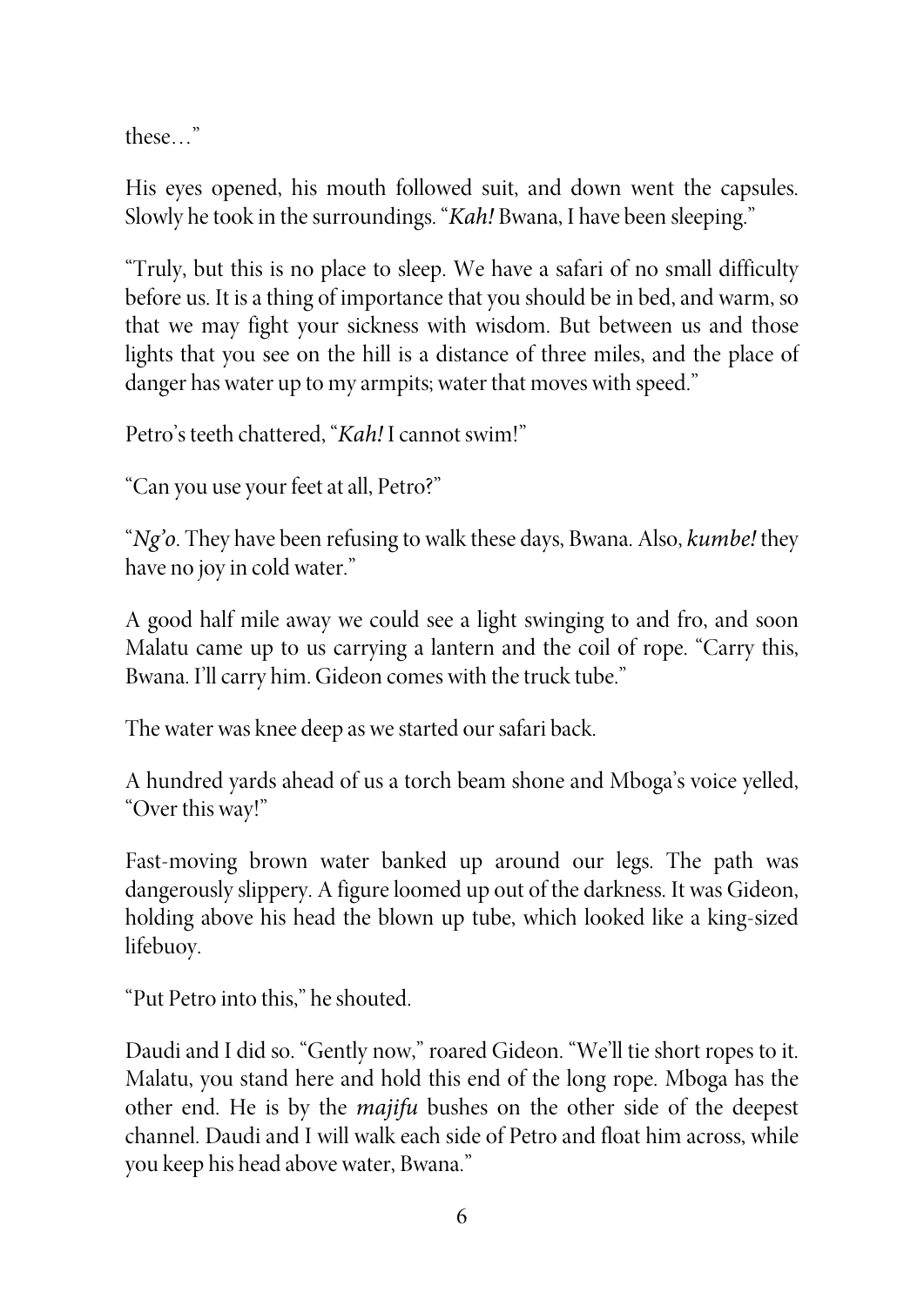these…"

His eyes opened, his mouth followed suit, and down went the capsules. Slowly he took in the surroundings. "*Kah!* Bwana, I have been sleeping."

"Truly, but this is no place to sleep. We have a safari of no small difficulty before us. It is a thing of importance that you should be in bed, and warm, so that we may fight your sickness with wisdom. But between us and those lights that you see on the hill is a distance of three miles, and the place of danger has water up to my armpits; water that moves with speed."

Petro's teeth chattered, "*Kah!* I cannot swim!"

"Can you use your feet at all, Petro?"

"*Ng'o*. They have been refusing to walk these days, Bwana. Also, *kumbe!* they have no joy in cold water."

A good half mile away we could see a light swinging to and fro, and soon Malatu came up to us carrying a lantern and the coil of rope. "Carry this, Bwana. I'll carry him. Gideon comes with the truck tube."

The water was knee deep as we started our safari back.

A hundred yards ahead of us a torch beam shone and Mboga's voice yelled, "Over this way!"

Fast-moving brown water banked up around our legs. The path was dangerously slippery. A figure loomed up out of the darkness. It was Gideon, holding above his head the blown up tube, which looked like a king-sized lifebuoy.

"Put Petro into this," he shouted.

Daudi and I did so. "Gently now," roared Gideon. "We'll tie short ropes to it. Malatu, you stand here and hold this end of the long rope. Mboga has the other end. He is by the *majifu* bushes on the other side of the deepest channel. Daudi and I will walk each side of Petro and float him across, while you keep his head above water, Bwana."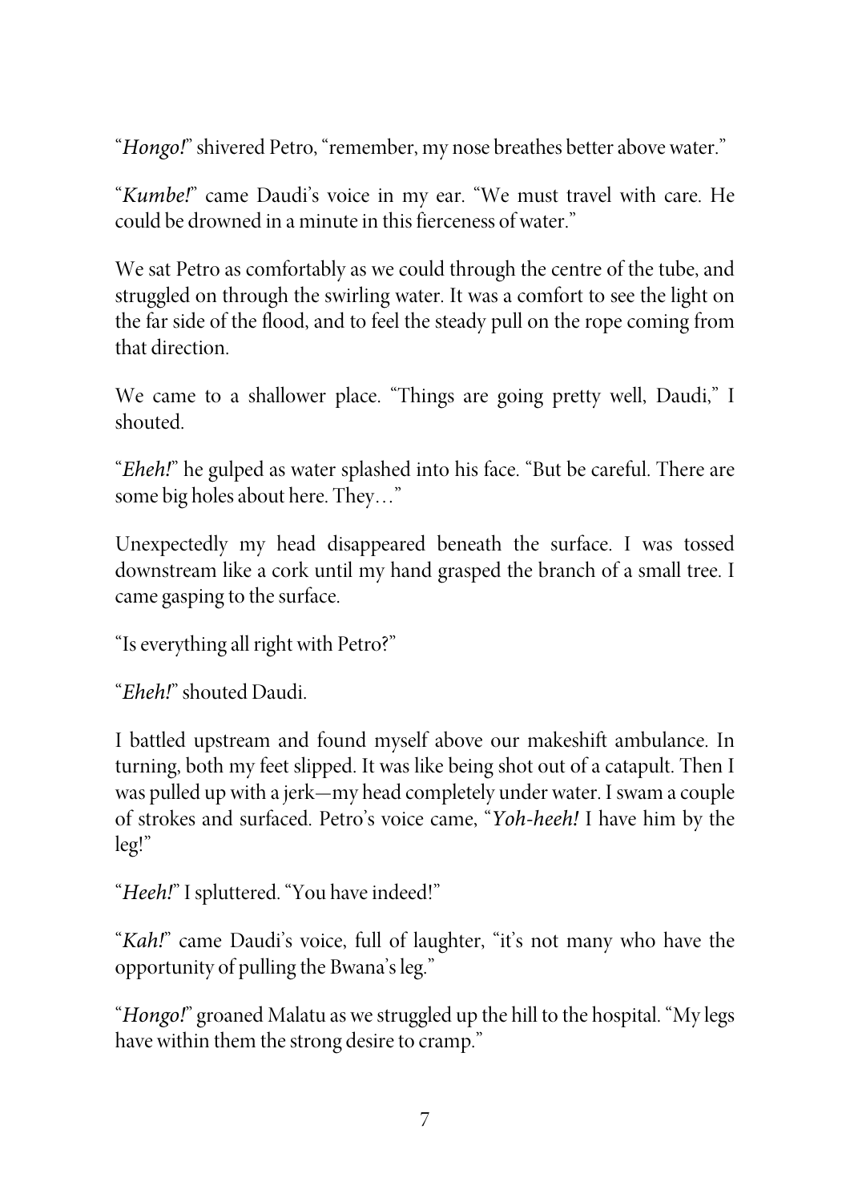"*Hongo!*" shivered Petro, "remember, my nose breathes better above water."

"*Kumbe!*" came Daudi's voice in my ear. "We must travel with care. He could be drowned in a minute in this fierceness of water."

We sat Petro as comfortably as we could through the centre of the tube, and struggled on through the swirling water. It was a comfort to see the light on the far side of the flood, and to feel the steady pull on the rope coming from that direction.

We came to a shallower place. "Things are going pretty well, Daudi," I shouted.

"*Eheh!*" he gulped as water splashed into his face. "But be careful. There are some big holes about here. They…"

Unexpectedly my head disappeared beneath the surface. I was tossed downstream like a cork until my hand grasped the branch of a small tree. I came gasping to the surface.

"Is everything all right with Petro?"

"*Eheh!*" shouted Daudi.

I battled upstream and found myself above our makeshift ambulance. In turning, both my feet slipped. It was like being shot out of a catapult. Then I was pulled up with a jerk—my head completely under water. I swam a couple of strokes and surfaced. Petro's voice came, "*Yoh-heeh!* I have him by the leg!"

"*Heeh!*" I spluttered. "You have indeed!"

"*Kah!*" came Daudi's voice, full of laughter, "it's not many who have the opportunity of pulling the Bwana's leg."

"*Hongo!*" groaned Malatu as we struggled up the hill to the hospital. "My legs have within them the strong desire to cramp."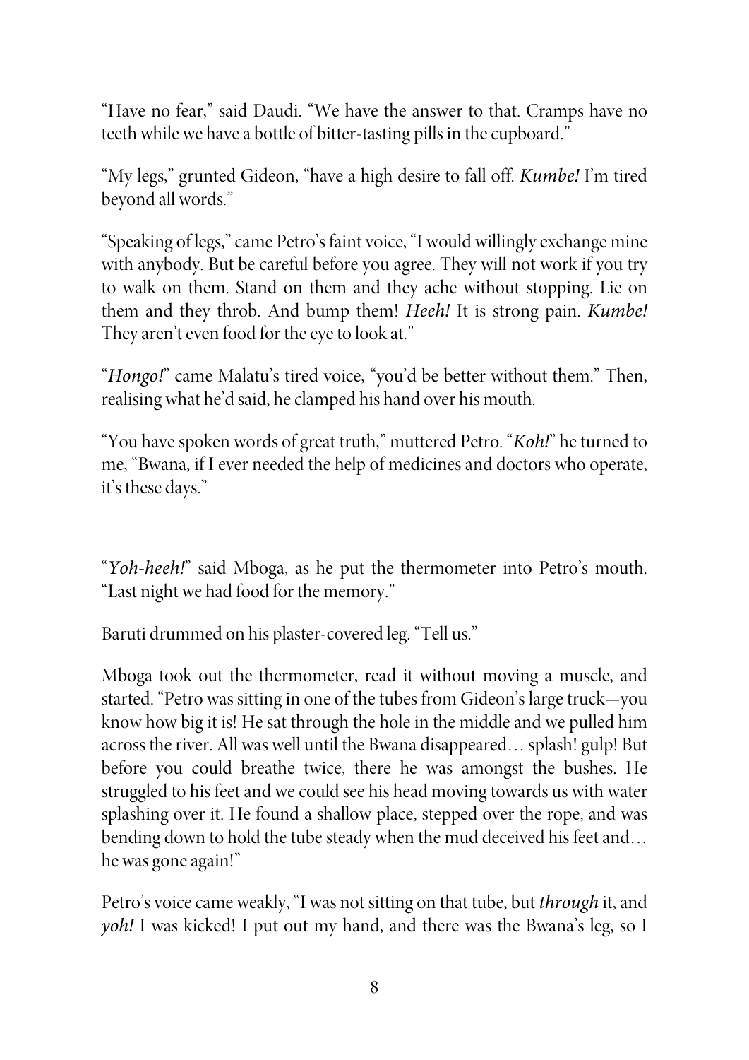"Have no fear," said Daudi. "We have the answer to that. Cramps have no teeth while we have a bottle of bitter-tasting pills in the cupboard."

"My legs," grunted Gideon, "have a high desire to fall off. *Kumbe!* I'm tired beyond all words."

"Speaking of legs," came Petro's faint voice, "I would willingly exchange mine with anybody. But be careful before you agree. They will not work if you try to walk on them. Stand on them and they ache without stopping. Lie on them and they throb. And bump them! *Heeh!* It is strong pain. *Kumbe!* They aren't even food for the eye to look at."

"*Hongo!*" came Malatu's tired voice, "you'd be better without them." Then, realising what he'd said, he clamped his hand over his mouth.

"You have spoken words of great truth," muttered Petro. "*Koh!*" he turned to me, "Bwana, if I ever needed the help of medicines and doctors who operate, it's these days."

"*Yoh-heeh!*" said Mboga, as he put the thermometer into Petro's mouth. "Last night we had food for the memory."

Baruti drummed on his plaster-covered leg. "Tell us."

Mboga took out the thermometer, read it without moving a muscle, and started. "Petro was sitting in one of the tubes from Gideon's large truck—you know how big it is! He sat through the hole in the middle and we pulled him across the river. All was well until the Bwana disappeared… splash! gulp! But before you could breathe twice, there he was amongst the bushes. He struggled to his feet and we could see his head moving towards us with water splashing over it. He found a shallow place, stepped over the rope, and was bending down to hold the tube steady when the mud deceived his feet and… he was gone again!"

Petro's voice came weakly, "I was not sitting on that tube, but *through* it, and *yoh!* I was kicked! I put out my hand, and there was the Bwana's leg, so I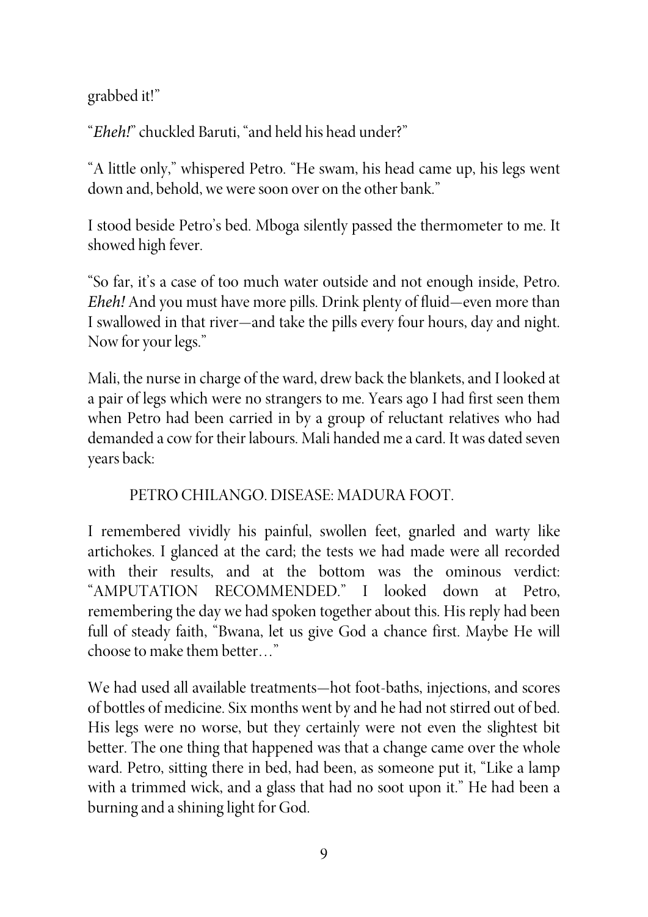grabbed it!"

"*Eheh!*" chuckled Baruti, "and held his head under?"

"A little only," whispered Petro. "He swam, his head came up, his legs went down and, behold, we were soon over on the other bank."

I stood beside Petro's bed. Mboga silently passed the thermometer to me. It showed high fever.

"So far, it's a case of too much water outside and not enough inside, Petro. *Eheh!* And you must have more pills. Drink plenty of fluid—even more than I swallowed in that river—and take the pills every four hours, day and night. Now for your legs."

Mali, the nurse in charge of the ward, drew back the blankets, and I looked at a pair of legs which were no strangers to me. Years ago I had first seen them when Petro had been carried in by a group of reluctant relatives who had demanded a cow for their labours. Mali handed me a card. It was dated seven years back:

PETRO CHILANGO. DISEASE: MADURA FOOT.

I remembered vividly his painful, swollen feet, gnarled and warty like artichokes. I glanced at the card; the tests we had made were all recorded with their results, and at the bottom was the ominous verdict: "AMPUTATION RECOMMENDED." I looked down at Petro, remembering the day we had spoken together about this. His reply had been full of steady faith, "Bwana, let us give God a chance first. Maybe He will choose to make them better…"

We had used all available treatments—hot foot-baths, injections, and scores of bottles of medicine. Six months went by and he had not stirred out of bed. His legs were no worse, but they certainly were not even the slightest bit better. The one thing that happened was that a change came over the whole ward. Petro, sitting there in bed, had been, as someone put it, "Like a lamp with a trimmed wick, and a glass that had no soot upon it." He had been a burning and a shining light for God.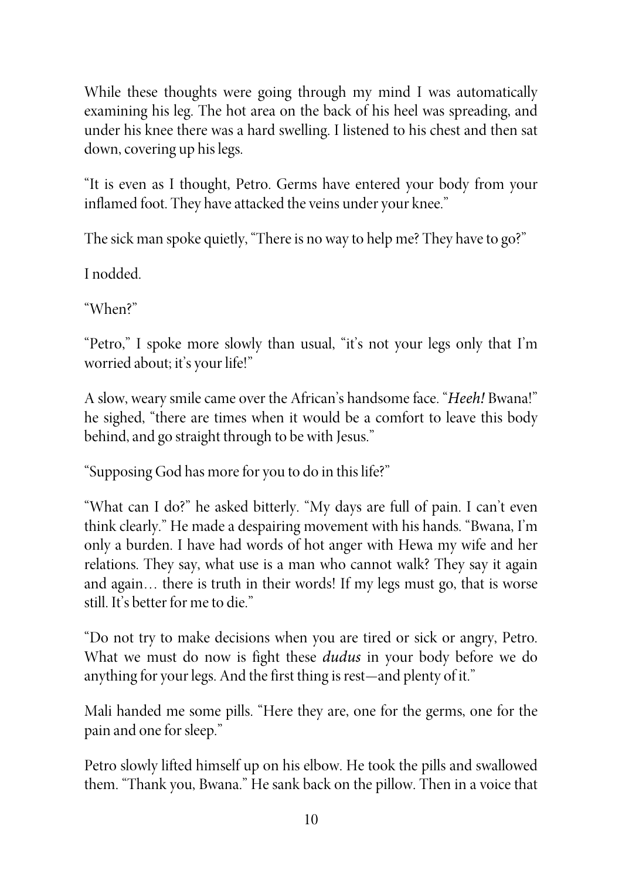While these thoughts were going through my mind I was automatically examining his leg. The hot area on the back of his heel was spreading, and under his knee there was a hard swelling. I listened to his chest and then sat down, covering up his legs.

"It is even as I thought, Petro. Germs have entered your body from your inflamed foot. They have attacked the veins under your knee."

The sick man spoke quietly, "There is no way to help me? They have to go?"

I nodded.

"When?"

"Petro," I spoke more slowly than usual, "it's not your legs only that I'm worried about; it's your life!"

A slow, weary smile came over the African's handsome face. "*Heeh!* Bwana!" he sighed, "there are times when it would be a comfort to leave this body behind, and go straight through to be with Jesus."

"Supposing God has more for you to do in this life?"

"What can I do?" he asked bitterly. "My days are full of pain. I can't even think clearly." He made a despairing movement with his hands. "Bwana, I'm only a burden. I have had words of hot anger with Hewa my wife and her relations. They say, what use is a man who cannot walk? They say it again and again… there is truth in their words! If my legs must go, that is worse still. It's better for me to die."

"Do not try to make decisions when you are tired or sick or angry, Petro. What we must do now is fight these *dudus* in your body before we do anything for your legs. And the first thing is rest—and plenty of it."

Mali handed me some pills. "Here they are, one for the germs, one for the pain and one for sleep."

Petro slowly lifted himself up on his elbow. He took the pills and swallowed them. "Thank you, Bwana." He sank back on the pillow. Then in a voice that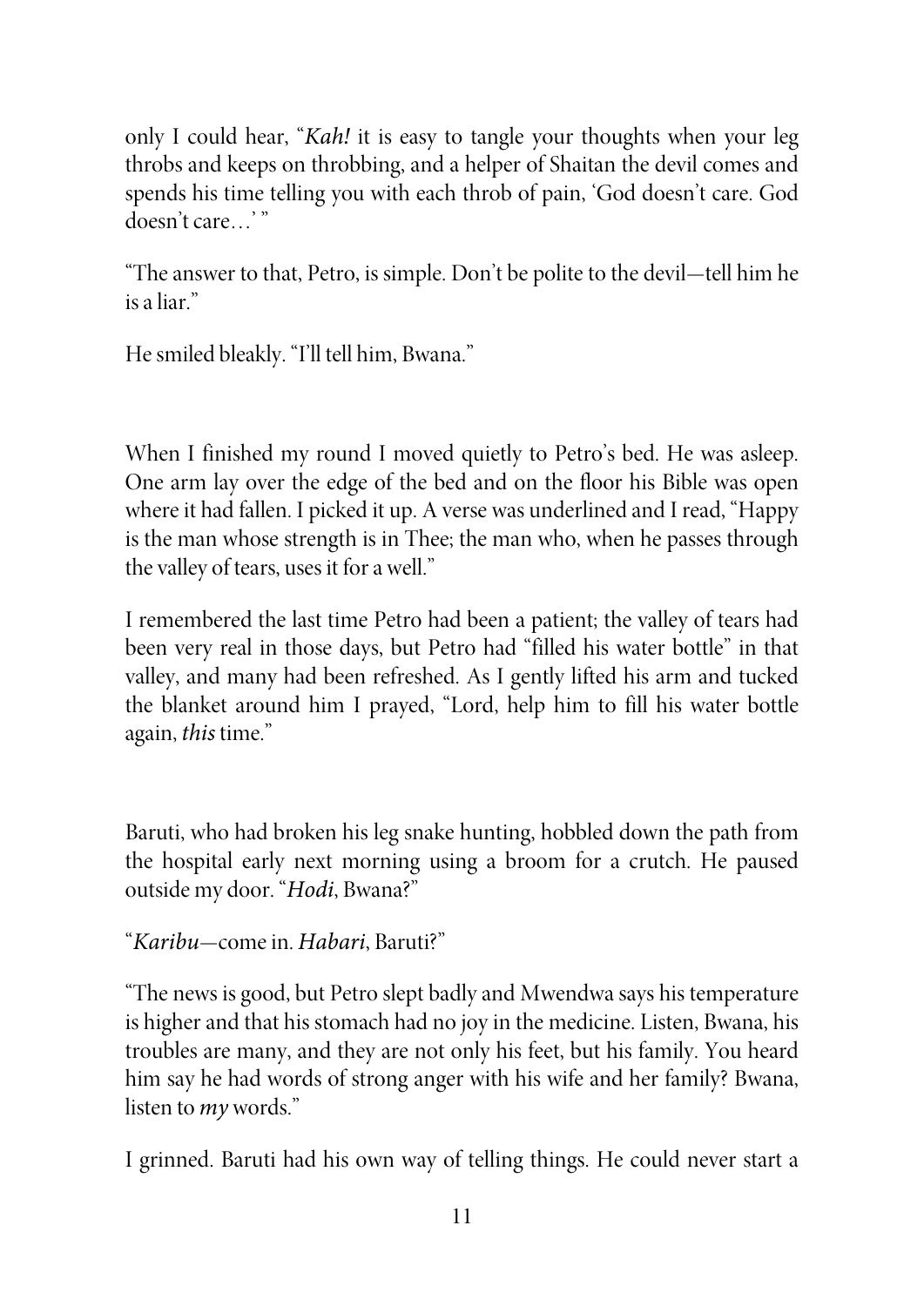only I could hear, "*Kah!* it is easy to tangle your thoughts when your leg throbs and keeps on throbbing, and a helper of Shaitan the devil comes and spends his time telling you with each throb of pain, 'God doesn't care. God doesn't care…' "

"The answer to that, Petro, is simple. Don't be polite to the devil—tell him he is a liar."

He smiled bleakly. "I'll tell him, Bwana."

When I finished my round I moved quietly to Petro's bed. He was asleep. One arm lay over the edge of the bed and on the floor his Bible was open where it had fallen. I picked it up. A verse was underlined and I read, "Happy is the man whose strength is in Thee; the man who, when he passes through the valley of tears, uses it for a well."

I remembered the last time Petro had been a patient; the valley of tears had been very real in those days, but Petro had "filled his water bottle" in that valley, and many had been refreshed. As I gently lifted his arm and tucked the blanket around him I prayed, "Lord, help him to fill his water bottle again, *this* time."

Baruti, who had broken his leg snake hunting, hobbled down the path from the hospital early next morning using a broom for a crutch. He paused outside my door. "*Hodi*, Bwana?"

"*Karibu*—come in. *Habari*, Baruti?"

"The news is good, but Petro slept badly and Mwendwa says his temperature is higher and that his stomach had no joy in the medicine. Listen, Bwana, his troubles are many, and they are not only his feet, but his family. You heard him say he had words of strong anger with his wife and her family? Bwana, listen to *my* words."

I grinned. Baruti had his own way of telling things. He could never start a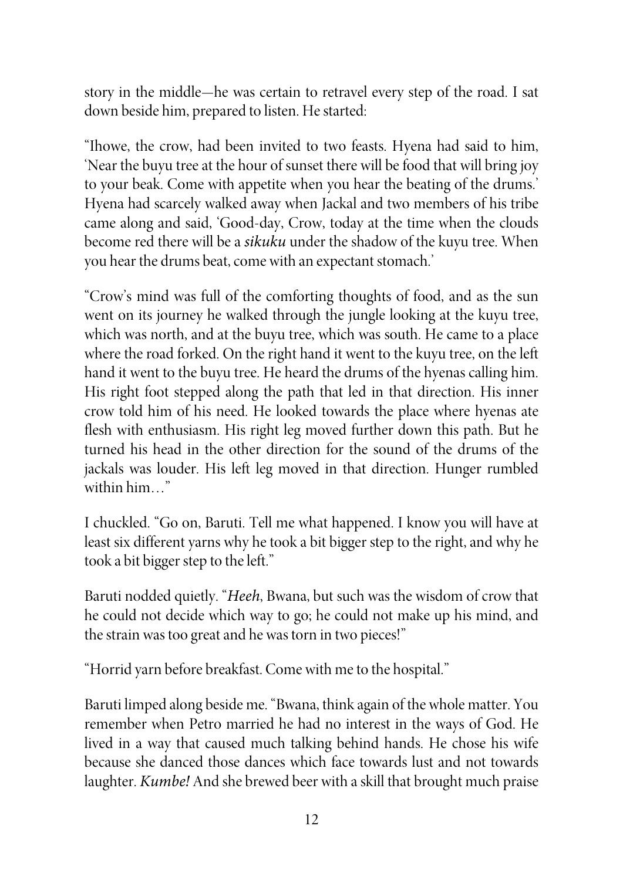story in the middle—he was certain to retravel every step of the road. I sat down beside him, prepared to listen. He started:

"Ihowe, the crow, had been invited to two feasts. Hyena had said to him, 'Near the buyu tree at the hour of sunset there will be food that will bring joy to your beak. Come with appetite when you hear the beating of the drums.' Hyena had scarcely walked away when Jackal and two members of his tribe came along and said, 'Good-day, Crow, today at the time when the clouds become red there will be a *sikuku* under the shadow of the kuyu tree. When you hear the drums beat, come with an expectant stomach.'

"Crow's mind was full of the comforting thoughts of food, and as the sun went on its journey he walked through the jungle looking at the kuyu tree, which was north, and at the buyu tree, which was south. He came to a place where the road forked. On the right hand it went to the kuyu tree, on the left hand it went to the buyu tree. He heard the drums of the hyenas calling him. His right foot stepped along the path that led in that direction. His inner crow told him of his need. He looked towards the place where hyenas ate flesh with enthusiasm. His right leg moved further down this path. But he turned his head in the other direction for the sound of the drums of the jackals was louder. His left leg moved in that direction. Hunger rumbled within him…"

I chuckled. "Go on, Baruti. Tell me what happened. I know you will have at least six different yarns why he took a bit bigger step to the right, and why he took a bit bigger step to the left."

Baruti nodded quietly. "*Heeh*, Bwana, but such was the wisdom of crow that he could not decide which way to go; he could not make up his mind, and the strain was too great and he was torn in two pieces!"

"Horrid yarn before breakfast. Come with me to the hospital."

Baruti limped along beside me. "Bwana, think again of the whole matter. You remember when Petro married he had no interest in the ways of God. He lived in a way that caused much talking behind hands. He chose his wife because she danced those dances which face towards lust and not towards laughter. *Kumbe!* And she brewed beer with a skill that brought much praise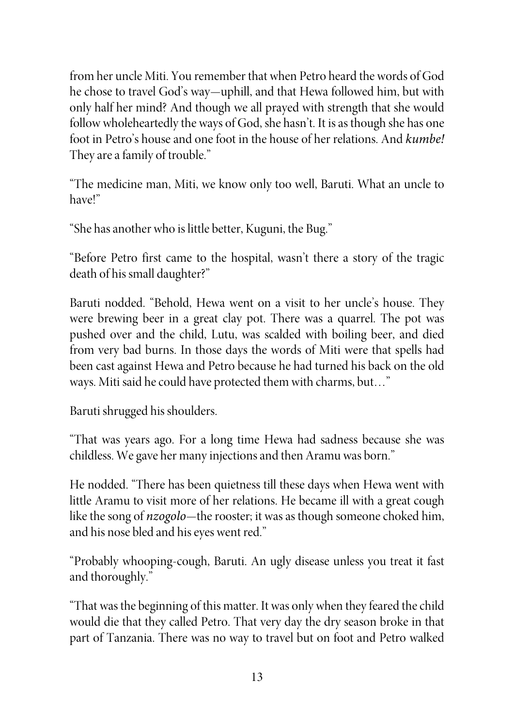from her uncle Miti. You remember that when Petro heard the words of God he chose to travel God's way—uphill, and that Hewa followed him, but with only half her mind? And though we all prayed with strength that she would follow wholeheartedly the ways of God, she hasn't. It is as though she has one foot in Petro's house and one foot in the house of her relations. And ***kumbe!*** They are a family of trouble."

"The medicine man, Miti, we know only too well, Baruti. What an uncle to have!"

"She has another who is little better, Kuguni, the Bug."

"Before Petro first came to the hospital, wasn't there a story of the tragic death of his small daughter?"

Baruti nodded. "Behold, Hewa went on a visit to her uncle's house. They were brewing beer in a great clay pot. There was a quarrel. The pot was pushed over and the child, Lutu, was scalded with boiling beer, and died from very bad burns. In those days the words of Miti were that spells had been cast against Hewa and Petro because he had turned his back on the old ways. Miti said he could have protected them with charms, but…"

Baruti shrugged his shoulders.

"That was years ago. For a long time Hewa had sadness because she was childless. We gave her many injections and then Aramu was born."

He nodded. "There has been quietness till these days when Hewa went with little Aramu to visit more of her relations. He became ill with a great cough like the song of *nzogolo*—the rooster; it was as though someone choked him, and his nose bled and his eyes went red."

"Probably whooping-cough, Baruti. An ugly disease unless you treat it fast and thoroughly."

"That was the beginning of this matter. It was only when they feared the child would die that they called Petro. That very day the dry season broke in that part of Tanzania. There was no way to travel but on foot and Petro walked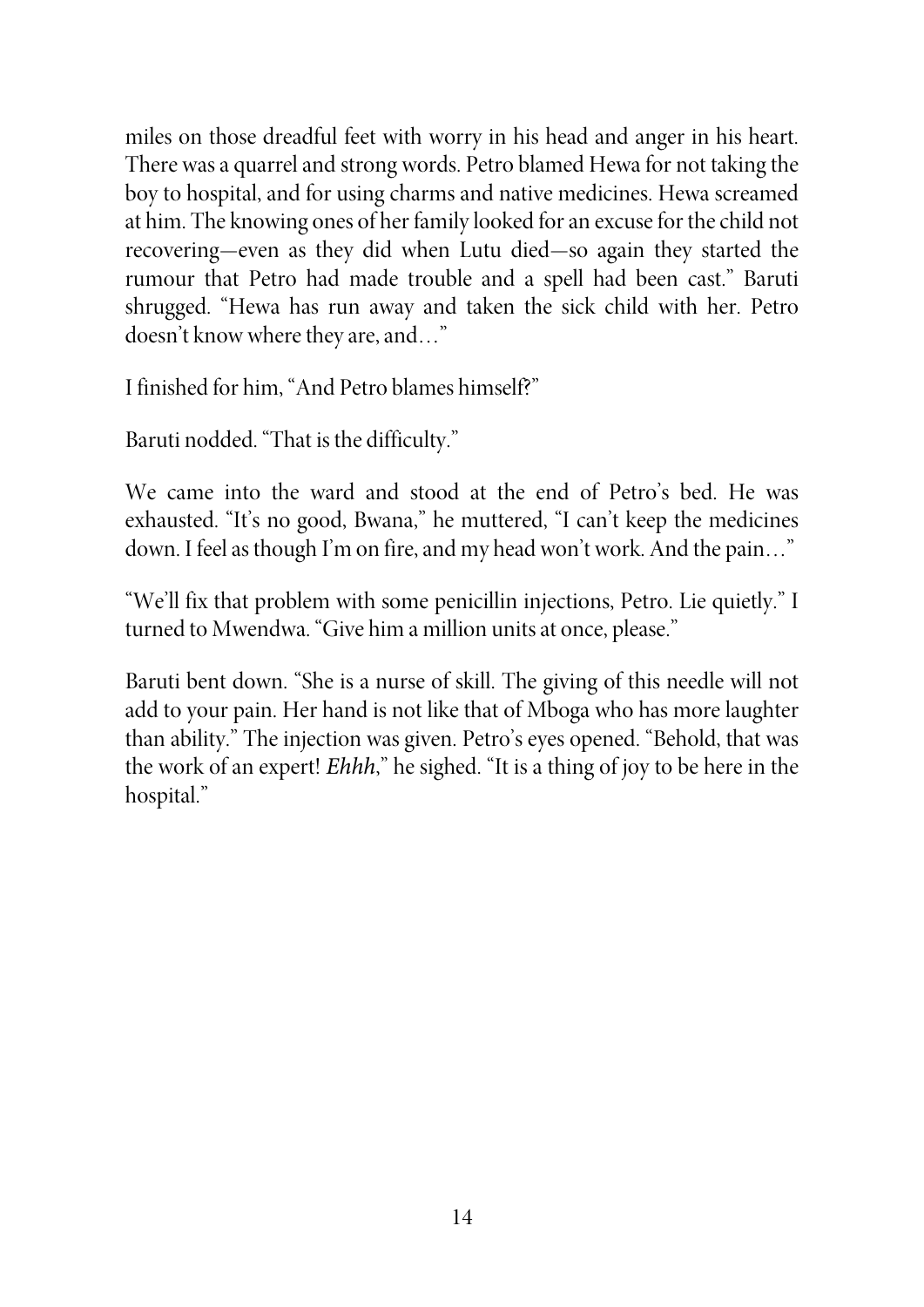miles on those dreadful feet with worry in his head and anger in his heart. There was a quarrel and strong words. Petro blamed Hewa for not taking the boy to hospital, and for using charms and native medicines. Hewa screamed at him. The knowing ones of her family looked for an excuse for the child not recovering—even as they did when Lutu died—so again they started the rumour that Petro had made trouble and a spell had been cast." Baruti shrugged. "Hewa has run away and taken the sick child with her. Petro doesn't know where they are, and…"

I finished for him, "And Petro blames himself?"

Baruti nodded. "That is the difficulty."

We came into the ward and stood at the end of Petro's bed. He was exhausted. "It's no good, Bwana," he muttered, "I can't keep the medicines down. I feel as though I'm on fire, and my head won't work. And the pain…"

"We'll fix that problem with some penicillin injections, Petro. Lie quietly." I turned to Mwendwa. "Give him a million units at once, please."

Baruti bent down. "She is a nurse of skill. The giving of this needle will not add to your pain. Her hand is not like that of Mboga who has more laughter than ability." The injection was given. Petro's eyes opened. "Behold, that was the work of an expert! *Ehhh*," he sighed. "It is a thing of joy to be here in the hospital."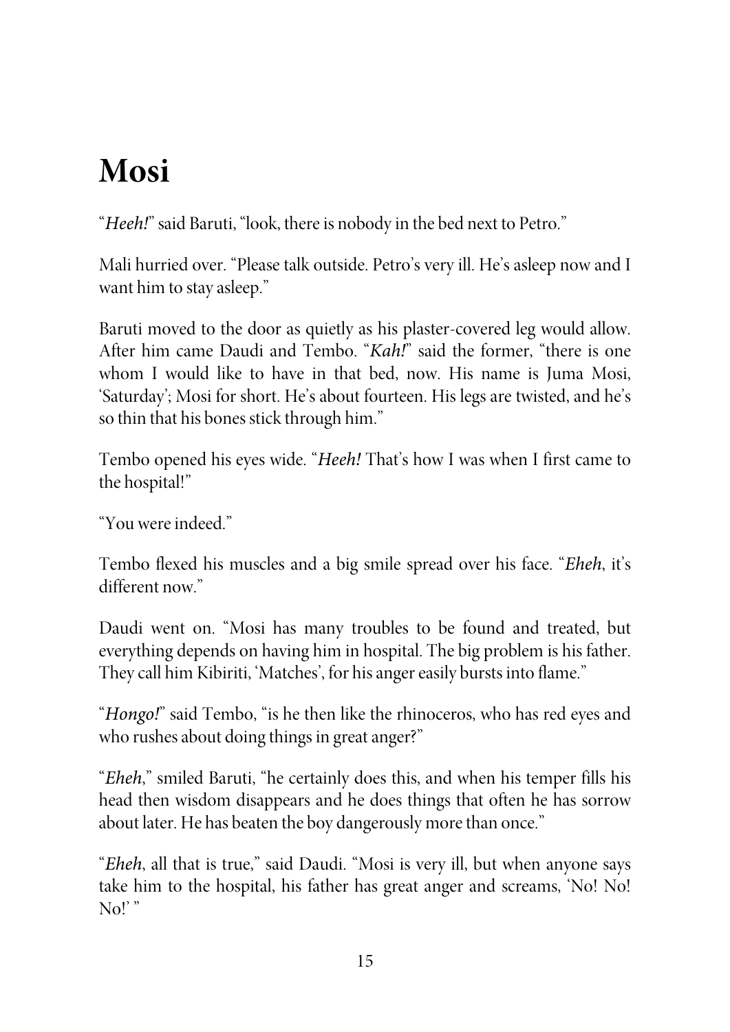# Mosi

"*Heeh!*" said Baruti, "look, there is nobody in the bed next to Petro."

Mali hurried over. "Please talk outside. Petro's very ill. He's asleep now and I want him to stay asleep."

Baruti moved to the door as quietly as his plaster-covered leg would allow. After him came Daudi and Tembo. "*Kah!*" said the former, "there is one whom I would like to have in that bed, now. His name is Juma Mosi, 'Saturday'; Mosi for short. He's about fourteen. His legs are twisted, and he's so thin that his bones stick through him."

Tembo opened his eyes wide. "*Heeh!* That's how I was when I first came to the hospital!"

"You were indeed."

Tembo flexed his muscles and a big smile spread over his face. "*Eheh*, it's different now."

Daudi went on. "Mosi has many troubles to be found and treated, but everything depends on having him in hospital. The big problem is his father. They call him Kibiriti, 'Matches', for his anger easily bursts into flame."

"*Hongo!*" said Tembo, "is he then like the rhinoceros, who has red eyes and who rushes about doing things in great anger?"

"*Eheh*," smiled Baruti, "he certainly does this, and when his temper fills his head then wisdom disappears and he does things that often he has sorrow about later. He has beaten the boy dangerously more than once."

"*Eheh*, all that is true," said Daudi. "Mosi is very ill, but when anyone says take him to the hospital, his father has great anger and screams, 'No! No! No!' "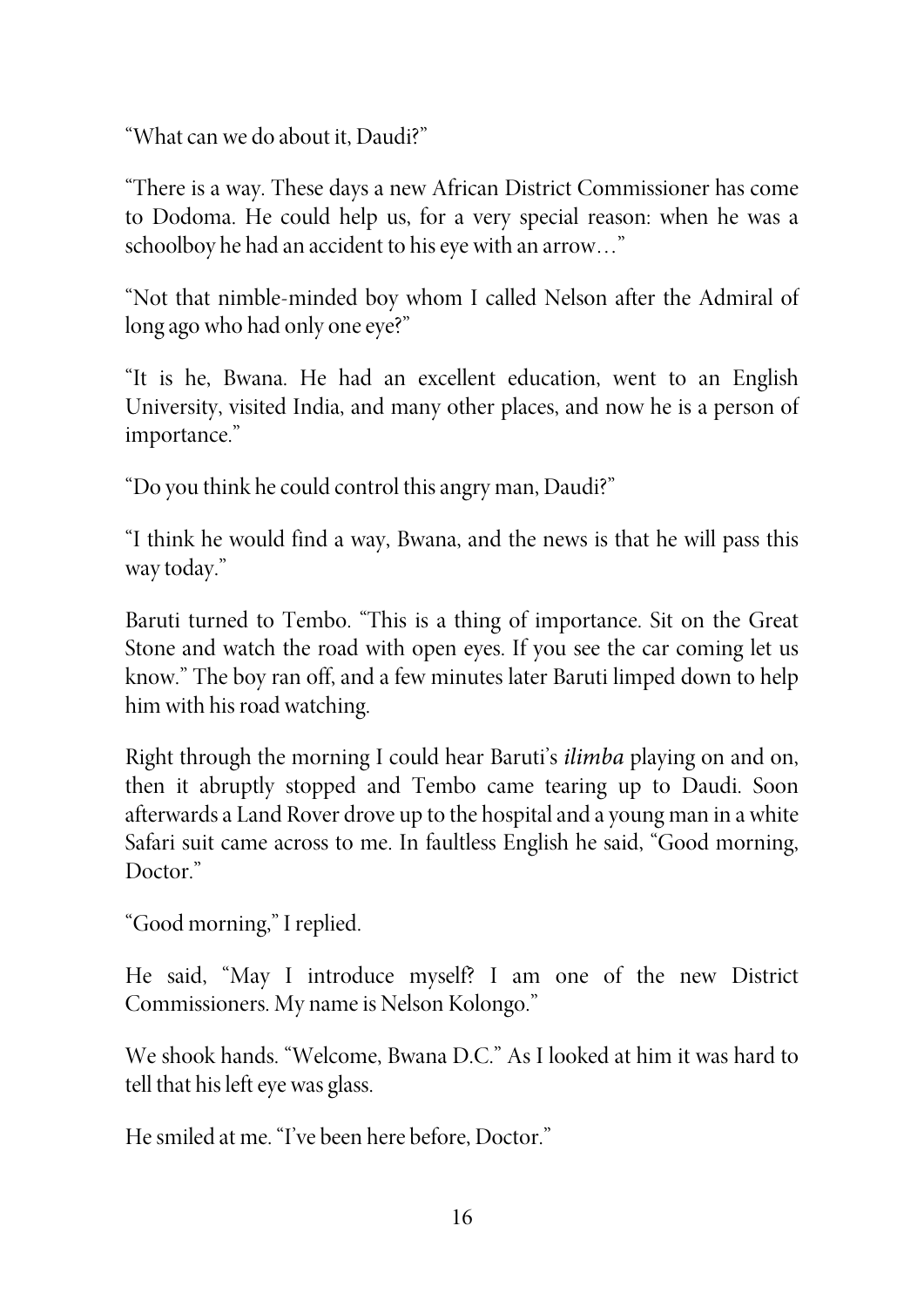"What can we do about it, Daudi?"

"There is a way. These days a new African District Commissioner has come to Dodoma. He could help us, for a very special reason: when he was a schoolboy he had an accident to his eye with an arrow…"

"Not that nimble-minded boy whom I called Nelson after the Admiral of long ago who had only one eye?"

"It is he, Bwana. He had an excellent education, went to an English University, visited India, and many other places, and now he is a person of importance."

"Do you think he could control this angry man, Daudi?"

"I think he would find a way, Bwana, and the news is that he will pass this way today."

Baruti turned to Tembo. "This is a thing of importance. Sit on the Great Stone and watch the road with open eyes. If you see the car coming let us know." The boy ran off, and a few minutes later Baruti limped down to help him with his road watching.

Right through the morning I could hear Baruti's *ilimba* playing on and on, then it abruptly stopped and Tembo came tearing up to Daudi. Soon afterwards a Land Rover drove up to the hospital and a young man in a white Safari suit came across to me. In faultless English he said, "Good morning, Doctor."

"Good morning," I replied.

He said, "May I introduce myself? I am one of the new District Commissioners. My name is Nelson Kolongo."

We shook hands. "Welcome, Bwana D.C." As I looked at him it was hard to tell that his left eye was glass.

He smiled at me. "I've been here before, Doctor."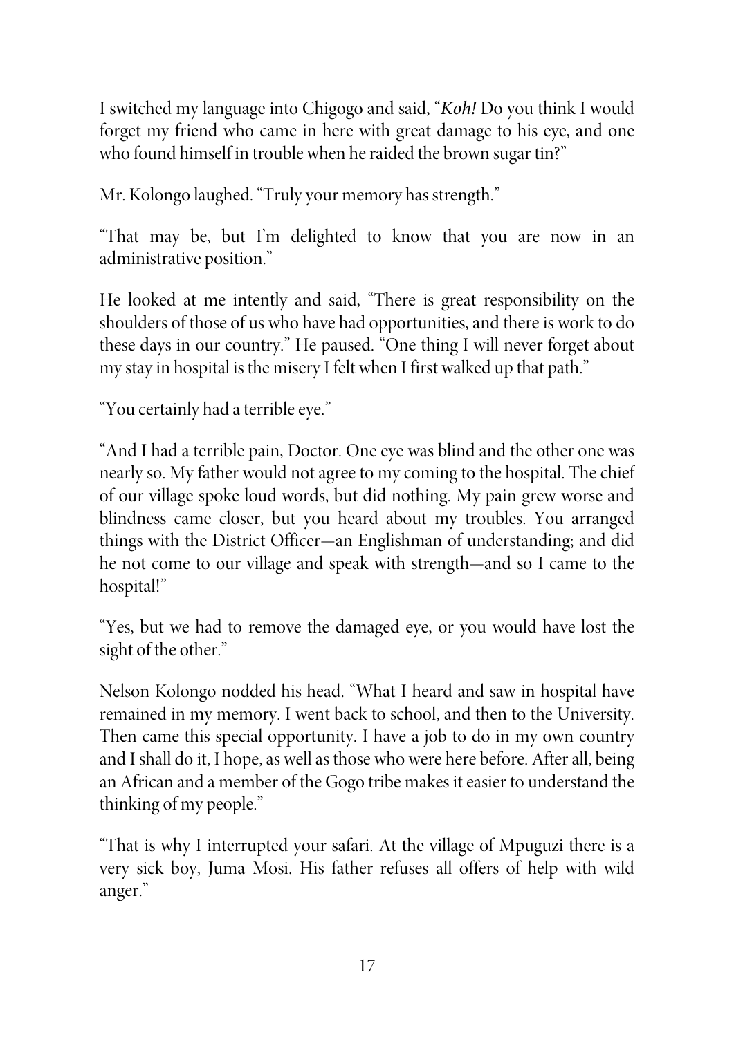I switched my language into Chigogo and said, "*Koh!* Do you think I would forget my friend who came in here with great damage to his eye, and one who found himself in trouble when he raided the brown sugar tin?"

Mr. Kolongo laughed. "Truly your memory has strength."

"That may be, but I'm delighted to know that you are now in an administrative position."

He looked at me intently and said, "There is great responsibility on the shoulders of those of us who have had opportunities, and there is work to do these days in our country." He paused. "One thing I will never forget about my stay in hospital is the misery I felt when I first walked up that path."

"You certainly had a terrible eye."

"And I had a terrible pain, Doctor. One eye was blind and the other one was nearly so. My father would not agree to my coming to the hospital. The chief of our village spoke loud words, but did nothing. My pain grew worse and blindness came closer, but you heard about my troubles. You arranged things with the District Officer—an Englishman of understanding; and did he not come to our village and speak with strength—and so I came to the hospital!"

"Yes, but we had to remove the damaged eye, or you would have lost the sight of the other."

Nelson Kolongo nodded his head. "What I heard and saw in hospital have remained in my memory. I went back to school, and then to the University. Then came this special opportunity. I have a job to do in my own country and I shall do it, I hope, as well as those who were here before. After all, being an African and a member of the Gogo tribe makes it easier to understand the thinking of my people."

"That is why I interrupted your safari. At the village of Mpuguzi there is a very sick boy, Juma Mosi. His father refuses all offers of help with wild anger."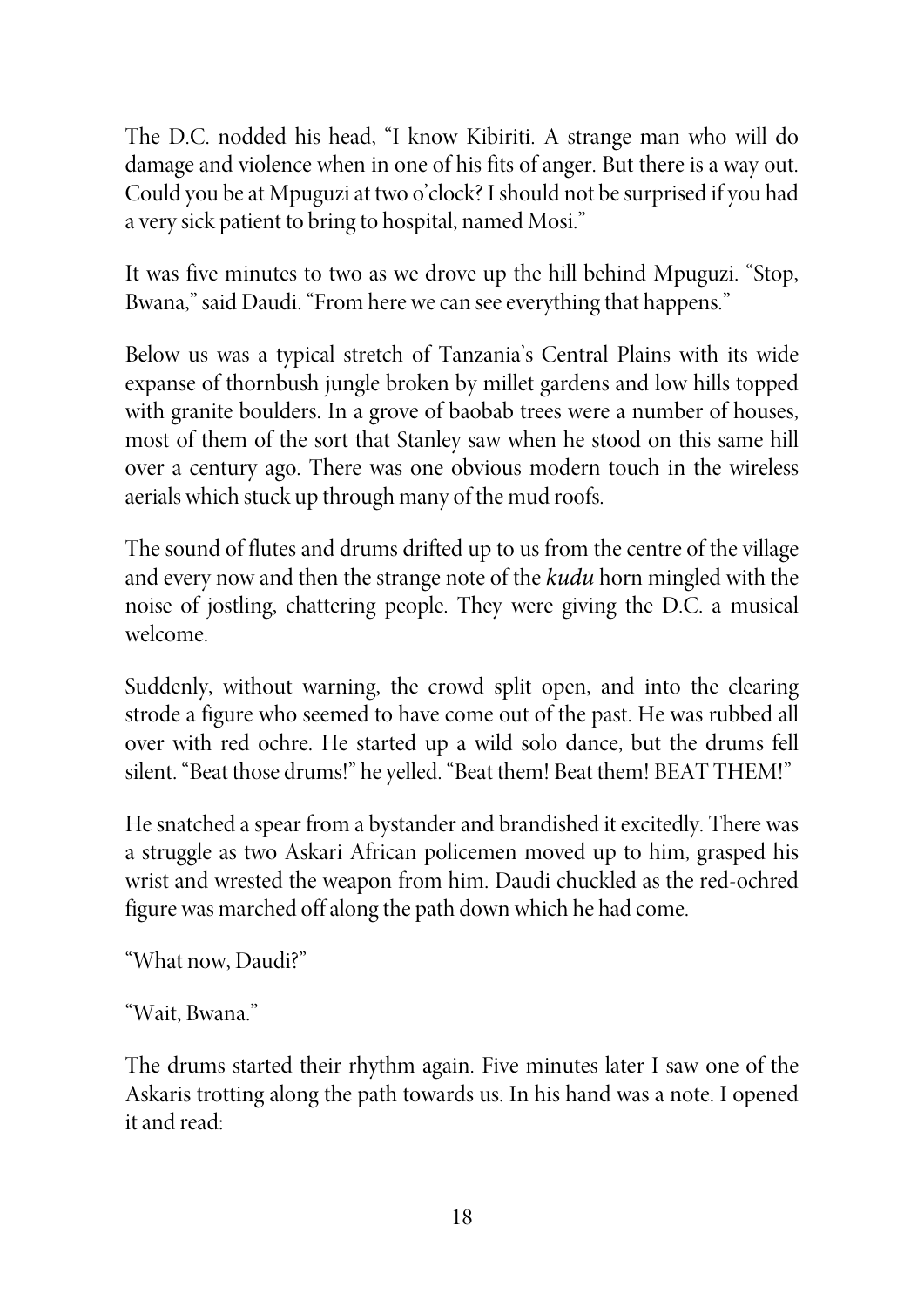The D.C. nodded his head, "I know Kibiriti. A strange man who will do damage and violence when in one of his fits of anger. But there is a way out. Could you be at Mpuguzi at two o'clock? I should not be surprised if you had a very sick patient to bring to hospital, named Mosi."

It was five minutes to two as we drove up the hill behind Mpuguzi. "Stop, Bwana," said Daudi. "From here we can see everything that happens."

Below us was a typical stretch of Tanzania's Central Plains with its wide expanse of thornbush jungle broken by millet gardens and low hills topped with granite boulders. In a grove of baobab trees were a number of houses, most of them of the sort that Stanley saw when he stood on this same hill over a century ago. There was one obvious modern touch in the wireless aerials which stuck up through many of the mud roofs.

The sound of flutes and drums drifted up to us from the centre of the village and every now and then the strange note of the ***kudu*** horn mingled with the noise of jostling, chattering people. They were giving the D.C. a musical welcome.

Suddenly, without warning, the crowd split open, and into the clearing strode a figure who seemed to have come out of the past. He was rubbed all over with red ochre. He started up a wild solo dance, but the drums fell silent. "Beat those drums!" he yelled. "Beat them! Beat them! BEAT THEM!"

He snatched a spear from a bystander and brandished it excitedly. There was a struggle as two Askari African policemen moved up to him, grasped his wrist and wrested the weapon from him. Daudi chuckled as the red-ochred figure was marched off along the path down which he had come.

"What now, Daudi?"

"Wait, Bwana."

The drums started their rhythm again. Five minutes later I saw one of the Askaris trotting along the path towards us. In his hand was a note. I opened it and read: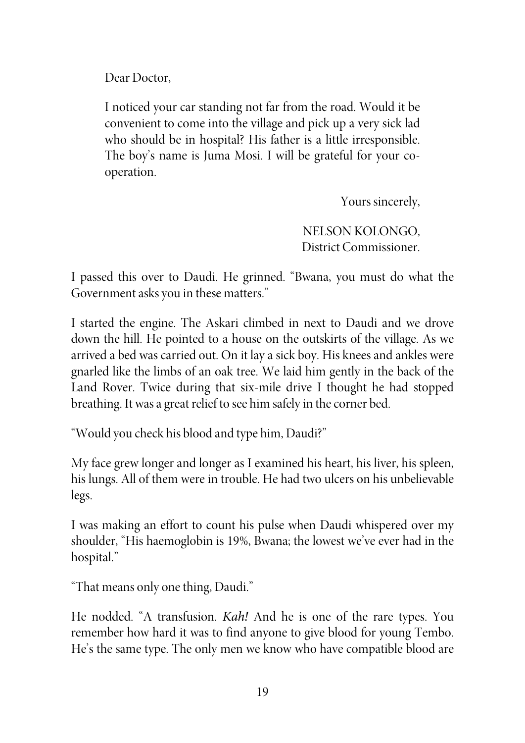Dear Doctor,

I noticed your car standing not far from the road. Would it be convenient to come into the village and pick up a very sick lad who should be in hospital? His father is a little irresponsible. The boy's name is Juma Mosi. I will be grateful for your co-operation.

Yours sincerely,

NELSON KOLONGO,
District Commissioner.

I passed this over to Daudi. He grinned. "Bwana, you must do what the Government asks you in these matters."

I started the engine. The Askari climbed in next to Daudi and we drove down the hill. He pointed to a house on the outskirts of the village. As we arrived a bed was carried out. On it lay a sick boy. His knees and ankles were gnarled like the limbs of an oak tree. We laid him gently in the back of the Land Rover. Twice during that six-mile drive I thought he had stopped breathing. It was a great relief to see him safely in the corner bed.

"Would you check his blood and type him, Daudi?"

My face grew longer and longer as I examined his heart, his liver, his spleen, his lungs. All of them were in trouble. He had two ulcers on his unbelievable legs.

I was making an effort to count his pulse when Daudi whispered over my shoulder, "His haemoglobin is 19%, Bwana; the lowest we've ever had in the hospital."

"That means only one thing, Daudi."

He nodded. "A transfusion. *Kah!* And he is one of the rare types. You remember how hard it was to find anyone to give blood for young Tembo. He's the same type. The only men we know who have compatible blood are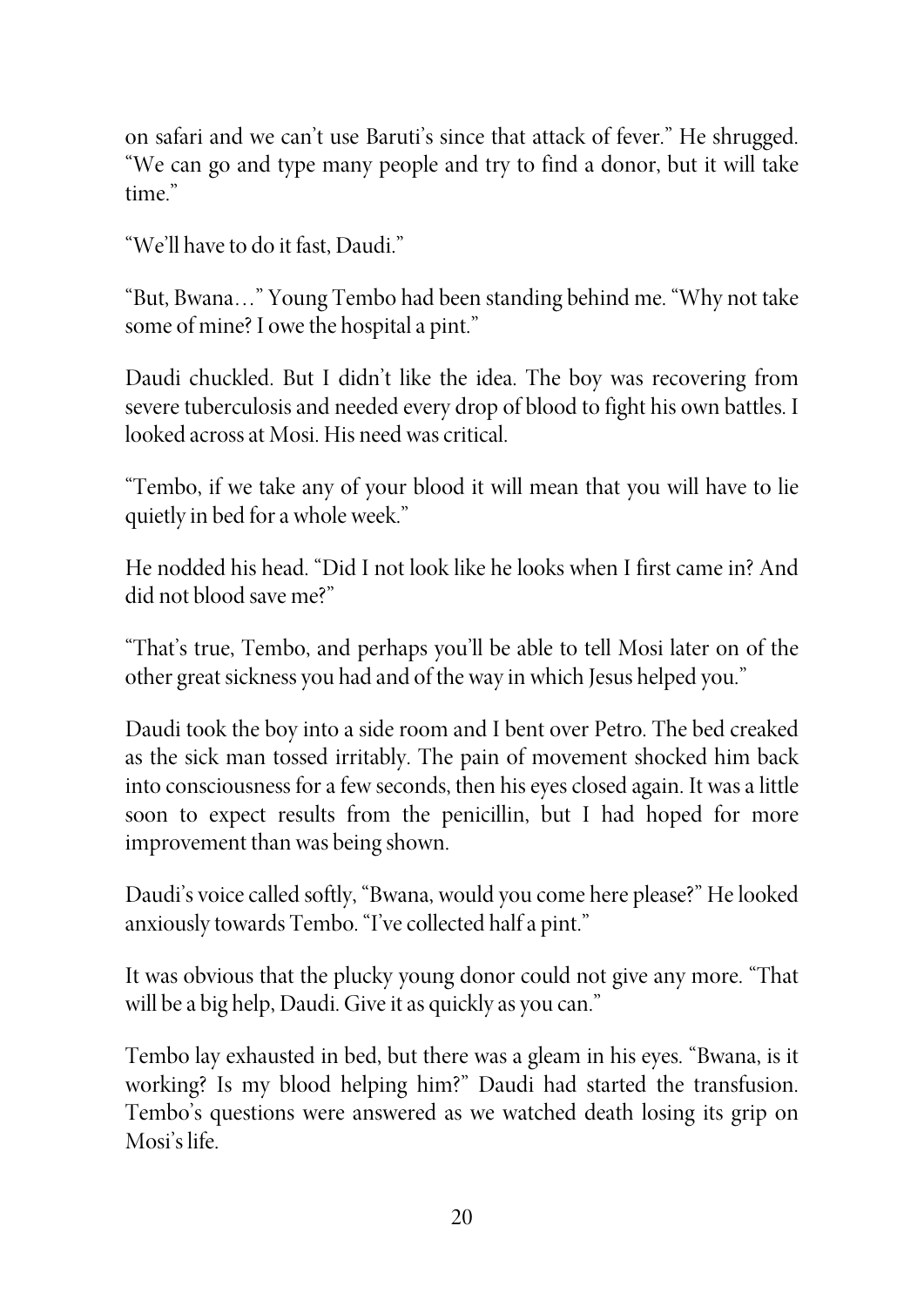on safari and we can't use Baruti's since that attack of fever." He shrugged. "We can go and type many people and try to find a donor, but it will take time."

"We'll have to do it fast, Daudi."

"But, Bwana…" Young Tembo had been standing behind me. "Why not take some of mine? I owe the hospital a pint."

Daudi chuckled. But I didn't like the idea. The boy was recovering from severe tuberculosis and needed every drop of blood to fight his own battles. I looked across at Mosi. His need was critical.

"Tembo, if we take any of your blood it will mean that you will have to lie quietly in bed for a whole week."

He nodded his head. "Did I not look like he looks when I first came in? And did not blood save me?"

"That's true, Tembo, and perhaps you'll be able to tell Mosi later on of the other great sickness you had and of the way in which Jesus helped you."

Daudi took the boy into a side room and I bent over Petro. The bed creaked as the sick man tossed irritably. The pain of movement shocked him back into consciousness for a few seconds, then his eyes closed again. It was a little soon to expect results from the penicillin, but I had hoped for more improvement than was being shown.

Daudi's voice called softly, "Bwana, would you come here please?" He looked anxiously towards Tembo. "I've collected half a pint."

It was obvious that the plucky young donor could not give any more. "That will be a big help, Daudi. Give it as quickly as you can."

Tembo lay exhausted in bed, but there was a gleam in his eyes. "Bwana, is it working? Is my blood helping him?" Daudi had started the transfusion. Tembo's questions were answered as we watched death losing its grip on Mosi's life.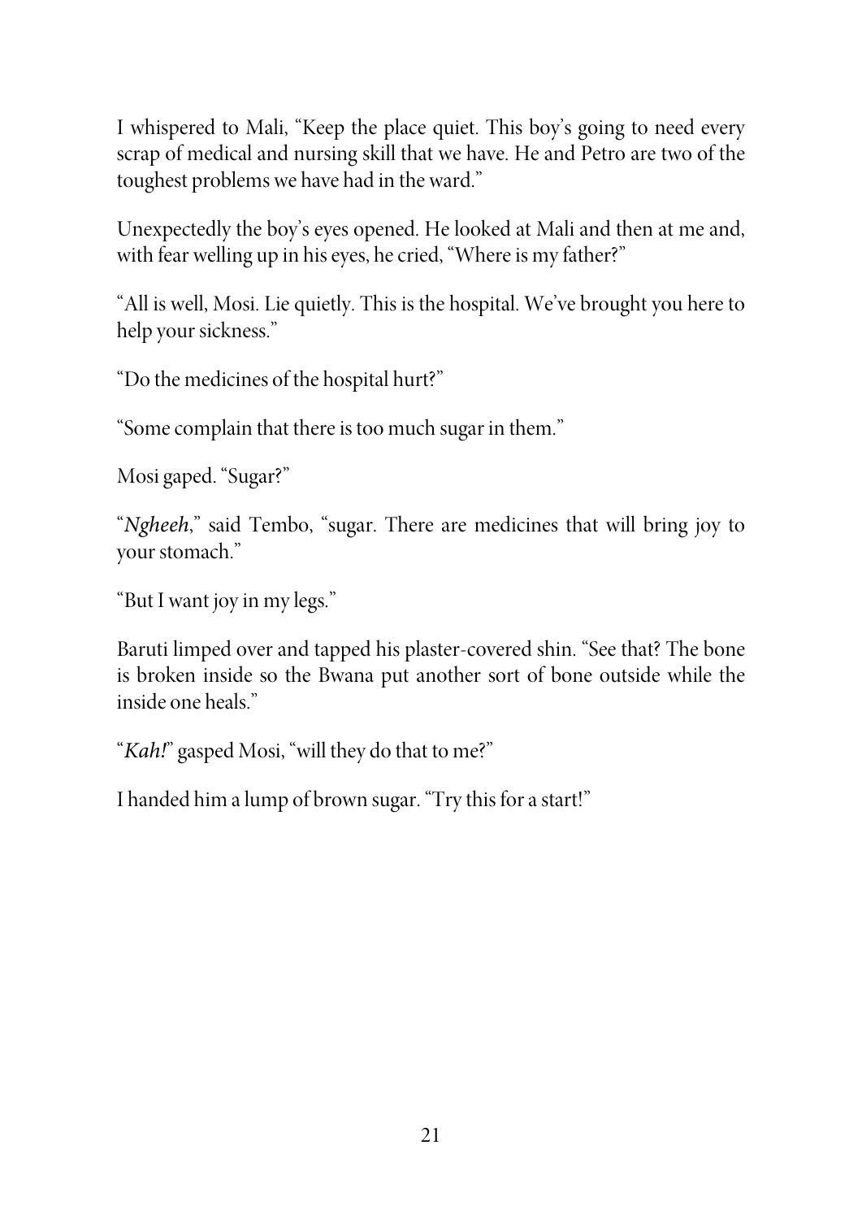I whispered to Mali, "Keep the place quiet. This boy's going to need every scrap of medical and nursing skill that we have. He and Petro are two of the toughest problems we have had in the ward."

Unexpectedly the boy's eyes opened. He looked at Mali and then at me and, with fear welling up in his eyes, he cried, "Where is my father?"

"All is well, Mosi. Lie quietly. This is the hospital. We've brought you here to help your sickness."

"Do the medicines of the hospital hurt?"

"Some complain that there is too much sugar in them."

Mosi gaped. "Sugar?"

"*Ngheeh*," said Tembo, "sugar. There are medicines that will bring joy to your stomach."

"But I want joy in my legs."

Baruti limped over and tapped his plaster-covered shin. "See that? The bone is broken inside so the Bwana put another sort of bone outside while the inside one heals."

"*Kah!*" gasped Mosi, "will they do that to me?"

I handed him a lump of brown sugar. "Try this for a start!"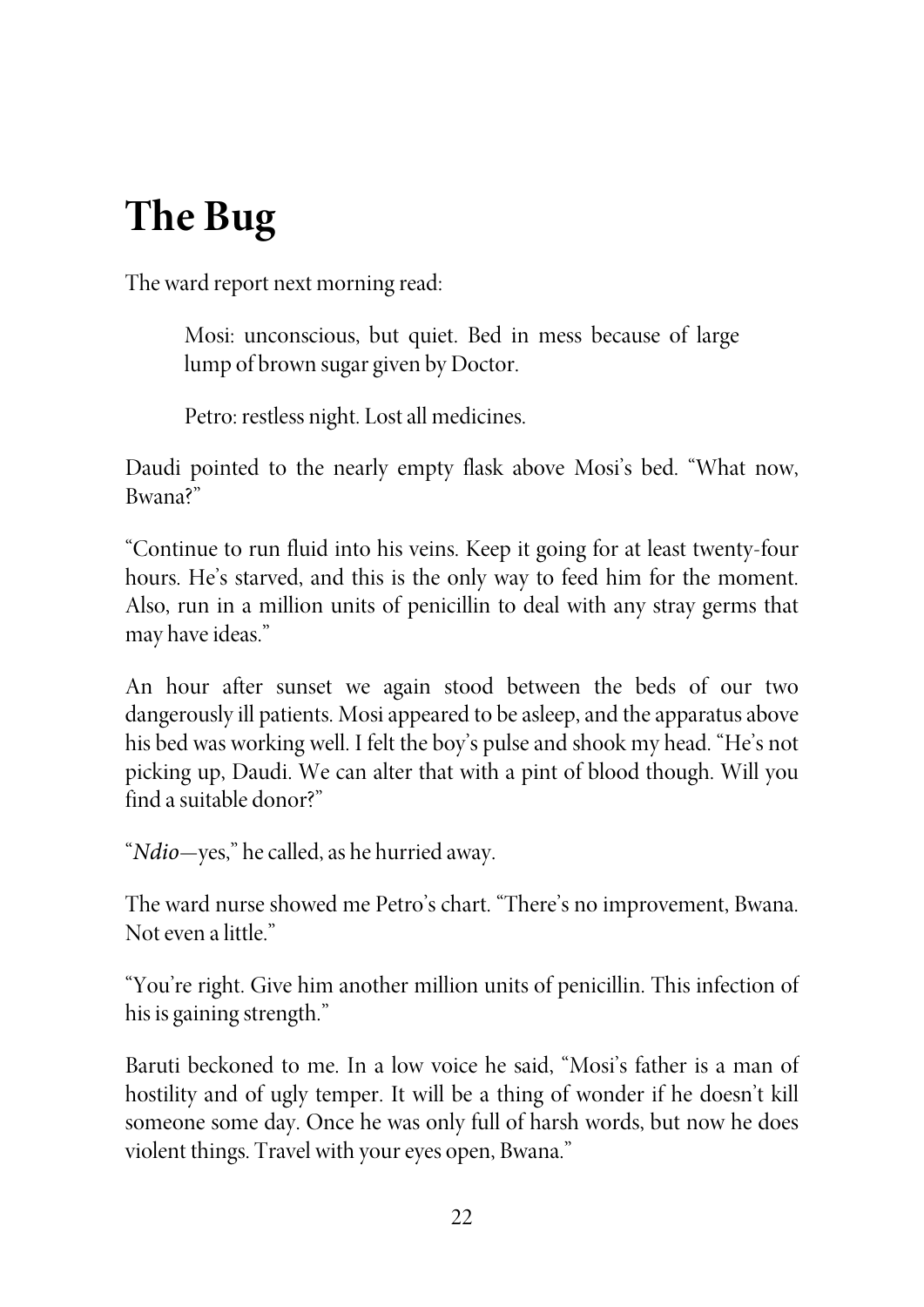# The Bug

The ward report next morning read:

> Mosi: unconscious, but quiet. Bed in mess because of large lump of brown sugar given by Doctor.
>
> Petro: restless night. Lost all medicines.

Daudi pointed to the nearly empty flask above Mosi's bed. "What now, Bwana?"

"Continue to run fluid into his veins. Keep it going for at least twenty-four hours. He's starved, and this is the only way to feed him for the moment. Also, run in a million units of penicillin to deal with any stray germs that may have ideas."

An hour after sunset we again stood between the beds of our two dangerously ill patients. Mosi appeared to be asleep, and the apparatus above his bed was working well. I felt the boy's pulse and shook my head. "He's not picking up, Daudi. We can alter that with a pint of blood though. Will you find a suitable donor?"

"*Ndio*—yes," he called, as he hurried away.

The ward nurse showed me Petro's chart. "There's no improvement, Bwana. Not even a little."

"You're right. Give him another million units of penicillin. This infection of his is gaining strength."

Baruti beckoned to me. In a low voice he said, "Mosi's father is a man of hostility and of ugly temper. It will be a thing of wonder if he doesn't kill someone some day. Once he was only full of harsh words, but now he does violent things. Travel with your eyes open, Bwana."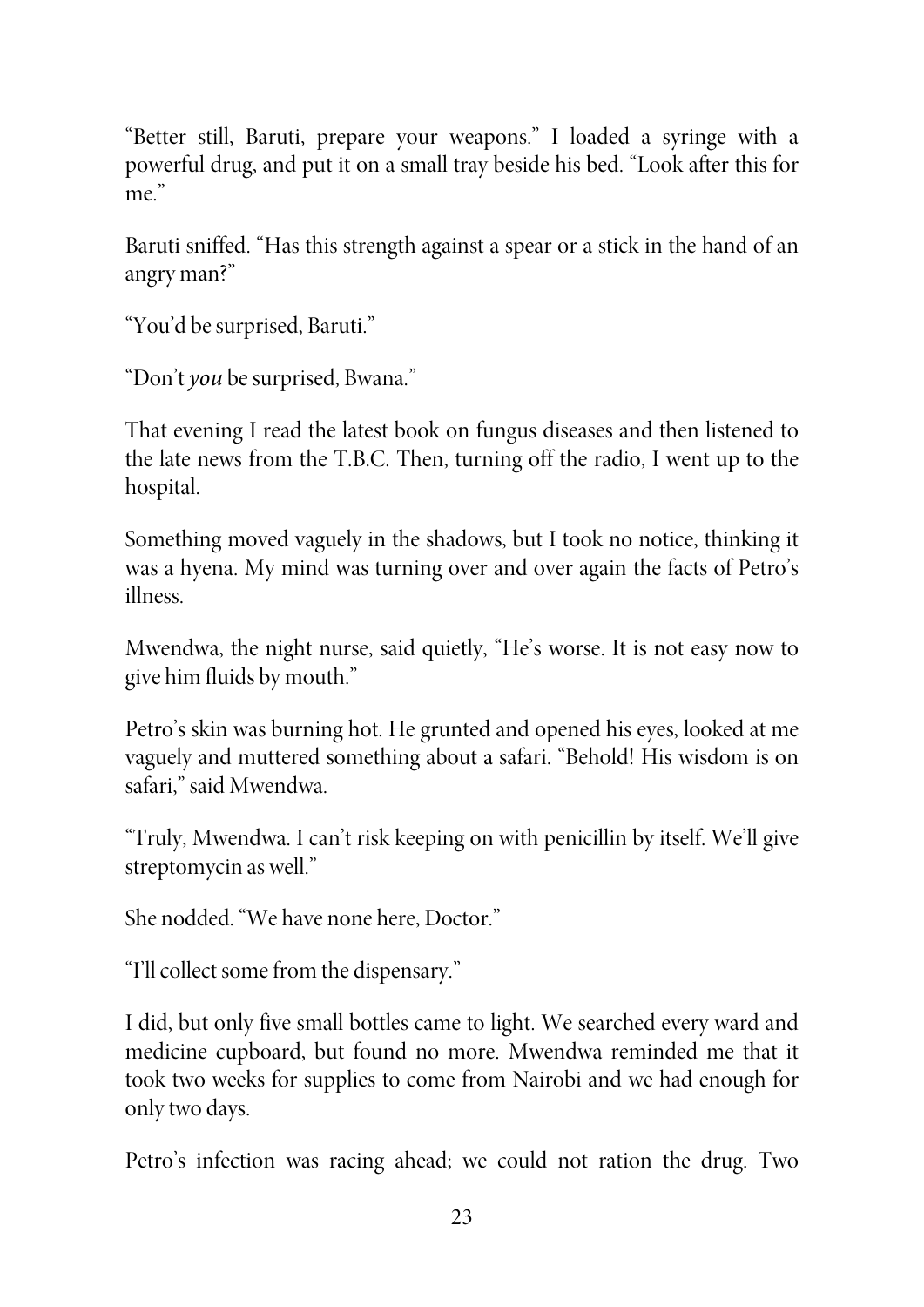"Better still, Baruti, prepare your weapons." I loaded a syringe with a powerful drug, and put it on a small tray beside his bed. "Look after this for me."

Baruti sniffed. "Has this strength against a spear or a stick in the hand of an angry man?"

"You'd be surprised, Baruti."

"Don't *you* be surprised, Bwana."

That evening I read the latest book on fungus diseases and then listened to the late news from the T.B.C. Then, turning off the radio, I went up to the hospital.

Something moved vaguely in the shadows, but I took no notice, thinking it was a hyena. My mind was turning over and over again the facts of Petro's illness.

Mwendwa, the night nurse, said quietly, "He's worse. It is not easy now to give him fluids by mouth."

Petro's skin was burning hot. He grunted and opened his eyes, looked at me vaguely and muttered something about a safari. "Behold! His wisdom is on safari," said Mwendwa.

"Truly, Mwendwa. I can't risk keeping on with penicillin by itself. We'll give streptomycin as well."

She nodded. "We have none here, Doctor."

"I'll collect some from the dispensary."

I did, but only five small bottles came to light. We searched every ward and medicine cupboard, but found no more. Mwendwa reminded me that it took two weeks for supplies to come from Nairobi and we had enough for only two days.

Petro's infection was racing ahead; we could not ration the drug. Two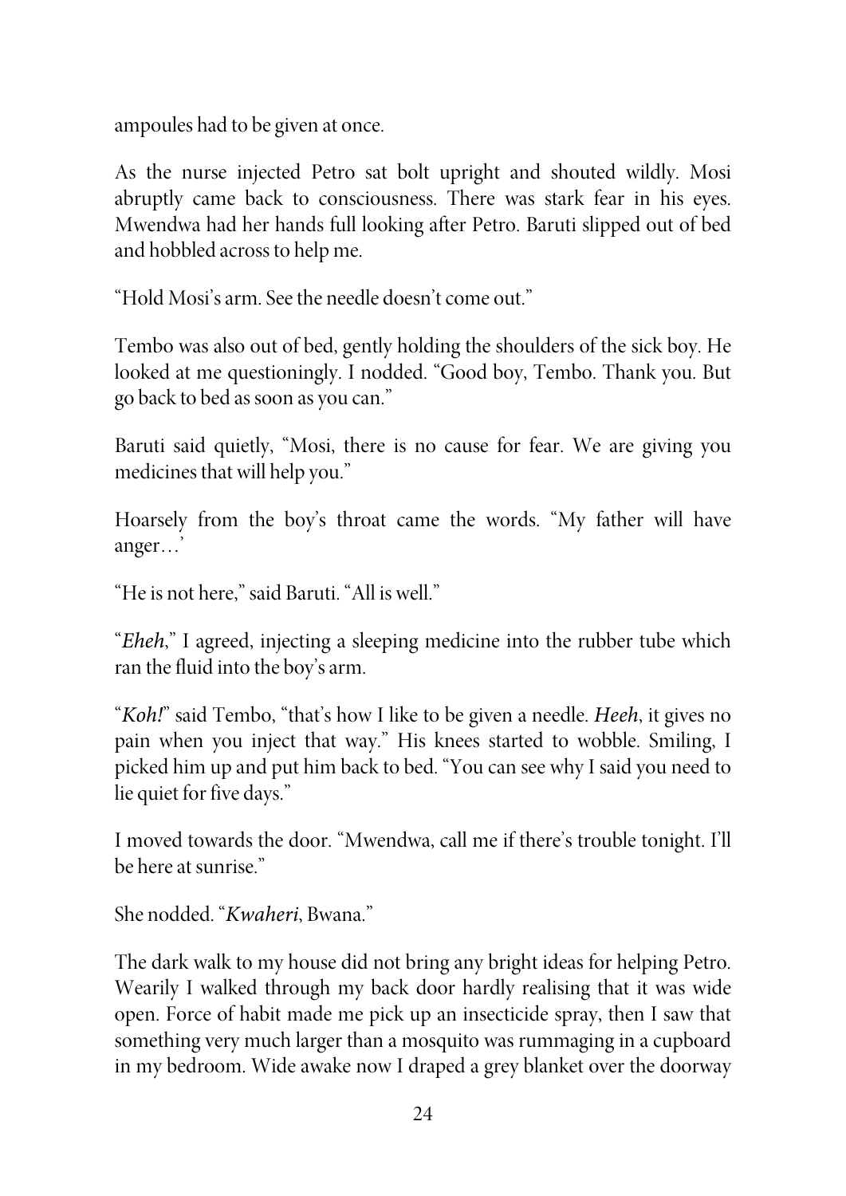ampoules had to be given at once.

As the nurse injected Petro sat bolt upright and shouted wildly. Mosi abruptly came back to consciousness. There was stark fear in his eyes. Mwendwa had her hands full looking after Petro. Baruti slipped out of bed and hobbled across to help me.

"Hold Mosi's arm. See the needle doesn't come out."

Tembo was also out of bed, gently holding the shoulders of the sick boy. He looked at me questioningly. I nodded. "Good boy, Tembo. Thank you. But go back to bed as soon as you can."

Baruti said quietly, "Mosi, there is no cause for fear. We are giving you medicines that will help you."

Hoarsely from the boy's throat came the words. "My father will have anger…'

"He is not here," said Baruti. "All is well."

"*Eheh*," I agreed, injecting a sleeping medicine into the rubber tube which ran the fluid into the boy's arm.

"*Koh!*" said Tembo, "that's how I like to be given a needle. *Heeh*, it gives no pain when you inject that way." His knees started to wobble. Smiling, I picked him up and put him back to bed. "You can see why I said you need to lie quiet for five days."

I moved towards the door. "Mwendwa, call me if there's trouble tonight. I'll be here at sunrise."

She nodded. "*Kwaheri*, Bwana."

The dark walk to my house did not bring any bright ideas for helping Petro. Wearily I walked through my back door hardly realising that it was wide open. Force of habit made me pick up an insecticide spray, then I saw that something very much larger than a mosquito was rummaging in a cupboard in my bedroom. Wide awake now I draped a grey blanket over the doorway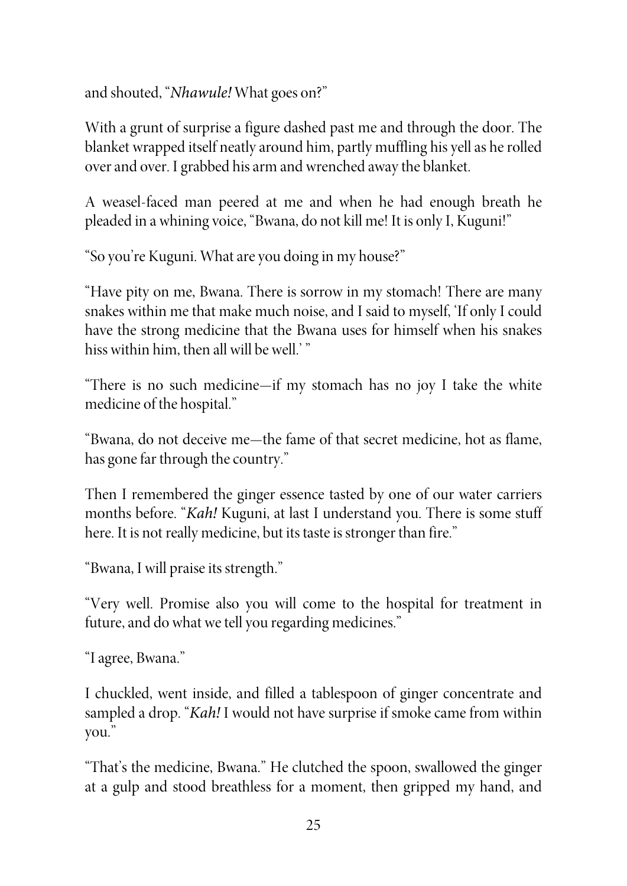and shouted, "*Nhawule!* What goes on?"

With a grunt of surprise a figure dashed past me and through the door. The blanket wrapped itself neatly around him, partly muffling his yell as he rolled over and over. I grabbed his arm and wrenched away the blanket.

A weasel-faced man peered at me and when he had enough breath he pleaded in a whining voice, "Bwana, do not kill me! It is only I, Kuguni!"

"So you're Kuguni. What are you doing in my house?"

"Have pity on me, Bwana. There is sorrow in my stomach! There are many snakes within me that make much noise, and I said to myself, 'If only I could have the strong medicine that the Bwana uses for himself when his snakes hiss within him, then all will be well.' "

"There is no such medicine—if my stomach has no joy I take the white medicine of the hospital."

"Bwana, do not deceive me—the fame of that secret medicine, hot as flame, has gone far through the country."

Then I remembered the ginger essence tasted by one of our water carriers months before. "*Kah!* Kuguni, at last I understand you. There is some stuff here. It is not really medicine, but its taste is stronger than fire."

"Bwana, I will praise its strength."

"Very well. Promise also you will come to the hospital for treatment in future, and do what we tell you regarding medicines."

"I agree, Bwana."

I chuckled, went inside, and filled a tablespoon of ginger concentrate and sampled a drop. "*Kah!* I would not have surprise if smoke came from within you."

"That's the medicine, Bwana." He clutched the spoon, swallowed the ginger at a gulp and stood breathless for a moment, then gripped my hand, and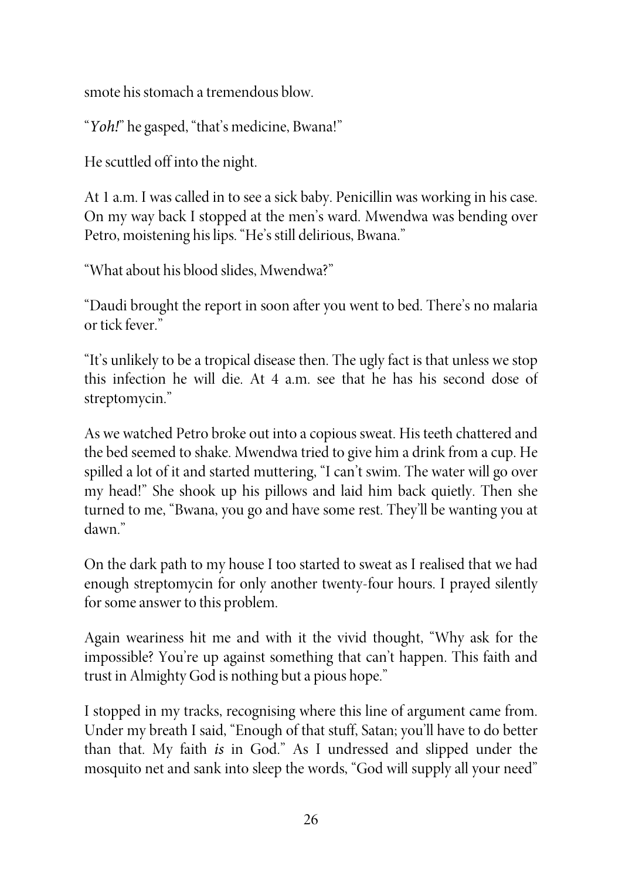smote his stomach a tremendous blow.

"*Yoh!*" he gasped, "that's medicine, Bwana!"

He scuttled off into the night.

At 1 a.m. I was called in to see a sick baby. Penicillin was working in his case. On my way back I stopped at the men's ward. Mwendwa was bending over Petro, moistening his lips. "He's still delirious, Bwana."

"What about his blood slides, Mwendwa?"

"Daudi brought the report in soon after you went to bed. There's no malaria or tick fever."

"It's unlikely to be a tropical disease then. The ugly fact is that unless we stop this infection he will die. At 4 a.m. see that he has his second dose of streptomycin."

As we watched Petro broke out into a copious sweat. His teeth chattered and the bed seemed to shake. Mwendwa tried to give him a drink from a cup. He spilled a lot of it and started muttering, "I can't swim. The water will go over my head!" She shook up his pillows and laid him back quietly. Then she turned to me, "Bwana, you go and have some rest. They'll be wanting you at dawn."

On the dark path to my house I too started to sweat as I realised that we had enough streptomycin for only another twenty-four hours. I prayed silently for some answer to this problem.

Again weariness hit me and with it the vivid thought, "Why ask for the impossible? You're up against something that can't happen. This faith and trust in Almighty God is nothing but a pious hope."

I stopped in my tracks, recognising where this line of argument came from. Under my breath I said, "Enough of that stuff, Satan; you'll have to do better than that. My faith *is* in God." As I undressed and slipped under the mosquito net and sank into sleep the words, "God will supply all your need"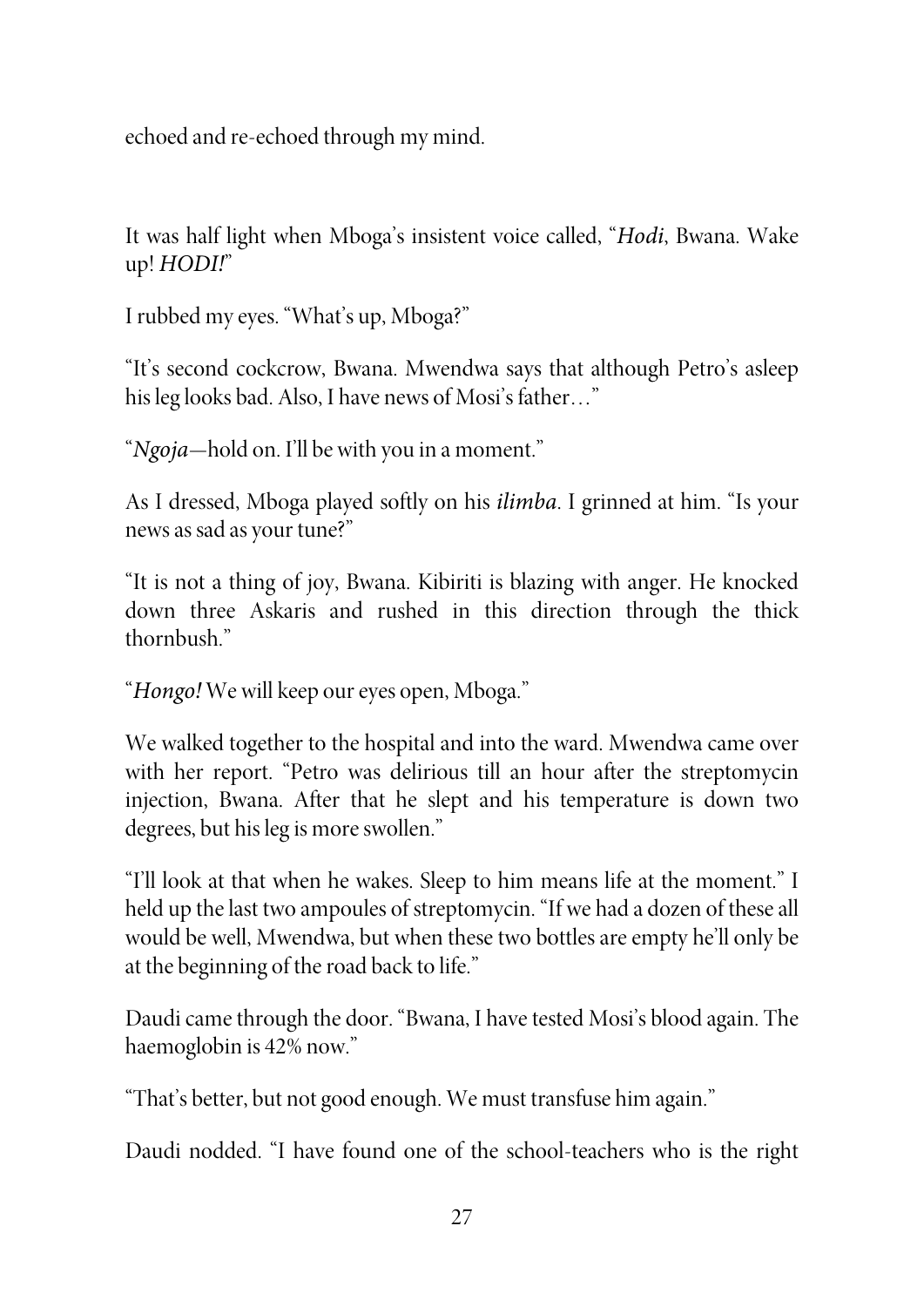echoed and re-echoed through my mind.

It was half light when Mboga's insistent voice called, "*Hodi*, Bwana. Wake up! *HODI!*"

I rubbed my eyes. "What's up, Mboga?"

"It's second cockcrow, Bwana. Mwendwa says that although Petro's asleep his leg looks bad. Also, I have news of Mosi's father…"

"*Ngoja*—hold on. I'll be with you in a moment."

As I dressed, Mboga played softly on his *ilimba*. I grinned at him. "Is your news as sad as your tune?"

"It is not a thing of joy, Bwana. Kibiriti is blazing with anger. He knocked down three Askaris and rushed in this direction through the thick thornbush."

"*Hongo!* We will keep our eyes open, Mboga."

We walked together to the hospital and into the ward. Mwendwa came over with her report. "Petro was delirious till an hour after the streptomycin injection, Bwana. After that he slept and his temperature is down two degrees, but his leg is more swollen."

"I'll look at that when he wakes. Sleep to him means life at the moment." I held up the last two ampoules of streptomycin. "If we had a dozen of these all would be well, Mwendwa, but when these two bottles are empty he'll only be at the beginning of the road back to life."

Daudi came through the door. "Bwana, I have tested Mosi's blood again. The haemoglobin is 42% now."

"That's better, but not good enough. We must transfuse him again."

Daudi nodded. "I have found one of the school-teachers who is the right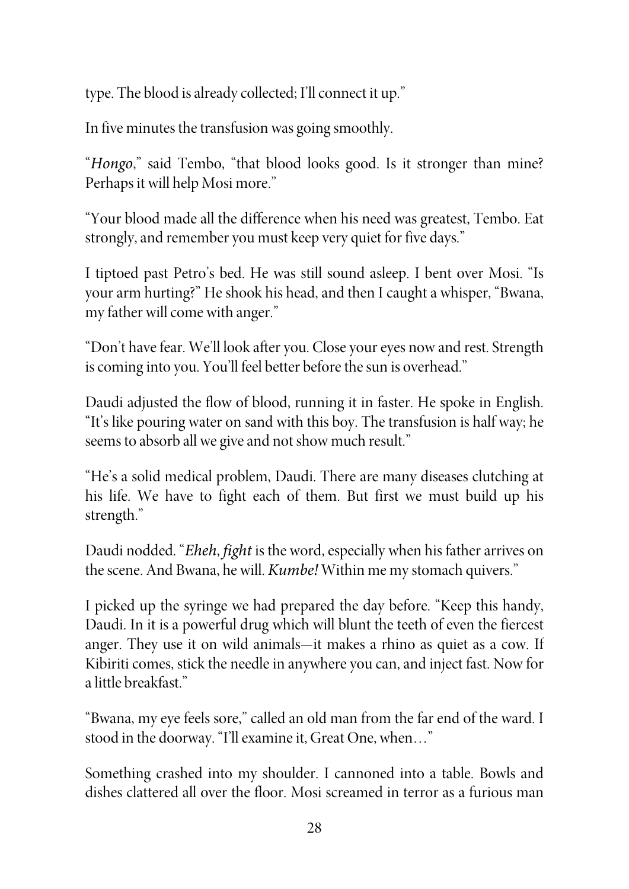type. The blood is already collected; I'll connect it up."

In five minutes the transfusion was going smoothly.

"*Hongo*," said Tembo, "that blood looks good. Is it stronger than mine? Perhaps it will help Mosi more."

"Your blood made all the difference when his need was greatest, Tembo. Eat strongly, and remember you must keep very quiet for five days."

I tiptoed past Petro's bed. He was still sound asleep. I bent over Mosi. "Is your arm hurting?" He shook his head, and then I caught a whisper, "Bwana, my father will come with anger."

"Don't have fear. We'll look after you. Close your eyes now and rest. Strength is coming into you. You'll feel better before the sun is overhead."

Daudi adjusted the flow of blood, running it in faster. He spoke in English. "It's like pouring water on sand with this boy. The transfusion is half way; he seems to absorb all we give and not show much result."

"He's a solid medical problem, Daudi. There are many diseases clutching at his life. We have to fight each of them. But first we must build up his strength."

Daudi nodded. "*Eheh*, *fight* is the word, especially when his father arrives on the scene. And Bwana, he will. *Kumbe!* Within me my stomach quivers."

I picked up the syringe we had prepared the day before. "Keep this handy, Daudi. In it is a powerful drug which will blunt the teeth of even the fiercest anger. They use it on wild animals—it makes a rhino as quiet as a cow. If Kibiriti comes, stick the needle in anywhere you can, and inject fast. Now for a little breakfast."

"Bwana, my eye feels sore," called an old man from the far end of the ward. I stood in the doorway. "I'll examine it, Great One, when…"

Something crashed into my shoulder. I cannoned into a table. Bowls and dishes clattered all over the floor. Mosi screamed in terror as a furious man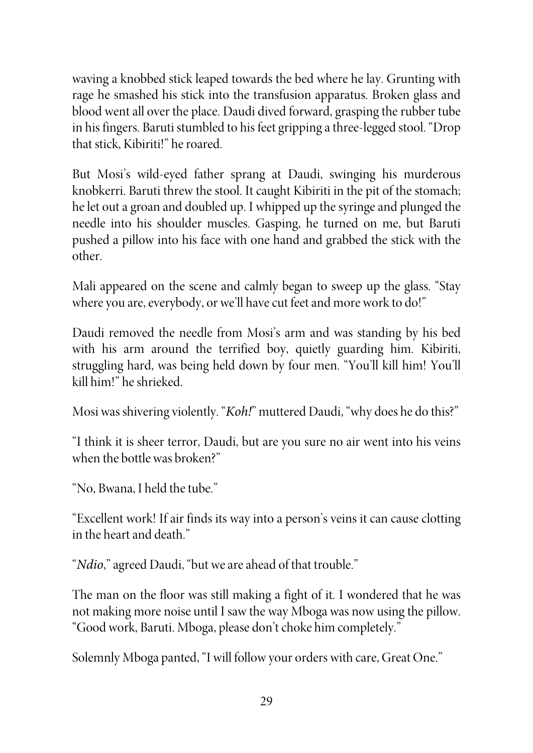waving a knobbed stick leaped towards the bed where he lay. Grunting with rage he smashed his stick into the transfusion apparatus. Broken glass and blood went all over the place. Daudi dived forward, grasping the rubber tube in his fingers. Baruti stumbled to his feet gripping a three-legged stool. "Drop that stick, Kibiriti!" he roared.

But Mosi's wild-eyed father sprang at Daudi, swinging his murderous knobkerri. Baruti threw the stool. It caught Kibiriti in the pit of the stomach; he let out a groan and doubled up. I whipped up the syringe and plunged the needle into his shoulder muscles. Gasping, he turned on me, but Baruti pushed a pillow into his face with one hand and grabbed the stick with the other.

Mali appeared on the scene and calmly began to sweep up the glass. "Stay where you are, everybody, or we'll have cut feet and more work to do!"

Daudi removed the needle from Mosi's arm and was standing by his bed with his arm around the terrified boy, quietly guarding him. Kibiriti, struggling hard, was being held down by four men. "You'll kill him! You'll kill him!" he shrieked.

Mosi was shivering violently. "*Koh!*" muttered Daudi, "why does he do this?"

"I think it is sheer terror, Daudi, but are you sure no air went into his veins when the bottle was broken?"

"No, Bwana, I held the tube."

"Excellent work! If air finds its way into a person's veins it can cause clotting in the heart and death."

"*Ndio*," agreed Daudi, "but we are ahead of that trouble."

The man on the floor was still making a fight of it. I wondered that he was not making more noise until I saw the way Mboga was now using the pillow. "Good work, Baruti. Mboga, please don't choke him completely."

Solemnly Mboga panted, "I will follow your orders with care, Great One."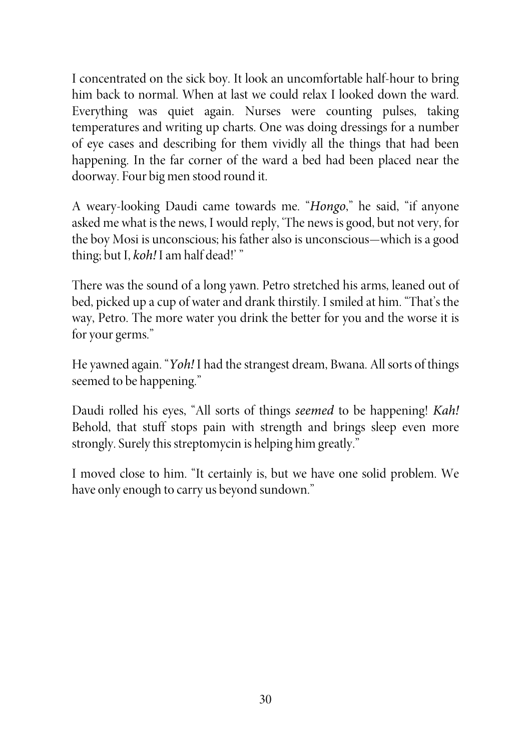I concentrated on the sick boy. It look an uncomfortable half-hour to bring him back to normal. When at last we could relax I looked down the ward. Everything was quiet again. Nurses were counting pulses, taking temperatures and writing up charts. One was doing dressings for a number of eye cases and describing for them vividly all the things that had been happening. In the far corner of the ward a bed had been placed near the doorway. Four big men stood round it.

A weary-looking Daudi came towards me. "*Hongo*," he said, "if anyone asked me what is the news, I would reply, 'The news is good, but not very, for the boy Mosi is unconscious; his father also is unconscious—which is a good thing; but I, *koh!* I am half dead!' "

There was the sound of a long yawn. Petro stretched his arms, leaned out of bed, picked up a cup of water and drank thirstily. I smiled at him. "That's the way, Petro. The more water you drink the better for you and the worse it is for your germs."

He yawned again. "*Yoh!* I had the strangest dream, Bwana. All sorts of things seemed to be happening."

Daudi rolled his eyes, "All sorts of things *seemed* to be happening! *Kah!* Behold, that stuff stops pain with strength and brings sleep even more strongly. Surely this streptomycin is helping him greatly."

I moved close to him. "It certainly is, but we have one solid problem. We have only enough to carry us beyond sundown."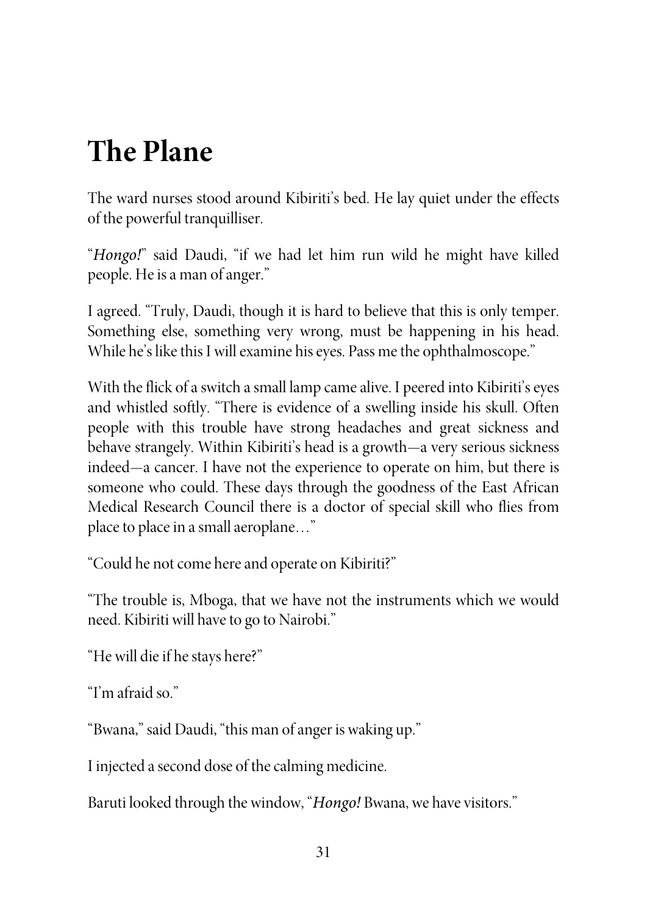# The Plane

The ward nurses stood around Kibiriti's bed. He lay quiet under the effects of the powerful tranquilliser.

"*Hongo!*" said Daudi, "if we had let him run wild he might have killed people. He is a man of anger."

I agreed. "Truly, Daudi, though it is hard to believe that this is only temper. Something else, something very wrong, must be happening in his head. While he's like this I will examine his eyes. Pass me the ophthalmoscope."

With the flick of a switch a small lamp came alive. I peered into Kibiriti's eyes and whistled softly. "There is evidence of a swelling inside his skull. Often people with this trouble have strong headaches and great sickness and behave strangely. Within Kibiriti's head is a growth—a very serious sickness indeed—a cancer. I have not the experience to operate on him, but there is someone who could. These days through the goodness of the East African Medical Research Council there is a doctor of special skill who flies from place to place in a small aeroplane…"

"Could he not come here and operate on Kibiriti?"

"The trouble is, Mboga, that we have not the instruments which we would need. Kibiriti will have to go to Nairobi."

"He will die if he stays here?"

"I'm afraid so."

"Bwana," said Daudi, "this man of anger is waking up."

I injected a second dose of the calming medicine.

Baruti looked through the window, "*Hongo!* Bwana, we have visitors."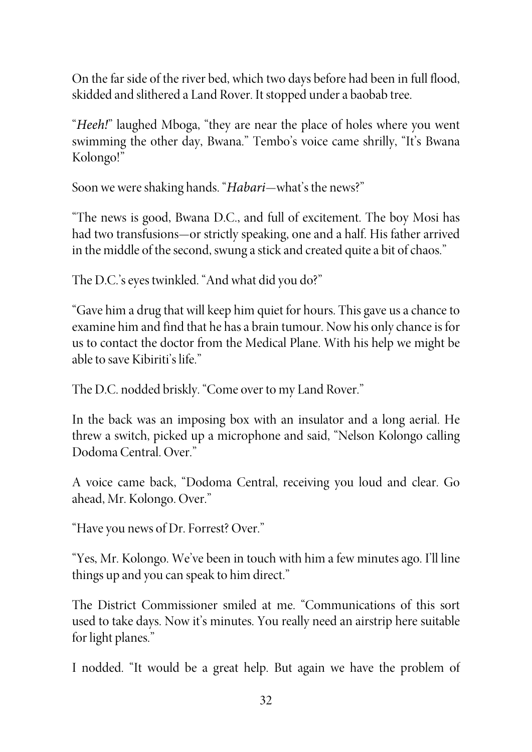On the far side of the river bed, which two days before had been in full flood, skidded and slithered a Land Rover. It stopped under a baobab tree.

"*Heeh!*" laughed Mboga, "they are near the place of holes where you went swimming the other day, Bwana." Tembo's voice came shrilly, "It's Bwana Kolongo!"

Soon we were shaking hands. "*Habari*—what's the news?"

"The news is good, Bwana D.C., and full of excitement. The boy Mosi has had two transfusions—or strictly speaking, one and a half. His father arrived in the middle of the second, swung a stick and created quite a bit of chaos."

The D.C.'s eyes twinkled. "And what did you do?"

"Gave him a drug that will keep him quiet for hours. This gave us a chance to examine him and find that he has a brain tumour. Now his only chance is for us to contact the doctor from the Medical Plane. With his help we might be able to save Kibiriti's life."

The D.C. nodded briskly. "Come over to my Land Rover."

In the back was an imposing box with an insulator and a long aerial. He threw a switch, picked up a microphone and said, "Nelson Kolongo calling Dodoma Central. Over."

A voice came back, "Dodoma Central, receiving you loud and clear. Go ahead, Mr. Kolongo. Over."

"Have you news of Dr. Forrest? Over."

"Yes, Mr. Kolongo. We've been in touch with him a few minutes ago. I'll line things up and you can speak to him direct."

The District Commissioner smiled at me. "Communications of this sort used to take days. Now it's minutes. You really need an airstrip here suitable for light planes."

I nodded. "It would be a great help. But again we have the problem of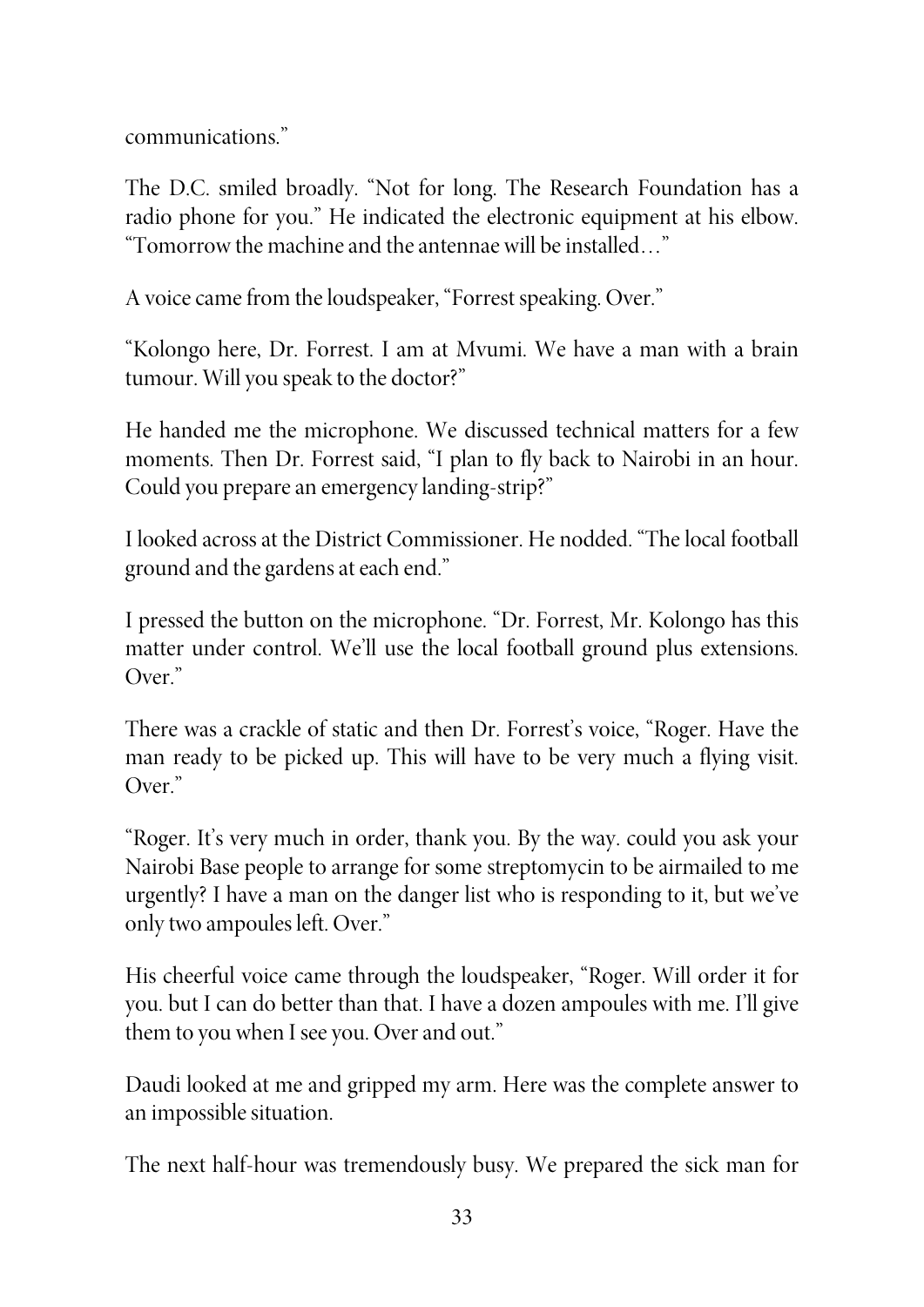communications."

The D.C. smiled broadly. "Not for long. The Research Foundation has a radio phone for you." He indicated the electronic equipment at his elbow. "Tomorrow the machine and the antennae will be installed…"

A voice came from the loudspeaker, "Forrest speaking. Over."

"Kolongo here, Dr. Forrest. I am at Mvumi. We have a man with a brain tumour. Will you speak to the doctor?"

He handed me the microphone. We discussed technical matters for a few moments. Then Dr. Forrest said, "I plan to fly back to Nairobi in an hour. Could you prepare an emergency landing-strip?"

I looked across at the District Commissioner. He nodded. "The local football ground and the gardens at each end."

I pressed the button on the microphone. "Dr. Forrest, Mr. Kolongo has this matter under control. We'll use the local football ground plus extensions. Over."

There was a crackle of static and then Dr. Forrest's voice, "Roger. Have the man ready to be picked up. This will have to be very much a flying visit. Over."

"Roger. It's very much in order, thank you. By the way. could you ask your Nairobi Base people to arrange for some streptomycin to be airmailed to me urgently? I have a man on the danger list who is responding to it, but we've only two ampoules left. Over."

His cheerful voice came through the loudspeaker, "Roger. Will order it for you. but I can do better than that. I have a dozen ampoules with me. I'll give them to you when I see you. Over and out."

Daudi looked at me and gripped my arm. Here was the complete answer to an impossible situation.

The next half-hour was tremendously busy. We prepared the sick man for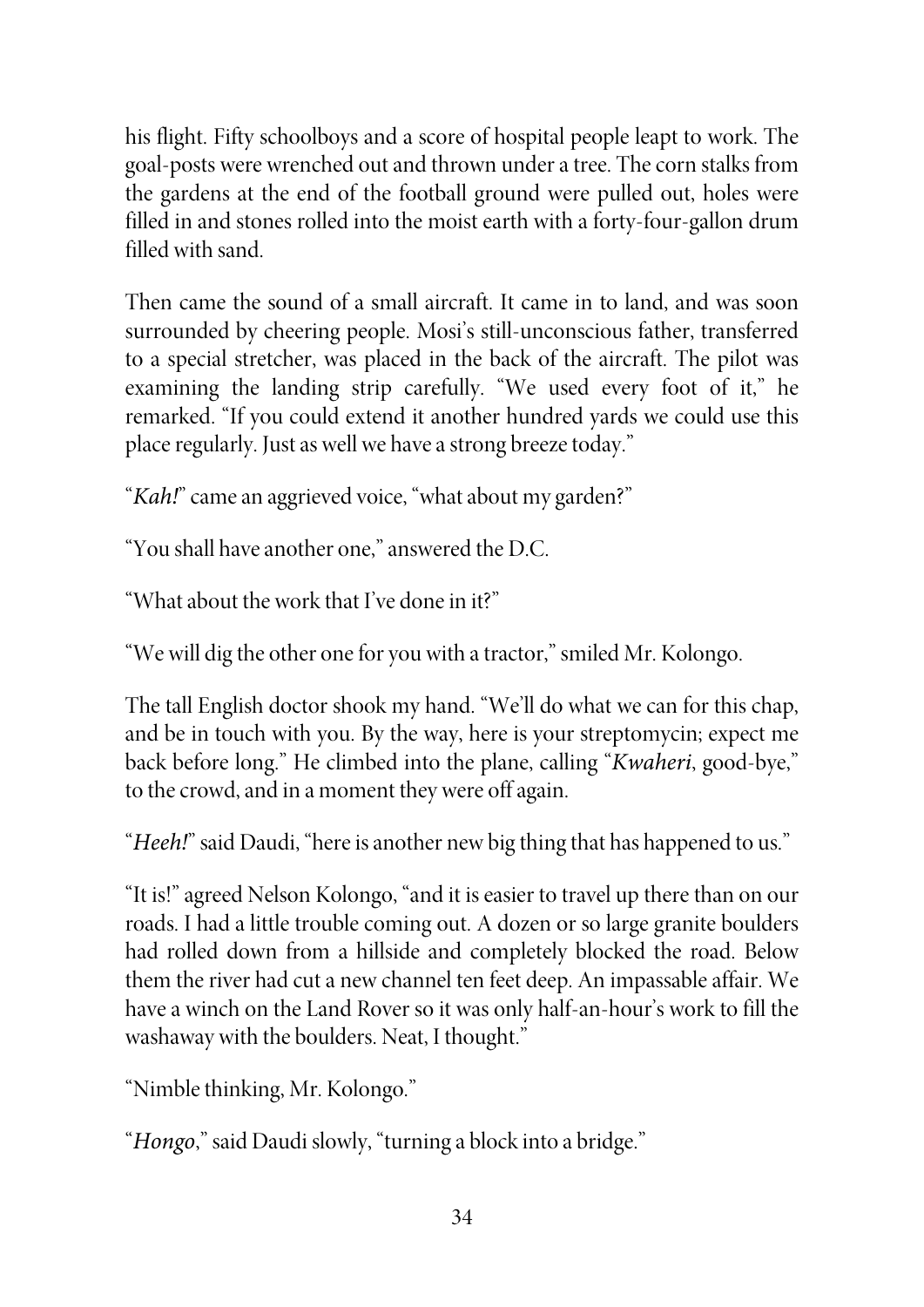his flight. Fifty schoolboys and a score of hospital people leapt to work. The goal-posts were wrenched out and thrown under a tree. The corn stalks from the gardens at the end of the football ground were pulled out, holes were filled in and stones rolled into the moist earth with a forty-four-gallon drum filled with sand.

Then came the sound of a small aircraft. It came in to land, and was soon surrounded by cheering people. Mosi's still-unconscious father, transferred to a special stretcher, was placed in the back of the aircraft. The pilot was examining the landing strip carefully. "We used every foot of it," he remarked. "If you could extend it another hundred yards we could use this place regularly. Just as well we have a strong breeze today."

"*Kah!*" came an aggrieved voice, "what about my garden?"

"You shall have another one," answered the D.C.

"What about the work that I've done in it?"

"We will dig the other one for you with a tractor," smiled Mr. Kolongo.

The tall English doctor shook my hand. "We'll do what we can for this chap, and be in touch with you. By the way, here is your streptomycin; expect me back before long." He climbed into the plane, calling "*Kwaheri*, good-bye," to the crowd, and in a moment they were off again.

"*Heeh!*" said Daudi, "here is another new big thing that has happened to us."

"It is!" agreed Nelson Kolongo, "and it is easier to travel up there than on our roads. I had a little trouble coming out. A dozen or so large granite boulders had rolled down from a hillside and completely blocked the road. Below them the river had cut a new channel ten feet deep. An impassable affair. We have a winch on the Land Rover so it was only half-an-hour's work to fill the washaway with the boulders. Neat, I thought."

"Nimble thinking, Mr. Kolongo."

"*Hongo*," said Daudi slowly, "turning a block into a bridge."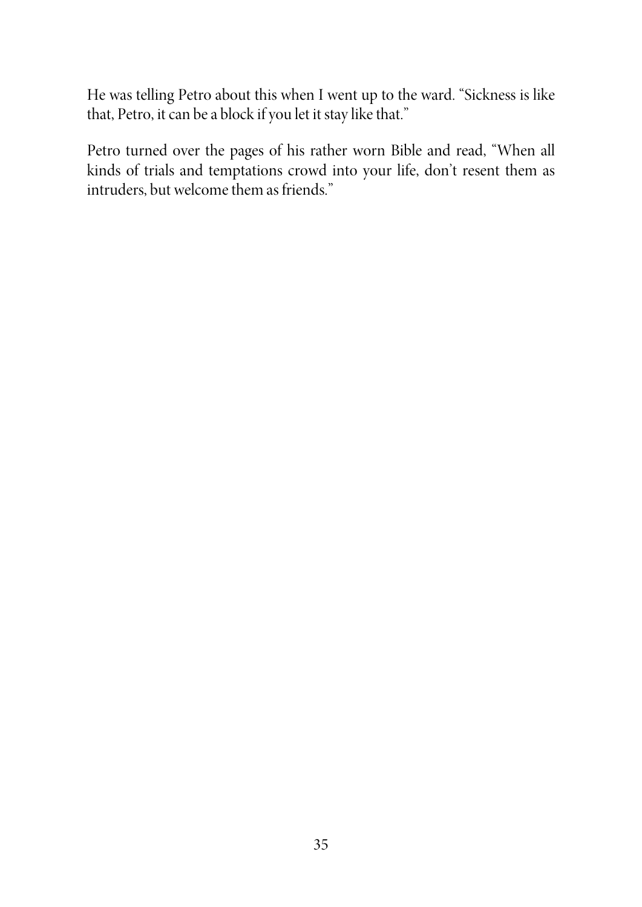He was telling Petro about this when I went up to the ward. "Sickness is like that, Petro, it can be a block if you let it stay like that."

Petro turned over the pages of his rather worn Bible and read, "When all kinds of trials and temptations crowd into your life, don't resent them as intruders, but welcome them as friends."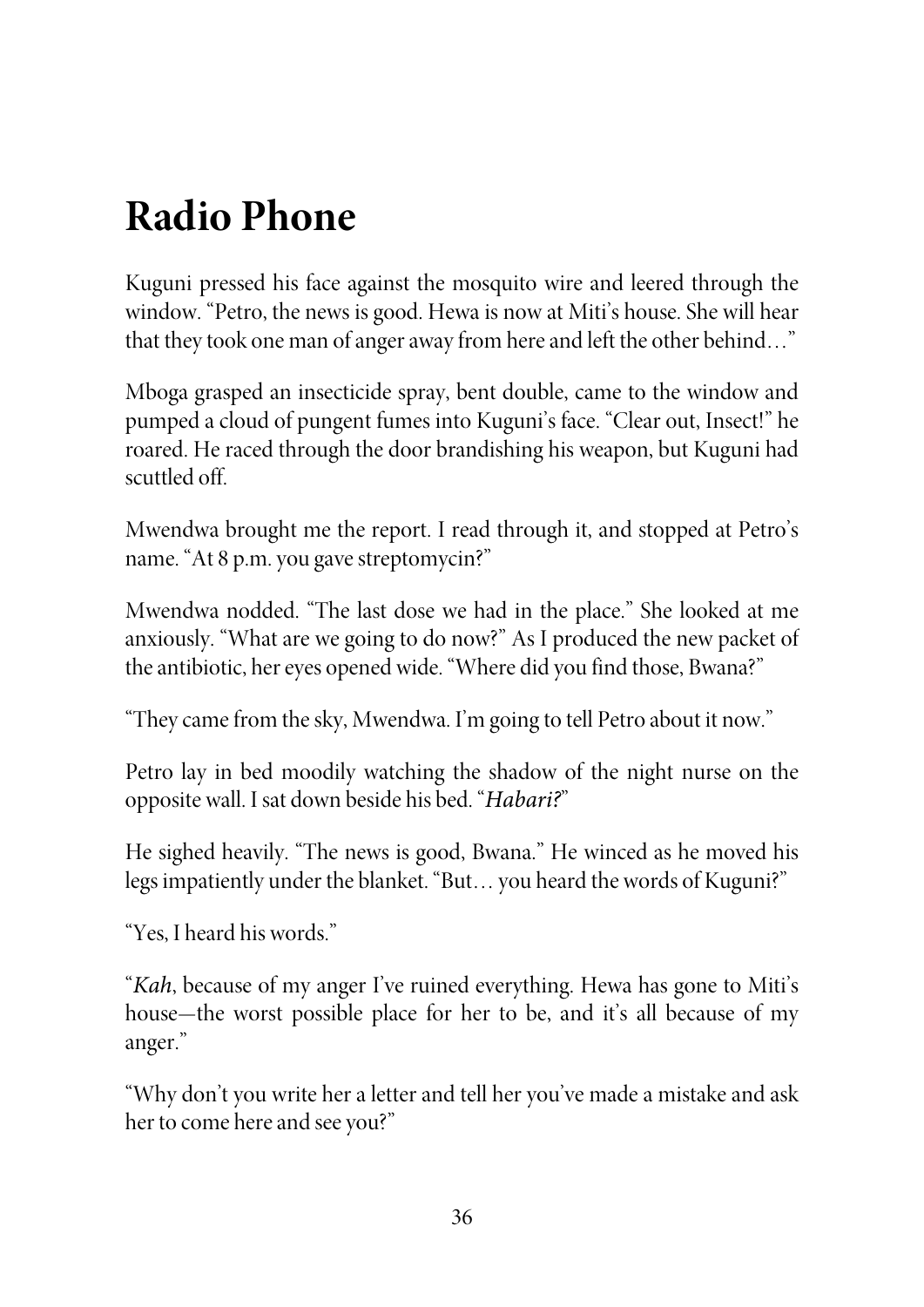# Radio Phone

Kuguni pressed his face against the mosquito wire and leered through the window. "Petro, the news is good. Hewa is now at Miti's house. She will hear that they took one man of anger away from here and left the other behind…"

Mboga grasped an insecticide spray, bent double, came to the window and pumped a cloud of pungent fumes into Kuguni's face. "Clear out, Insect!" he roared. He raced through the door brandishing his weapon, but Kuguni had scuttled off.

Mwendwa brought me the report. I read through it, and stopped at Petro's name. "At 8 p.m. you gave streptomycin?"

Mwendwa nodded. "The last dose we had in the place." She looked at me anxiously. "What are we going to do now?" As I produced the new packet of the antibiotic, her eyes opened wide. "Where did you find those, Bwana?"

"They came from the sky, Mwendwa. I'm going to tell Petro about it now."

Petro lay in bed moodily watching the shadow of the night nurse on the opposite wall. I sat down beside his bed. "*Habari?*"

He sighed heavily. "The news is good, Bwana." He winced as he moved his legs impatiently under the blanket. "But… you heard the words of Kuguni?"

"Yes, I heard his words."

"*Kah*, because of my anger I've ruined everything. Hewa has gone to Miti's house—the worst possible place for her to be, and it's all because of my anger."

"Why don't you write her a letter and tell her you've made a mistake and ask her to come here and see you?"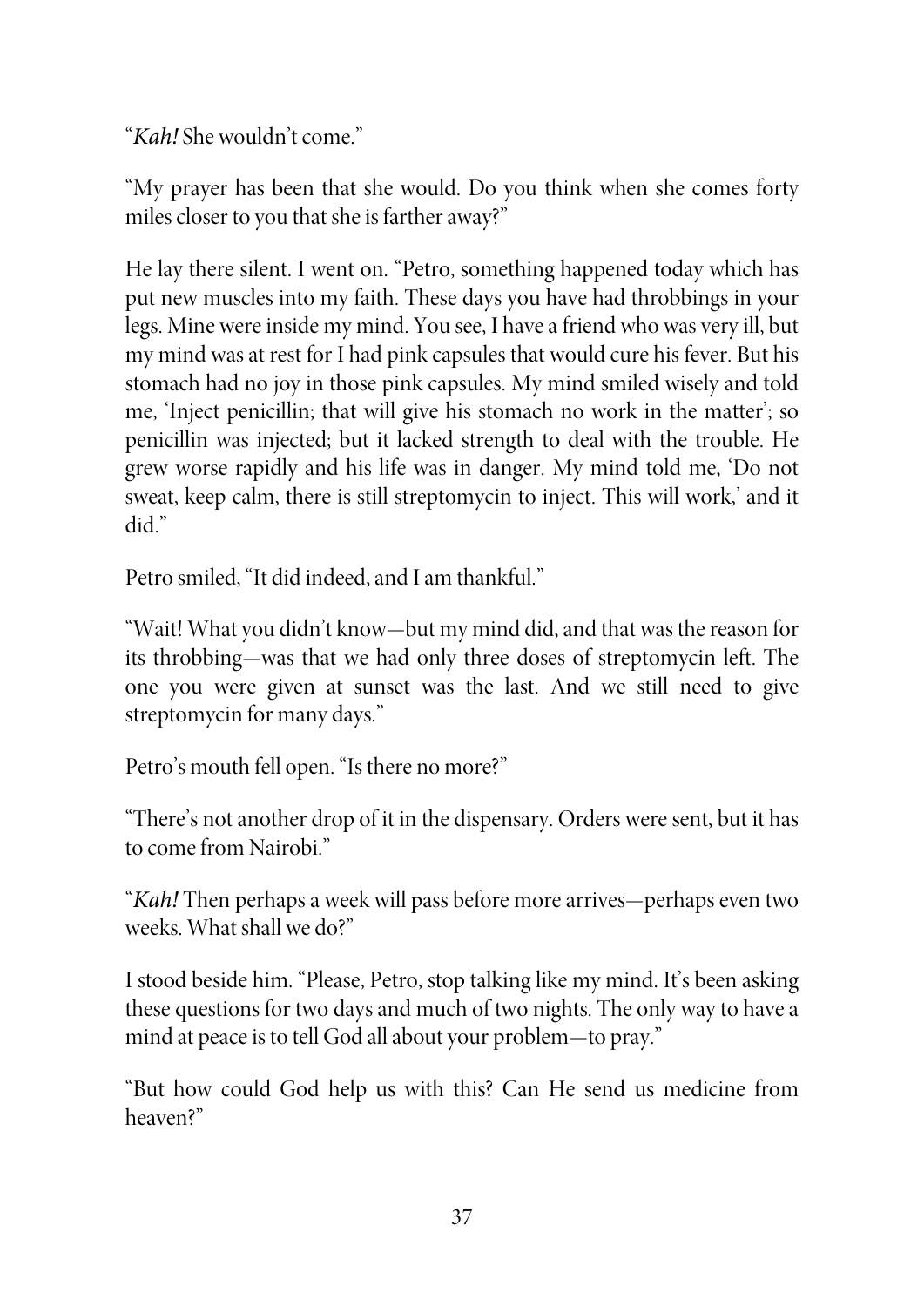"*Kah!* She wouldn't come."

"My prayer has been that she would. Do you think when she comes forty miles closer to you that she is farther away?"

He lay there silent. I went on. "Petro, something happened today which has put new muscles into my faith. These days you have had throbbings in your legs. Mine were inside my mind. You see, I have a friend who was very ill, but my mind was at rest for I had pink capsules that would cure his fever. But his stomach had no joy in those pink capsules. My mind smiled wisely and told me, 'Inject penicillin; that will give his stomach no work in the matter'; so penicillin was injected; but it lacked strength to deal with the trouble. He grew worse rapidly and his life was in danger. My mind told me, 'Do not sweat, keep calm, there is still streptomycin to inject. This will work,' and it did."

Petro smiled, "It did indeed, and I am thankful."

"Wait! What you didn't know—but my mind did, and that was the reason for its throbbing—was that we had only three doses of streptomycin left. The one you were given at sunset was the last. And we still need to give streptomycin for many days."

Petro's mouth fell open. "Is there no more?"

"There's not another drop of it in the dispensary. Orders were sent, but it has to come from Nairobi."

"*Kah!* Then perhaps a week will pass before more arrives—perhaps even two weeks. What shall we do?"

I stood beside him. "Please, Petro, stop talking like my mind. It's been asking these questions for two days and much of two nights. The only way to have a mind at peace is to tell God all about your problem—to pray."

"But how could God help us with this? Can He send us medicine from heaven?"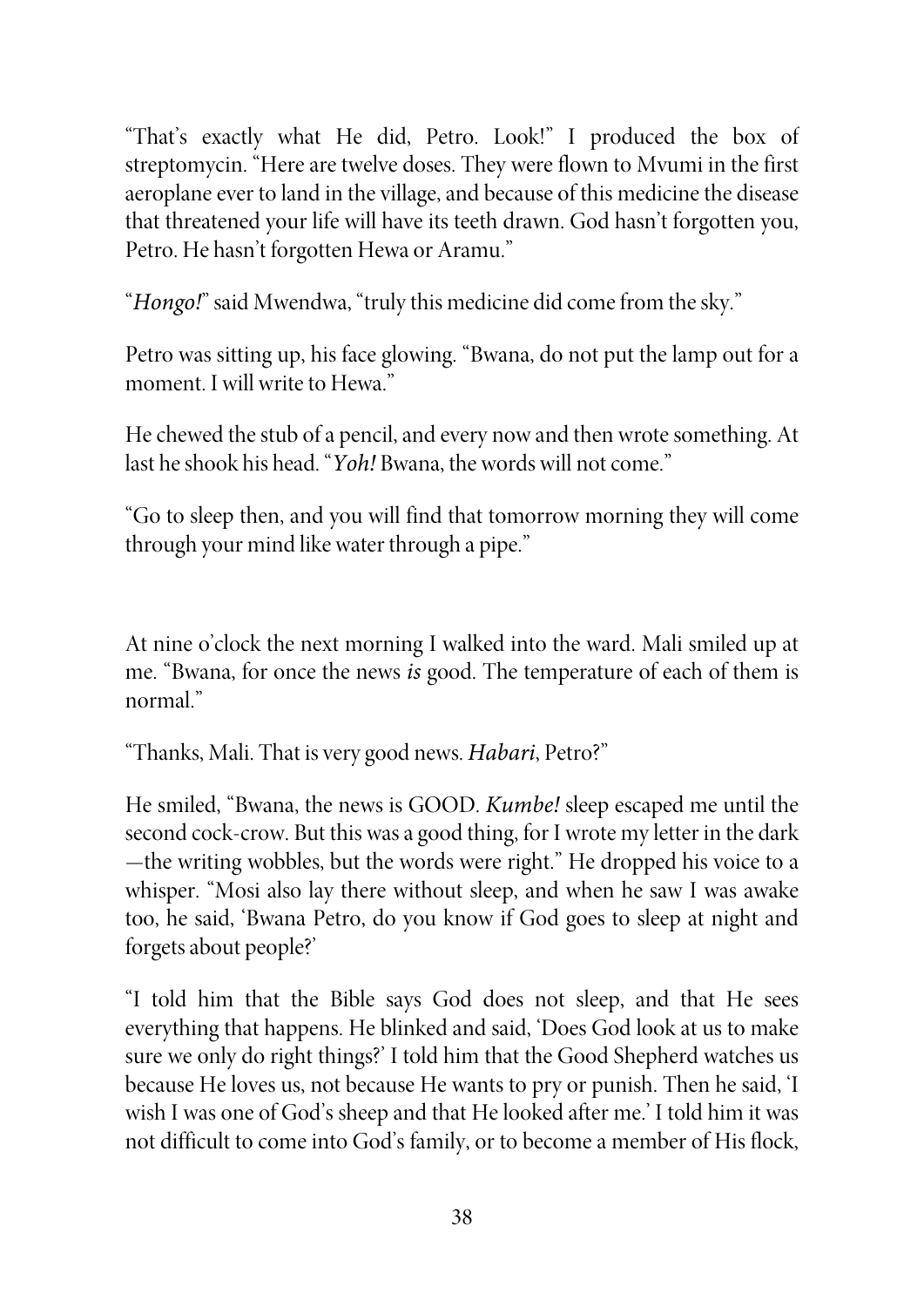"That's exactly what He did, Petro. Look!" I produced the box of streptomycin. "Here are twelve doses. They were flown to Mvumi in the first aeroplane ever to land in the village, and because of this medicine the disease that threatened your life will have its teeth drawn. God hasn't forgotten you, Petro. He hasn't forgotten Hewa or Aramu."

"*Hongo!*" said Mwendwa, "truly this medicine did come from the sky."

Petro was sitting up, his face glowing. "Bwana, do not put the lamp out for a moment. I will write to Hewa."

He chewed the stub of a pencil, and every now and then wrote something. At last he shook his head. "*Yoh!* Bwana, the words will not come."

"Go to sleep then, and you will find that tomorrow morning they will come through your mind like water through a pipe."

At nine o'clock the next morning I walked into the ward. Mali smiled up at me. "Bwana, for once the news *is* good. The temperature of each of them is normal."

"Thanks, Mali. That is very good news. *Habari*, Petro?"

He smiled, "Bwana, the news is GOOD. *Kumbe!* sleep escaped me until the second cock-crow. But this was a good thing, for I wrote my letter in the dark—the writing wobbles, but the words were right." He dropped his voice to a whisper. "Mosi also lay there without sleep, and when he saw I was awake too, he said, 'Bwana Petro, do you know if God goes to sleep at night and forgets about people?'

"I told him that the Bible says God does not sleep, and that He sees everything that happens. He blinked and said, 'Does God look at us to make sure we only do right things?' I told him that the Good Shepherd watches us because He loves us, not because He wants to pry or punish. Then he said, 'I wish I was one of God's sheep and that He looked after me.' I told him it was not difficult to come into God's family, or to become a member of His flock,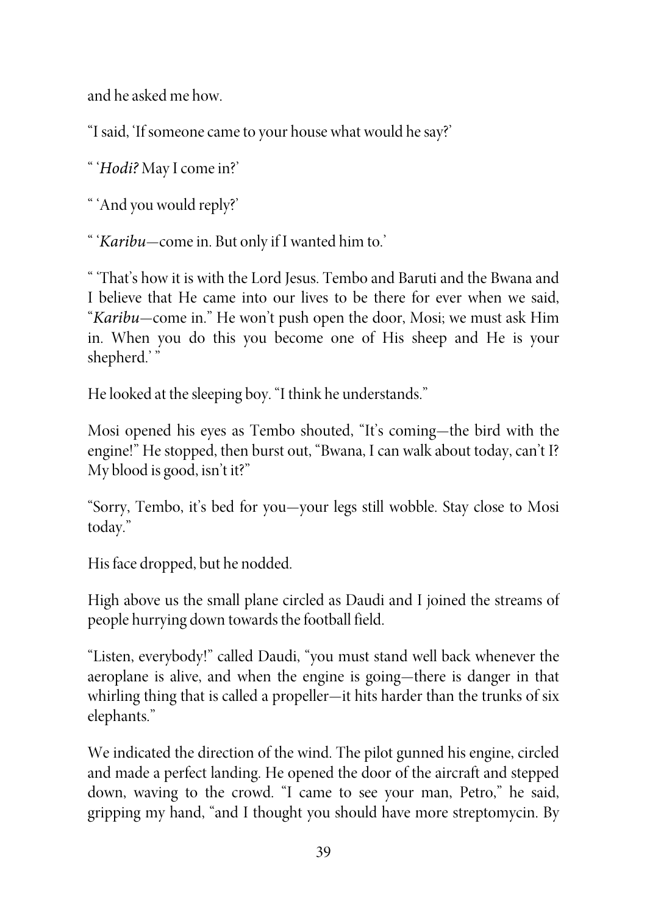and he asked me how.

"I said, 'If someone came to your house what would he say?'

" '*Hodi?* May I come in?'

" 'And you would reply?'

" '*Karibu*—come in. But only if I wanted him to.'

" 'That's how it is with the Lord Jesus. Tembo and Baruti and the Bwana and I believe that He came into our lives to be there for ever when we said, "*Karibu*—come in." He won't push open the door, Mosi; we must ask Him in. When you do this you become one of His sheep and He is your shepherd.' "

He looked at the sleeping boy. "I think he understands."

Mosi opened his eyes as Tembo shouted, "It's coming—the bird with the engine!" He stopped, then burst out, "Bwana, I can walk about today, can't I? My blood is good, isn't it?"

"Sorry, Tembo, it's bed for you—your legs still wobble. Stay close to Mosi today."

His face dropped, but he nodded.

High above us the small plane circled as Daudi and I joined the streams of people hurrying down towards the football field.

"Listen, everybody!" called Daudi, "you must stand well back whenever the aeroplane is alive, and when the engine is going—there is danger in that whirling thing that is called a propeller—it hits harder than the trunks of six elephants."

We indicated the direction of the wind. The pilot gunned his engine, circled and made a perfect landing. He opened the door of the aircraft and stepped down, waving to the crowd. "I came to see your man, Petro," he said, gripping my hand, "and I thought you should have more streptomycin. By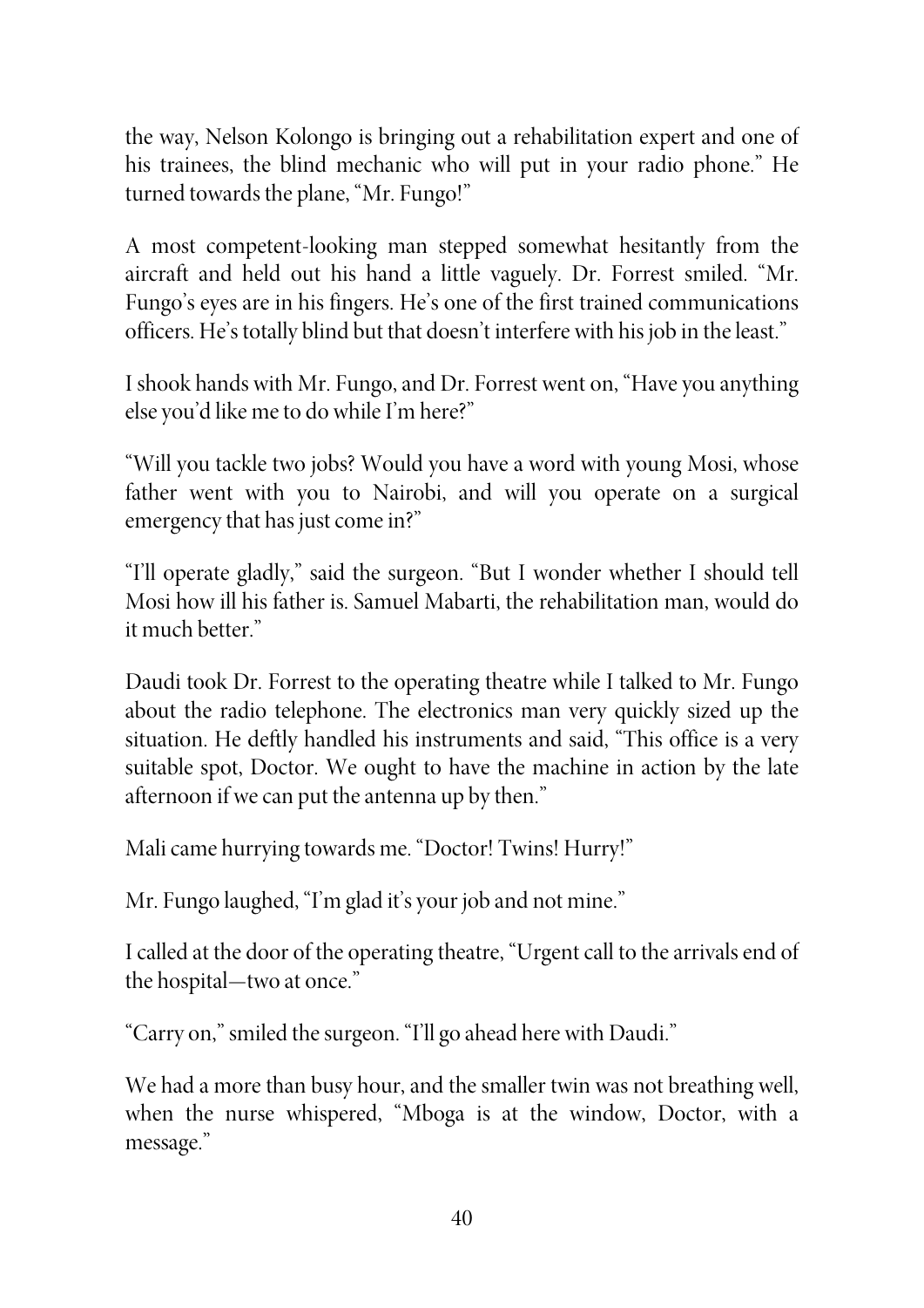the way, Nelson Kolongo is bringing out a rehabilitation expert and one of his trainees, the blind mechanic who will put in your radio phone." He turned towards the plane, "Mr. Fungo!"

A most competent-looking man stepped somewhat hesitantly from the aircraft and held out his hand a little vaguely. Dr. Forrest smiled. "Mr. Fungo's eyes are in his fingers. He's one of the first trained communications officers. He's totally blind but that doesn't interfere with his job in the least."

I shook hands with Mr. Fungo, and Dr. Forrest went on, "Have you anything else you'd like me to do while I'm here?"

"Will you tackle two jobs? Would you have a word with young Mosi, whose father went with you to Nairobi, and will you operate on a surgical emergency that has just come in?"

"I'll operate gladly," said the surgeon. "But I wonder whether I should tell Mosi how ill his father is. Samuel Mabarti, the rehabilitation man, would do it much better."

Daudi took Dr. Forrest to the operating theatre while I talked to Mr. Fungo about the radio telephone. The electronics man very quickly sized up the situation. He deftly handled his instruments and said, "This office is a very suitable spot, Doctor. We ought to have the machine in action by the late afternoon if we can put the antenna up by then."

Mali came hurrying towards me. "Doctor! Twins! Hurry!"

Mr. Fungo laughed, "I'm glad it's your job and not mine."

I called at the door of the operating theatre, "Urgent call to the arrivals end of the hospital—two at once."

"Carry on," smiled the surgeon. "I'll go ahead here with Daudi."

We had a more than busy hour, and the smaller twin was not breathing well, when the nurse whispered, "Mboga is at the window, Doctor, with a message."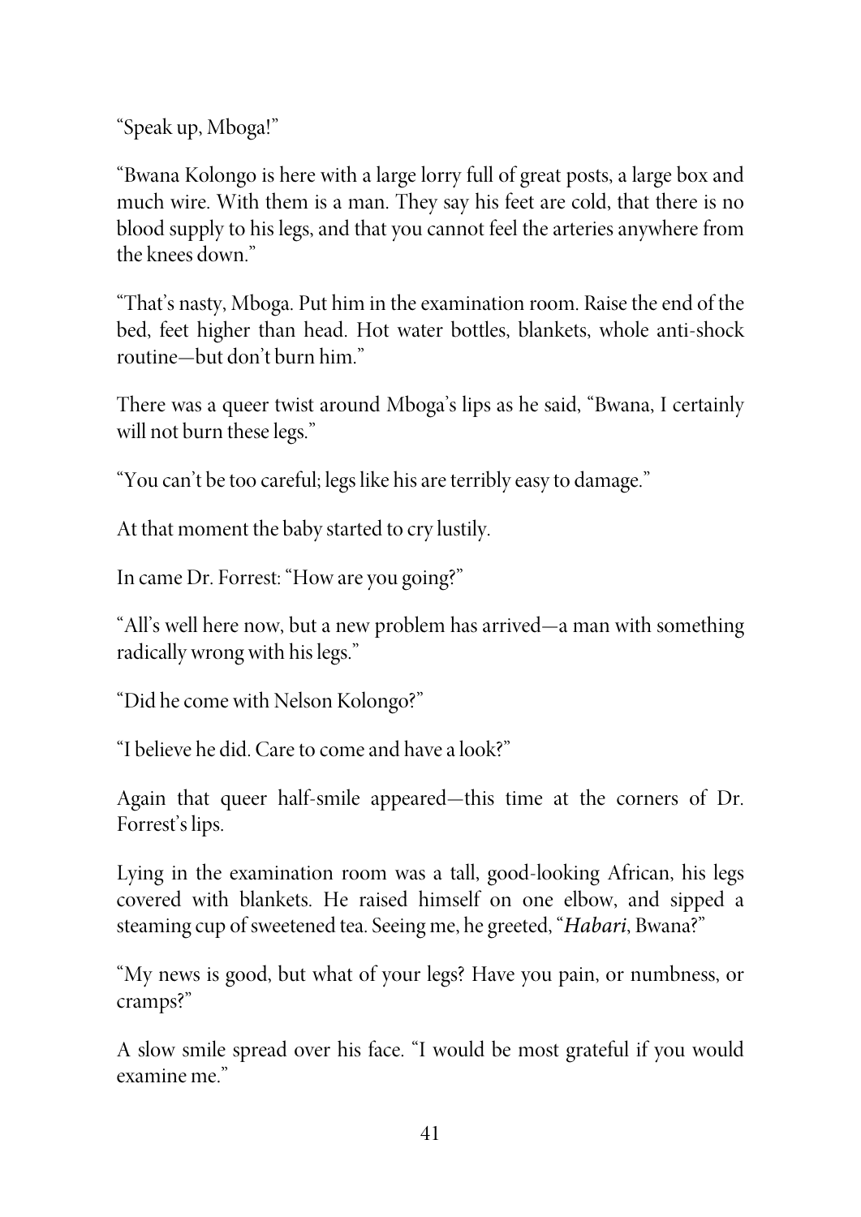"Speak up, Mboga!"

"Bwana Kolongo is here with a large lorry full of great posts, a large box and much wire. With them is a man. They say his feet are cold, that there is no blood supply to his legs, and that you cannot feel the arteries anywhere from the knees down."

"That's nasty, Mboga. Put him in the examination room. Raise the end of the bed, feet higher than head. Hot water bottles, blankets, whole anti-shock routine—but don't burn him."

There was a queer twist around Mboga's lips as he said, "Bwana, I certainly will not burn these legs."

"You can't be too careful; legs like his are terribly easy to damage."

At that moment the baby started to cry lustily.

In came Dr. Forrest: "How are you going?"

"All's well here now, but a new problem has arrived—a man with something radically wrong with his legs."

"Did he come with Nelson Kolongo?"

"I believe he did. Care to come and have a look?"

Again that queer half-smile appeared—this time at the corners of Dr. Forrest's lips.

Lying in the examination room was a tall, good-looking African, his legs covered with blankets. He raised himself on one elbow, and sipped a steaming cup of sweetened tea. Seeing me, he greeted, "*Habari*, Bwana?"

"My news is good, but what of your legs? Have you pain, or numbness, or cramps?"

A slow smile spread over his face. "I would be most grateful if you would examine me."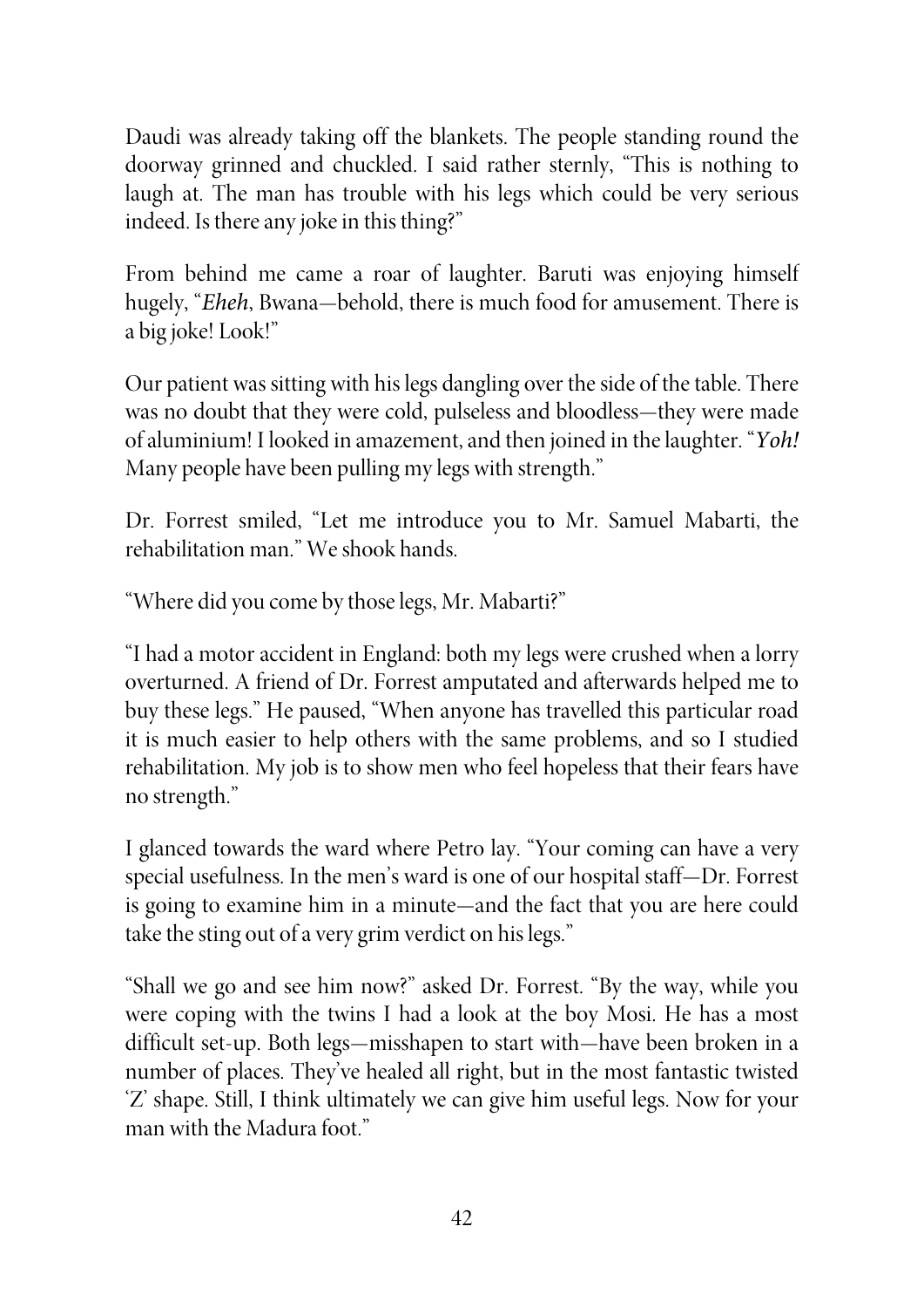Daudi was already taking off the blankets. The people standing round the doorway grinned and chuckled. I said rather sternly, "This is nothing to laugh at. The man has trouble with his legs which could be very serious indeed. Is there any joke in this thing?"

From behind me came a roar of laughter. Baruti was enjoying himself hugely, "*Eheh*, Bwana—behold, there is much food for amusement. There is a big joke! Look!"

Our patient was sitting with his legs dangling over the side of the table. There was no doubt that they were cold, pulseless and bloodless—they were made of aluminium! I looked in amazement, and then joined in the laughter. "*Yoh!* Many people have been pulling my legs with strength."

Dr. Forrest smiled, "Let me introduce you to Mr. Samuel Mabarti, the rehabilitation man." We shook hands.

"Where did you come by those legs, Mr. Mabarti?"

"I had a motor accident in England: both my legs were crushed when a lorry overturned. A friend of Dr. Forrest amputated and afterwards helped me to buy these legs." He paused, "When anyone has travelled this particular road it is much easier to help others with the same problems, and so I studied rehabilitation. My job is to show men who feel hopeless that their fears have no strength."

I glanced towards the ward where Petro lay. "Your coming can have a very special usefulness. In the men's ward is one of our hospital staff—Dr. Forrest is going to examine him in a minute—and the fact that you are here could take the sting out of a very grim verdict on his legs."

"Shall we go and see him now?" asked Dr. Forrest. "By the way, while you were coping with the twins I had a look at the boy Mosi. He has a most difficult set-up. Both legs—misshapen to start with—have been broken in a number of places. They've healed all right, but in the most fantastic twisted 'Z' shape. Still, I think ultimately we can give him useful legs. Now for your man with the Madura foot."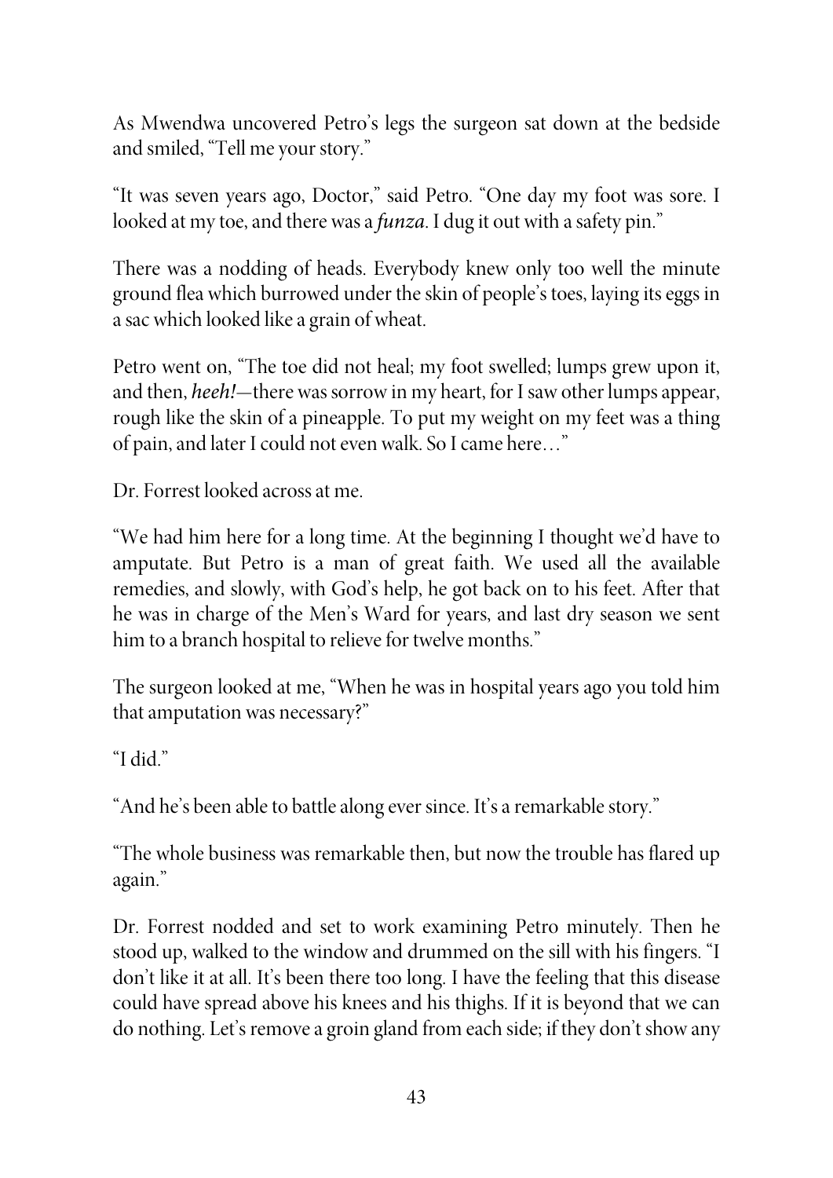As Mwendwa uncovered Petro's legs the surgeon sat down at the bedside and smiled, "Tell me your story."

"It was seven years ago, Doctor," said Petro. "One day my foot was sore. I looked at my toe, and there was a *funza*. I dug it out with a safety pin."

There was a nodding of heads. Everybody knew only too well the minute ground flea which burrowed under the skin of people's toes, laying its eggs in a sac which looked like a grain of wheat.

Petro went on, "The toe did not heal; my foot swelled; lumps grew upon it, and then, ***heeh!***—there was sorrow in my heart, for I saw other lumps appear, rough like the skin of a pineapple. To put my weight on my feet was a thing of pain, and later I could not even walk. So I came here…"

Dr. Forrest looked across at me.

"We had him here for a long time. At the beginning I thought we'd have to amputate. But Petro is a man of great faith. We used all the available remedies, and slowly, with God's help, he got back on to his feet. After that he was in charge of the Men's Ward for years, and last dry season we sent him to a branch hospital to relieve for twelve months."

The surgeon looked at me, "When he was in hospital years ago you told him that amputation was necessary?"

"I did."

"And he's been able to battle along ever since. It's a remarkable story."

"The whole business was remarkable then, but now the trouble has flared up again."

Dr. Forrest nodded and set to work examining Petro minutely. Then he stood up, walked to the window and drummed on the sill with his fingers. "I don't like it at all. It's been there too long. I have the feeling that this disease could have spread above his knees and his thighs. If it is beyond that we can do nothing. Let's remove a groin gland from each side; if they don't show any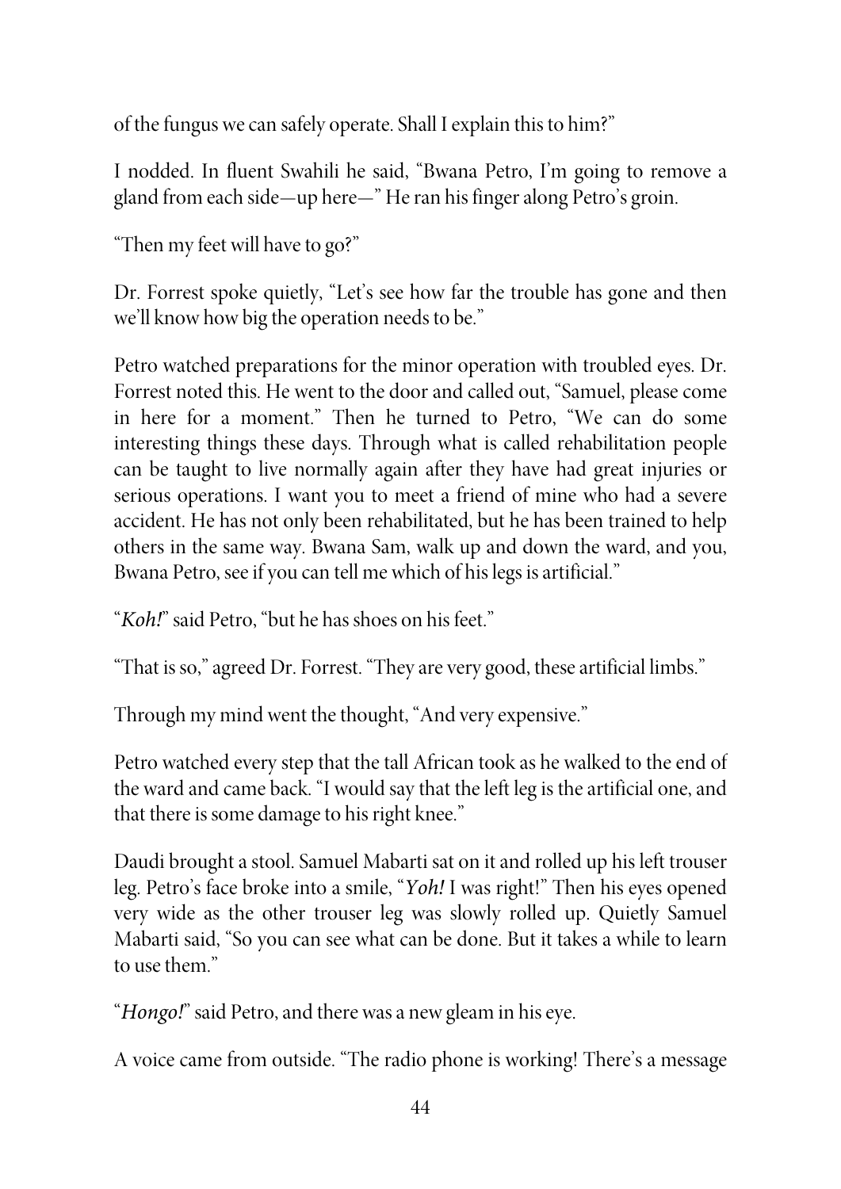of the fungus we can safely operate. Shall I explain this to him?"

I nodded. In fluent Swahili he said, "Bwana Petro, I'm going to remove a gland from each side—up here—" He ran his finger along Petro's groin.

"Then my feet will have to go?"

Dr. Forrest spoke quietly, "Let's see how far the trouble has gone and then we'll know how big the operation needs to be."

Petro watched preparations for the minor operation with troubled eyes. Dr. Forrest noted this. He went to the door and called out, "Samuel, please come in here for a moment." Then he turned to Petro, "We can do some interesting things these days. Through what is called rehabilitation people can be taught to live normally again after they have had great injuries or serious operations. I want you to meet a friend of mine who had a severe accident. He has not only been rehabilitated, but he has been trained to help others in the same way. Bwana Sam, walk up and down the ward, and you, Bwana Petro, see if you can tell me which of his legs is artificial."

"*Koh!*" said Petro, "but he has shoes on his feet."

"That is so," agreed Dr. Forrest. "They are very good, these artificial limbs."

Through my mind went the thought, "And very expensive."

Petro watched every step that the tall African took as he walked to the end of the ward and came back. "I would say that the left leg is the artificial one, and that there is some damage to his right knee."

Daudi brought a stool. Samuel Mabarti sat on it and rolled up his left trouser leg. Petro's face broke into a smile, "*Yoh!* I was right!" Then his eyes opened very wide as the other trouser leg was slowly rolled up. Quietly Samuel Mabarti said, "So you can see what can be done. But it takes a while to learn to use them."

"*Hongo!*" said Petro, and there was a new gleam in his eye.

A voice came from outside. "The radio phone is working! There's a message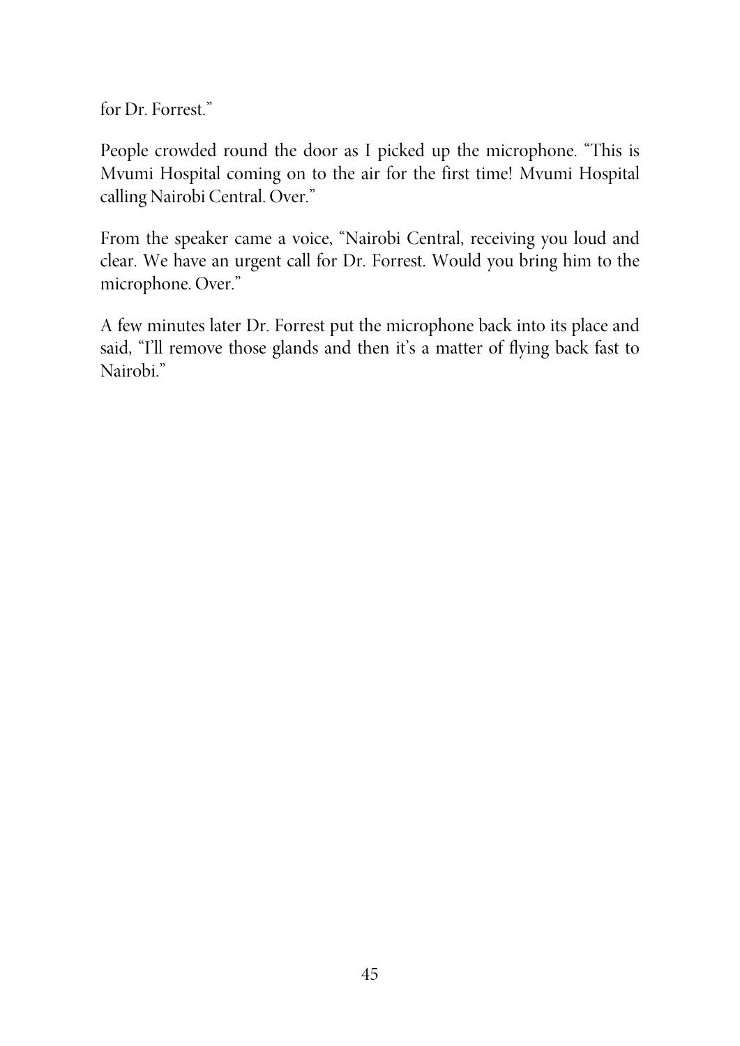for Dr. Forrest."

People crowded round the door as I picked up the microphone. "This is Mvumi Hospital coming on to the air for the first time! Mvumi Hospital calling Nairobi Central. Over."

From the speaker came a voice, "Nairobi Central, receiving you loud and clear. We have an urgent call for Dr. Forrest. Would you bring him to the microphone. Over."

A few minutes later Dr. Forrest put the microphone back into its place and said, "I'll remove those glands and then it's a matter of flying back fast to Nairobi."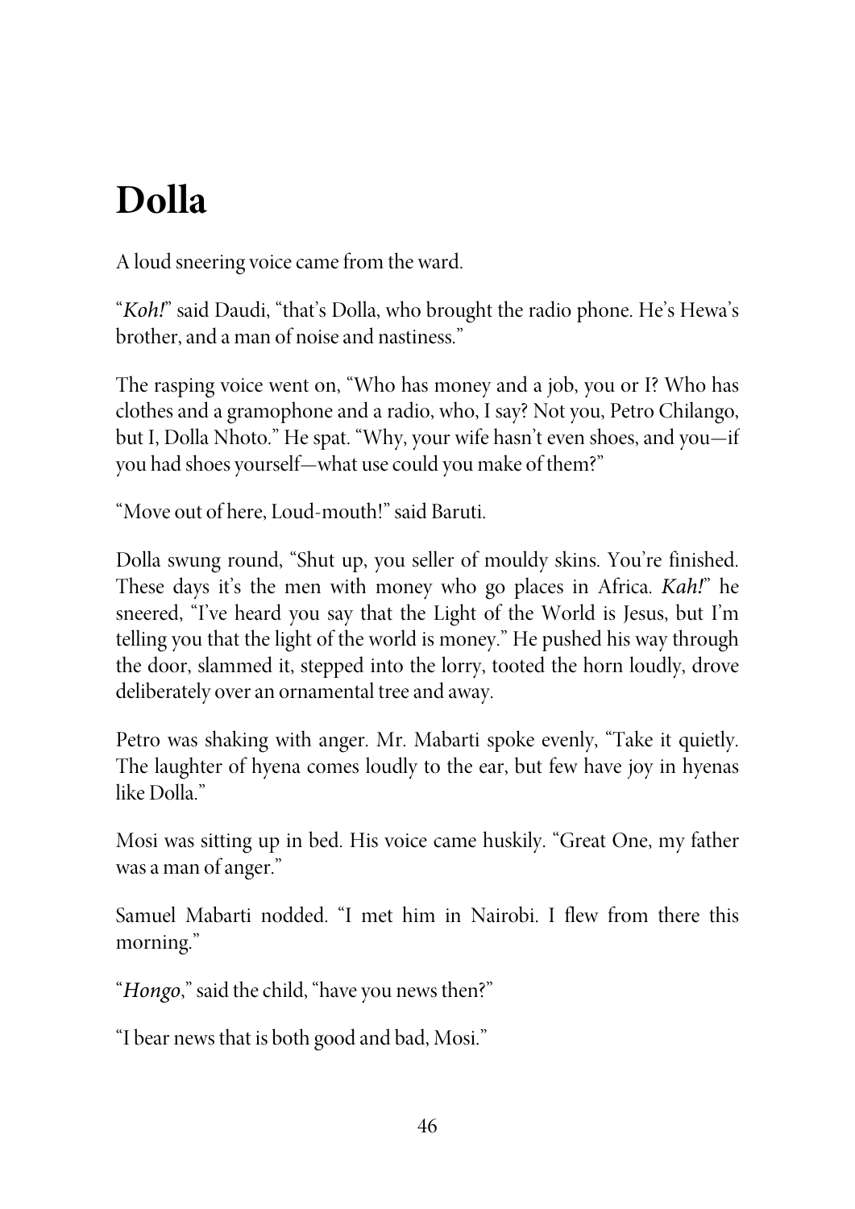# Dolla

A loud sneering voice came from the ward.

"*Koh!*" said Daudi, "that's Dolla, who brought the radio phone. He's Hewa's brother, and a man of noise and nastiness."

The rasping voice went on, "Who has money and a job, you or I? Who has clothes and a gramophone and a radio, who, I say? Not you, Petro Chilango, but I, Dolla Nhoto." He spat. "Why, your wife hasn't even shoes, and you—if you had shoes yourself—what use could you make of them?"

"Move out of here, Loud-mouth!" said Baruti.

Dolla swung round, "Shut up, you seller of mouldy skins. You're finished. These days it's the men with money who go places in Africa. *Kah!*" he sneered, "I've heard you say that the Light of the World is Jesus, but I'm telling you that the light of the world is money." He pushed his way through the door, slammed it, stepped into the lorry, tooted the horn loudly, drove deliberately over an ornamental tree and away.

Petro was shaking with anger. Mr. Mabarti spoke evenly, "Take it quietly. The laughter of hyena comes loudly to the ear, but few have joy in hyenas like Dolla."

Mosi was sitting up in bed. His voice came huskily. "Great One, my father was a man of anger."

Samuel Mabarti nodded. "I met him in Nairobi. I flew from there this morning."

"*Hongo*," said the child, "have you news then?"

"I bear news that is both good and bad, Mosi."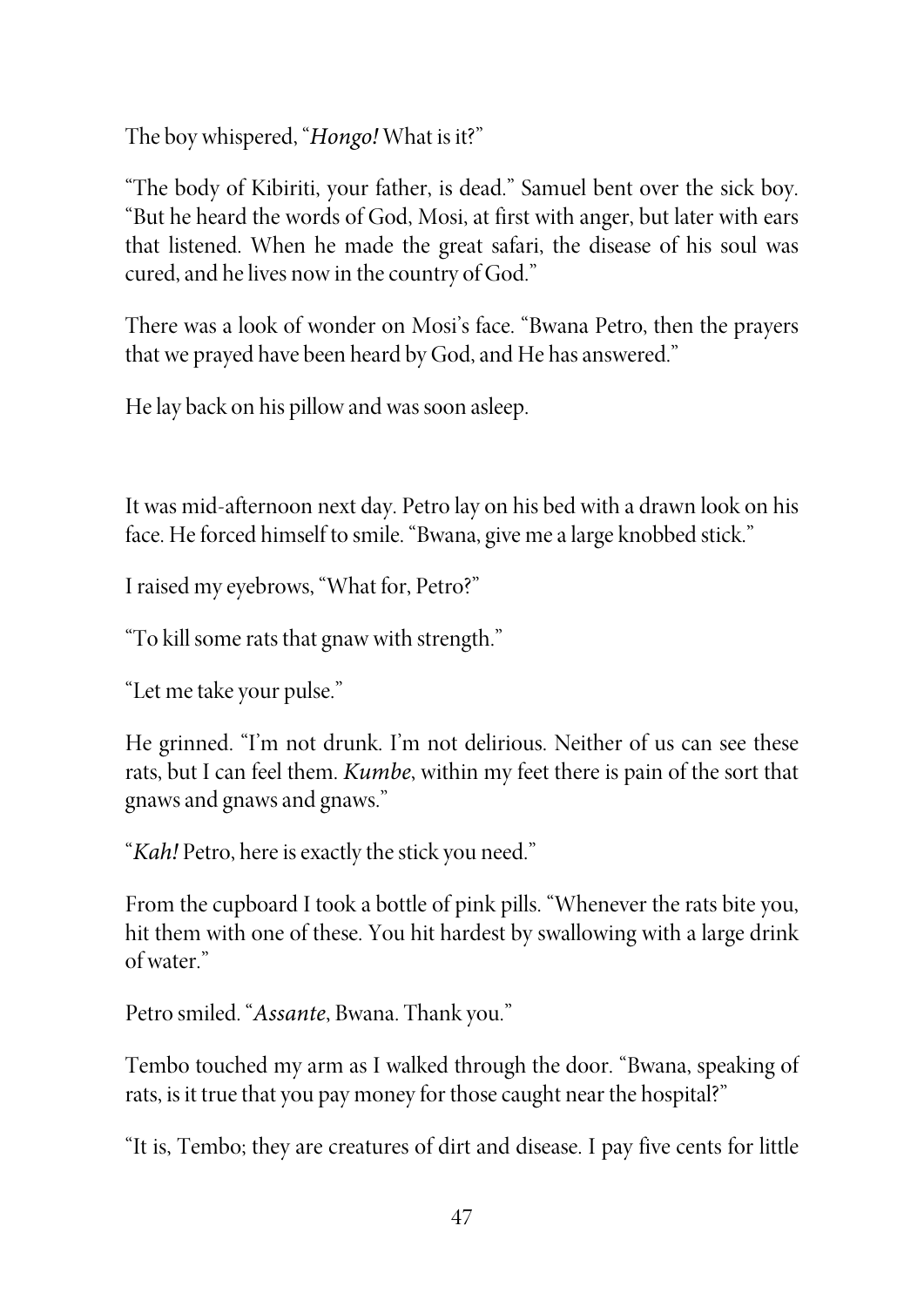The boy whispered, "*Hongo!* What is it?"

"The body of Kibiriti, your father, is dead." Samuel bent over the sick boy. "But he heard the words of God, Mosi, at first with anger, but later with ears that listened. When he made the great safari, the disease of his soul was cured, and he lives now in the country of God."

There was a look of wonder on Mosi's face. "Bwana Petro, then the prayers that we prayed have been heard by God, and He has answered."

He lay back on his pillow and was soon asleep.

It was mid-afternoon next day. Petro lay on his bed with a drawn look on his face. He forced himself to smile. "Bwana, give me a large knobbed stick."

I raised my eyebrows, "What for, Petro?"

"To kill some rats that gnaw with strength."

"Let me take your pulse."

He grinned. "I'm not drunk. I'm not delirious. Neither of us can see these rats, but I can feel them. *Kumbe*, within my feet there is pain of the sort that gnaws and gnaws and gnaws."

"*Kah!* Petro, here is exactly the stick you need."

From the cupboard I took a bottle of pink pills. "Whenever the rats bite you, hit them with one of these. You hit hardest by swallowing with a large drink of water."

Petro smiled. "*Assante*, Bwana. Thank you."

Tembo touched my arm as I walked through the door. "Bwana, speaking of rats, is it true that you pay money for those caught near the hospital?"

"It is, Tembo; they are creatures of dirt and disease. I pay five cents for little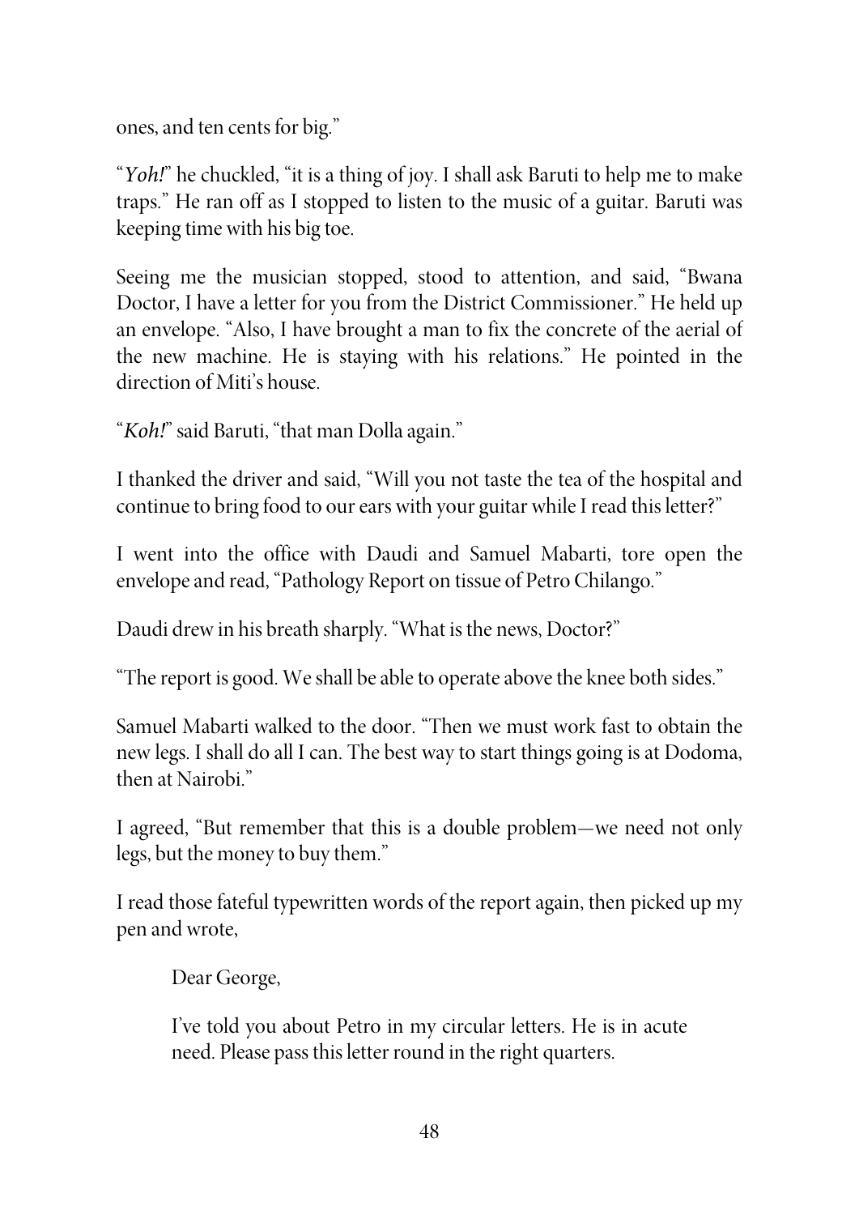ones, and ten cents for big."

"*Yoh!*" he chuckled, "it is a thing of joy. I shall ask Baruti to help me to make traps." He ran off as I stopped to listen to the music of a guitar. Baruti was keeping time with his big toe.

Seeing me the musician stopped, stood to attention, and said, "Bwana Doctor, I have a letter for you from the District Commissioner." He held up an envelope. "Also, I have brought a man to fix the concrete of the aerial of the new machine. He is staying with his relations." He pointed in the direction of Miti's house.

"*Koh!*" said Baruti, "that man Dolla again."

I thanked the driver and said, "Will you not taste the tea of the hospital and continue to bring food to our ears with your guitar while I read this letter?"

I went into the office with Daudi and Samuel Mabarti, tore open the envelope and read, "Pathology Report on tissue of Petro Chilango."

Daudi drew in his breath sharply. "What is the news, Doctor?"

"The report is good. We shall be able to operate above the knee both sides."

Samuel Mabarti walked to the door. "Then we must work fast to obtain the new legs. I shall do all I can. The best way to start things going is at Dodoma, then at Nairobi."

I agreed, "But remember that this is a double problem—we need not only legs, but the money to buy them."

I read those fateful typewritten words of the report again, then picked up my pen and wrote,

> Dear George,
>
> I've told you about Petro in my circular letters. He is in acute need. Please pass this letter round in the right quarters.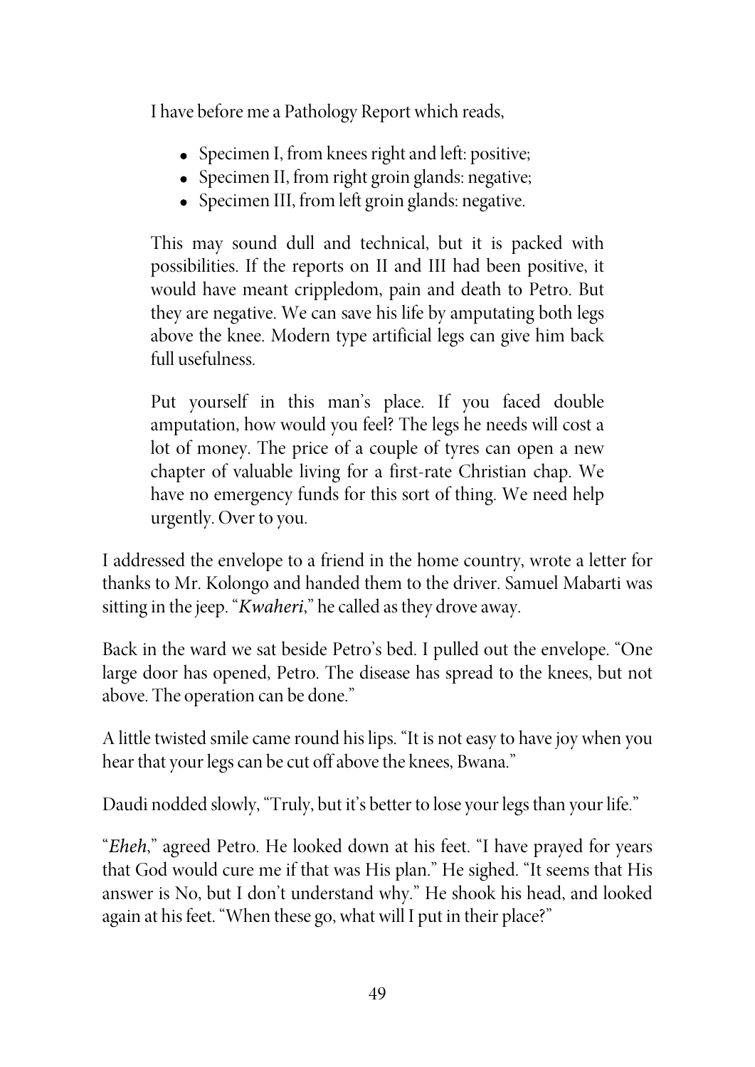I have before me a Pathology Report which reads,

> - Specimen I, from knees right and left: positive;
> - Specimen II, from right groin glands: negative;
> - Specimen III, from left groin glands: negative.
>
> This may sound dull and technical, but it is packed with possibilities. If the reports on II and III had been positive, it would have meant crippledom, pain and death to Petro. But they are negative. We can save his life by amputating both legs above the knee. Modern type artificial legs can give him back full usefulness.
>
> Put yourself in this man's place. If you faced double amputation, how would you feel? The legs he needs will cost a lot of money. The price of a couple of tyres can open a new chapter of valuable living for a first-rate Christian chap. We have no emergency funds for this sort of thing. We need help urgently. Over to you.

I addressed the envelope to a friend in the home country, wrote a letter for thanks to Mr. Kolongo and handed them to the driver. Samuel Mabarti was sitting in the jeep. "*Kwaheri*," he called as they drove away.

Back in the ward we sat beside Petro's bed. I pulled out the envelope. "One large door has opened, Petro. The disease has spread to the knees, but not above. The operation can be done."

A little twisted smile came round his lips. "It is not easy to have joy when you hear that your legs can be cut off above the knees, Bwana."

Daudi nodded slowly, "Truly, but it's better to lose your legs than your life."

"*Eheh*," agreed Petro. He looked down at his feet. "I have prayed for years that God would cure me if that was His plan." He sighed. "It seems that His answer is No, but I don't understand why." He shook his head, and looked again at his feet. "When these go, what will I put in their place?"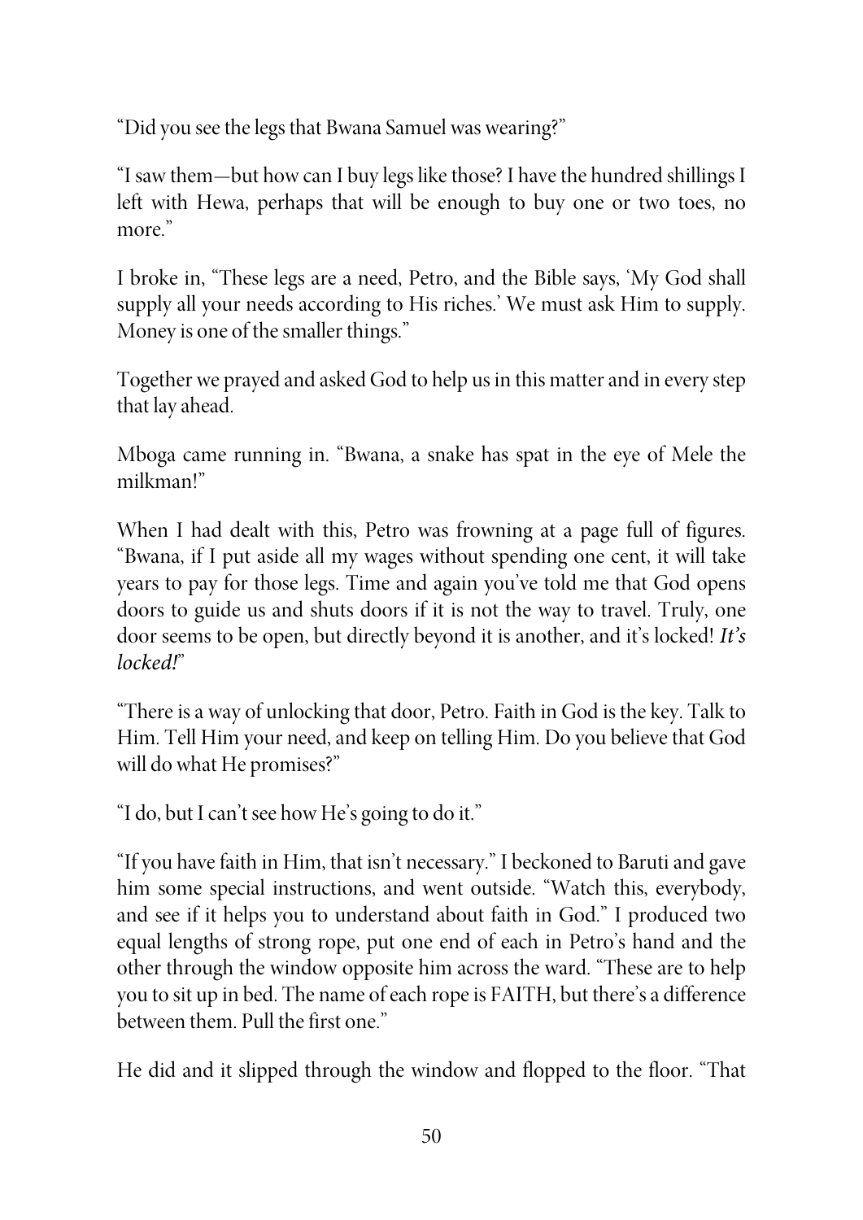"Did you see the legs that Bwana Samuel was wearing?"

"I saw them—but how can I buy legs like those? I have the hundred shillings I left with Hewa, perhaps that will be enough to buy one or two toes, no more."

I broke in, "These legs are a need, Petro, and the Bible says, 'My God shall supply all your needs according to His riches.' We must ask Him to supply. Money is one of the smaller things."

Together we prayed and asked God to help us in this matter and in every step that lay ahead.

Mboga came running in. "Bwana, a snake has spat in the eye of Mele the milkman!"

When I had dealt with this, Petro was frowning at a page full of figures. "Bwana, if I put aside all my wages without spending one cent, it will take years to pay for those legs. Time and again you've told me that God opens doors to guide us and shuts doors if it is not the way to travel. Truly, one door seems to be open, but directly beyond it is another, and it's locked! *It's locked!*"

"There is a way of unlocking that door, Petro. Faith in God is the key. Talk to Him. Tell Him your need, and keep on telling Him. Do you believe that God will do what He promises?"

"I do, but I can't see how He's going to do it."

"If you have faith in Him, that isn't necessary." I beckoned to Baruti and gave him some special instructions, and went outside. "Watch this, everybody, and see if it helps you to understand about faith in God." I produced two equal lengths of strong rope, put one end of each in Petro's hand and the other through the window opposite him across the ward. "These are to help you to sit up in bed. The name of each rope is FAITH, but there's a difference between them. Pull the first one."

He did and it slipped through the window and flopped to the floor. "That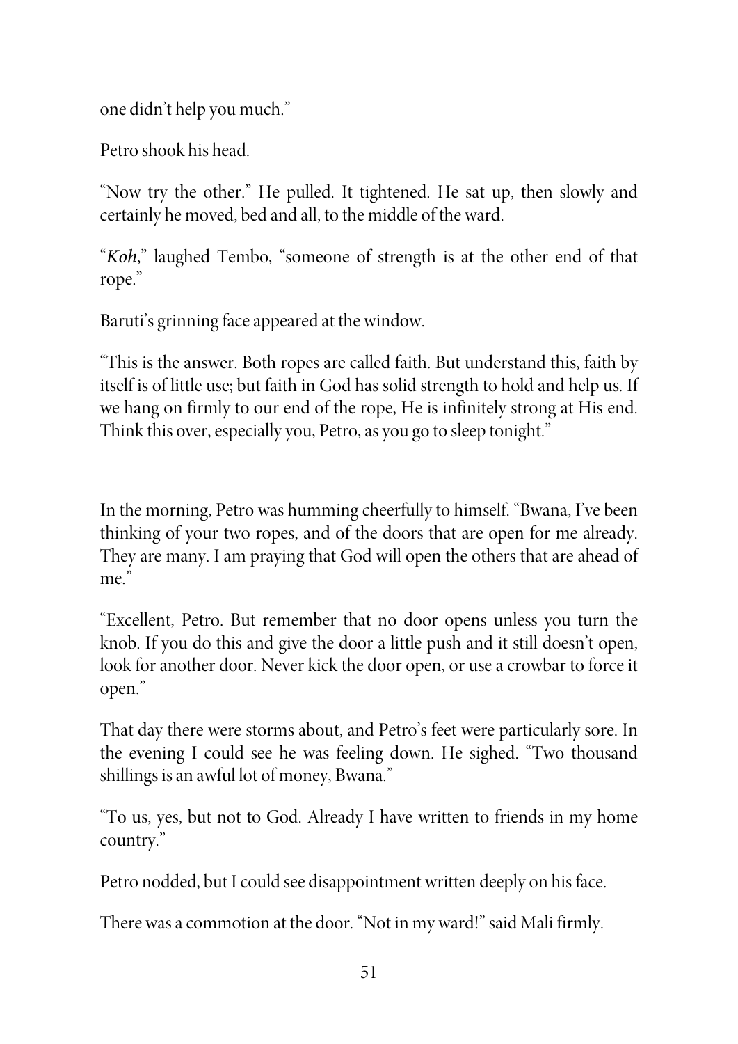one didn't help you much."

Petro shook his head.

"Now try the other." He pulled. It tightened. He sat up, then slowly and certainly he moved, bed and all, to the middle of the ward.

"*Koh*," laughed Tembo, "someone of strength is at the other end of that rope."

Baruti's grinning face appeared at the window.

"This is the answer. Both ropes are called faith. But understand this, faith by itself is of little use; but faith in God has solid strength to hold and help us. If we hang on firmly to our end of the rope, He is infinitely strong at His end. Think this over, especially you, Petro, as you go to sleep tonight."

In the morning, Petro was humming cheerfully to himself. "Bwana, I've been thinking of your two ropes, and of the doors that are open for me already. They are many. I am praying that God will open the others that are ahead of me."

"Excellent, Petro. But remember that no door opens unless you turn the knob. If you do this and give the door a little push and it still doesn't open, look for another door. Never kick the door open, or use a crowbar to force it open."

That day there were storms about, and Petro's feet were particularly sore. In the evening I could see he was feeling down. He sighed. "Two thousand shillings is an awful lot of money, Bwana."

"To us, yes, but not to God. Already I have written to friends in my home country."

Petro nodded, but I could see disappointment written deeply on his face.

There was a commotion at the door. "Not in my ward!" said Mali firmly.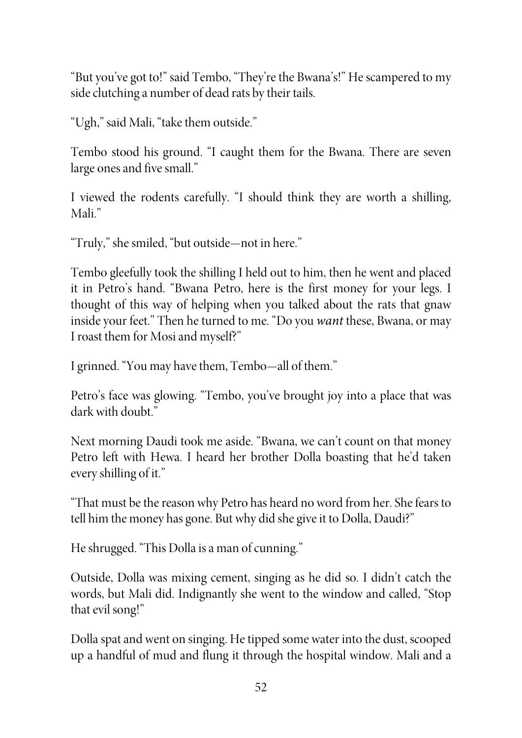"But you've got to!" said Tembo, "They're the Bwana's!" He scampered to my side clutching a number of dead rats by their tails.

"Ugh," said Mali, "take them outside."

Tembo stood his ground. "I caught them for the Bwana. There are seven large ones and five small."

I viewed the rodents carefully. "I should think they are worth a shilling, Mali."

"Truly," she smiled, "but outside—not in here."

Tembo gleefully took the shilling I held out to him, then he went and placed it in Petro's hand. "Bwana Petro, here is the first money for your legs. I thought of this way of helping when you talked about the rats that gnaw inside your feet." Then he turned to me. "Do you *want* these, Bwana, or may I roast them for Mosi and myself?"

I grinned. "You may have them, Tembo—all of them."

Petro's face was glowing. "Tembo, you've brought joy into a place that was dark with doubt."

Next morning Daudi took me aside. "Bwana, we can't count on that money Petro left with Hewa. I heard her brother Dolla boasting that he'd taken every shilling of it."

"That must be the reason why Petro has heard no word from her. She fears to tell him the money has gone. But why did she give it to Dolla, Daudi?"

He shrugged. "This Dolla is a man of cunning."

Outside, Dolla was mixing cement, singing as he did so. I didn't catch the words, but Mali did. Indignantly she went to the window and called, "Stop that evil song!"

Dolla spat and went on singing. He tipped some water into the dust, scooped up a handful of mud and flung it through the hospital window. Mali and a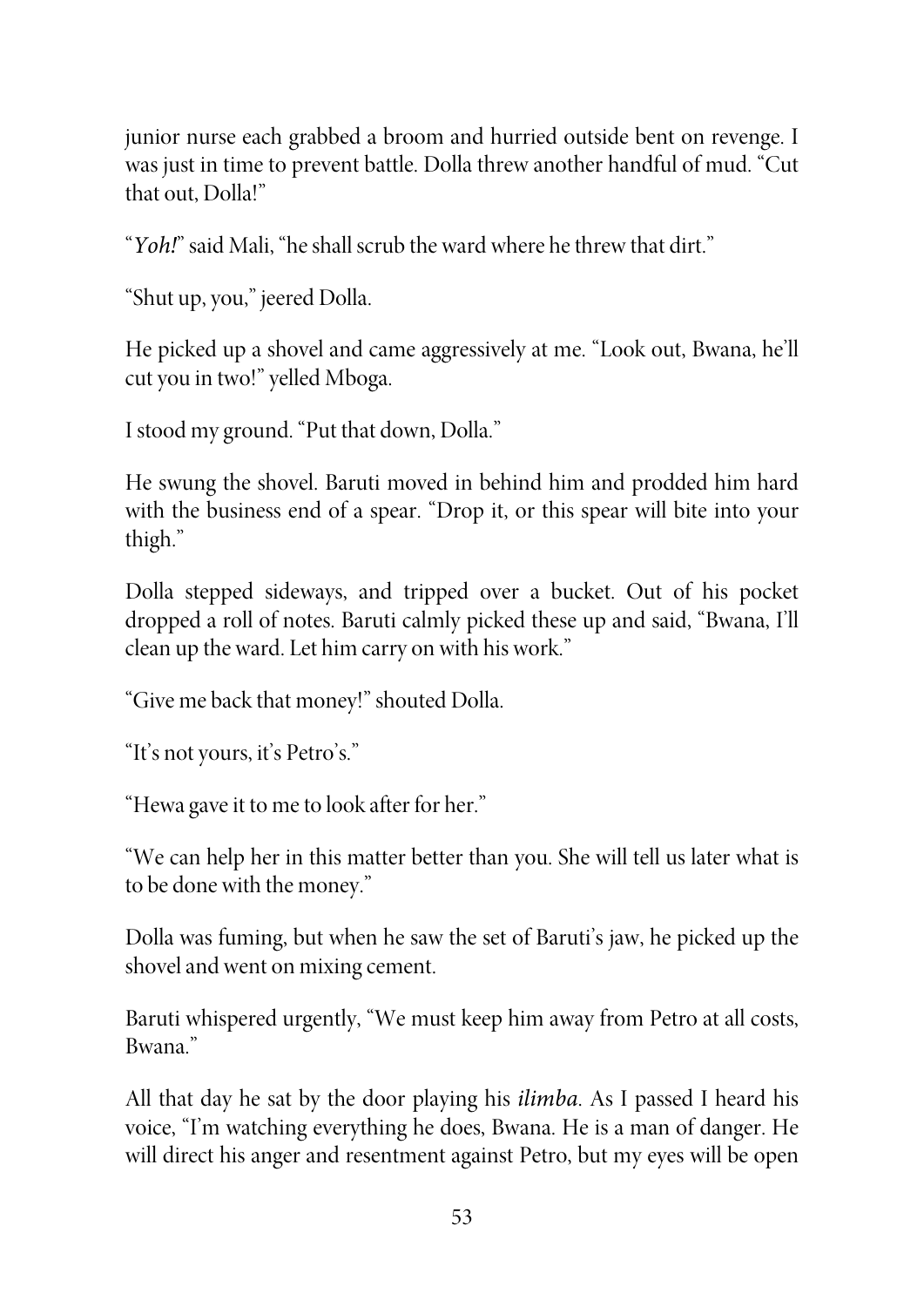junior nurse each grabbed a broom and hurried outside bent on revenge. I was just in time to prevent battle. Dolla threw another handful of mud. "Cut that out, Dolla!"

"*Yoh!*" said Mali, "he shall scrub the ward where he threw that dirt."

"Shut up, you," jeered Dolla.

He picked up a shovel and came aggressively at me. "Look out, Bwana, he'll cut you in two!" yelled Mboga.

I stood my ground. "Put that down, Dolla."

He swung the shovel. Baruti moved in behind him and prodded him hard with the business end of a spear. "Drop it, or this spear will bite into your thigh."

Dolla stepped sideways, and tripped over a bucket. Out of his pocket dropped a roll of notes. Baruti calmly picked these up and said, "Bwana, I'll clean up the ward. Let him carry on with his work."

"Give me back that money!" shouted Dolla.

"It's not yours, it's Petro's."

"Hewa gave it to me to look after for her."

"We can help her in this matter better than you. She will tell us later what is to be done with the money."

Dolla was fuming, but when he saw the set of Baruti's jaw, he picked up the shovel and went on mixing cement.

Baruti whispered urgently, "We must keep him away from Petro at all costs, Bwana."

All that day he sat by the door playing his *ilimba*. As I passed I heard his voice, "I'm watching everything he does, Bwana. He is a man of danger. He will direct his anger and resentment against Petro, but my eyes will be open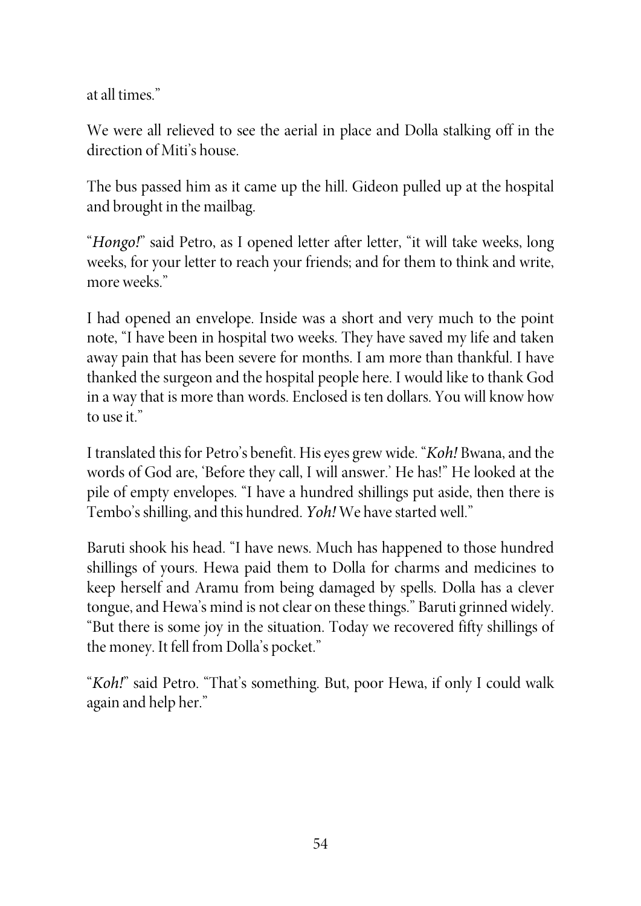at all times."

We were all relieved to see the aerial in place and Dolla stalking off in the direction of Miti's house.

The bus passed him as it came up the hill. Gideon pulled up at the hospital and brought in the mailbag.

"*Hongo!*" said Petro, as I opened letter after letter, "it will take weeks, long weeks, for your letter to reach your friends; and for them to think and write, more weeks."

I had opened an envelope. Inside was a short and very much to the point note, "I have been in hospital two weeks. They have saved my life and taken away pain that has been severe for months. I am more than thankful. I have thanked the surgeon and the hospital people here. I would like to thank God in a way that is more than words. Enclosed is ten dollars. You will know how to use it."

I translated this for Petro's benefit. His eyes grew wide. "*Koh!* Bwana, and the words of God are, 'Before they call, I will answer.' He has!" He looked at the pile of empty envelopes. "I have a hundred shillings put aside, then there is Tembo's shilling, and this hundred. *Yoh!* We have started well."

Baruti shook his head. "I have news. Much has happened to those hundred shillings of yours. Hewa paid them to Dolla for charms and medicines to keep herself and Aramu from being damaged by spells. Dolla has a clever tongue, and Hewa's mind is not clear on these things." Baruti grinned widely. "But there is some joy in the situation. Today we recovered fifty shillings of the money. It fell from Dolla's pocket."

"*Koh!*" said Petro. "That's something. But, poor Hewa, if only I could walk again and help her."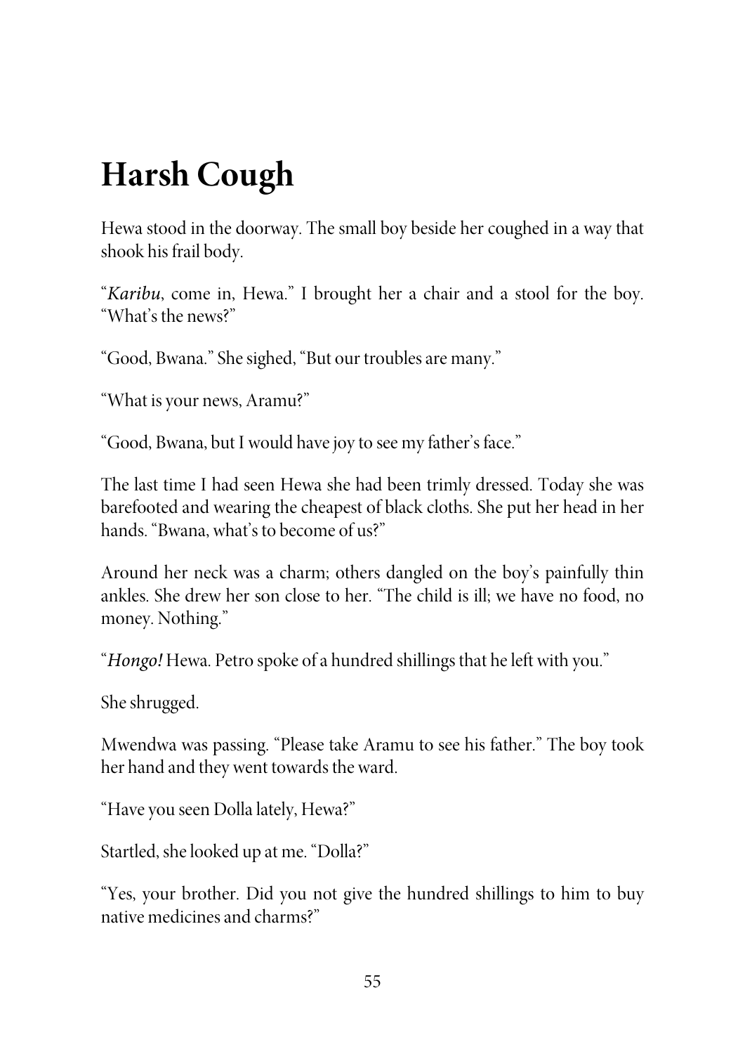# Harsh Cough

Hewa stood in the doorway. The small boy beside her coughed in a way that shook his frail body.

"*Karibu*, come in, Hewa." I brought her a chair and a stool for the boy. "What's the news?"

"Good, Bwana." She sighed, "But our troubles are many."

"What is your news, Aramu?"

"Good, Bwana, but I would have joy to see my father's face."

The last time I had seen Hewa she had been trimly dressed. Today she was barefooted and wearing the cheapest of black cloths. She put her head in her hands. "Bwana, what's to become of us?"

Around her neck was a charm; others dangled on the boy's painfully thin ankles. She drew her son close to her. "The child is ill; we have no food, no money. Nothing."

"*Hongo!* Hewa. Petro spoke of a hundred shillings that he left with you."

She shrugged.

Mwendwa was passing. "Please take Aramu to see his father." The boy took her hand and they went towards the ward.

"Have you seen Dolla lately, Hewa?"

Startled, she looked up at me. "Dolla?"

"Yes, your brother. Did you not give the hundred shillings to him to buy native medicines and charms?"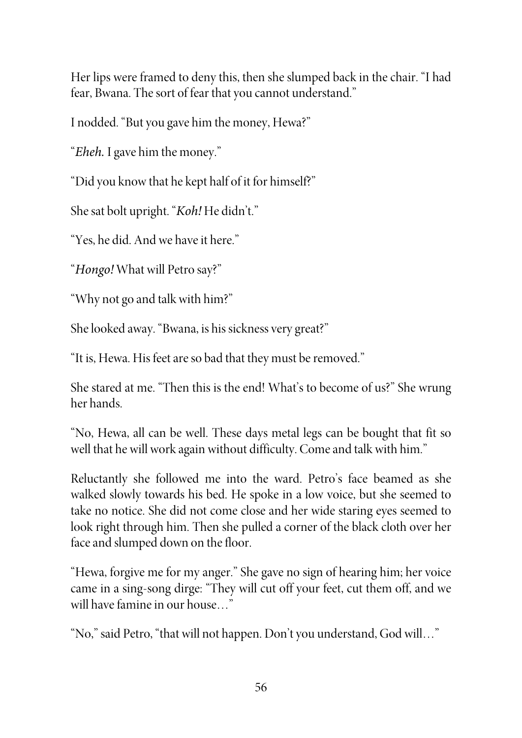Her lips were framed to deny this, then she slumped back in the chair. "I had fear, Bwana. The sort of fear that you cannot understand."

I nodded. "But you gave him the money, Hewa?"

"*Eheh.* I gave him the money."

"Did you know that he kept half of it for himself?"

She sat bolt upright. "*Koh!* He didn't."

"Yes, he did. And we have it here."

"*Hongo!* What will Petro say?"

"Why not go and talk with him?"

She looked away. "Bwana, is his sickness very great?"

"It is, Hewa. His feet are so bad that they must be removed."

She stared at me. "Then this is the end! What's to become of us?" She wrung her hands.

"No, Hewa, all can be well. These days metal legs can be bought that fit so well that he will work again without difficulty. Come and talk with him."

Reluctantly she followed me into the ward. Petro's face beamed as she walked slowly towards his bed. He spoke in a low voice, but she seemed to take no notice. She did not come close and her wide staring eyes seemed to look right through him. Then she pulled a corner of the black cloth over her face and slumped down on the floor.

"Hewa, forgive me for my anger." She gave no sign of hearing him; her voice came in a sing-song dirge: "They will cut off your feet, cut them off, and we will have famine in our house…"

"No," said Petro, "that will not happen. Don't you understand, God will…"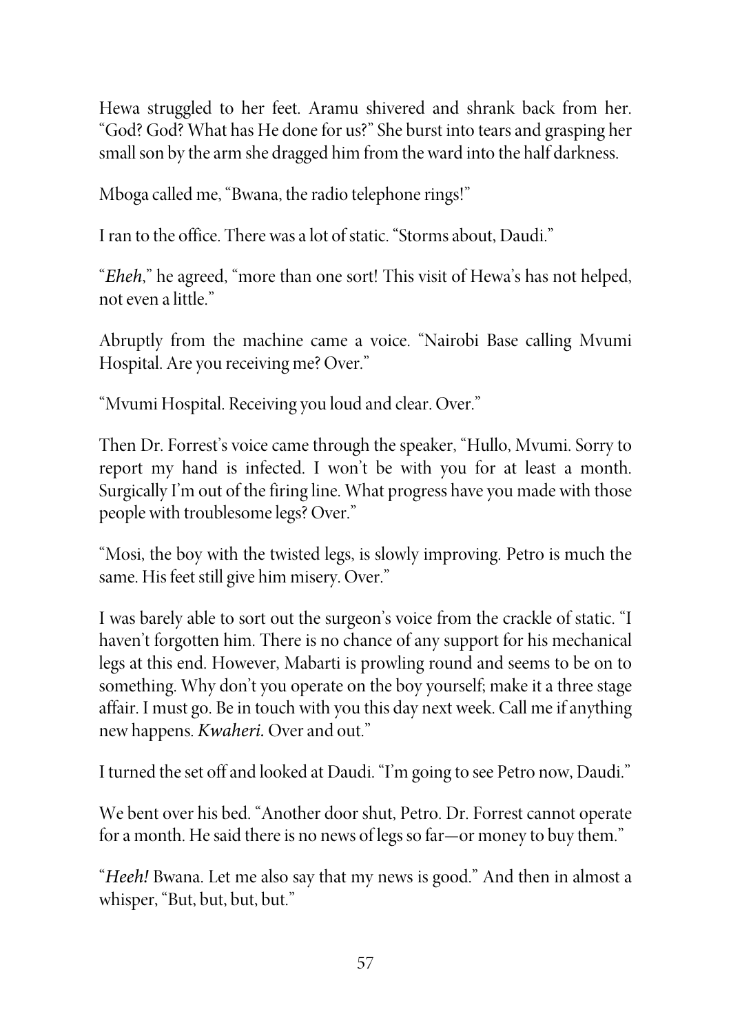Hewa struggled to her feet. Aramu shivered and shrank back from her. "God? God? What has He done for us?" She burst into tears and grasping her small son by the arm she dragged him from the ward into the half darkness.

Mboga called me, "Bwana, the radio telephone rings!"

I ran to the office. There was a lot of static. "Storms about, Daudi."

"*Eheh*," he agreed, "more than one sort! This visit of Hewa's has not helped, not even a little."

Abruptly from the machine came a voice. "Nairobi Base calling Mvumi Hospital. Are you receiving me? Over."

"Mvumi Hospital. Receiving you loud and clear. Over."

Then Dr. Forrest's voice came through the speaker, "Hullo, Mvumi. Sorry to report my hand is infected. I won't be with you for at least a month. Surgically I'm out of the firing line. What progress have you made with those people with troublesome legs? Over."

"Mosi, the boy with the twisted legs, is slowly improving. Petro is much the same. His feet still give him misery. Over."

I was barely able to sort out the surgeon's voice from the crackle of static. "I haven't forgotten him. There is no chance of any support for his mechanical legs at this end. However, Mabarti is prowling round and seems to be on to something. Why don't you operate on the boy yourself; make it a three stage affair. I must go. Be in touch with you this day next week. Call me if anything new happens. *Kwaheri.* Over and out."

I turned the set off and looked at Daudi. "I'm going to see Petro now, Daudi."

We bent over his bed. "Another door shut, Petro. Dr. Forrest cannot operate for a month. He said there is no news of legs so far—or money to buy them."

"*Heeh!* Bwana. Let me also say that my news is good." And then in almost a whisper, "But, but, but, but."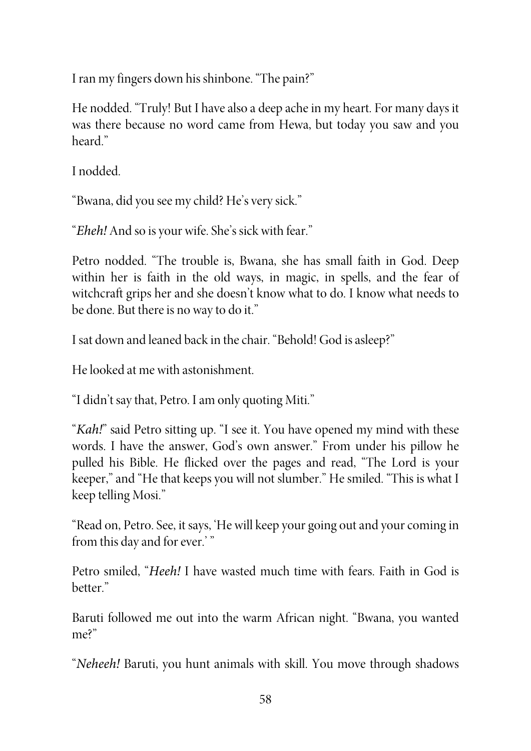I ran my fingers down his shinbone. "The pain?"

He nodded. "Truly! But I have also a deep ache in my heart. For many days it was there because no word came from Hewa, but today you saw and you heard."

I nodded.

"Bwana, did you see my child? He's very sick."

"*Eheh!* And so is your wife. She's sick with fear."

Petro nodded. "The trouble is, Bwana, she has small faith in God. Deep within her is faith in the old ways, in magic, in spells, and the fear of witchcraft grips her and she doesn't know what to do. I know what needs to be done. But there is no way to do it."

I sat down and leaned back in the chair. "Behold! God is asleep?"

He looked at me with astonishment.

"I didn't say that, Petro. I am only quoting Miti."

"*Kah!*" said Petro sitting up. "I see it. You have opened my mind with these words. I have the answer, God's own answer." From under his pillow he pulled his Bible. He flicked over the pages and read, "The Lord is your keeper," and "He that keeps you will not slumber." He smiled. "This is what I keep telling Mosi."

"Read on, Petro. See, it says, 'He will keep your going out and your coming in from this day and for ever.' "

Petro smiled, "*Heeh!* I have wasted much time with fears. Faith in God is better."

Baruti followed me out into the warm African night. "Bwana, you wanted me?"

"*Neheeh!* Baruti, you hunt animals with skill. You move through shadows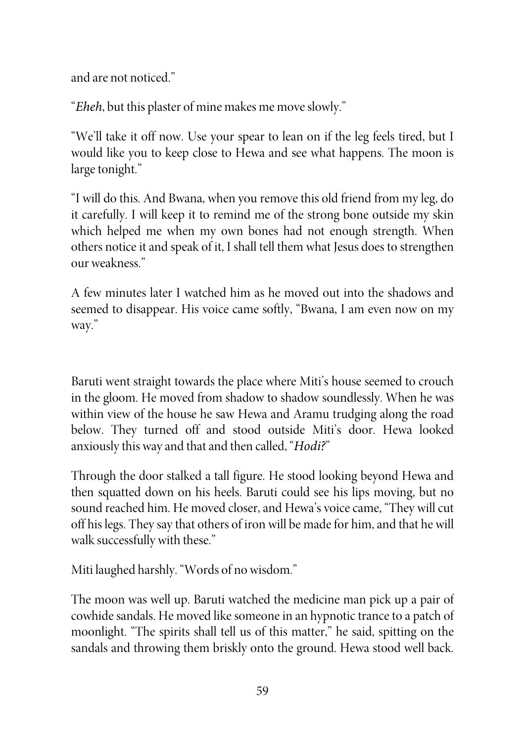and are not noticed."

"*Eheh*, but this plaster of mine makes me move slowly."

"We'll take it off now. Use your spear to lean on if the leg feels tired, but I would like you to keep close to Hewa and see what happens. The moon is large tonight."

"I will do this. And Bwana, when you remove this old friend from my leg, do it carefully. I will keep it to remind me of the strong bone outside my skin which helped me when my own bones had not enough strength. When others notice it and speak of it, I shall tell them what Jesus does to strengthen our weakness."

A few minutes later I watched him as he moved out into the shadows and seemed to disappear. His voice came softly, "Bwana, I am even now on my way."

Baruti went straight towards the place where Miti's house seemed to crouch in the gloom. He moved from shadow to shadow soundlessly. When he was within view of the house he saw Hewa and Aramu trudging along the road below. They turned off and stood outside Miti's door. Hewa looked anxiously this way and that and then called, "*Hodi?*"

Through the door stalked a tall figure. He stood looking beyond Hewa and then squatted down on his heels. Baruti could see his lips moving, but no sound reached him. He moved closer, and Hewa's voice came, "They will cut off his legs. They say that others of iron will be made for him, and that he will walk successfully with these."

Miti laughed harshly. "Words of no wisdom."

The moon was well up. Baruti watched the medicine man pick up a pair of cowhide sandals. He moved like someone in an hypnotic trance to a patch of moonlight. "The spirits shall tell us of this matter," he said, spitting on the sandals and throwing them briskly onto the ground. Hewa stood well back.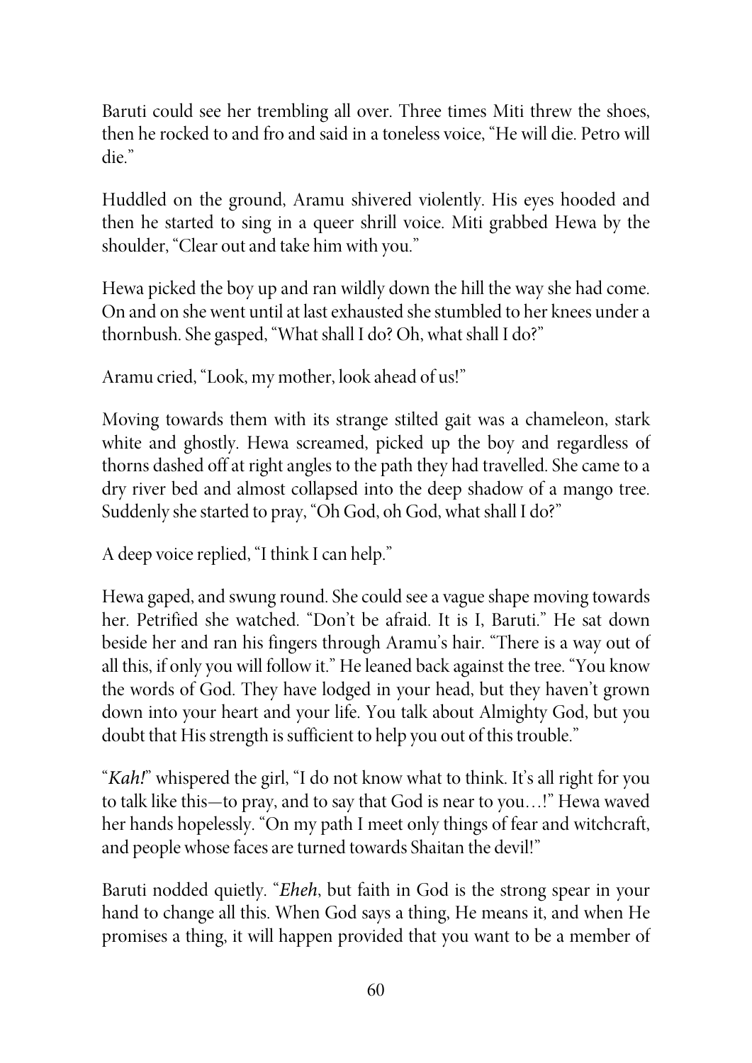Baruti could see her trembling all over. Three times Miti threw the shoes, then he rocked to and fro and said in a toneless voice, "He will die. Petro will die."

Huddled on the ground, Aramu shivered violently. His eyes hooded and then he started to sing in a queer shrill voice. Miti grabbed Hewa by the shoulder, "Clear out and take him with you."

Hewa picked the boy up and ran wildly down the hill the way she had come. On and on she went until at last exhausted she stumbled to her knees under a thornbush. She gasped, "What shall I do? Oh, what shall I do?"

Aramu cried, "Look, my mother, look ahead of us!"

Moving towards them with its strange stilted gait was a chameleon, stark white and ghostly. Hewa screamed, picked up the boy and regardless of thorns dashed off at right angles to the path they had travelled. She came to a dry river bed and almost collapsed into the deep shadow of a mango tree. Suddenly she started to pray, "Oh God, oh God, what shall I do?"

A deep voice replied, "I think I can help."

Hewa gaped, and swung round. She could see a vague shape moving towards her. Petrified she watched. "Don't be afraid. It is I, Baruti." He sat down beside her and ran his fingers through Aramu's hair. "There is a way out of all this, if only you will follow it." He leaned back against the tree. "You know the words of God. They have lodged in your head, but they haven't grown down into your heart and your life. You talk about Almighty God, but you doubt that His strength is sufficient to help you out of this trouble."

"*Kah!*" whispered the girl, "I do not know what to think. It's all right for you to talk like this—to pray, and to say that God is near to you…!" Hewa waved her hands hopelessly. "On my path I meet only things of fear and witchcraft, and people whose faces are turned towards Shaitan the devil!"

Baruti nodded quietly. "*Eheh*, but faith in God is the strong spear in your hand to change all this. When God says a thing, He means it, and when He promises a thing, it will happen provided that you want to be a member of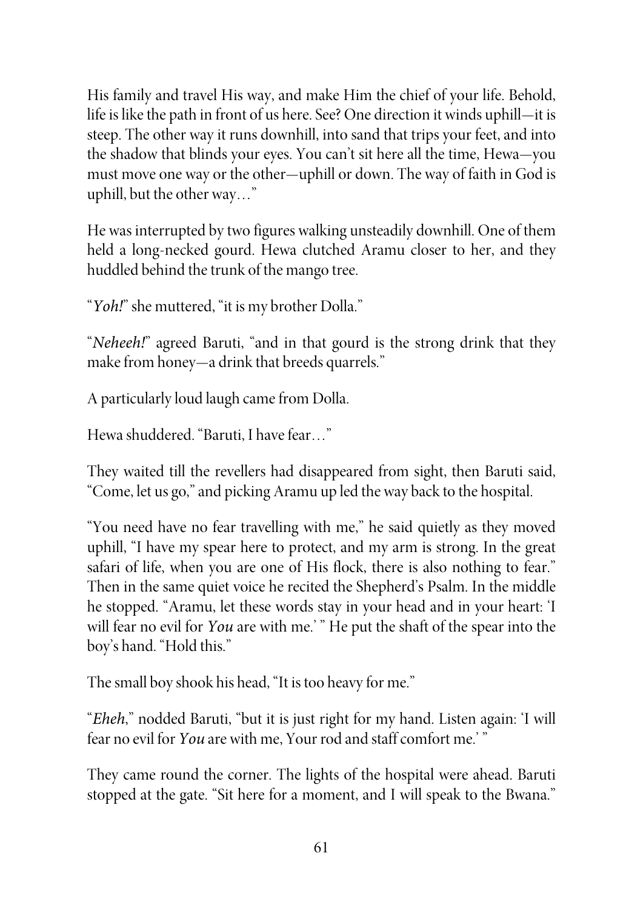His family and travel His way, and make Him the chief of your life. Behold, life is like the path in front of us here. See? One direction it winds uphill—it is steep. The other way it runs downhill, into sand that trips your feet, and into the shadow that blinds your eyes. You can't sit here all the time, Hewa—you must move one way or the other—uphill or down. The way of faith in God is uphill, but the other way…"

He was interrupted by two figures walking unsteadily downhill. One of them held a long-necked gourd. Hewa clutched Aramu closer to her, and they huddled behind the trunk of the mango tree.

"*Yoh!*" she muttered, "it is my brother Dolla."

"*Neheeh!*" agreed Baruti, "and in that gourd is the strong drink that they make from honey—a drink that breeds quarrels."

A particularly loud laugh came from Dolla.

Hewa shuddered. "Baruti, I have fear…"

They waited till the revellers had disappeared from sight, then Baruti said, "Come, let us go," and picking Aramu up led the way back to the hospital.

"You need have no fear travelling with me," he said quietly as they moved uphill, "I have my spear here to protect, and my arm is strong. In the great safari of life, when you are one of His flock, there is also nothing to fear." Then in the same quiet voice he recited the Shepherd's Psalm. In the middle he stopped. "Aramu, let these words stay in your head and in your heart: 'I will fear no evil for *You* are with me.' " He put the shaft of the spear into the boy's hand. "Hold this."

The small boy shook his head, "It is too heavy for me."

"*Eheh*," nodded Baruti, "but it is just right for my hand. Listen again: 'I will fear no evil for *You* are with me, Your rod and staff comfort me.' "

They came round the corner. The lights of the hospital were ahead. Baruti stopped at the gate. "Sit here for a moment, and I will speak to the Bwana."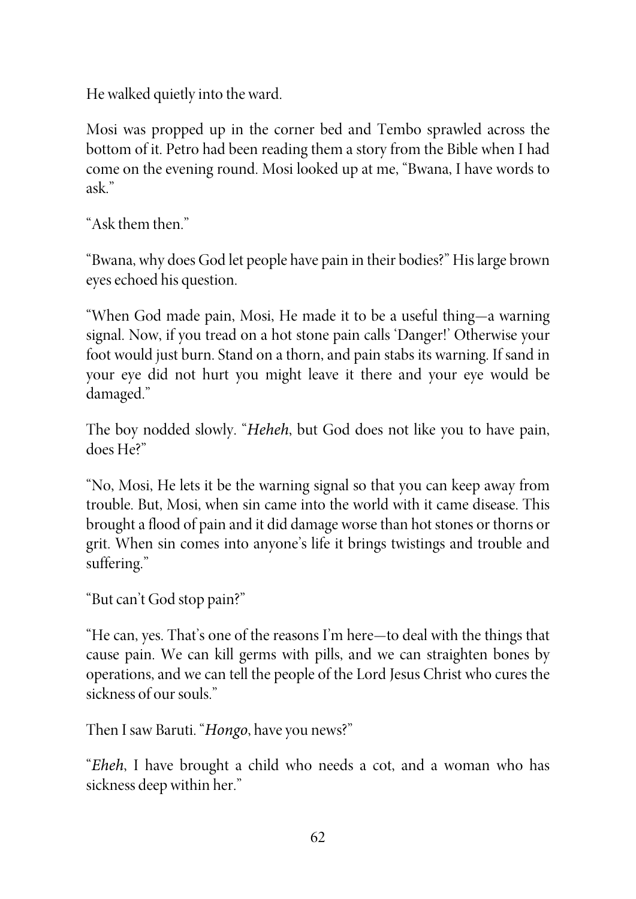He walked quietly into the ward.

Mosi was propped up in the corner bed and Tembo sprawled across the bottom of it. Petro had been reading them a story from the Bible when I had come on the evening round. Mosi looked up at me, "Bwana, I have words to ask."

"Ask them then."

"Bwana, why does God let people have pain in their bodies?" His large brown eyes echoed his question.

"When God made pain, Mosi, He made it to be a useful thing—a warning signal. Now, if you tread on a hot stone pain calls 'Danger!' Otherwise your foot would just burn. Stand on a thorn, and pain stabs its warning. If sand in your eye did not hurt you might leave it there and your eye would be damaged."

The boy nodded slowly. "*Heheh*, but God does not like you to have pain, does He?"

"No, Mosi, He lets it be the warning signal so that you can keep away from trouble. But, Mosi, when sin came into the world with it came disease. This brought a flood of pain and it did damage worse than hot stones or thorns or grit. When sin comes into anyone's life it brings twistings and trouble and suffering."

"But can't God stop pain?"

"He can, yes. That's one of the reasons I'm here—to deal with the things that cause pain. We can kill germs with pills, and we can straighten bones by operations, and we can tell the people of the Lord Jesus Christ who cures the sickness of our souls."

Then I saw Baruti. "*Hongo*, have you news?"

"*Eheh*, I have brought a child who needs a cot, and a woman who has sickness deep within her."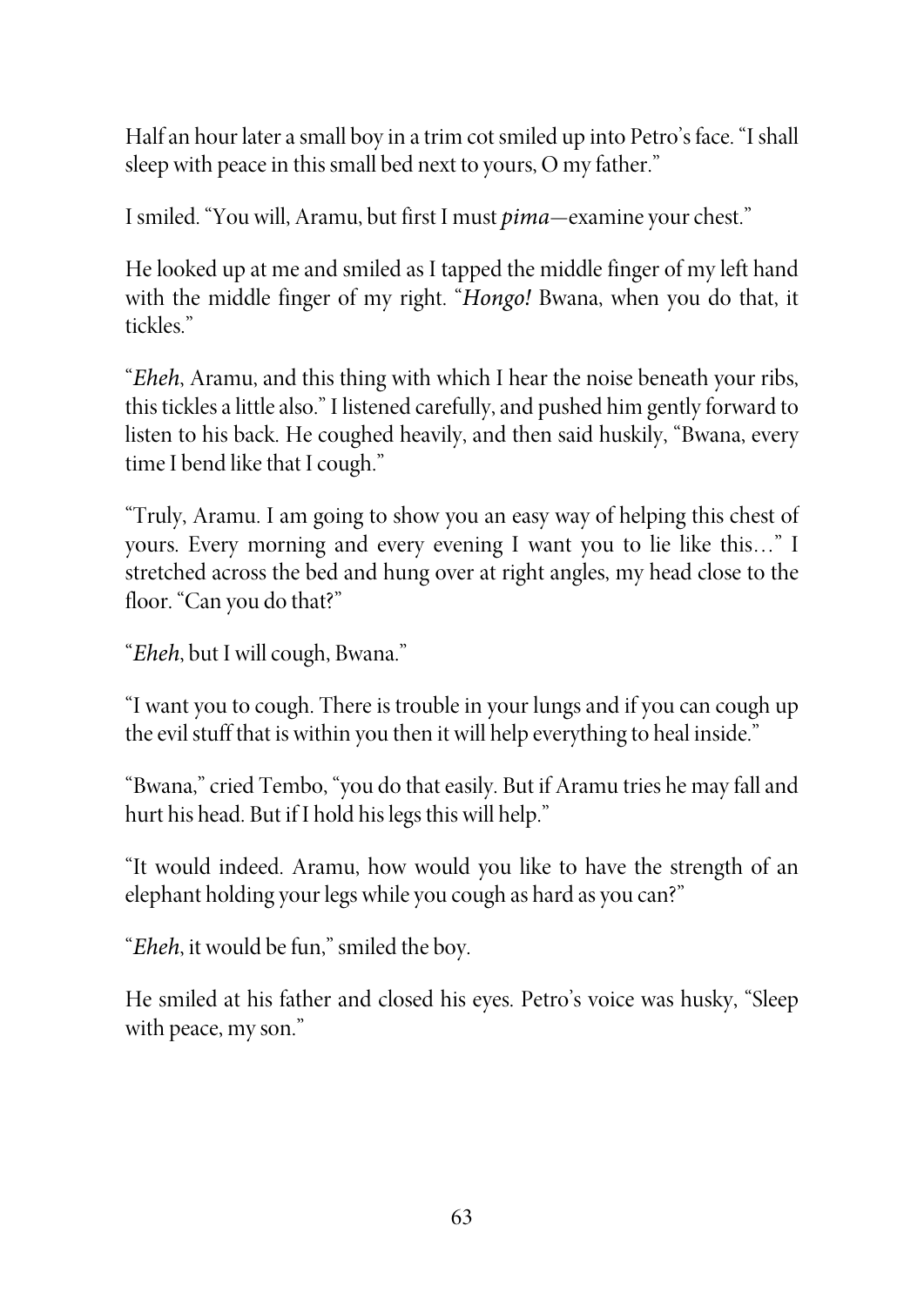Half an hour later a small boy in a trim cot smiled up into Petro's face. "I shall sleep with peace in this small bed next to yours, O my father."

I smiled. "You will, Aramu, but first I must *pima*—examine your chest."

He looked up at me and smiled as I tapped the middle finger of my left hand with the middle finger of my right. "*Hongo!* Bwana, when you do that, it tickles."

"*Eheh*, Aramu, and this thing with which I hear the noise beneath your ribs, this tickles a little also." I listened carefully, and pushed him gently forward to listen to his back. He coughed heavily, and then said huskily, "Bwana, every time I bend like that I cough."

"Truly, Aramu. I am going to show you an easy way of helping this chest of yours. Every morning and every evening I want you to lie like this…" I stretched across the bed and hung over at right angles, my head close to the floor. "Can you do that?"

"*Eheh*, but I will cough, Bwana."

"I want you to cough. There is trouble in your lungs and if you can cough up the evil stuff that is within you then it will help everything to heal inside."

"Bwana," cried Tembo, "you do that easily. But if Aramu tries he may fall and hurt his head. But if I hold his legs this will help."

"It would indeed. Aramu, how would you like to have the strength of an elephant holding your legs while you cough as hard as you can?"

"*Eheh*, it would be fun," smiled the boy.

He smiled at his father and closed his eyes. Petro's voice was husky, "Sleep with peace, my son."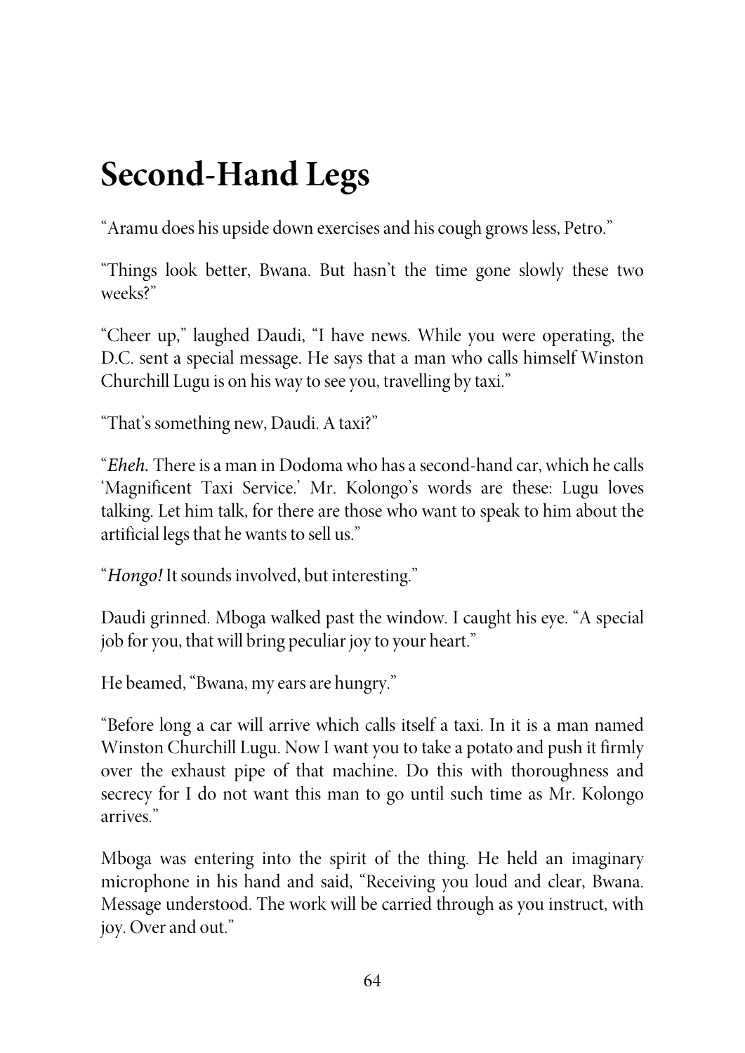# Second-Hand Legs

"Aramu does his upside down exercises and his cough grows less, Petro."

"Things look better, Bwana. But hasn't the time gone slowly these two weeks?"

"Cheer up," laughed Daudi, "I have news. While you were operating, the D.C. sent a special message. He says that a man who calls himself Winston Churchill Lugu is on his way to see you, travelling by taxi."

"That's something new, Daudi. A taxi?"

"*Eheh.* There is a man in Dodoma who has a second-hand car, which he calls 'Magnificent Taxi Service.' Mr. Kolongo's words are these: Lugu loves talking. Let him talk, for there are those who want to speak to him about the artificial legs that he wants to sell us."

"*Hongo!* It sounds involved, but interesting."

Daudi grinned. Mboga walked past the window. I caught his eye. "A special job for you, that will bring peculiar joy to your heart."

He beamed, "Bwana, my ears are hungry."

"Before long a car will arrive which calls itself a taxi. In it is a man named Winston Churchill Lugu. Now I want you to take a potato and push it firmly over the exhaust pipe of that machine. Do this with thoroughness and secrecy for I do not want this man to go until such time as Mr. Kolongo arrives."

Mboga was entering into the spirit of the thing. He held an imaginary microphone in his hand and said, "Receiving you loud and clear, Bwana. Message understood. The work will be carried through as you instruct, with joy. Over and out."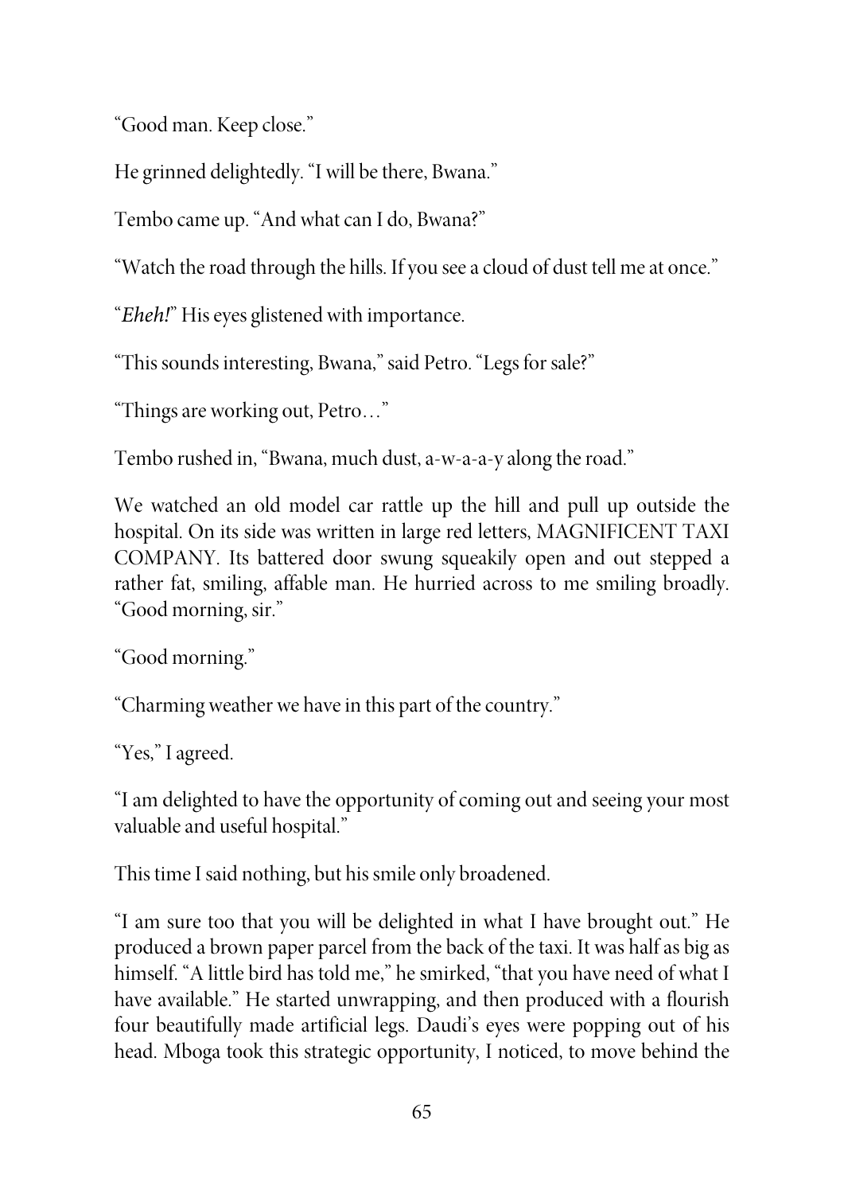"Good man. Keep close."

He grinned delightedly. "I will be there, Bwana."

Tembo came up. "And what can I do, Bwana?"

"Watch the road through the hills. If you see a cloud of dust tell me at once."

"*Eheh!*" His eyes glistened with importance.

"This sounds interesting, Bwana," said Petro. "Legs for sale?"

"Things are working out, Petro…"

Tembo rushed in, "Bwana, much dust, a-w-a-a-y along the road."

We watched an old model car rattle up the hill and pull up outside the hospital. On its side was written in large red letters, MAGNIFICENT TAXI COMPANY. Its battered door swung squeakily open and out stepped a rather fat, smiling, affable man. He hurried across to me smiling broadly. "Good morning, sir."

"Good morning."

"Charming weather we have in this part of the country."

"Yes," I agreed.

"I am delighted to have the opportunity of coming out and seeing your most valuable and useful hospital."

This time I said nothing, but his smile only broadened.

"I am sure too that you will be delighted in what I have brought out." He produced a brown paper parcel from the back of the taxi. It was half as big as himself. "A little bird has told me," he smirked, "that you have need of what I have available." He started unwrapping, and then produced with a flourish four beautifully made artificial legs. Daudi's eyes were popping out of his head. Mboga took this strategic opportunity, I noticed, to move behind the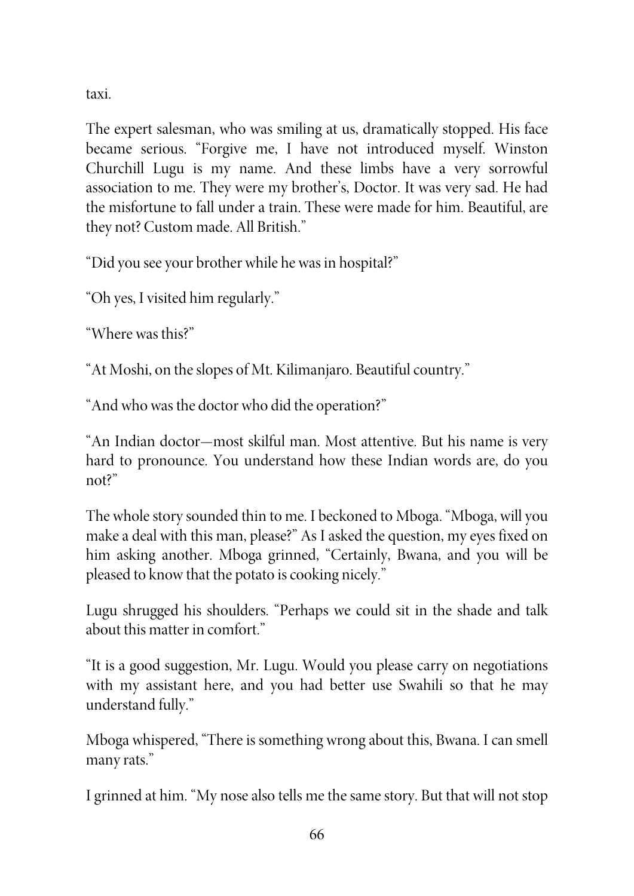taxi.

The expert salesman, who was smiling at us, dramatically stopped. His face became serious. "Forgive me, I have not introduced myself. Winston Churchill Lugu is my name. And these limbs have a very sorrowful association to me. They were my brother's, Doctor. It was very sad. He had the misfortune to fall under a train. These were made for him. Beautiful, are they not? Custom made. All British."

"Did you see your brother while he was in hospital?"

"Oh yes, I visited him regularly."

"Where was this?"

"At Moshi, on the slopes of Mt. Kilimanjaro. Beautiful country."

"And who was the doctor who did the operation?"

"An Indian doctor—most skilful man. Most attentive. But his name is very hard to pronounce. You understand how these Indian words are, do you not?"

The whole story sounded thin to me. I beckoned to Mboga. "Mboga, will you make a deal with this man, please?" As I asked the question, my eyes fixed on him asking another. Mboga grinned, "Certainly, Bwana, and you will be pleased to know that the potato is cooking nicely."

Lugu shrugged his shoulders. "Perhaps we could sit in the shade and talk about this matter in comfort."

"It is a good suggestion, Mr. Lugu. Would you please carry on negotiations with my assistant here, and you had better use Swahili so that he may understand fully."

Mboga whispered, "There is something wrong about this, Bwana. I can smell many rats."

I grinned at him. "My nose also tells me the same story. But that will not stop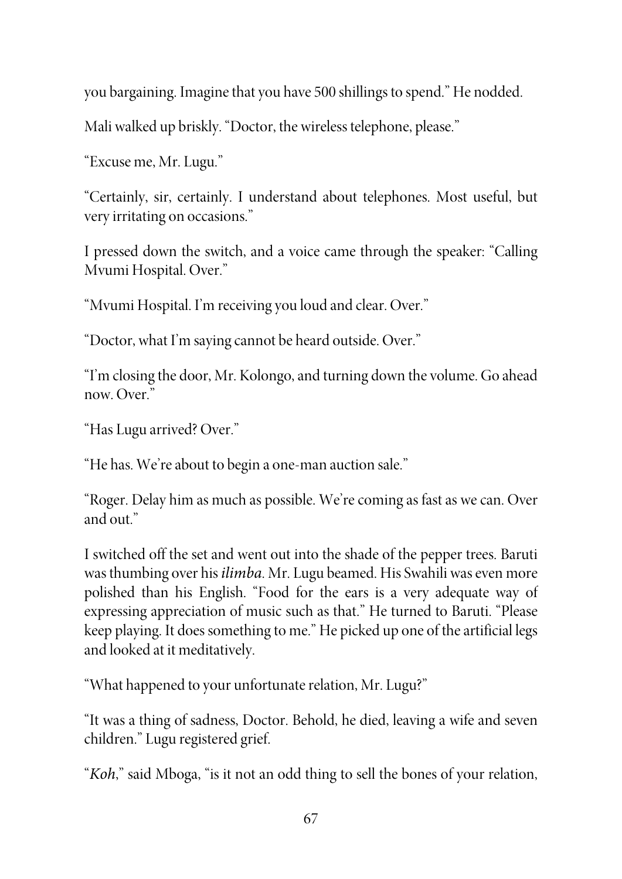you bargaining. Imagine that you have 500 shillings to spend." He nodded.

Mali walked up briskly. "Doctor, the wireless telephone, please."

"Excuse me, Mr. Lugu."

"Certainly, sir, certainly. I understand about telephones. Most useful, but very irritating on occasions."

I pressed down the switch, and a voice came through the speaker: "Calling Mvumi Hospital. Over."

"Mvumi Hospital. I'm receiving you loud and clear. Over."

"Doctor, what I'm saying cannot be heard outside. Over."

"I'm closing the door, Mr. Kolongo, and turning down the volume. Go ahead now. Over."

"Has Lugu arrived? Over."

"He has. We're about to begin a one-man auction sale."

"Roger. Delay him as much as possible. We're coming as fast as we can. Over and out."

I switched off the set and went out into the shade of the pepper trees. Baruti was thumbing over his *ilimba*. Mr. Lugu beamed. His Swahili was even more polished than his English. "Food for the ears is a very adequate way of expressing appreciation of music such as that." He turned to Baruti. "Please keep playing. It does something to me." He picked up one of the artificial legs and looked at it meditatively.

"What happened to your unfortunate relation, Mr. Lugu?"

"It was a thing of sadness, Doctor. Behold, he died, leaving a wife and seven children." Lugu registered grief.

"*Koh*," said Mboga, "is it not an odd thing to sell the bones of your relation,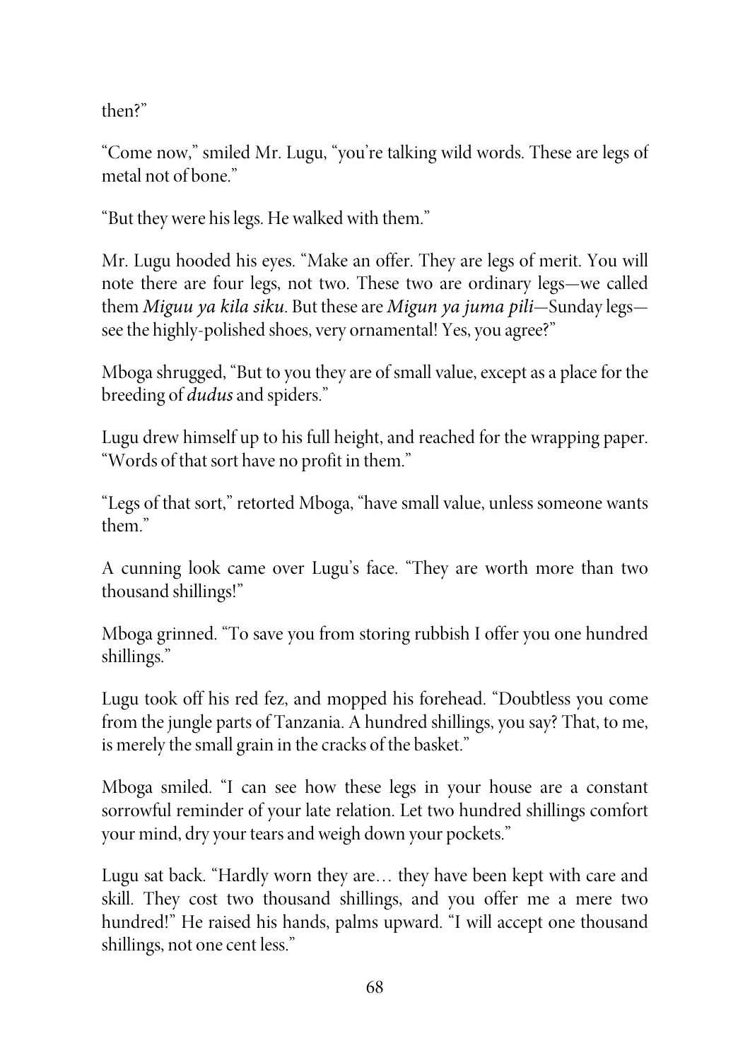then?"

"Come now," smiled Mr. Lugu, "you're talking wild words. These are legs of metal not of bone."

"But they were his legs. He walked with them."

Mr. Lugu hooded his eyes. "Make an offer. They are legs of merit. You will note there are four legs, not two. These two are ordinary legs—we called them *Miguu ya kila siku*. But these are *Migun ya juma pili*—Sunday legs—see the highly-polished shoes, very ornamental! Yes, you agree?"

Mboga shrugged, "But to you they are of small value, except as a place for the breeding of *dudus* and spiders."

Lugu drew himself up to his full height, and reached for the wrapping paper. "Words of that sort have no profit in them."

"Legs of that sort," retorted Mboga, "have small value, unless someone wants them."

A cunning look came over Lugu's face. "They are worth more than two thousand shillings!"

Mboga grinned. "To save you from storing rubbish I offer you one hundred shillings."

Lugu took off his red fez, and mopped his forehead. "Doubtless you come from the jungle parts of Tanzania. A hundred shillings, you say? That, to me, is merely the small grain in the cracks of the basket."

Mboga smiled. "I can see how these legs in your house are a constant sorrowful reminder of your late relation. Let two hundred shillings comfort your mind, dry your tears and weigh down your pockets."

Lugu sat back. "Hardly worn they are… they have been kept with care and skill. They cost two thousand shillings, and you offer me a mere two hundred!" He raised his hands, palms upward. "I will accept one thousand shillings, not one cent less."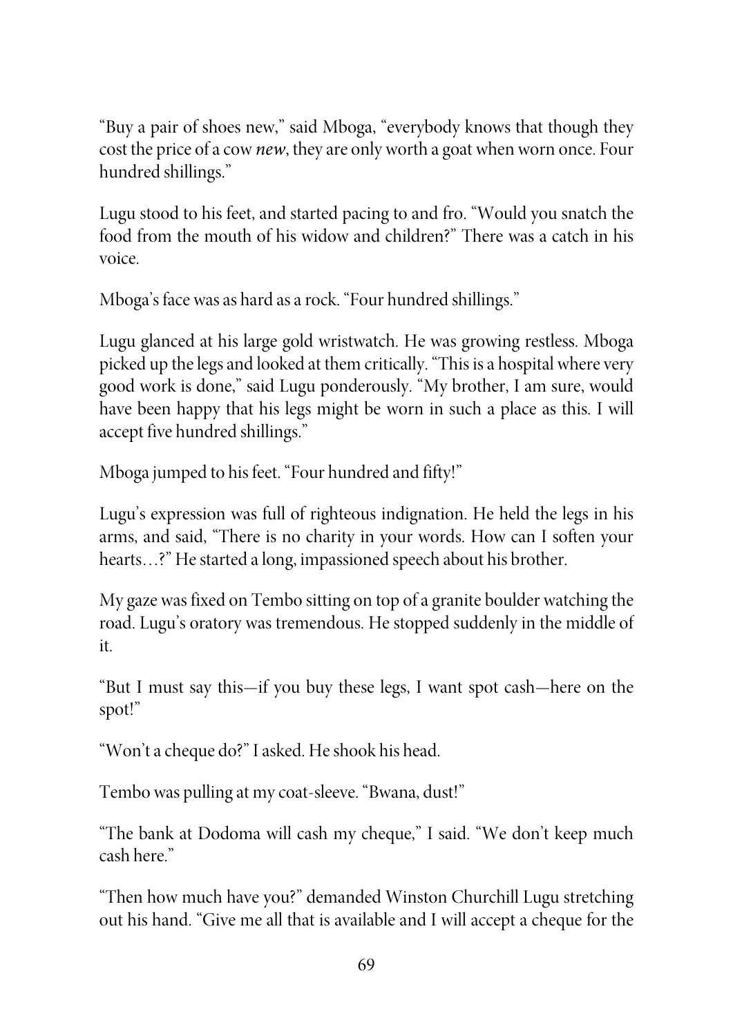"Buy a pair of shoes new," said Mboga, "everybody knows that though they cost the price of a cow *new*, they are only worth a goat when worn once. Four hundred shillings."

Lugu stood to his feet, and started pacing to and fro. "Would you snatch the food from the mouth of his widow and children?" There was a catch in his voice.

Mboga's face was as hard as a rock. "Four hundred shillings."

Lugu glanced at his large gold wristwatch. He was growing restless. Mboga picked up the legs and looked at them critically. "This is a hospital where very good work is done," said Lugu ponderously. "My brother, I am sure, would have been happy that his legs might be worn in such a place as this. I will accept five hundred shillings."

Mboga jumped to his feet. "Four hundred and fifty!"

Lugu's expression was full of righteous indignation. He held the legs in his arms, and said, "There is no charity in your words. How can I soften your hearts…?" He started a long, impassioned speech about his brother.

My gaze was fixed on Tembo sitting on top of a granite boulder watching the road. Lugu's oratory was tremendous. He stopped suddenly in the middle of it.

"But I must say this—if you buy these legs, I want spot cash—here on the spot!"

"Won't a cheque do?" I asked. He shook his head.

Tembo was pulling at my coat-sleeve. "Bwana, dust!"

"The bank at Dodoma will cash my cheque," I said. "We don't keep much cash here."

"Then how much have you?" demanded Winston Churchill Lugu stretching out his hand. "Give me all that is available and I will accept a cheque for the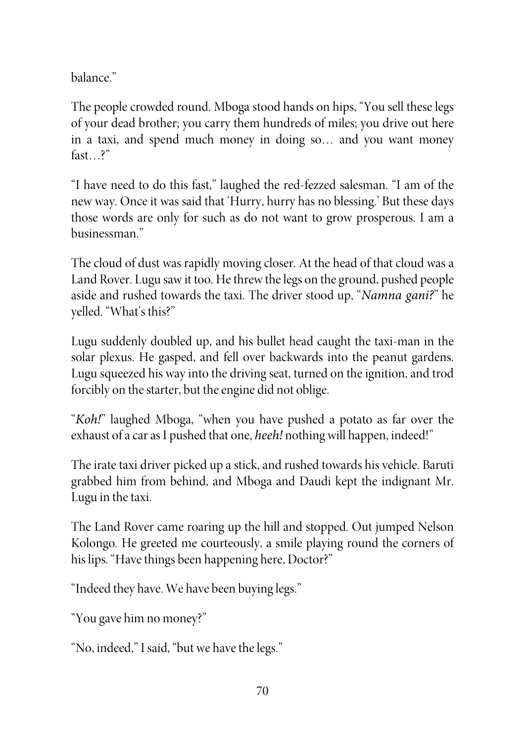balance."

The people crowded round. Mboga stood hands on hips, "You sell these legs of your dead brother; you carry them hundreds of miles; you drive out here in a taxi, and spend much money in doing so… and you want money fast…?"

"I have need to do this fast," laughed the red-fezzed salesman. "I am of the new way. Once it was said that 'Hurry, hurry has no blessing.' But these days those words are only for such as do not want to grow prosperous. I am a businessman."

The cloud of dust was rapidly moving closer. At the head of that cloud was a Land Rover. Lugu saw it too. He threw the legs on the ground, pushed people aside and rushed towards the taxi. The driver stood up, "*Namna gani?*" he yelled. "What's this?"

Lugu suddenly doubled up, and his bullet head caught the taxi-man in the solar plexus. He gasped, and fell over backwards into the peanut gardens. Lugu squeezed his way into the driving seat, turned on the ignition, and trod forcibly on the starter, but the engine did not oblige.

"*Koh!*" laughed Mboga, "when you have pushed a potato as far over the exhaust of a car as I pushed that one, ***heeh!*** nothing will happen, indeed!"

The irate taxi driver picked up a stick, and rushed towards his vehicle. Baruti grabbed him from behind, and Mboga and Daudi kept the indignant Mr. Lugu in the taxi.

The Land Rover came roaring up the hill and stopped. Out jumped Nelson Kolongo. He greeted me courteously, a smile playing round the corners of his lips. "Have things been happening here, Doctor?"

"Indeed they have. We have been buying legs."

"You gave him no money?"

"No, indeed," I said, "but we have the legs."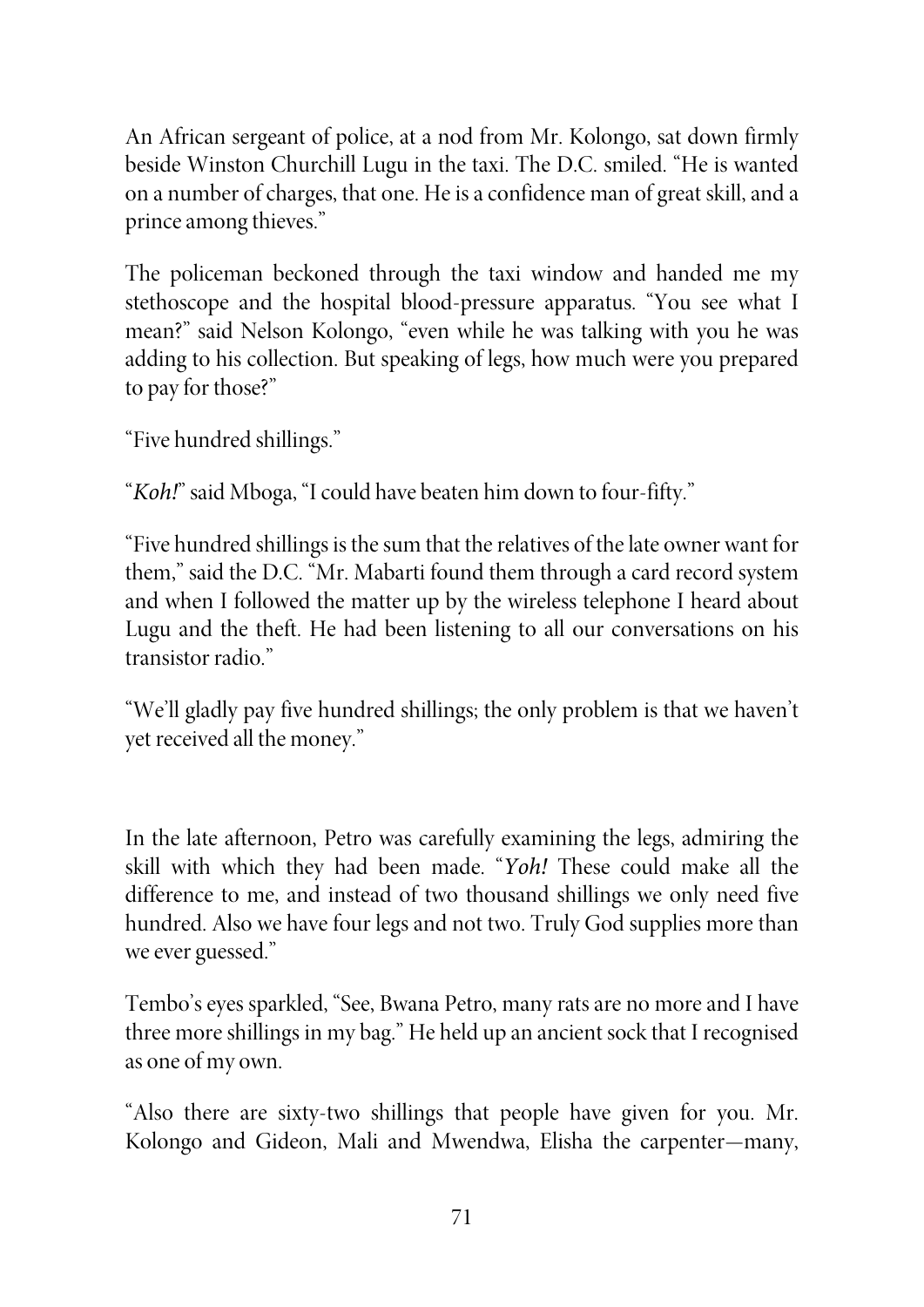An African sergeant of police, at a nod from Mr. Kolongo, sat down firmly beside Winston Churchill Lugu in the taxi. The D.C. smiled. "He is wanted on a number of charges, that one. He is a confidence man of great skill, and a prince among thieves."

The policeman beckoned through the taxi window and handed me my stethoscope and the hospital blood-pressure apparatus. "You see what I mean?" said Nelson Kolongo, "even while he was talking with you he was adding to his collection. But speaking of legs, how much were you prepared to pay for those?"

"Five hundred shillings."

"*Koh!*" said Mboga, "I could have beaten him down to four-fifty."

"Five hundred shillings is the sum that the relatives of the late owner want for them," said the D.C. "Mr. Mabarti found them through a card record system and when I followed the matter up by the wireless telephone I heard about Lugu and the theft. He had been listening to all our conversations on his transistor radio."

"We'll gladly pay five hundred shillings; the only problem is that we haven't yet received all the money."

In the late afternoon, Petro was carefully examining the legs, admiring the skill with which they had been made. "*Yoh!* These could make all the difference to me, and instead of two thousand shillings we only need five hundred. Also we have four legs and not two. Truly God supplies more than we ever guessed."

Tembo's eyes sparkled, "See, Bwana Petro, many rats are no more and I have three more shillings in my bag." He held up an ancient sock that I recognised as one of my own.

"Also there are sixty-two shillings that people have given for you. Mr. Kolongo and Gideon, Mali and Mwendwa, Elisha the carpenter—many,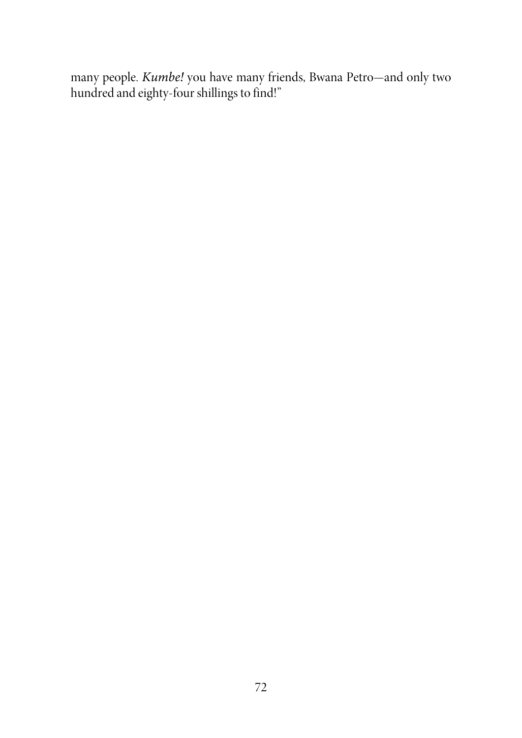many people. *Kumbe!* you have many friends, Bwana Petro—and only two hundred and eighty-four shillings to find!"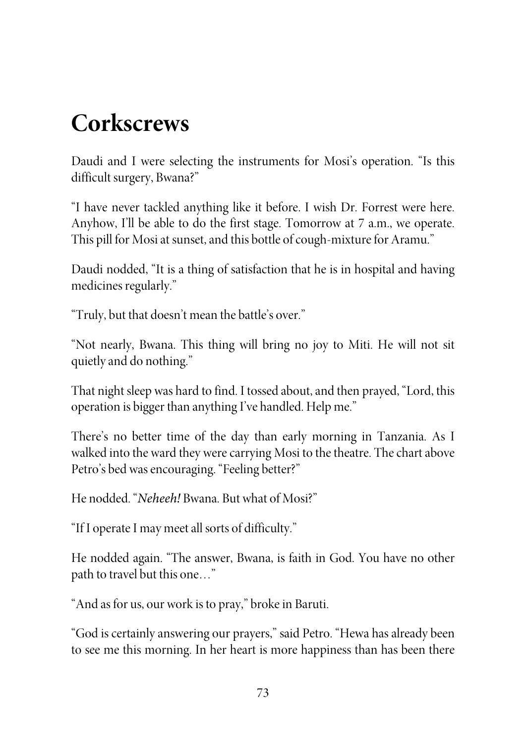# Corkscrews

Daudi and I were selecting the instruments for Mosi's operation. "Is this difficult surgery, Bwana?"

"I have never tackled anything like it before. I wish Dr. Forrest were here. Anyhow, I'll be able to do the first stage. Tomorrow at 7 a.m., we operate. This pill for Mosi at sunset, and this bottle of cough-mixture for Aramu."

Daudi nodded, "It is a thing of satisfaction that he is in hospital and having medicines regularly."

"Truly, but that doesn't mean the battle's over."

"Not nearly, Bwana. This thing will bring no joy to Miti. He will not sit quietly and do nothing."

That night sleep was hard to find. I tossed about, and then prayed, "Lord, this operation is bigger than anything I've handled. Help me."

There's no better time of the day than early morning in Tanzania. As I walked into the ward they were carrying Mosi to the theatre. The chart above Petro's bed was encouraging. "Feeling better?"

He nodded. "*Neheeh!* Bwana. But what of Mosi?"

"If I operate I may meet all sorts of difficulty."

He nodded again. "The answer, Bwana, is faith in God. You have no other path to travel but this one…"

"And as for us, our work is to pray," broke in Baruti.

"God is certainly answering our prayers," said Petro. "Hewa has already been to see me this morning. In her heart is more happiness than has been there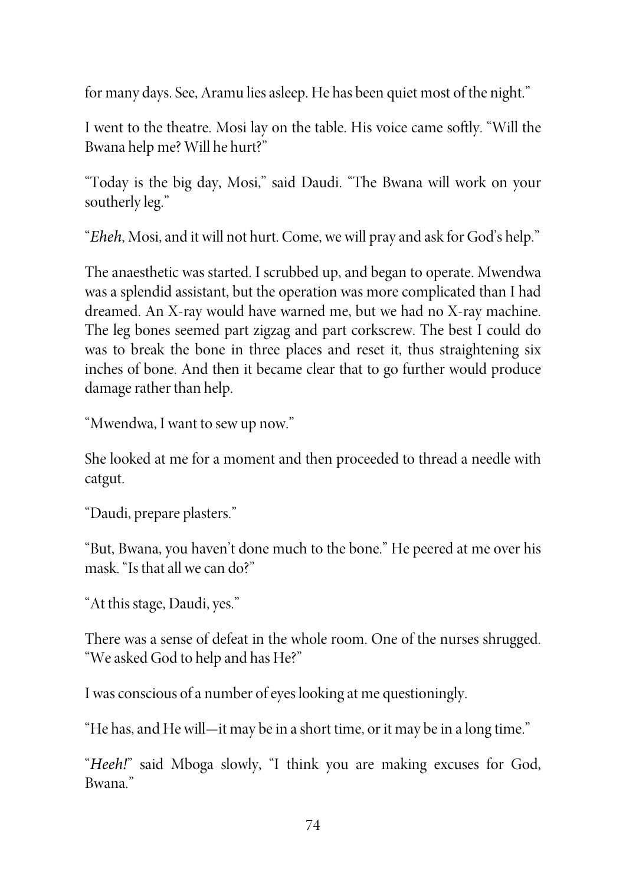for many days. See, Aramu lies asleep. He has been quiet most of the night."

I went to the theatre. Mosi lay on the table. His voice came softly. "Will the Bwana help me? Will he hurt?"

"Today is the big day, Mosi," said Daudi. "The Bwana will work on your southerly leg."

"*Eheh*, Mosi, and it will not hurt. Come, we will pray and ask for God's help."

The anaesthetic was started. I scrubbed up, and began to operate. Mwendwa was a splendid assistant, but the operation was more complicated than I had dreamed. An X-ray would have warned me, but we had no X-ray machine. The leg bones seemed part zigzag and part corkscrew. The best I could do was to break the bone in three places and reset it, thus straightening six inches of bone. And then it became clear that to go further would produce damage rather than help.

"Mwendwa, I want to sew up now."

She looked at me for a moment and then proceeded to thread a needle with catgut.

"Daudi, prepare plasters."

"But, Bwana, you haven't done much to the bone." He peered at me over his mask. "Is that all we can do?"

"At this stage, Daudi, yes."

There was a sense of defeat in the whole room. One of the nurses shrugged. "We asked God to help and has He?"

I was conscious of a number of eyes looking at me questioningly.

"He has, and He will—it may be in a short time, or it may be in a long time."

"*Heeh!*" said Mboga slowly, "I think you are making excuses for God, Bwana."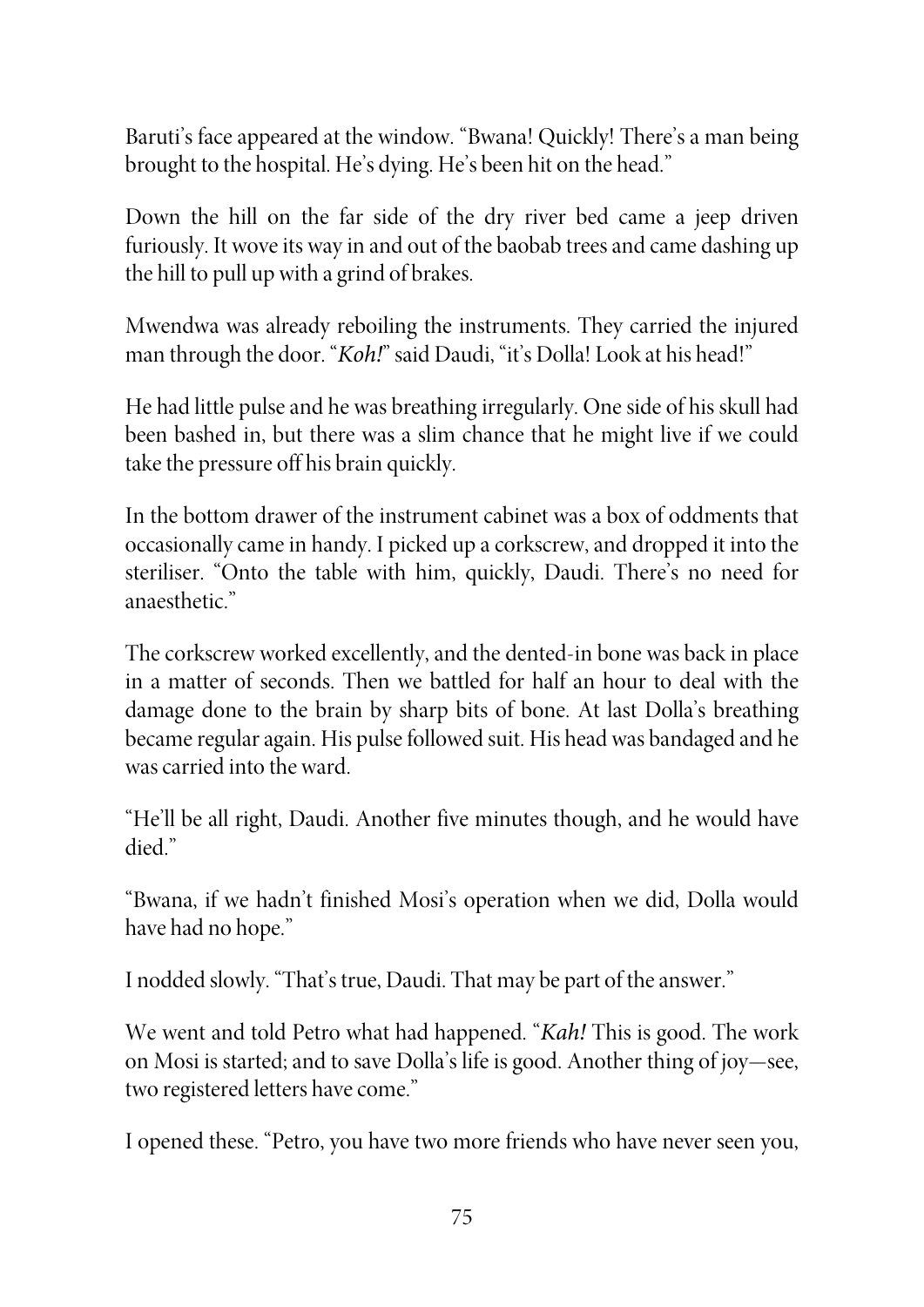Baruti's face appeared at the window. "Bwana! Quickly! There's a man being brought to the hospital. He's dying. He's been hit on the head."

Down the hill on the far side of the dry river bed came a jeep driven furiously. It wove its way in and out of the baobab trees and came dashing up the hill to pull up with a grind of brakes.

Mwendwa was already reboiling the instruments. They carried the injured man through the door. "*Koh!*" said Daudi, "it's Dolla! Look at his head!"

He had little pulse and he was breathing irregularly. One side of his skull had been bashed in, but there was a slim chance that he might live if we could take the pressure off his brain quickly.

In the bottom drawer of the instrument cabinet was a box of oddments that occasionally came in handy. I picked up a corkscrew, and dropped it into the steriliser. "Onto the table with him, quickly, Daudi. There's no need for anaesthetic."

The corkscrew worked excellently, and the dented-in bone was back in place in a matter of seconds. Then we battled for half an hour to deal with the damage done to the brain by sharp bits of bone. At last Dolla's breathing became regular again. His pulse followed suit. His head was bandaged and he was carried into the ward.

"He'll be all right, Daudi. Another five minutes though, and he would have died."

"Bwana, if we hadn't finished Mosi's operation when we did, Dolla would have had no hope."

I nodded slowly. "That's true, Daudi. That may be part of the answer."

We went and told Petro what had happened. "*Kah!* This is good. The work on Mosi is started; and to save Dolla's life is good. Another thing of joy—see, two registered letters have come."

I opened these. "Petro, you have two more friends who have never seen you,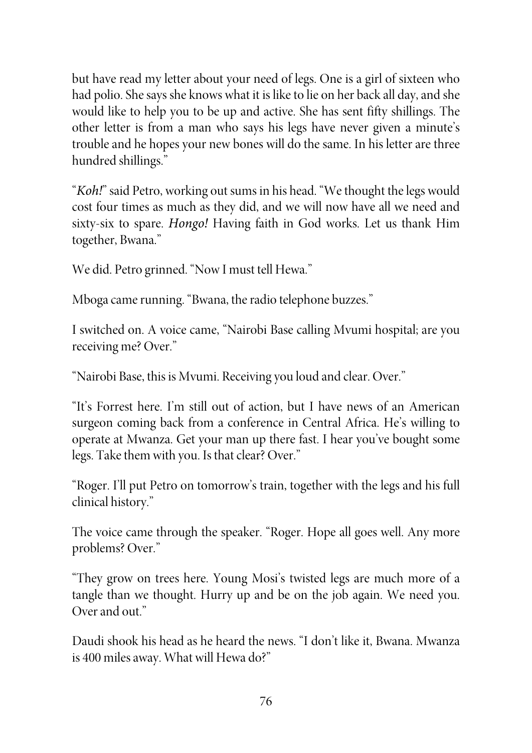but have read my letter about your need of legs. One is a girl of sixteen who had polio. She says she knows what it is like to lie on her back all day, and she would like to help you to be up and active. She has sent fifty shillings. The other letter is from a man who says his legs have never given a minute's trouble and he hopes your new bones will do the same. In his letter are three hundred shillings."

"*Koh!*" said Petro, working out sums in his head. "We thought the legs would cost four times as much as they did, and we will now have all we need and sixty-six to spare. *Hongo!* Having faith in God works. Let us thank Him together, Bwana."

We did. Petro grinned. "Now I must tell Hewa."

Mboga came running. "Bwana, the radio telephone buzzes."

I switched on. A voice came, "Nairobi Base calling Mvumi hospital; are you receiving me? Over."

"Nairobi Base, this is Mvumi. Receiving you loud and clear. Over."

"It's Forrest here. I'm still out of action, but I have news of an American surgeon coming back from a conference in Central Africa. He's willing to operate at Mwanza. Get your man up there fast. I hear you've bought some legs. Take them with you. Is that clear? Over."

"Roger. I'll put Petro on tomorrow's train, together with the legs and his full clinical history."

The voice came through the speaker. "Roger. Hope all goes well. Any more problems? Over."

"They grow on trees here. Young Mosi's twisted legs are much more of a tangle than we thought. Hurry up and be on the job again. We need you. Over and out."

Daudi shook his head as he heard the news. "I don't like it, Bwana. Mwanza is 400 miles away. What will Hewa do?"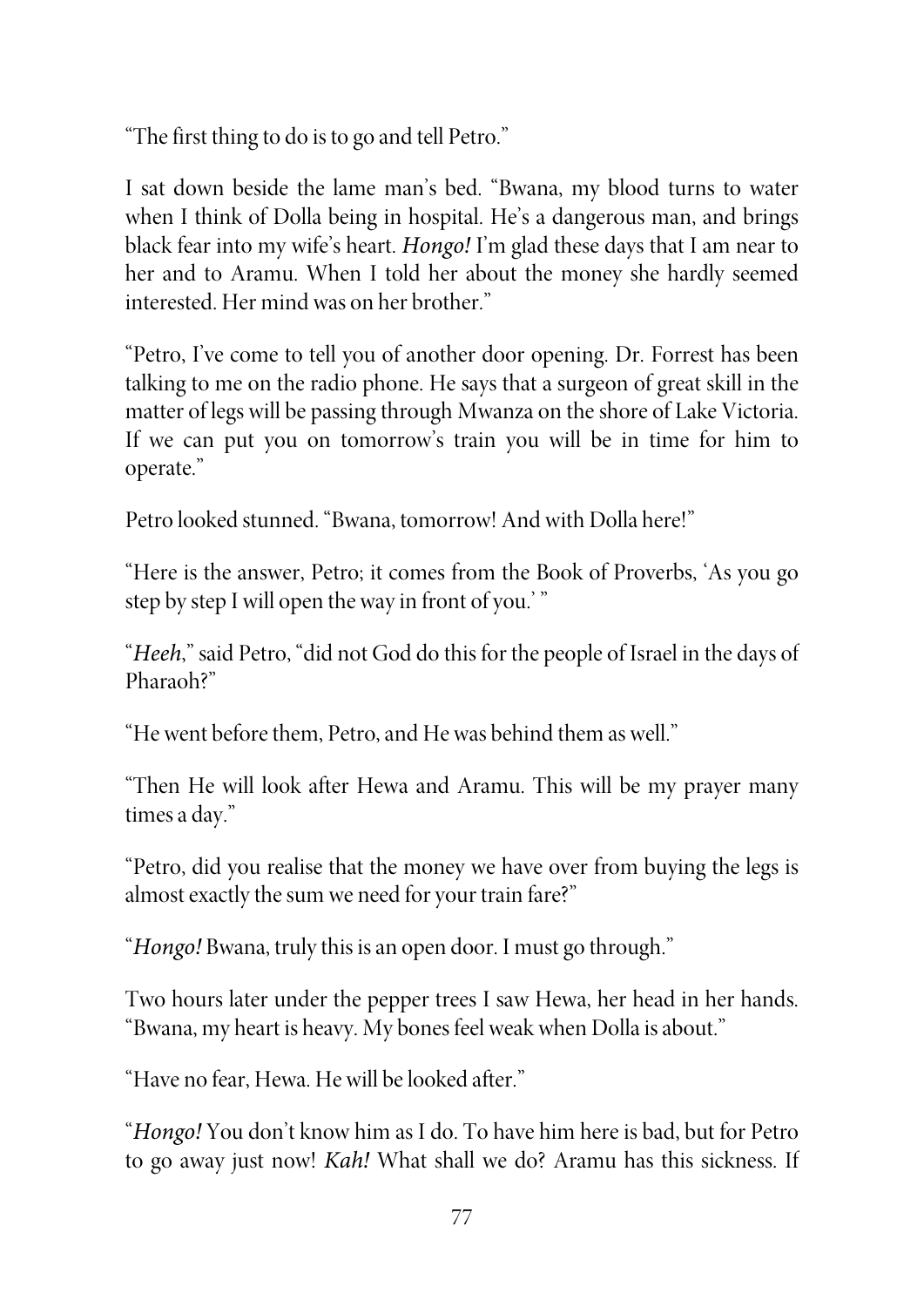"The first thing to do is to go and tell Petro."

I sat down beside the lame man's bed. "Bwana, my blood turns to water when I think of Dolla being in hospital. He's a dangerous man, and brings black fear into my wife's heart. *Hongo!* I'm glad these days that I am near to her and to Aramu. When I told her about the money she hardly seemed interested. Her mind was on her brother."

"Petro, I've come to tell you of another door opening. Dr. Forrest has been talking to me on the radio phone. He says that a surgeon of great skill in the matter of legs will be passing through Mwanza on the shore of Lake Victoria. If we can put you on tomorrow's train you will be in time for him to operate."

Petro looked stunned. "Bwana, tomorrow! And with Dolla here!"

"Here is the answer, Petro; it comes from the Book of Proverbs, 'As you go step by step I will open the way in front of you.' "

"*Heeh*," said Petro, "did not God do this for the people of Israel in the days of Pharaoh?"

"He went before them, Petro, and He was behind them as well."

"Then He will look after Hewa and Aramu. This will be my prayer many times a day."

"Petro, did you realise that the money we have over from buying the legs is almost exactly the sum we need for your train fare?"

"*Hongo!* Bwana, truly this is an open door. I must go through."

Two hours later under the pepper trees I saw Hewa, her head in her hands. "Bwana, my heart is heavy. My bones feel weak when Dolla is about."

"Have no fear, Hewa. He will be looked after."

"*Hongo!* You don't know him as I do. To have him here is bad, but for Petro to go away just now! *Kah!* What shall we do? Aramu has this sickness. If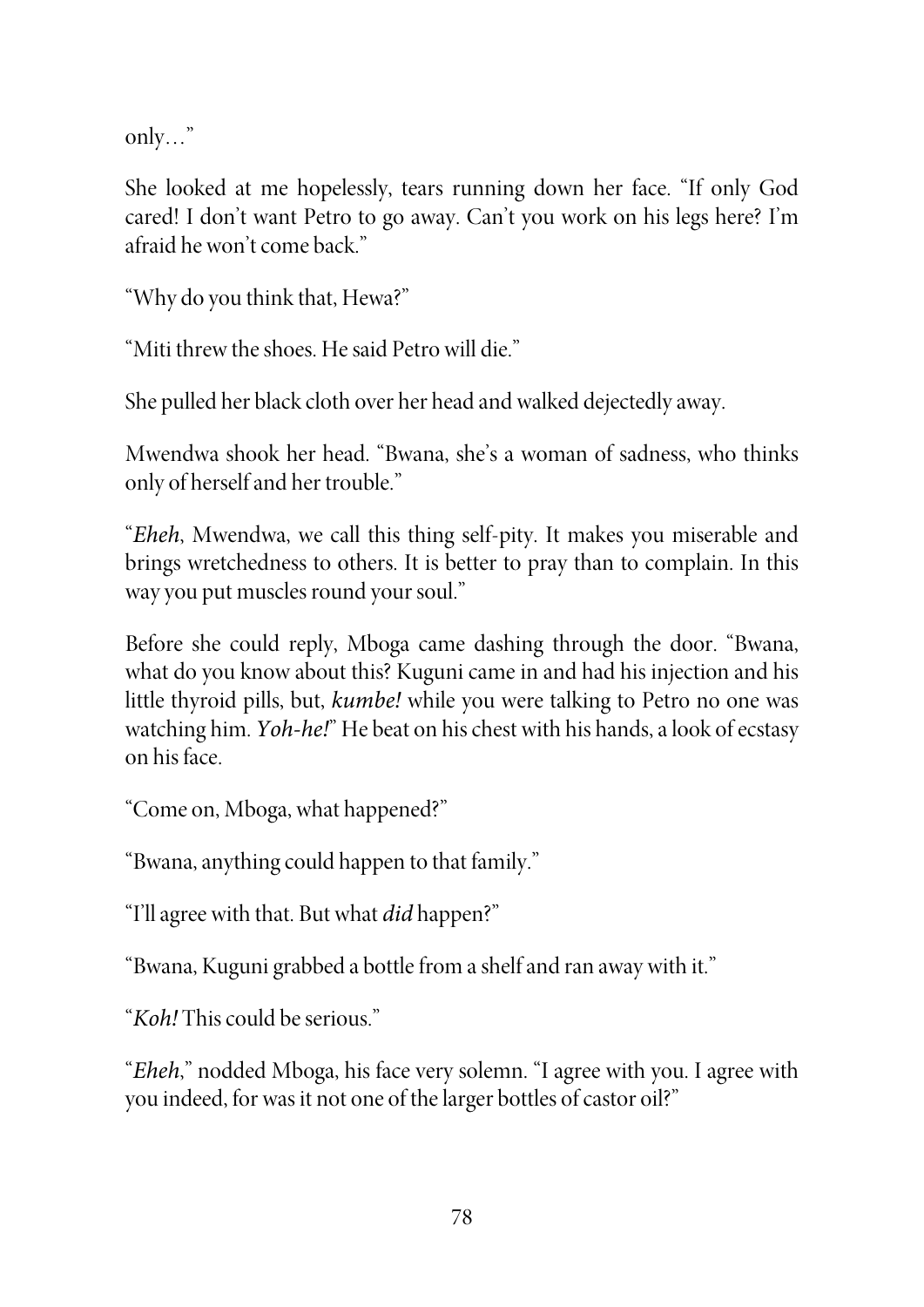only…"

She looked at me hopelessly, tears running down her face. "If only God cared! I don't want Petro to go away. Can't you work on his legs here? I'm afraid he won't come back."

"Why do you think that, Hewa?"

"Miti threw the shoes. He said Petro will die."

She pulled her black cloth over her head and walked dejectedly away.

Mwendwa shook her head. "Bwana, she's a woman of sadness, who thinks only of herself and her trouble."

"*Eheh*, Mwendwa, we call this thing self-pity. It makes you miserable and brings wretchedness to others. It is better to pray than to complain. In this way you put muscles round your soul."

Before she could reply, Mboga came dashing through the door. "Bwana, what do you know about this? Kuguni came in and had his injection and his little thyroid pills, but, *kumbe!* while you were talking to Petro no one was watching him. *Yoh-he!*" He beat on his chest with his hands, a look of ecstasy on his face.

"Come on, Mboga, what happened?"

"Bwana, anything could happen to that family."

"I'll agree with that. But what *did* happen?"

"Bwana, Kuguni grabbed a bottle from a shelf and ran away with it."

"*Koh!* This could be serious."

"*Eheh*," nodded Mboga, his face very solemn. "I agree with you. I agree with you indeed, for was it not one of the larger bottles of castor oil?"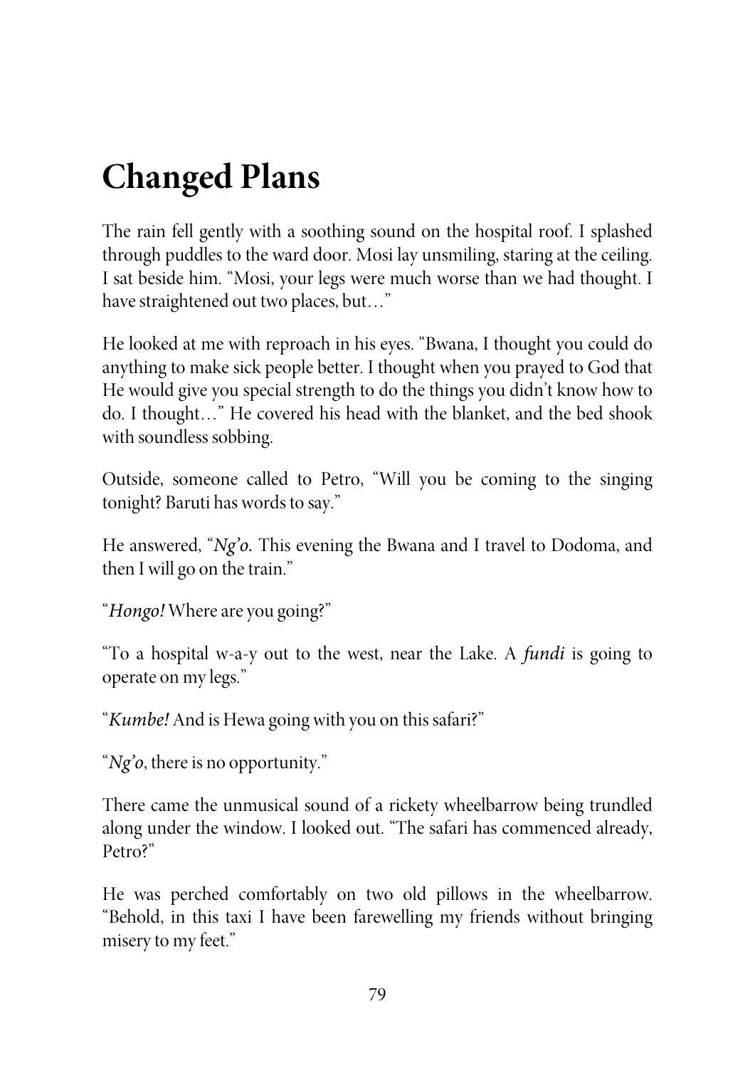# Changed Plans

The rain fell gently with a soothing sound on the hospital roof. I splashed through puddles to the ward door. Mosi lay unsmiling, staring at the ceiling. I sat beside him. "Mosi, your legs were much worse than we had thought. I have straightened out two places, but…"

He looked at me with reproach in his eyes. "Bwana, I thought you could do anything to make sick people better. I thought when you prayed to God that He would give you special strength to do the things you didn't know how to do. I thought…" He covered his head with the blanket, and the bed shook with soundless sobbing.

Outside, someone called to Petro, "Will you be coming to the singing tonight? Baruti has words to say."

He answered, "*Ng'o.* This evening the Bwana and I travel to Dodoma, and then I will go on the train."

"*Hongo!* Where are you going?"

"To a hospital w-a-y out to the west, near the Lake. A *fundi* is going to operate on my legs."

"*Kumbe!* And is Hewa going with you on this safari?"

"*Ng'o*, there is no opportunity."

There came the unmusical sound of a rickety wheelbarrow being trundled along under the window. I looked out. "The safari has commenced already, Petro?"

He was perched comfortably on two old pillows in the wheelbarrow. "Behold, in this taxi I have been farewelling my friends without bringing misery to my feet."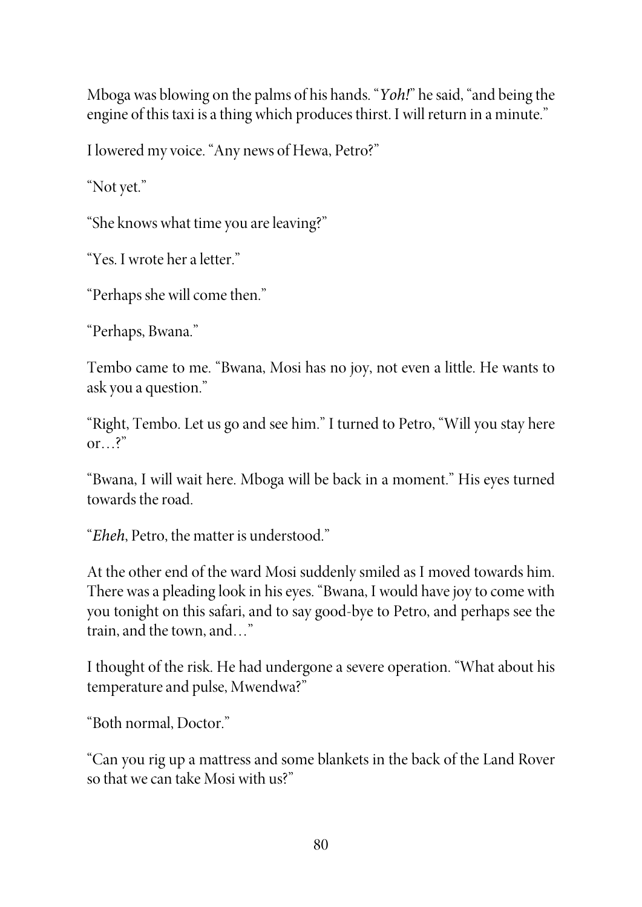Mboga was blowing on the palms of his hands. "*Yoh!*" he said, "and being the engine of this taxi is a thing which produces thirst. I will return in a minute."

I lowered my voice. "Any news of Hewa, Petro?"

"Not yet."

"She knows what time you are leaving?"

"Yes. I wrote her a letter."

"Perhaps she will come then."

"Perhaps, Bwana."

Tembo came to me. "Bwana, Mosi has no joy, not even a little. He wants to ask you a question."

"Right, Tembo. Let us go and see him." I turned to Petro, "Will you stay here or…?"

"Bwana, I will wait here. Mboga will be back in a moment." His eyes turned towards the road.

"*Eheh*, Petro, the matter is understood."

At the other end of the ward Mosi suddenly smiled as I moved towards him. There was a pleading look in his eyes. "Bwana, I would have joy to come with you tonight on this safari, and to say good-bye to Petro, and perhaps see the train, and the town, and…"

I thought of the risk. He had undergone a severe operation. "What about his temperature and pulse, Mwendwa?"

"Both normal, Doctor."

"Can you rig up a mattress and some blankets in the back of the Land Rover so that we can take Mosi with us?"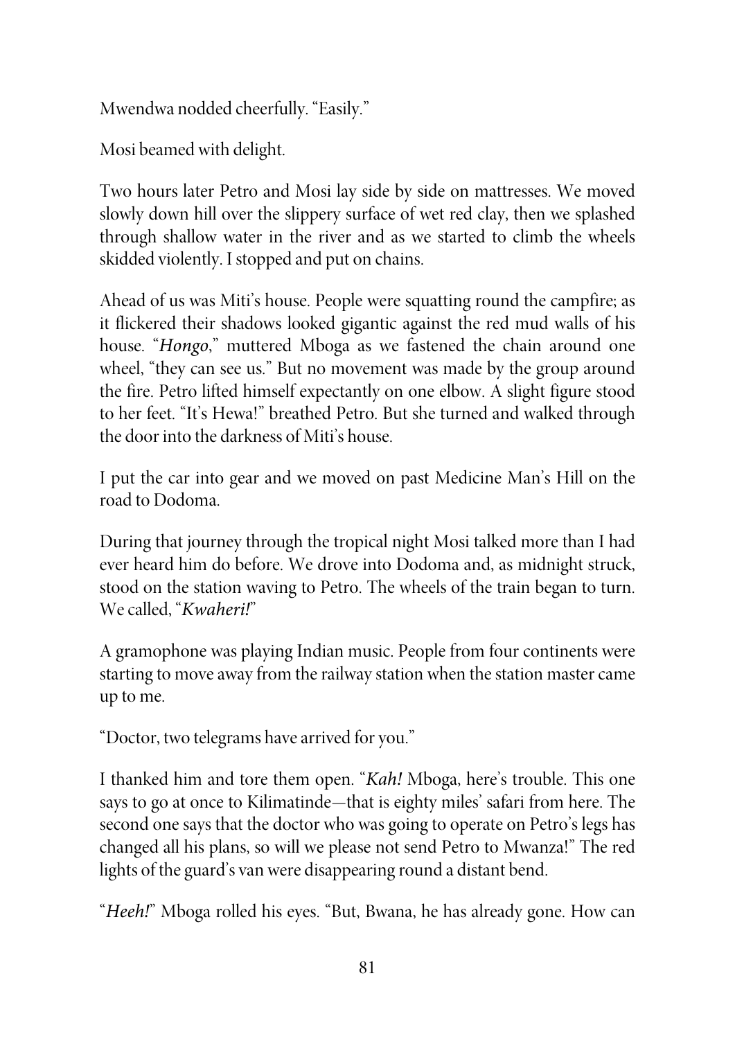Mwendwa nodded cheerfully. "Easily."

Mosi beamed with delight.

Two hours later Petro and Mosi lay side by side on mattresses. We moved slowly down hill over the slippery surface of wet red clay, then we splashed through shallow water in the river and as we started to climb the wheels skidded violently. I stopped and put on chains.

Ahead of us was Miti's house. People were squatting round the campfire; as it flickered their shadows looked gigantic against the red mud walls of his house. "*Hongo*," muttered Mboga as we fastened the chain around one wheel, "they can see us." But no movement was made by the group around the fire. Petro lifted himself expectantly on one elbow. A slight figure stood to her feet. "It's Hewa!" breathed Petro. But she turned and walked through the door into the darkness of Miti's house.

I put the car into gear and we moved on past Medicine Man's Hill on the road to Dodoma.

During that journey through the tropical night Mosi talked more than I had ever heard him do before. We drove into Dodoma and, as midnight struck, stood on the station waving to Petro. The wheels of the train began to turn. We called, "*Kwaheri!*"

A gramophone was playing Indian music. People from four continents were starting to move away from the railway station when the station master came up to me.

"Doctor, two telegrams have arrived for you."

I thanked him and tore them open. "*Kah!* Mboga, here's trouble. This one says to go at once to Kilimatinde—that is eighty miles' safari from here. The second one says that the doctor who was going to operate on Petro's legs has changed all his plans, so will we please not send Petro to Mwanza!" The red lights of the guard's van were disappearing round a distant bend.

"*Heeh!*" Mboga rolled his eyes. "But, Bwana, he has already gone. How can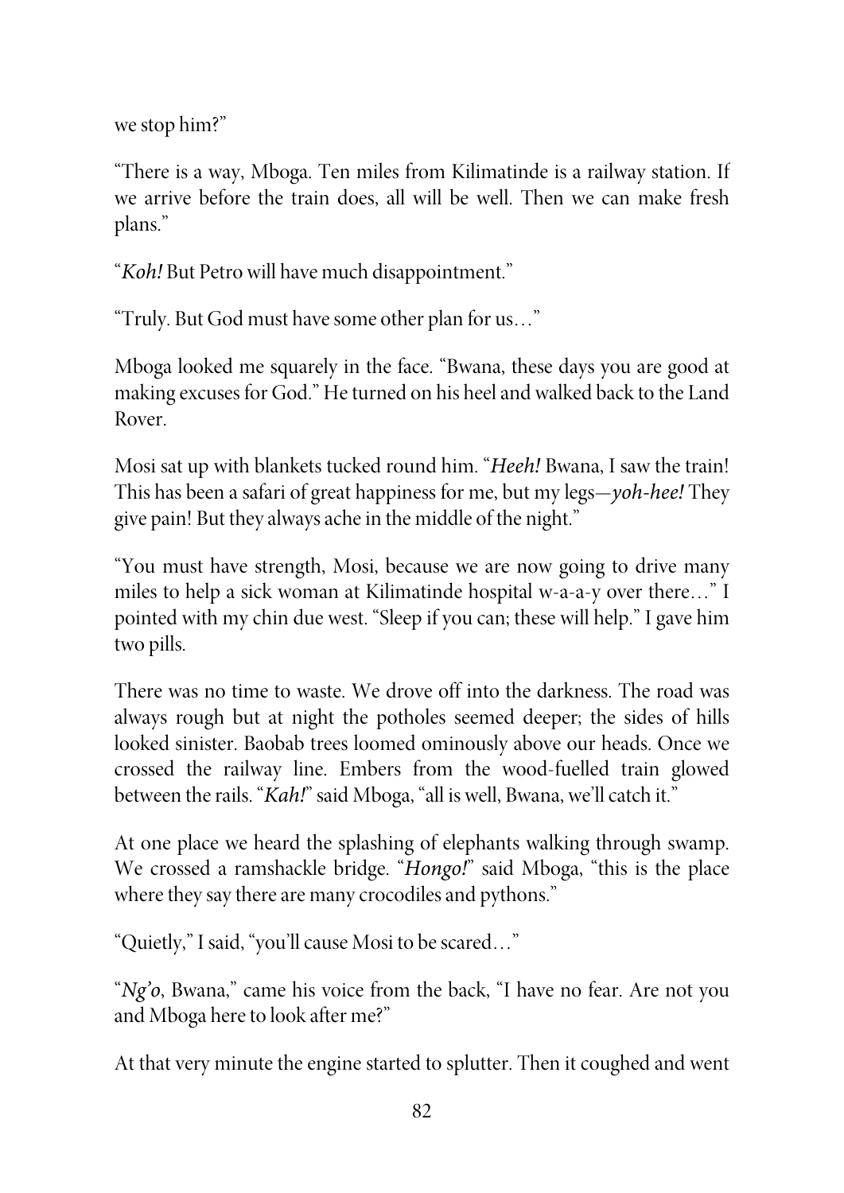we stop him?"

"There is a way, Mboga. Ten miles from Kilimatinde is a railway station. If we arrive before the train does, all will be well. Then we can make fresh plans."

"*Koh!* But Petro will have much disappointment."

"Truly. But God must have some other plan for us…"

Mboga looked me squarely in the face. "Bwana, these days you are good at making excuses for God." He turned on his heel and walked back to the Land Rover.

Mosi sat up with blankets tucked round him. "*Heeh!* Bwana, I saw the train! This has been a safari of great happiness for me, but my legs—*yoh-hee!* They give pain! But they always ache in the middle of the night."

"You must have strength, Mosi, because we are now going to drive many miles to help a sick woman at Kilimatinde hospital w-a-a-y over there…" I pointed with my chin due west. "Sleep if you can; these will help." I gave him two pills.

There was no time to waste. We drove off into the darkness. The road was always rough but at night the potholes seemed deeper; the sides of hills looked sinister. Baobab trees loomed ominously above our heads. Once we crossed the railway line. Embers from the wood-fuelled train glowed between the rails. "*Kah!*" said Mboga, "all is well, Bwana, we'll catch it."

At one place we heard the splashing of elephants walking through swamp. We crossed a ramshackle bridge. "*Hongo!*" said Mboga, "this is the place where they say there are many crocodiles and pythons."

"Quietly," I said, "you'll cause Mosi to be scared…"

"*Ng'o*, Bwana," came his voice from the back, "I have no fear. Are not you and Mboga here to look after me?"

At that very minute the engine started to splutter. Then it coughed and went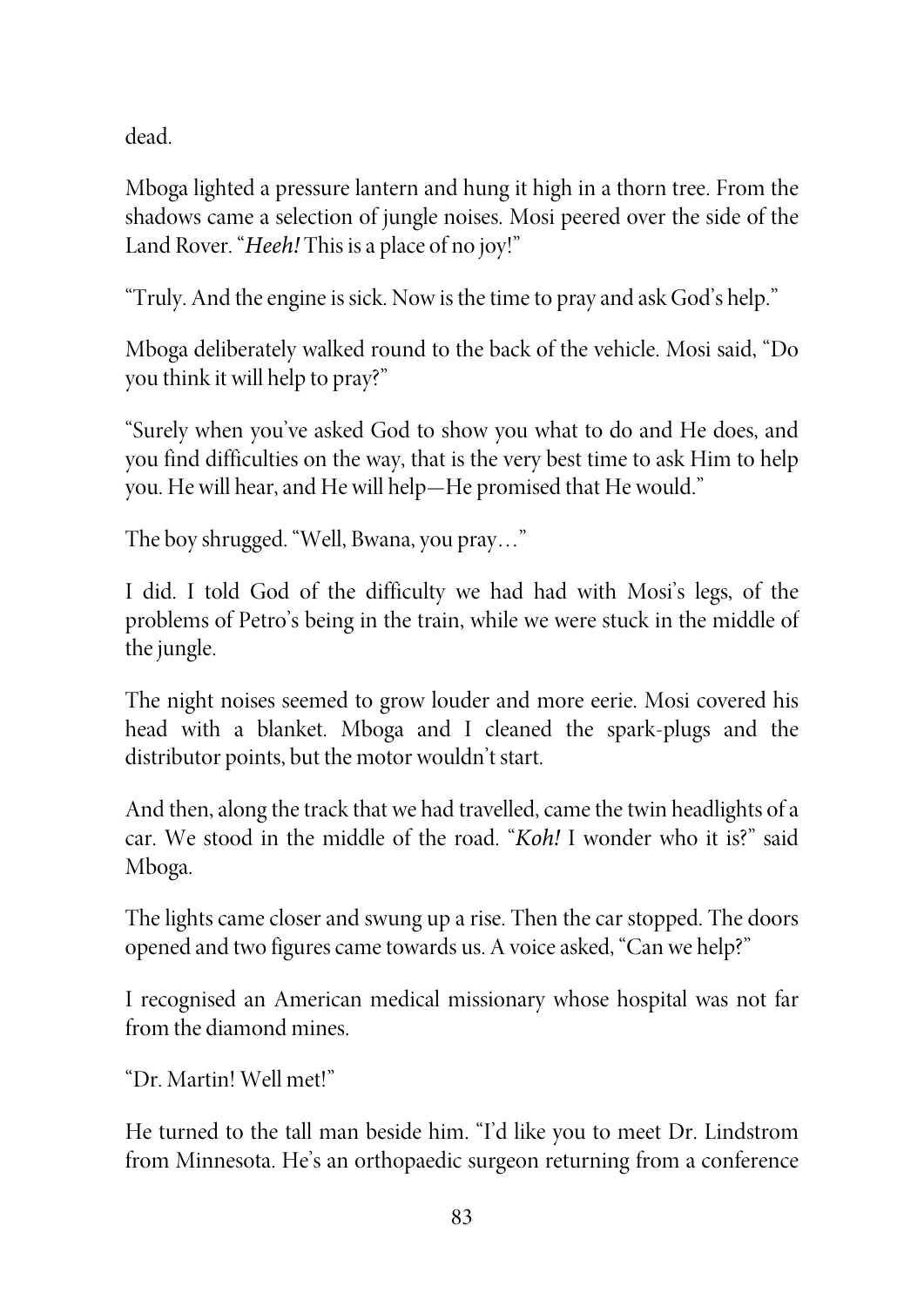dead.

Mboga lighted a pressure lantern and hung it high in a thorn tree. From the shadows came a selection of jungle noises. Mosi peered over the side of the Land Rover. "*Heeh!* This is a place of no joy!"

"Truly. And the engine is sick. Now is the time to pray and ask God's help."

Mboga deliberately walked round to the back of the vehicle. Mosi said, "Do you think it will help to pray?"

"Surely when you've asked God to show you what to do and He does, and you find difficulties on the way, that is the very best time to ask Him to help you. He will hear, and He will help—He promised that He would."

The boy shrugged. "Well, Bwana, you pray…"

I did. I told God of the difficulty we had had with Mosi's legs, of the problems of Petro's being in the train, while we were stuck in the middle of the jungle.

The night noises seemed to grow louder and more eerie. Mosi covered his head with a blanket. Mboga and I cleaned the spark-plugs and the distributor points, but the motor wouldn't start.

And then, along the track that we had travelled, came the twin headlights of a car. We stood in the middle of the road. "*Koh!* I wonder who it is?" said Mboga.

The lights came closer and swung up a rise. Then the car stopped. The doors opened and two figures came towards us. A voice asked, "Can we help?"

I recognised an American medical missionary whose hospital was not far from the diamond mines.

"Dr. Martin! Well met!"

He turned to the tall man beside him. "I'd like you to meet Dr. Lindstrom from Minnesota. He's an orthopaedic surgeon returning from a conference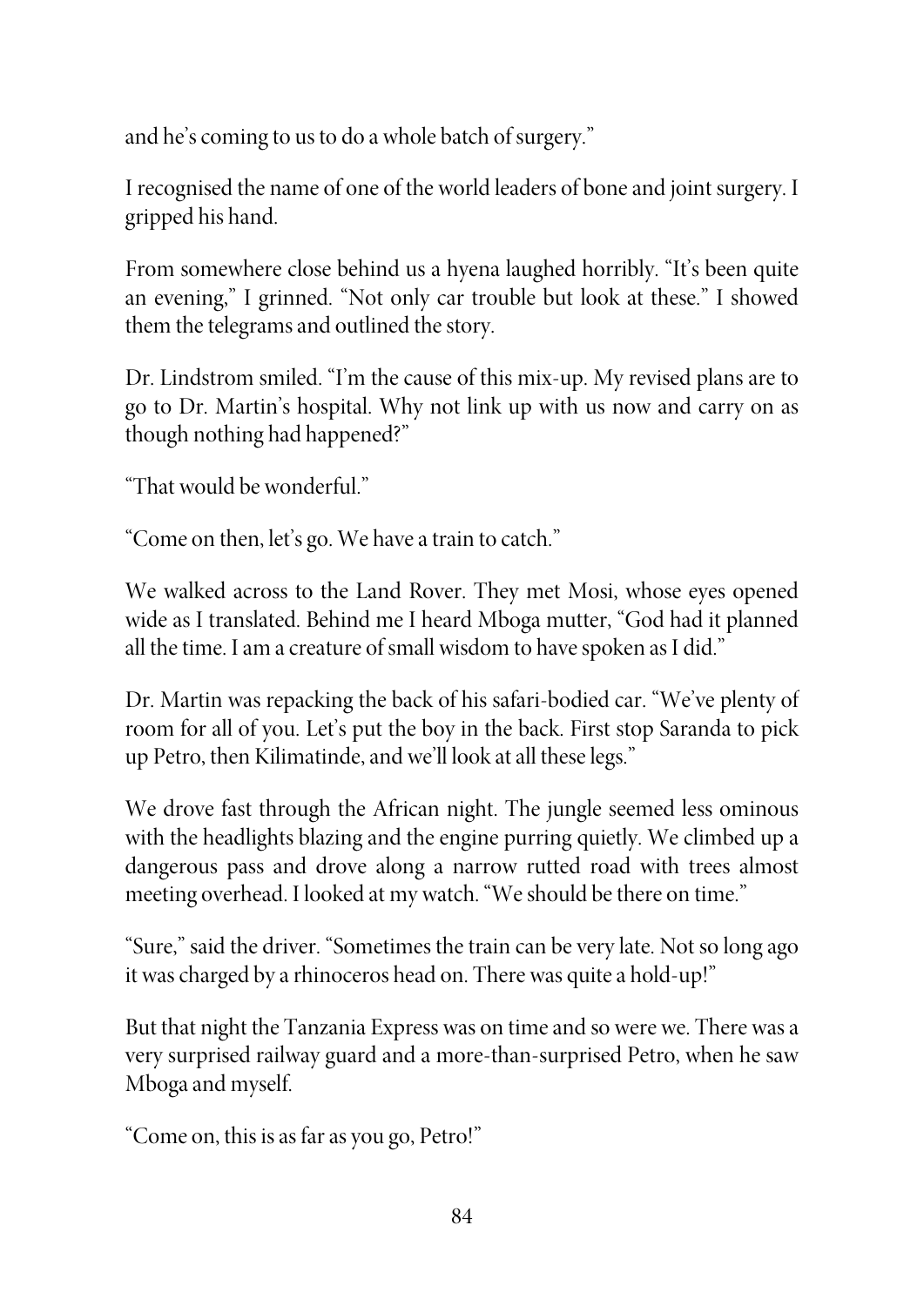and he's coming to us to do a whole batch of surgery."

I recognised the name of one of the world leaders of bone and joint surgery. I gripped his hand.

From somewhere close behind us a hyena laughed horribly. "It's been quite an evening," I grinned. "Not only car trouble but look at these." I showed them the telegrams and outlined the story.

Dr. Lindstrom smiled. "I'm the cause of this mix-up. My revised plans are to go to Dr. Martin's hospital. Why not link up with us now and carry on as though nothing had happened?"

"That would be wonderful."

"Come on then, let's go. We have a train to catch."

We walked across to the Land Rover. They met Mosi, whose eyes opened wide as I translated. Behind me I heard Mboga mutter, "God had it planned all the time. I am a creature of small wisdom to have spoken as I did."

Dr. Martin was repacking the back of his safari-bodied car. "We've plenty of room for all of you. Let's put the boy in the back. First stop Saranda to pick up Petro, then Kilimatinde, and we'll look at all these legs."

We drove fast through the African night. The jungle seemed less ominous with the headlights blazing and the engine purring quietly. We climbed up a dangerous pass and drove along a narrow rutted road with trees almost meeting overhead. I looked at my watch. "We should be there on time."

"Sure," said the driver. "Sometimes the train can be very late. Not so long ago it was charged by a rhinoceros head on. There was quite a hold-up!"

But that night the Tanzania Express was on time and so were we. There was a very surprised railway guard and a more-than-surprised Petro, when he saw Mboga and myself.

"Come on, this is as far as you go, Petro!"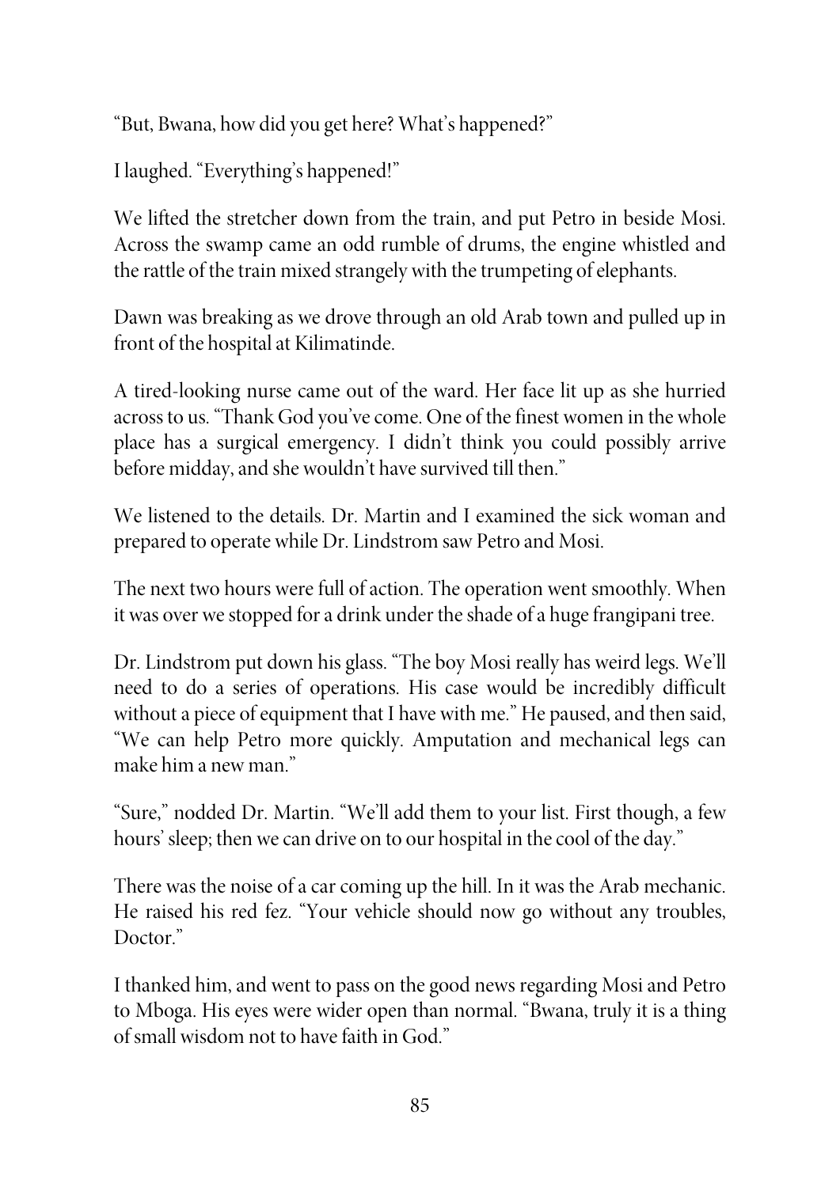"But, Bwana, how did you get here? What's happened?"

I laughed. "Everything's happened!"

We lifted the stretcher down from the train, and put Petro in beside Mosi. Across the swamp came an odd rumble of drums, the engine whistled and the rattle of the train mixed strangely with the trumpeting of elephants.

Dawn was breaking as we drove through an old Arab town and pulled up in front of the hospital at Kilimatinde.

A tired-looking nurse came out of the ward. Her face lit up as she hurried across to us. "Thank God you've come. One of the finest women in the whole place has a surgical emergency. I didn't think you could possibly arrive before midday, and she wouldn't have survived till then."

We listened to the details. Dr. Martin and I examined the sick woman and prepared to operate while Dr. Lindstrom saw Petro and Mosi.

The next two hours were full of action. The operation went smoothly. When it was over we stopped for a drink under the shade of a huge frangipani tree.

Dr. Lindstrom put down his glass. "The boy Mosi really has weird legs. We'll need to do a series of operations. His case would be incredibly difficult without a piece of equipment that I have with me." He paused, and then said, "We can help Petro more quickly. Amputation and mechanical legs can make him a new man."

"Sure," nodded Dr. Martin. "We'll add them to your list. First though, a few hours' sleep; then we can drive on to our hospital in the cool of the day."

There was the noise of a car coming up the hill. In it was the Arab mechanic. He raised his red fez. "Your vehicle should now go without any troubles, Doctor."

I thanked him, and went to pass on the good news regarding Mosi and Petro to Mboga. His eyes were wider open than normal. "Bwana, truly it is a thing of small wisdom not to have faith in God."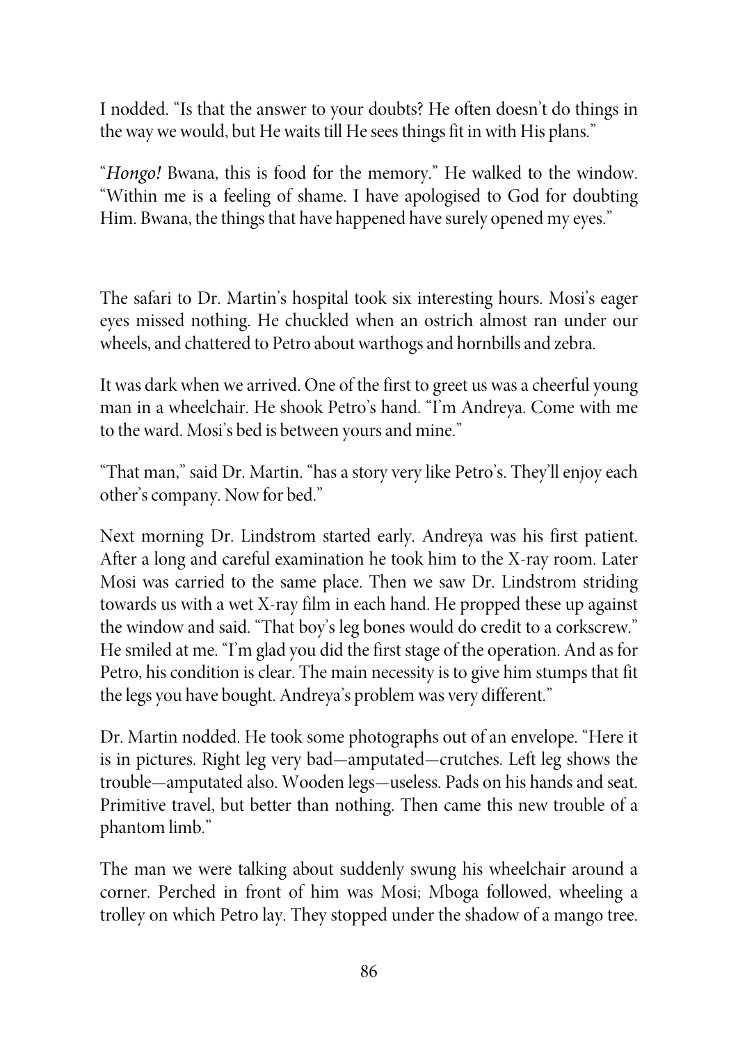I nodded. "Is that the answer to your doubts? He often doesn't do things in the way we would, but He waits till He sees things fit in with His plans."

"*Hongo!* Bwana, this is food for the memory." He walked to the window. "Within me is a feeling of shame. I have apologised to God for doubting Him. Bwana, the things that have happened have surely opened my eyes."

The safari to Dr. Martin's hospital took six interesting hours. Mosi's eager eyes missed nothing. He chuckled when an ostrich almost ran under our wheels, and chattered to Petro about warthogs and hornbills and zebra.

It was dark when we arrived. One of the first to greet us was a cheerful young man in a wheelchair. He shook Petro's hand. "I'm Andreya. Come with me to the ward. Mosi's bed is between yours and mine."

"That man," said Dr. Martin. "has a story very like Petro's. They'll enjoy each other's company. Now for bed."

Next morning Dr. Lindstrom started early. Andreya was his first patient. After a long and careful examination he took him to the X-ray room. Later Mosi was carried to the same place. Then we saw Dr. Lindstrom striding towards us with a wet X-ray film in each hand. He propped these up against the window and said. "That boy's leg bones would do credit to a corkscrew." He smiled at me. "I'm glad you did the first stage of the operation. And as for Petro, his condition is clear. The main necessity is to give him stumps that fit the legs you have bought. Andreya's problem was very different."

Dr. Martin nodded. He took some photographs out of an envelope. "Here it is in pictures. Right leg very bad—amputated—crutches. Left leg shows the trouble—amputated also. Wooden legs—useless. Pads on his hands and seat. Primitive travel, but better than nothing. Then came this new trouble of a phantom limb."

The man we were talking about suddenly swung his wheelchair around a corner. Perched in front of him was Mosi; Mboga followed, wheeling a trolley on which Petro lay. They stopped under the shadow of a mango tree.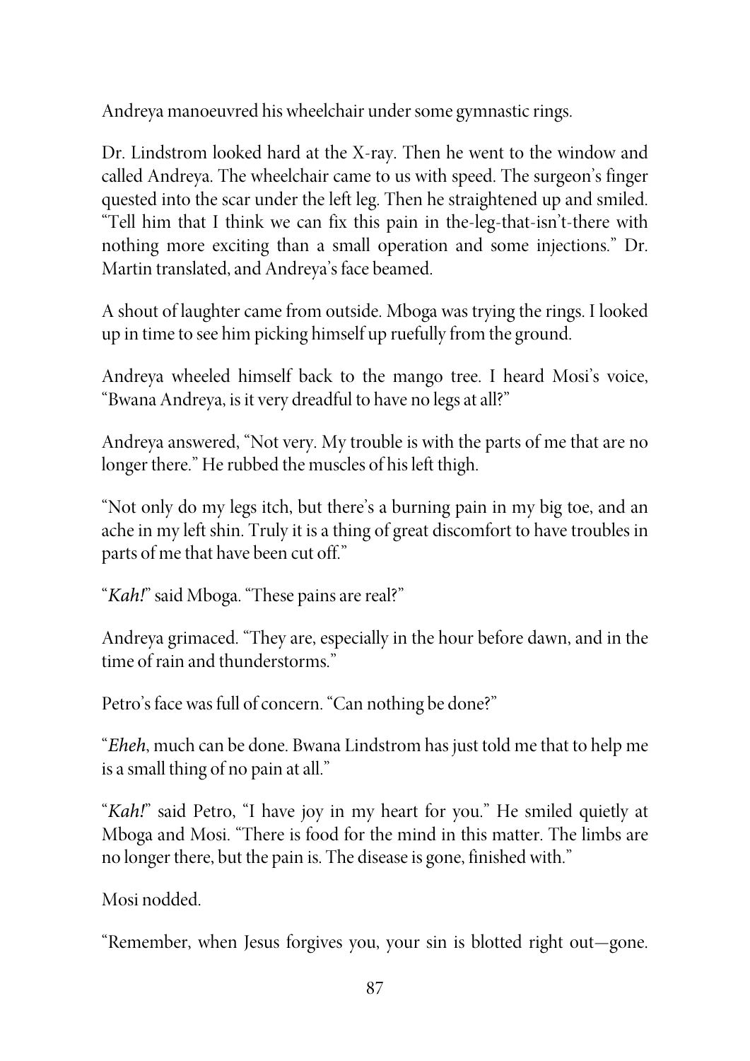Andreya manoeuvred his wheelchair under some gymnastic rings.

Dr. Lindstrom looked hard at the X-ray. Then he went to the window and called Andreya. The wheelchair came to us with speed. The surgeon's finger quested into the scar under the left leg. Then he straightened up and smiled. "Tell him that I think we can fix this pain in the-leg-that-isn't-there with nothing more exciting than a small operation and some injections." Dr. Martin translated, and Andreya's face beamed.

A shout of laughter came from outside. Mboga was trying the rings. I looked up in time to see him picking himself up ruefully from the ground.

Andreya wheeled himself back to the mango tree. I heard Mosi's voice, "Bwana Andreya, is it very dreadful to have no legs at all?"

Andreya answered, "Not very. My trouble is with the parts of me that are no longer there." He rubbed the muscles of his left thigh.

"Not only do my legs itch, but there's a burning pain in my big toe, and an ache in my left shin. Truly it is a thing of great discomfort to have troubles in parts of me that have been cut off."

"*Kah!*" said Mboga. "These pains are real?"

Andreya grimaced. "They are, especially in the hour before dawn, and in the time of rain and thunderstorms."

Petro's face was full of concern. "Can nothing be done?"

"*Eheh*, much can be done. Bwana Lindstrom has just told me that to help me is a small thing of no pain at all."

"*Kah!*" said Petro, "I have joy in my heart for you." He smiled quietly at Mboga and Mosi. "There is food for the mind in this matter. The limbs are no longer there, but the pain is. The disease is gone, finished with."

Mosi nodded.

"Remember, when Jesus forgives you, your sin is blotted right out—gone.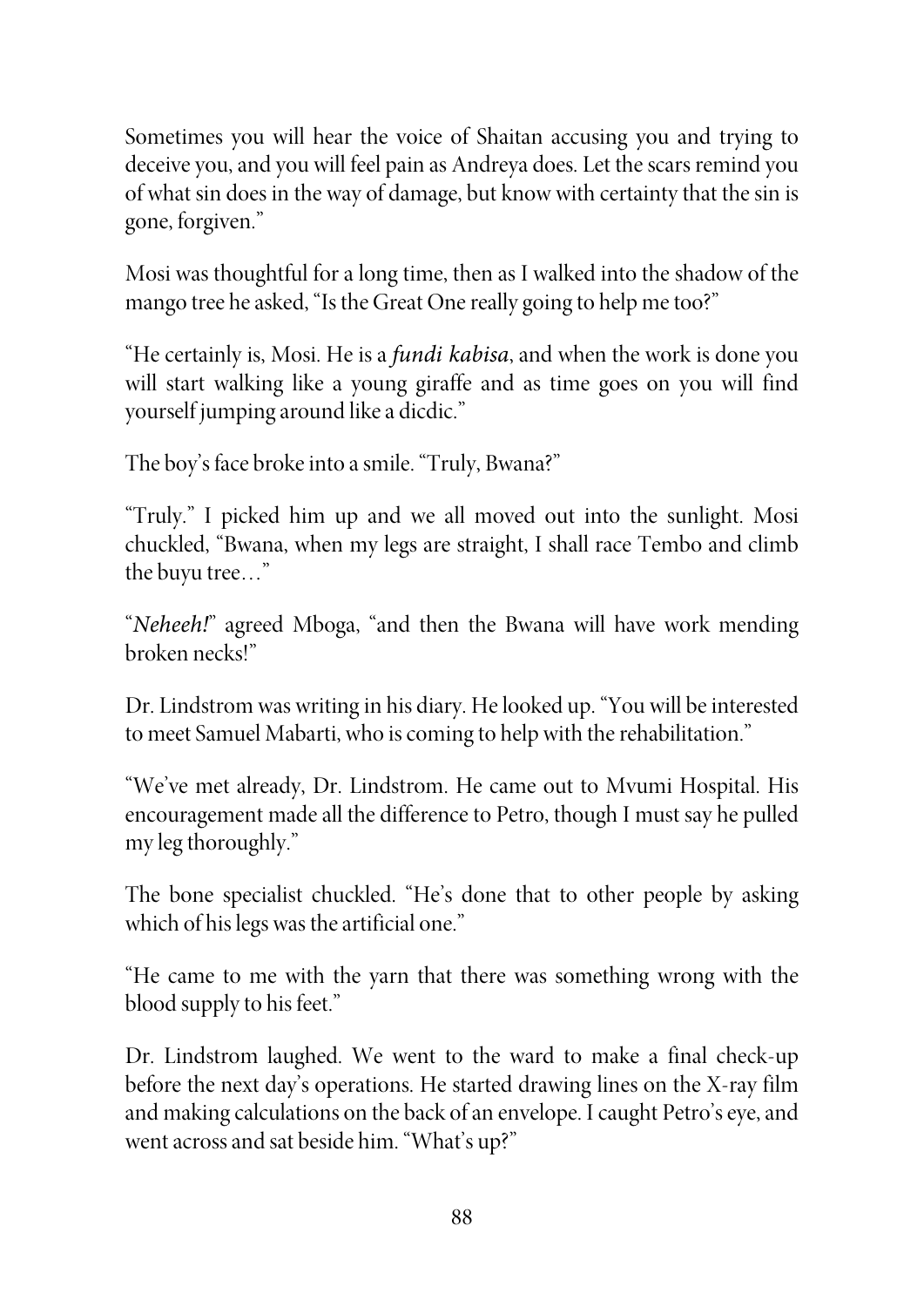Sometimes you will hear the voice of Shaitan accusing you and trying to deceive you, and you will feel pain as Andreya does. Let the scars remind you of what sin does in the way of damage, but know with certainty that the sin is gone, forgiven."

Mosi was thoughtful for a long time, then as I walked into the shadow of the mango tree he asked, "Is the Great One really going to help me too?"

"He certainly is, Mosi. He is a *fundi kabisa*, and when the work is done you will start walking like a young giraffe and as time goes on you will find yourself jumping around like a dicdic."

The boy's face broke into a smile. "Truly, Bwana?"

"Truly." I picked him up and we all moved out into the sunlight. Mosi chuckled, "Bwana, when my legs are straight, I shall race Tembo and climb the buyu tree…"

"*Neheeh!*" agreed Mboga, "and then the Bwana will have work mending broken necks!"

Dr. Lindstrom was writing in his diary. He looked up. "You will be interested to meet Samuel Mabarti, who is coming to help with the rehabilitation."

"We've met already, Dr. Lindstrom. He came out to Mvumi Hospital. His encouragement made all the difference to Petro, though I must say he pulled my leg thoroughly."

The bone specialist chuckled. "He's done that to other people by asking which of his legs was the artificial one."

"He came to me with the yarn that there was something wrong with the blood supply to his feet."

Dr. Lindstrom laughed. We went to the ward to make a final check-up before the next day's operations. He started drawing lines on the X-ray film and making calculations on the back of an envelope. I caught Petro's eye, and went across and sat beside him. "What's up?"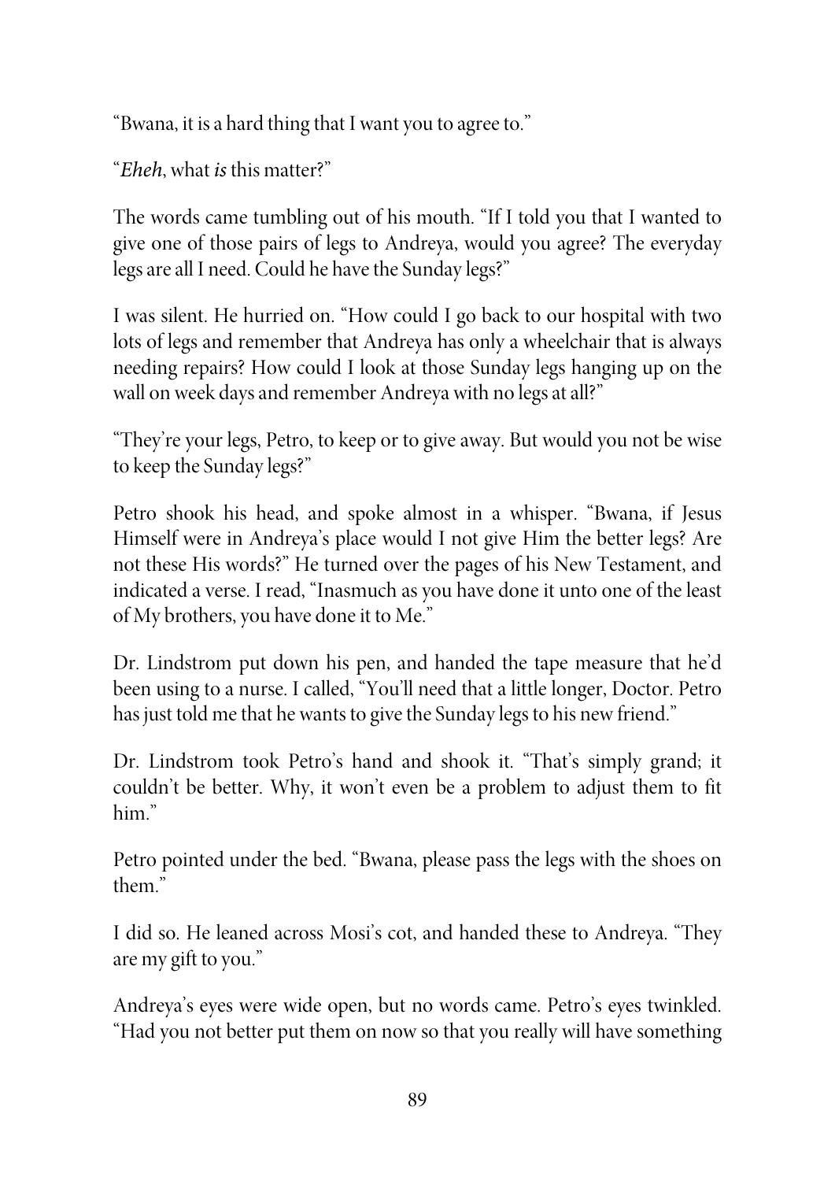"Bwana, it is a hard thing that I want you to agree to."

"*Eheh*, what *is* this matter?"

The words came tumbling out of his mouth. "If I told you that I wanted to give one of those pairs of legs to Andreya, would you agree? The everyday legs are all I need. Could he have the Sunday legs?"

I was silent. He hurried on. "How could I go back to our hospital with two lots of legs and remember that Andreya has only a wheelchair that is always needing repairs? How could I look at those Sunday legs hanging up on the wall on week days and remember Andreya with no legs at all?"

"They're your legs, Petro, to keep or to give away. But would you not be wise to keep the Sunday legs?"

Petro shook his head, and spoke almost in a whisper. "Bwana, if Jesus Himself were in Andreya's place would I not give Him the better legs? Are not these His words?" He turned over the pages of his New Testament, and indicated a verse. I read, "Inasmuch as you have done it unto one of the least of My brothers, you have done it to Me."

Dr. Lindstrom put down his pen, and handed the tape measure that he'd been using to a nurse. I called, "You'll need that a little longer, Doctor. Petro has just told me that he wants to give the Sunday legs to his new friend."

Dr. Lindstrom took Petro's hand and shook it. "That's simply grand; it couldn't be better. Why, it won't even be a problem to adjust them to fit him."

Petro pointed under the bed. "Bwana, please pass the legs with the shoes on them."

I did so. He leaned across Mosi's cot, and handed these to Andreya. "They are my gift to you."

Andreya's eyes were wide open, but no words came. Petro's eyes twinkled. "Had you not better put them on now so that you really will have something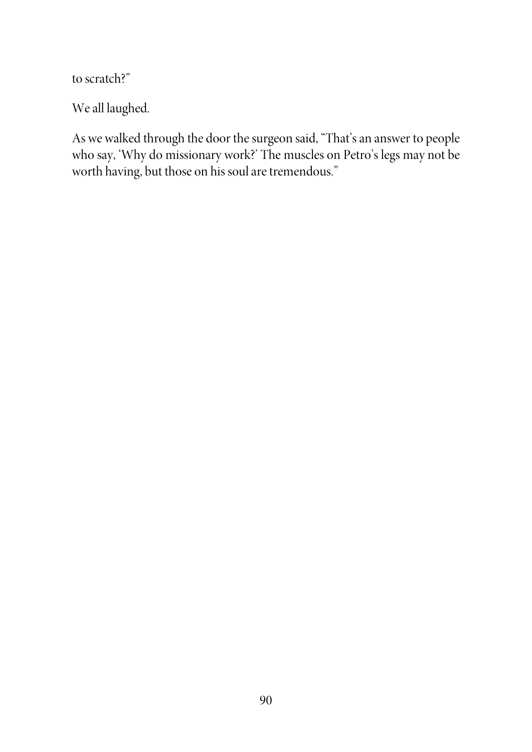to scratch?"

We all laughed.

As we walked through the door the surgeon said, "That's an answer to people who say, 'Why do missionary work?' The muscles on Petro's legs may not be worth having, but those on his soul are tremendous."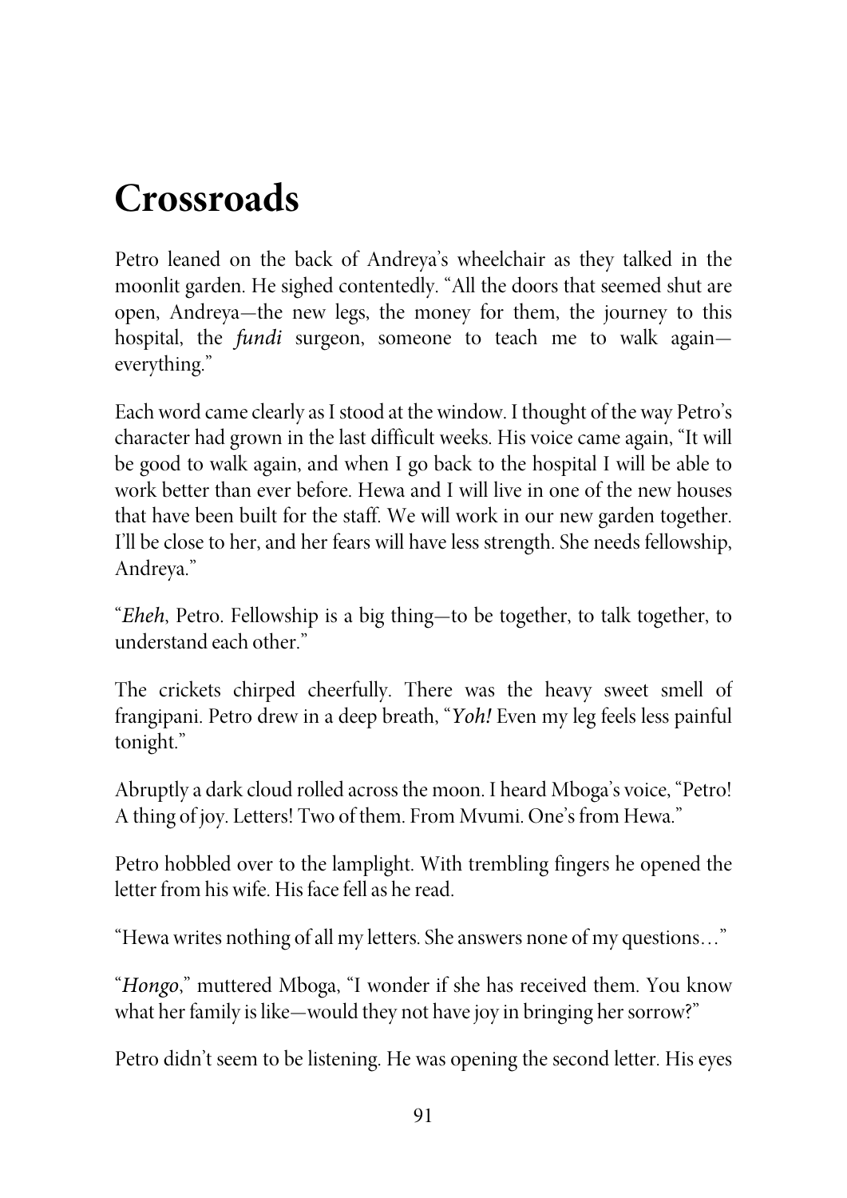# Crossroads

Petro leaned on the back of Andreya's wheelchair as they talked in the moonlit garden. He sighed contentedly. "All the doors that seemed shut are open, Andreya—the new legs, the money for them, the journey to this hospital, the *fundi* surgeon, someone to teach me to walk again—everything."

Each word came clearly as I stood at the window. I thought of the way Petro's character had grown in the last difficult weeks. His voice came again, "It will be good to walk again, and when I go back to the hospital I will be able to work better than ever before. Hewa and I will live in one of the new houses that have been built for the staff. We will work in our new garden together. I'll be close to her, and her fears will have less strength. She needs fellowship, Andreya."

"*Eheh*, Petro. Fellowship is a big thing—to be together, to talk together, to understand each other."

The crickets chirped cheerfully. There was the heavy sweet smell of frangipani. Petro drew in a deep breath, "*Yoh!* Even my leg feels less painful tonight."

Abruptly a dark cloud rolled across the moon. I heard Mboga's voice, "Petro! A thing of joy. Letters! Two of them. From Mvumi. One's from Hewa."

Petro hobbled over to the lamplight. With trembling fingers he opened the letter from his wife. His face fell as he read.

"Hewa writes nothing of all my letters. She answers none of my questions…"

"*Hongo*," muttered Mboga, "I wonder if she has received them. You know what her family is like—would they not have joy in bringing her sorrow?"

Petro didn't seem to be listening. He was opening the second letter. His eyes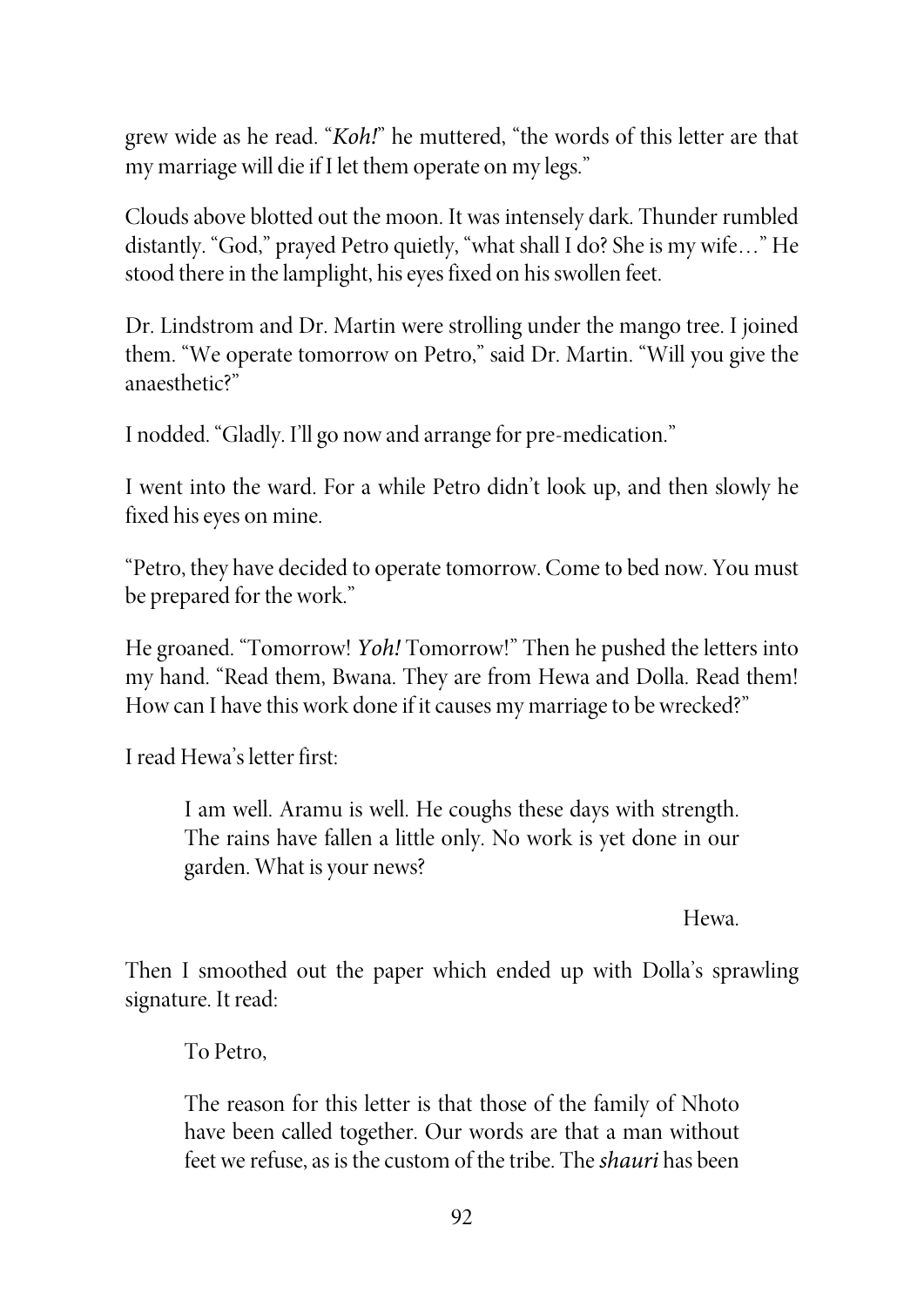grew wide as he read. "*Koh!*" he muttered, "the words of this letter are that my marriage will die if I let them operate on my legs."

Clouds above blotted out the moon. It was intensely dark. Thunder rumbled distantly. "God," prayed Petro quietly, "what shall I do? She is my wife…" He stood there in the lamplight, his eyes fixed on his swollen feet.

Dr. Lindstrom and Dr. Martin were strolling under the mango tree. I joined them. "We operate tomorrow on Petro," said Dr. Martin. "Will you give the anaesthetic?"

I nodded. "Gladly. I'll go now and arrange for pre-medication."

I went into the ward. For a while Petro didn't look up, and then slowly he fixed his eyes on mine.

"Petro, they have decided to operate tomorrow. Come to bed now. You must be prepared for the work."

He groaned. "Tomorrow! *Yoh!* Tomorrow!" Then he pushed the letters into my hand. "Read them, Bwana. They are from Hewa and Dolla. Read them! How can I have this work done if it causes my marriage to be wrecked?"

I read Hewa's letter first:

> I am well. Aramu is well. He coughs these days with strength. The rains have fallen a little only. No work is yet done in our garden. What is your news?
>
> Hewa.

Then I smoothed out the paper which ended up with Dolla's sprawling signature. It read:

> To Petro,
>
> The reason for this letter is that those of the family of Nhoto have been called together. Our words are that a man without feet we refuse, as is the custom of the tribe. The *shauri* has been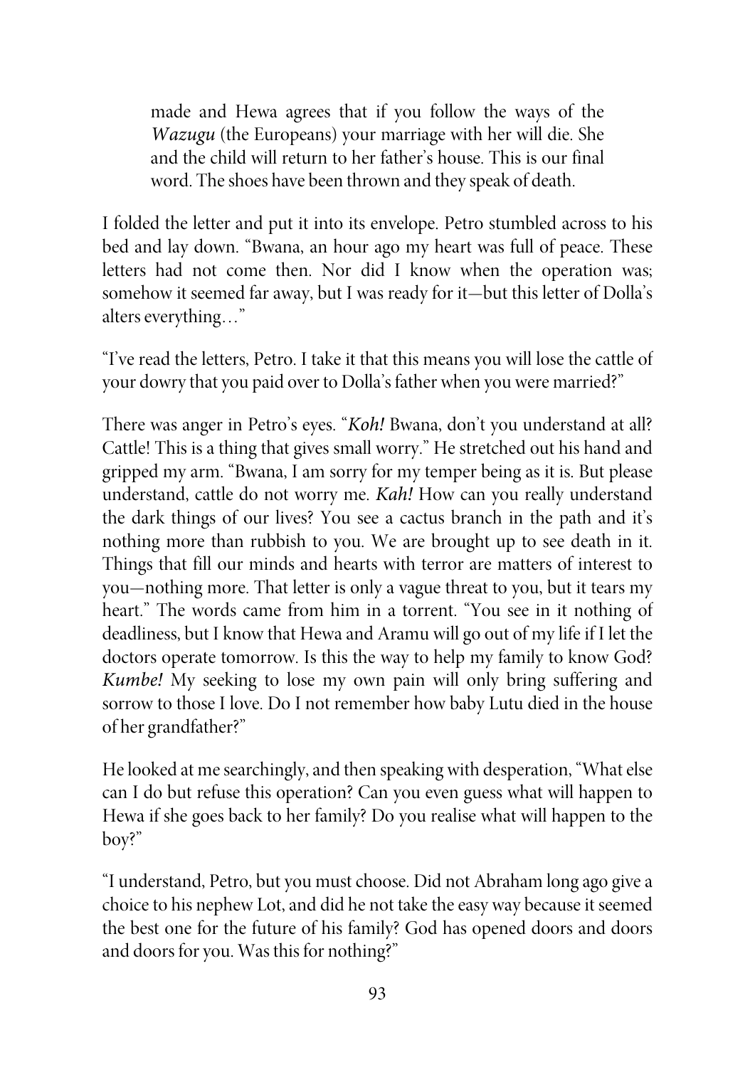> made and Hewa agrees that if you follow the ways of the *Wazugu* (the Europeans) your marriage with her will die. She and the child will return to her father's house. This is our final word. The shoes have been thrown and they speak of death.

I folded the letter and put it into its envelope. Petro stumbled across to his bed and lay down. "Bwana, an hour ago my heart was full of peace. These letters had not come then. Nor did I know when the operation was; somehow it seemed far away, but I was ready for it—but this letter of Dolla's alters everything…"

"I've read the letters, Petro. I take it that this means you will lose the cattle of your dowry that you paid over to Dolla's father when you were married?"

There was anger in Petro's eyes. "*Koh!* Bwana, don't you understand at all? Cattle! This is a thing that gives small worry." He stretched out his hand and gripped my arm. "Bwana, I am sorry for my temper being as it is. But please understand, cattle do not worry me. *Kah!* How can you really understand the dark things of our lives? You see a cactus branch in the path and it's nothing more than rubbish to you. We are brought up to see death in it. Things that fill our minds and hearts with terror are matters of interest to you—nothing more. That letter is only a vague threat to you, but it tears my heart." The words came from him in a torrent. "You see in it nothing of deadliness, but I know that Hewa and Aramu will go out of my life if I let the doctors operate tomorrow. Is this the way to help my family to know God? *Kumbe!* My seeking to lose my own pain will only bring suffering and sorrow to those I love. Do I not remember how baby Lutu died in the house of her grandfather?"

He looked at me searchingly, and then speaking with desperation, "What else can I do but refuse this operation? Can you even guess what will happen to Hewa if she goes back to her family? Do you realise what will happen to the boy?"

"I understand, Petro, but you must choose. Did not Abraham long ago give a choice to his nephew Lot, and did he not take the easy way because it seemed the best one for the future of his family? God has opened doors and doors and doors for you. Was this for nothing?"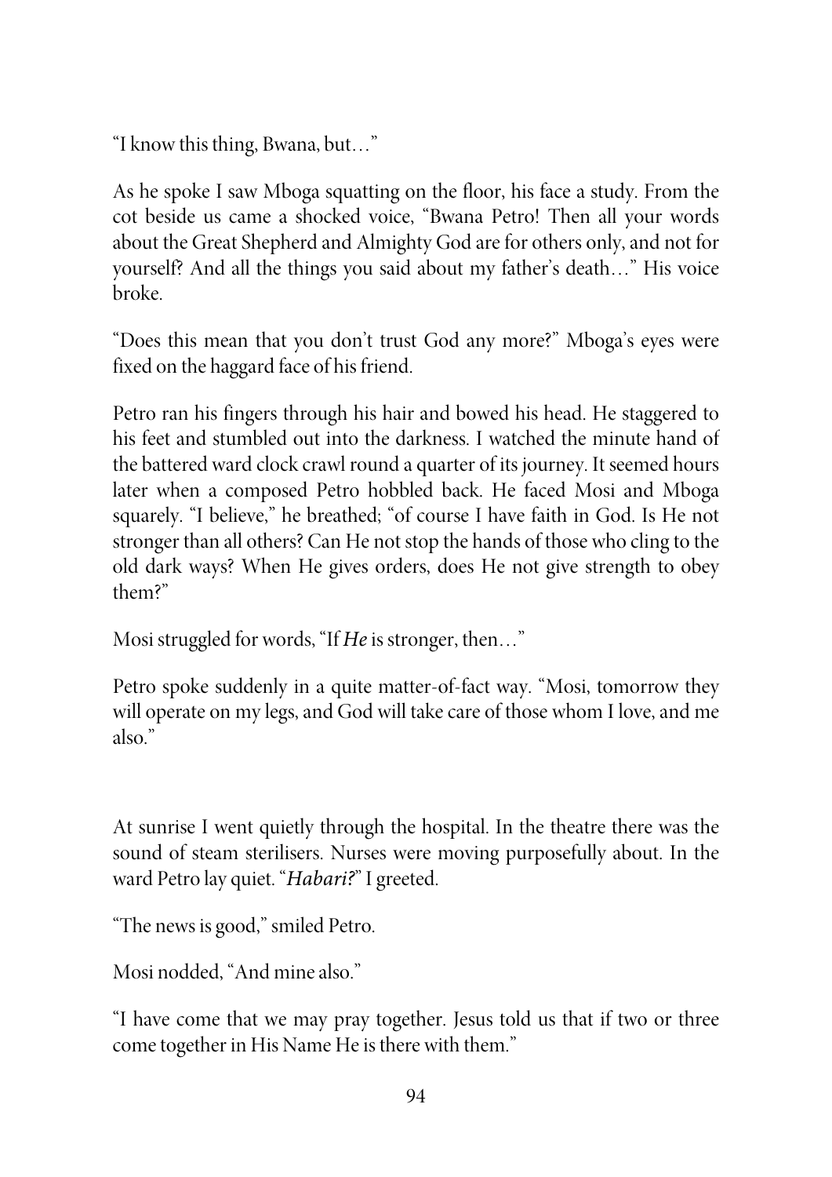"I know this thing, Bwana, but…"

As he spoke I saw Mboga squatting on the floor, his face a study. From the cot beside us came a shocked voice, "Bwana Petro! Then all your words about the Great Shepherd and Almighty God are for others only, and not for yourself? And all the things you said about my father's death…" His voice broke.

"Does this mean that you don't trust God any more?" Mboga's eyes were fixed on the haggard face of his friend.

Petro ran his fingers through his hair and bowed his head. He staggered to his feet and stumbled out into the darkness. I watched the minute hand of the battered ward clock crawl round a quarter of its journey. It seemed hours later when a composed Petro hobbled back. He faced Mosi and Mboga squarely. "I believe," he breathed; "of course I have faith in God. Is He not stronger than all others? Can He not stop the hands of those who cling to the old dark ways? When He gives orders, does He not give strength to obey them?"

Mosi struggled for words, "If *He* is stronger, then…"

Petro spoke suddenly in a quite matter-of-fact way. "Mosi, tomorrow they will operate on my legs, and God will take care of those whom I love, and me also."

At sunrise I went quietly through the hospital. In the theatre there was the sound of steam sterilisers. Nurses were moving purposefully about. In the ward Petro lay quiet. "*Habari?*" I greeted.

"The news is good," smiled Petro.

Mosi nodded, "And mine also."

"I have come that we may pray together. Jesus told us that if two or three come together in His Name He is there with them."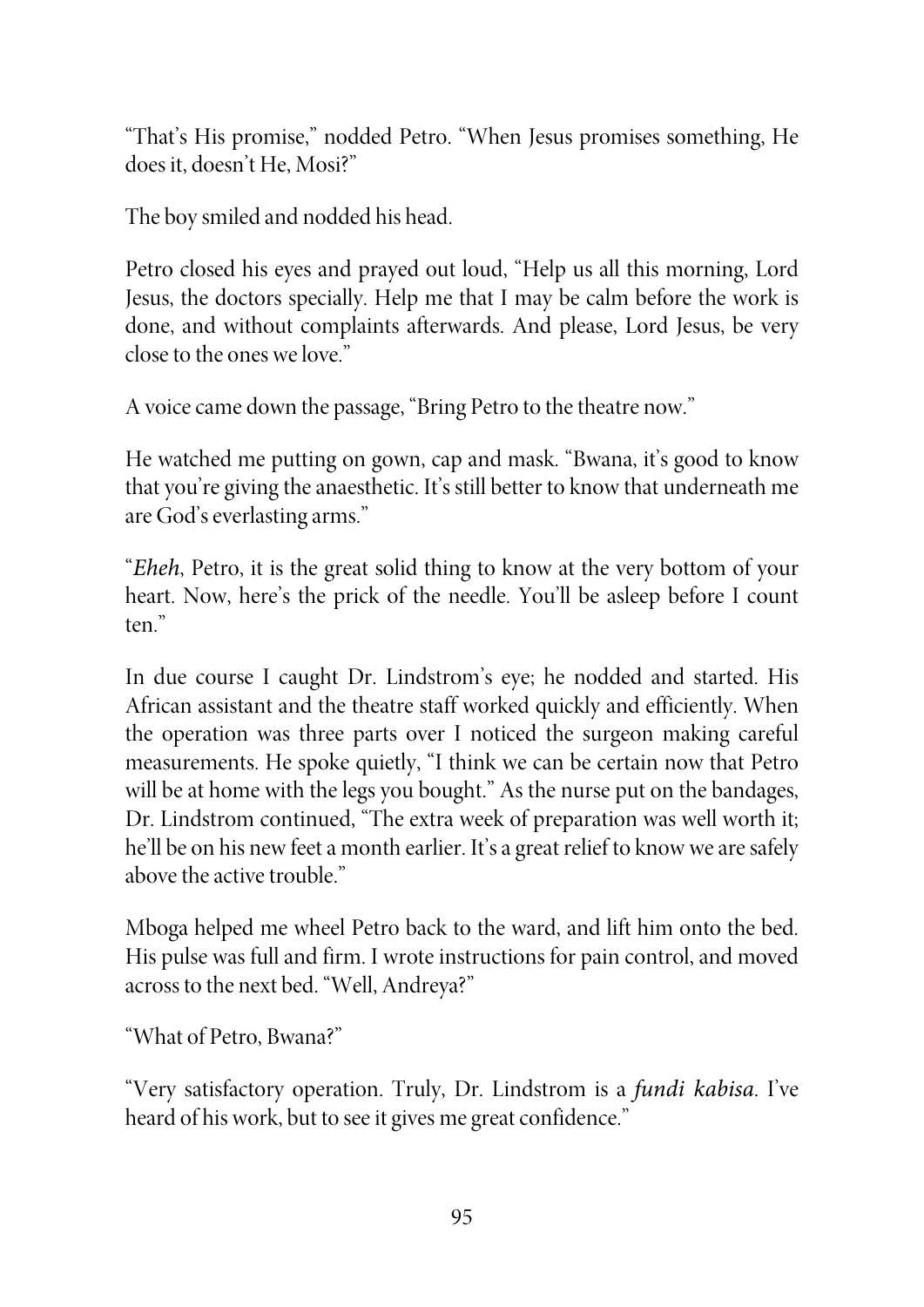"That's His promise," nodded Petro. "When Jesus promises something, He does it, doesn't He, Mosi?"

The boy smiled and nodded his head.

Petro closed his eyes and prayed out loud, "Help us all this morning, Lord Jesus, the doctors specially. Help me that I may be calm before the work is done, and without complaints afterwards. And please, Lord Jesus, be very close to the ones we love."

A voice came down the passage, "Bring Petro to the theatre now."

He watched me putting on gown, cap and mask. "Bwana, it's good to know that you're giving the anaesthetic. It's still better to know that underneath me are God's everlasting arms."

"*Eheh*, Petro, it is the great solid thing to know at the very bottom of your heart. Now, here's the prick of the needle. You'll be asleep before I count ten."

In due course I caught Dr. Lindstrom's eye; he nodded and started. His African assistant and the theatre staff worked quickly and efficiently. When the operation was three parts over I noticed the surgeon making careful measurements. He spoke quietly, "I think we can be certain now that Petro will be at home with the legs you bought." As the nurse put on the bandages, Dr. Lindstrom continued, "The extra week of preparation was well worth it; he'll be on his new feet a month earlier. It's a great relief to know we are safely above the active trouble."

Mboga helped me wheel Petro back to the ward, and lift him onto the bed. His pulse was full and firm. I wrote instructions for pain control, and moved across to the next bed. "Well, Andreya?"

"What of Petro, Bwana?"

"Very satisfactory operation. Truly, Dr. Lindstrom is a *fundi kabisa*. I've heard of his work, but to see it gives me great confidence."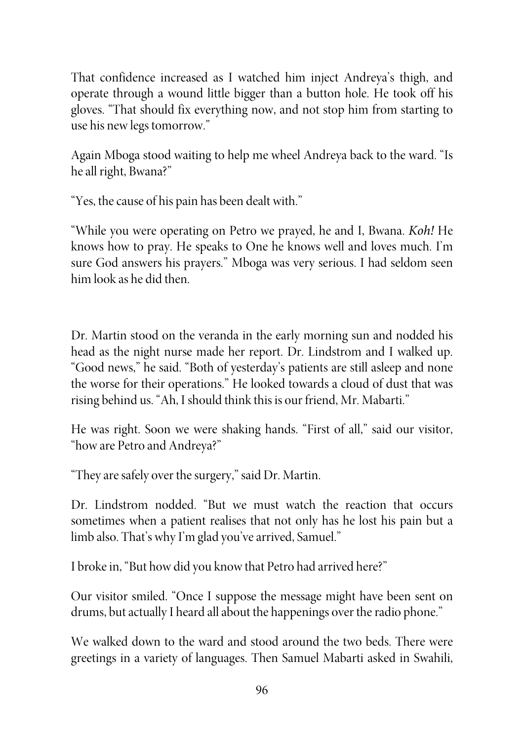That confidence increased as I watched him inject Andreya's thigh, and operate through a wound little bigger than a button hole. He took off his gloves. "That should fix everything now, and not stop him from starting to use his new legs tomorrow."

Again Mboga stood waiting to help me wheel Andreya back to the ward. "Is he all right, Bwana?"

"Yes, the cause of his pain has been dealt with."

"While you were operating on Petro we prayed, he and I, Bwana. *Koh!* He knows how to pray. He speaks to One he knows well and loves much. I'm sure God answers his prayers." Mboga was very serious. I had seldom seen him look as he did then.

Dr. Martin stood on the veranda in the early morning sun and nodded his head as the night nurse made her report. Dr. Lindstrom and I walked up. "Good news," he said. "Both of yesterday's patients are still asleep and none the worse for their operations." He looked towards a cloud of dust that was rising behind us. "Ah, I should think this is our friend, Mr. Mabarti."

He was right. Soon we were shaking hands. "First of all," said our visitor, "how are Petro and Andreya?"

"They are safely over the surgery," said Dr. Martin.

Dr. Lindstrom nodded. "But we must watch the reaction that occurs sometimes when a patient realises that not only has he lost his pain but a limb also. That's why I'm glad you've arrived, Samuel."

I broke in, "But how did you know that Petro had arrived here?"

Our visitor smiled. "Once I suppose the message might have been sent on drums, but actually I heard all about the happenings over the radio phone."

We walked down to the ward and stood around the two beds. There were greetings in a variety of languages. Then Samuel Mabarti asked in Swahili,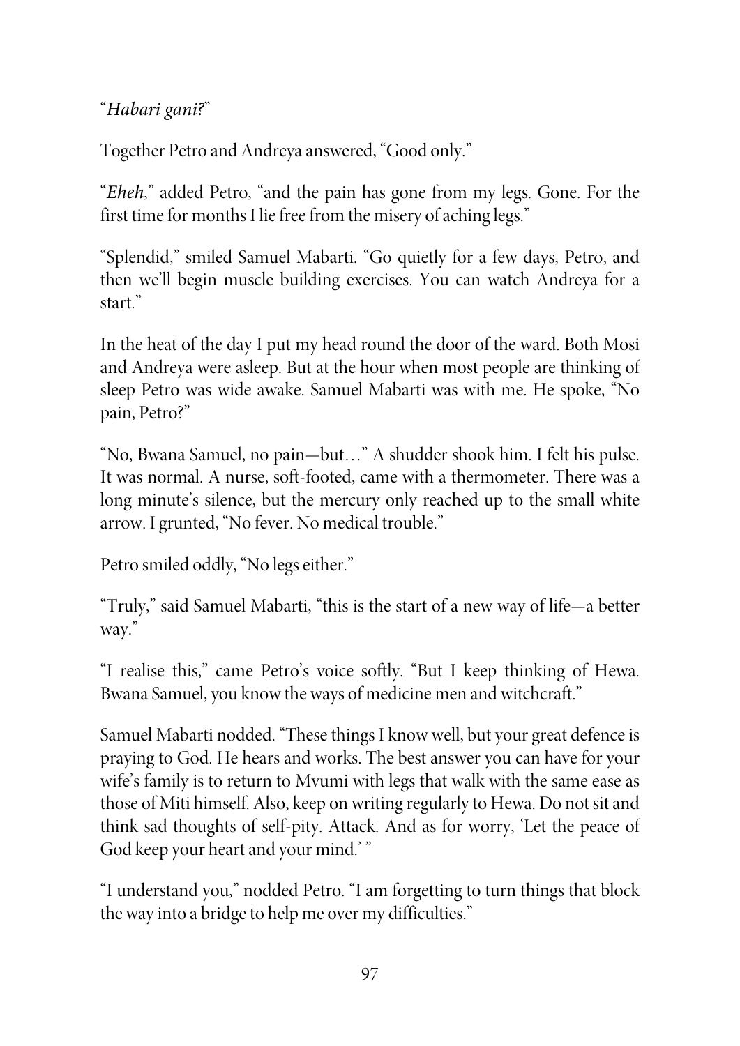"*Habari gani?*"

Together Petro and Andreya answered, "Good only."

"*Eheh*," added Petro, "and the pain has gone from my legs. Gone. For the first time for months I lie free from the misery of aching legs."

"Splendid," smiled Samuel Mabarti. "Go quietly for a few days, Petro, and then we'll begin muscle building exercises. You can watch Andreya for a start."

In the heat of the day I put my head round the door of the ward. Both Mosi and Andreya were asleep. But at the hour when most people are thinking of sleep Petro was wide awake. Samuel Mabarti was with me. He spoke, "No pain, Petro?"

"No, Bwana Samuel, no pain—but…" A shudder shook him. I felt his pulse. It was normal. A nurse, soft-footed, came with a thermometer. There was a long minute's silence, but the mercury only reached up to the small white arrow. I grunted, "No fever. No medical trouble."

Petro smiled oddly, "No legs either."

"Truly," said Samuel Mabarti, "this is the start of a new way of life—a better way."

"I realise this," came Petro's voice softly. "But I keep thinking of Hewa. Bwana Samuel, you know the ways of medicine men and witchcraft."

Samuel Mabarti nodded. "These things I know well, but your great defence is praying to God. He hears and works. The best answer you can have for your wife's family is to return to Mvumi with legs that walk with the same ease as those of Miti himself. Also, keep on writing regularly to Hewa. Do not sit and think sad thoughts of self-pity. Attack. And as for worry, 'Let the peace of God keep your heart and your mind.' "

"I understand you," nodded Petro. "I am forgetting to turn things that block the way into a bridge to help me over my difficulties."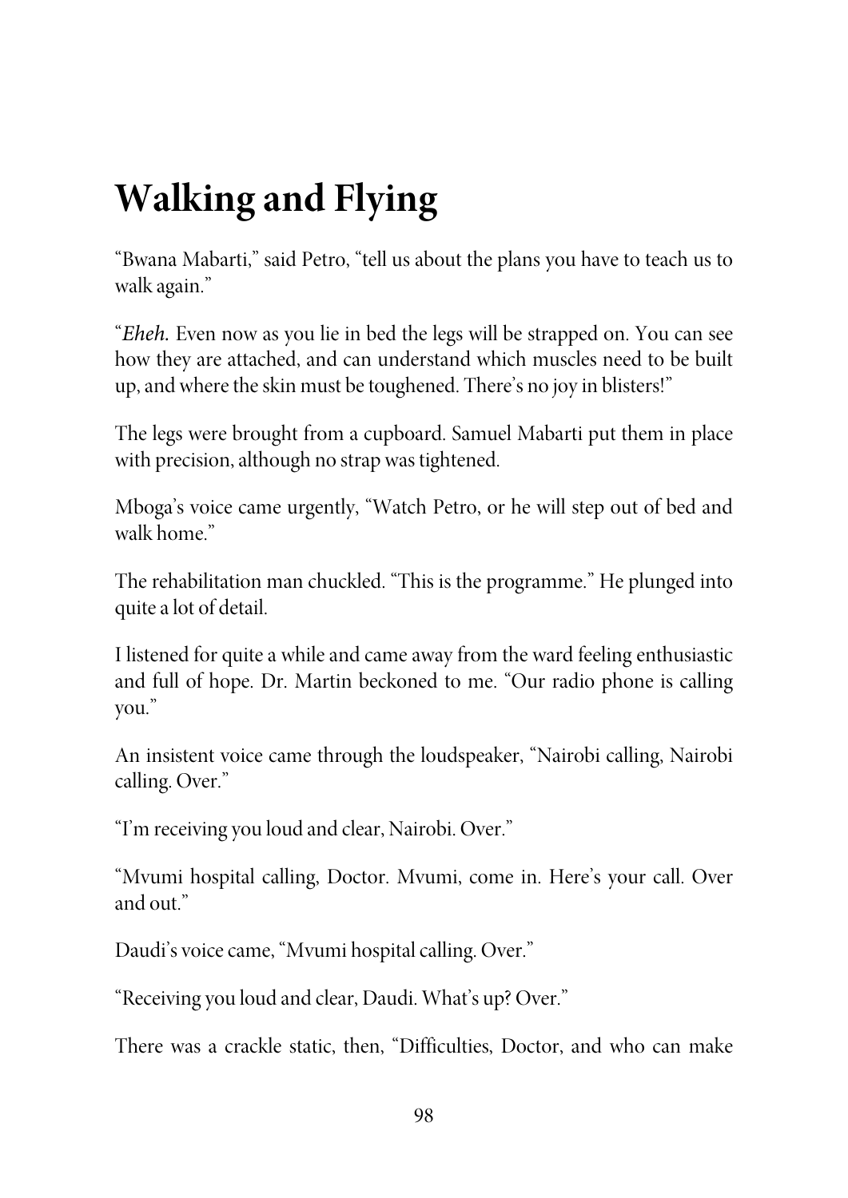# Walking and Flying

"Bwana Mabarti," said Petro, "tell us about the plans you have to teach us to walk again."

"*Eheh.* Even now as you lie in bed the legs will be strapped on. You can see how they are attached, and can understand which muscles need to be built up, and where the skin must be toughened. There's no joy in blisters!"

The legs were brought from a cupboard. Samuel Mabarti put them in place with precision, although no strap was tightened.

Mboga's voice came urgently, "Watch Petro, or he will step out of bed and walk home."

The rehabilitation man chuckled. "This is the programme." He plunged into quite a lot of detail.

I listened for quite a while and came away from the ward feeling enthusiastic and full of hope. Dr. Martin beckoned to me. "Our radio phone is calling you."

An insistent voice came through the loudspeaker, "Nairobi calling, Nairobi calling. Over."

"I'm receiving you loud and clear, Nairobi. Over."

"Mvumi hospital calling, Doctor. Mvumi, come in. Here's your call. Over and out."

Daudi's voice came, "Mvumi hospital calling. Over."

"Receiving you loud and clear, Daudi. What's up? Over."

There was a crackle static, then, "Difficulties, Doctor, and who can make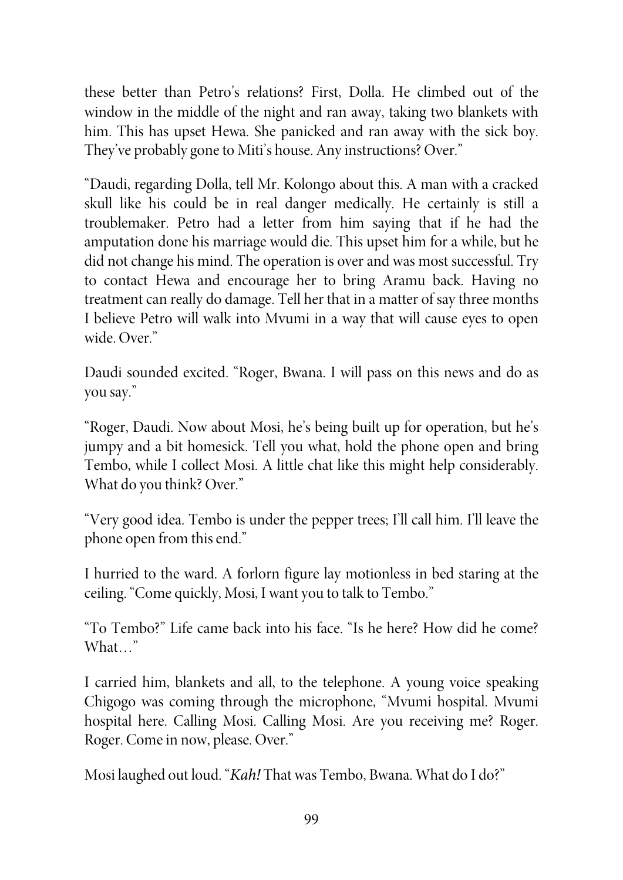these better than Petro's relations? First, Dolla. He climbed out of the window in the middle of the night and ran away, taking two blankets with him. This has upset Hewa. She panicked and ran away with the sick boy. They've probably gone to Miti's house. Any instructions? Over."

"Daudi, regarding Dolla, tell Mr. Kolongo about this. A man with a cracked skull like his could be in real danger medically. He certainly is still a troublemaker. Petro had a letter from him saying that if he had the amputation done his marriage would die. This upset him for a while, but he did not change his mind. The operation is over and was most successful. Try to contact Hewa and encourage her to bring Aramu back. Having no treatment can really do damage. Tell her that in a matter of say three months I believe Petro will walk into Mvumi in a way that will cause eyes to open wide. Over."

Daudi sounded excited. "Roger, Bwana. I will pass on this news and do as you say."

"Roger, Daudi. Now about Mosi, he's being built up for operation, but he's jumpy and a bit homesick. Tell you what, hold the phone open and bring Tembo, while I collect Mosi. A little chat like this might help considerably. What do you think? Over."

"Very good idea. Tembo is under the pepper trees; I'll call him. I'll leave the phone open from this end."

I hurried to the ward. A forlorn figure lay motionless in bed staring at the ceiling. "Come quickly, Mosi, I want you to talk to Tembo."

"To Tembo?" Life came back into his face. "Is he here? How did he come? What…"

I carried him, blankets and all, to the telephone. A young voice speaking Chigogo was coming through the microphone, "Mvumi hospital. Mvumi hospital here. Calling Mosi. Calling Mosi. Are you receiving me? Roger. Roger. Come in now, please. Over."

Mosi laughed out loud. "*Kah!* That was Tembo, Bwana. What do I do?"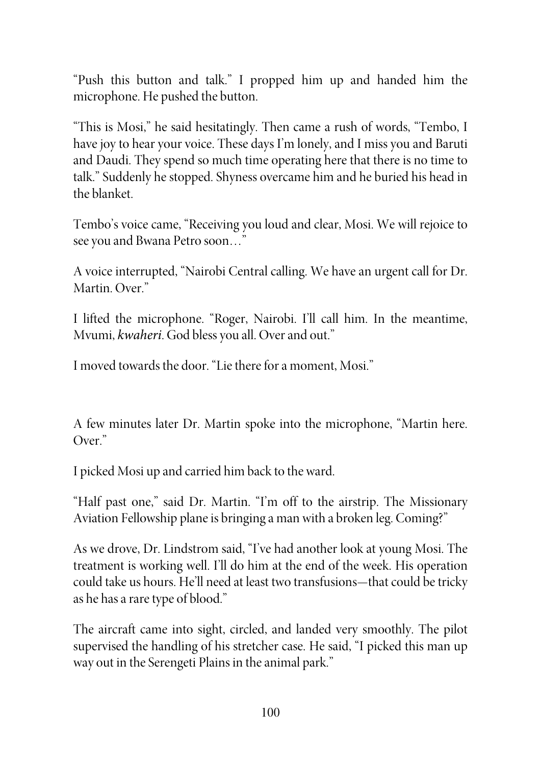"Push this button and talk." I propped him up and handed him the microphone. He pushed the button.

"This is Mosi," he said hesitatingly. Then came a rush of words, "Tembo, I have joy to hear your voice. These days I'm lonely, and I miss you and Baruti and Daudi. They spend so much time operating here that there is no time to talk." Suddenly he stopped. Shyness overcame him and he buried his head in the blanket.

Tembo's voice came, "Receiving you loud and clear, Mosi. We will rejoice to see you and Bwana Petro soon…"

A voice interrupted, "Nairobi Central calling. We have an urgent call for Dr. Martin. Over."

I lifted the microphone. "Roger, Nairobi. I'll call him. In the meantime, Mvumi, *kwaheri*. God bless you all. Over and out."

I moved towards the door. "Lie there for a moment, Mosi."

A few minutes later Dr. Martin spoke into the microphone, "Martin here. Over."

I picked Mosi up and carried him back to the ward.

"Half past one," said Dr. Martin. "I'm off to the airstrip. The Missionary Aviation Fellowship plane is bringing a man with a broken leg. Coming?"

As we drove, Dr. Lindstrom said, "I've had another look at young Mosi. The treatment is working well. I'll do him at the end of the week. His operation could take us hours. He'll need at least two transfusions—that could be tricky as he has a rare type of blood."

The aircraft came into sight, circled, and landed very smoothly. The pilot supervised the handling of his stretcher case. He said, "I picked this man up way out in the Serengeti Plains in the animal park."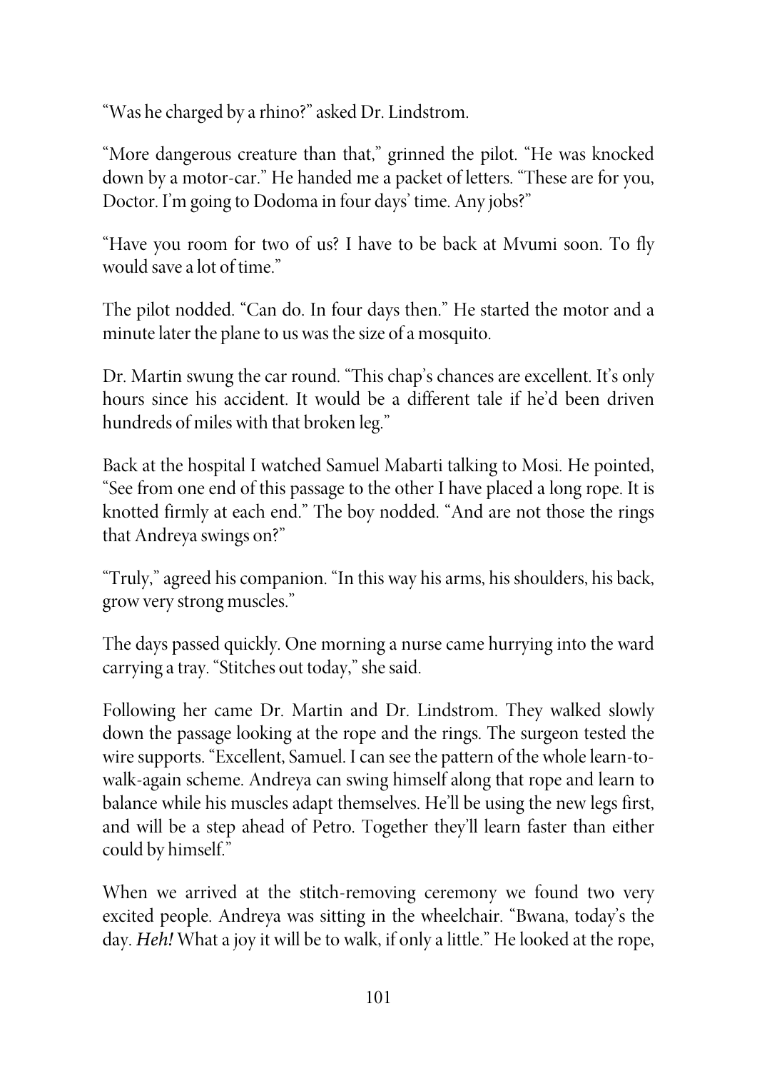"Was he charged by a rhino?" asked Dr. Lindstrom.

"More dangerous creature than that," grinned the pilot. "He was knocked down by a motor-car." He handed me a packet of letters. "These are for you, Doctor. I'm going to Dodoma in four days' time. Any jobs?"

"Have you room for two of us? I have to be back at Mvumi soon. To fly would save a lot of time."

The pilot nodded. "Can do. In four days then." He started the motor and a minute later the plane to us was the size of a mosquito.

Dr. Martin swung the car round. "This chap's chances are excellent. It's only hours since his accident. It would be a different tale if he'd been driven hundreds of miles with that broken leg."

Back at the hospital I watched Samuel Mabarti talking to Mosi. He pointed, "See from one end of this passage to the other I have placed a long rope. It is knotted firmly at each end." The boy nodded. "And are not those the rings that Andreya swings on?"

"Truly," agreed his companion. "In this way his arms, his shoulders, his back, grow very strong muscles."

The days passed quickly. One morning a nurse came hurrying into the ward carrying a tray. "Stitches out today," she said.

Following her came Dr. Martin and Dr. Lindstrom. They walked slowly down the passage looking at the rope and the rings. The surgeon tested the wire supports. "Excellent, Samuel. I can see the pattern of the whole learn-to-walk-again scheme. Andreya can swing himself along that rope and learn to balance while his muscles adapt themselves. He'll be using the new legs first, and will be a step ahead of Petro. Together they'll learn faster than either could by himself."

When we arrived at the stitch-removing ceremony we found two very excited people. Andreya was sitting in the wheelchair. "Bwana, today's the day. *Heh!* What a joy it will be to walk, if only a little." He looked at the rope,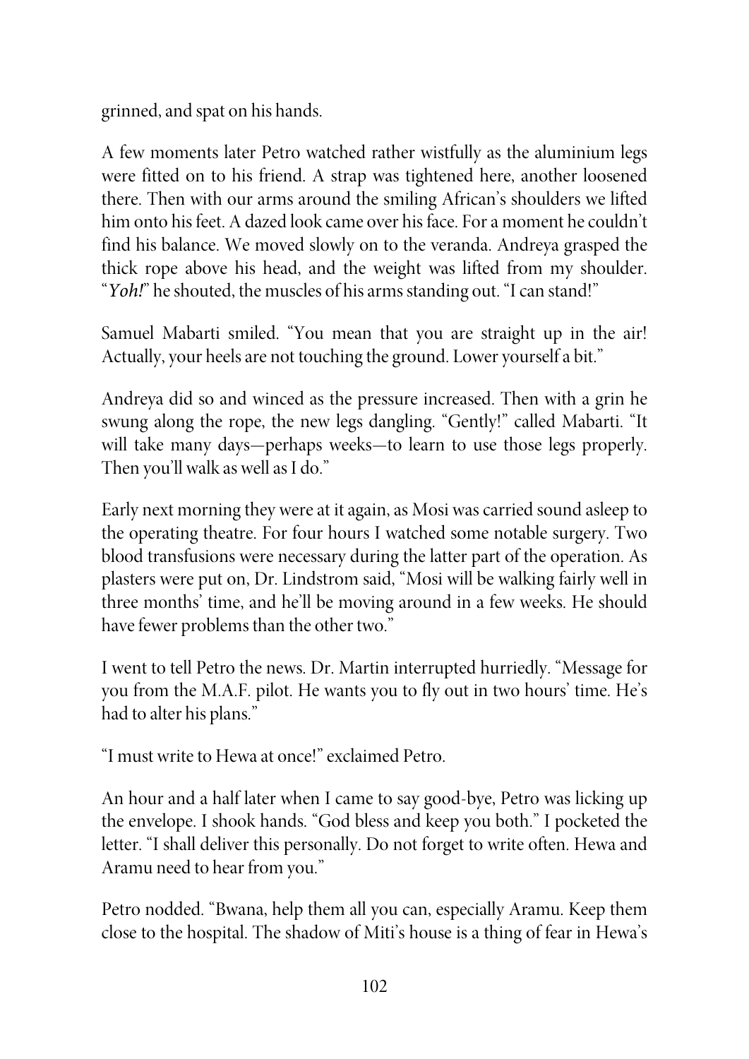grinned, and spat on his hands.

A few moments later Petro watched rather wistfully as the aluminium legs were fitted on to his friend. A strap was tightened here, another loosened there. Then with our arms around the smiling African's shoulders we lifted him onto his feet. A dazed look came over his face. For a moment he couldn't find his balance. We moved slowly on to the veranda. Andreya grasped the thick rope above his head, and the weight was lifted from my shoulder. "*Yoh!*" he shouted, the muscles of his arms standing out. "I can stand!"

Samuel Mabarti smiled. "You mean that you are straight up in the air! Actually, your heels are not touching the ground. Lower yourself a bit."

Andreya did so and winced as the pressure increased. Then with a grin he swung along the rope, the new legs dangling. "Gently!" called Mabarti. "It will take many days—perhaps weeks—to learn to use those legs properly. Then you'll walk as well as I do."

Early next morning they were at it again, as Mosi was carried sound asleep to the operating theatre. For four hours I watched some notable surgery. Two blood transfusions were necessary during the latter part of the operation. As plasters were put on, Dr. Lindstrom said, "Mosi will be walking fairly well in three months' time, and he'll be moving around in a few weeks. He should have fewer problems than the other two."

I went to tell Petro the news. Dr. Martin interrupted hurriedly. "Message for you from the M.A.F. pilot. He wants you to fly out in two hours' time. He's had to alter his plans."

"I must write to Hewa at once!" exclaimed Petro.

An hour and a half later when I came to say good-bye, Petro was licking up the envelope. I shook hands. "God bless and keep you both." I pocketed the letter. "I shall deliver this personally. Do not forget to write often. Hewa and Aramu need to hear from you."

Petro nodded. "Bwana, help them all you can, especially Aramu. Keep them close to the hospital. The shadow of Miti's house is a thing of fear in Hewa's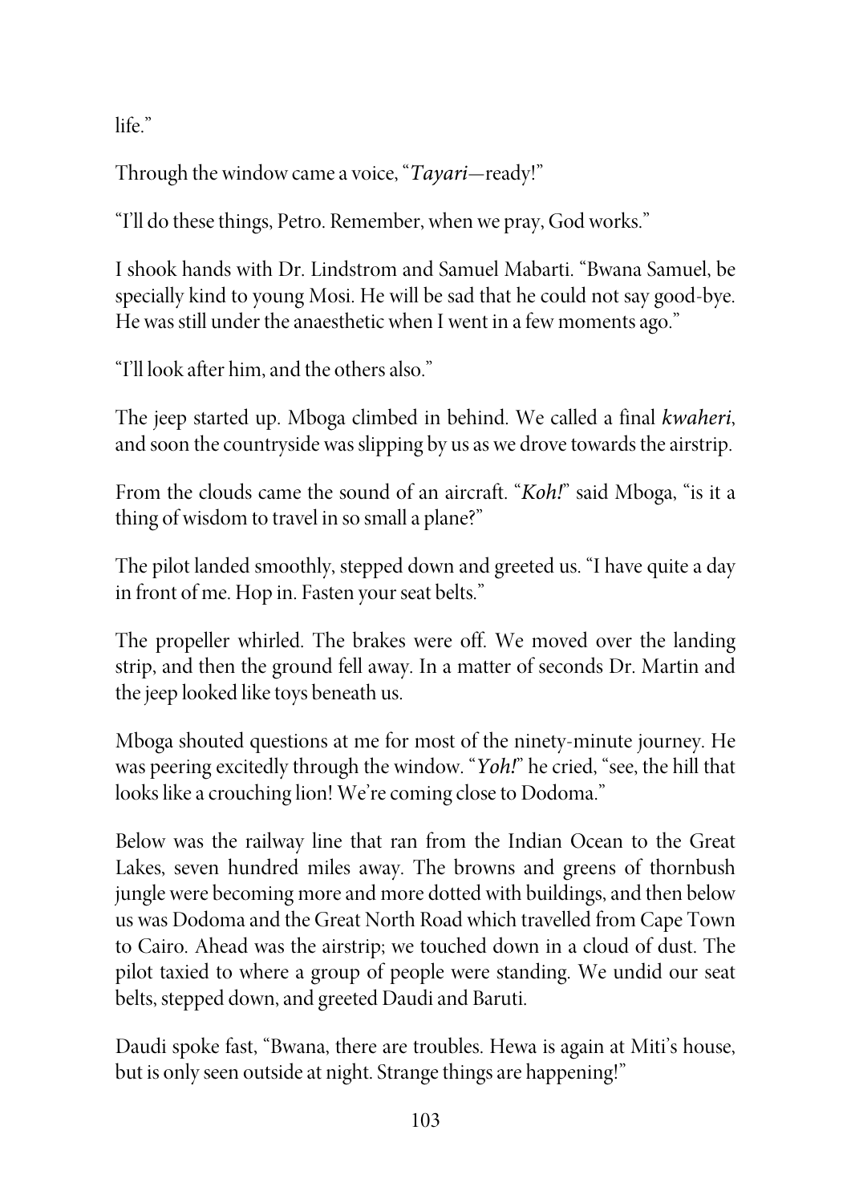life."

Through the window came a voice, "*Tayari*—ready!"

"I'll do these things, Petro. Remember, when we pray, God works."

I shook hands with Dr. Lindstrom and Samuel Mabarti. "Bwana Samuel, be specially kind to young Mosi. He will be sad that he could not say good-bye. He was still under the anaesthetic when I went in a few moments ago."

"I'll look after him, and the others also."

The jeep started up. Mboga climbed in behind. We called a final *kwaheri*, and soon the countryside was slipping by us as we drove towards the airstrip.

From the clouds came the sound of an aircraft. "*Koh!*" said Mboga, "is it a thing of wisdom to travel in so small a plane?"

The pilot landed smoothly, stepped down and greeted us. "I have quite a day in front of me. Hop in. Fasten your seat belts."

The propeller whirled. The brakes were off. We moved over the landing strip, and then the ground fell away. In a matter of seconds Dr. Martin and the jeep looked like toys beneath us.

Mboga shouted questions at me for most of the ninety-minute journey. He was peering excitedly through the window. "*Yoh!*" he cried, "see, the hill that looks like a crouching lion! We're coming close to Dodoma."

Below was the railway line that ran from the Indian Ocean to the Great Lakes, seven hundred miles away. The browns and greens of thornbush jungle were becoming more and more dotted with buildings, and then below us was Dodoma and the Great North Road which travelled from Cape Town to Cairo. Ahead was the airstrip; we touched down in a cloud of dust. The pilot taxied to where a group of people were standing. We undid our seat belts, stepped down, and greeted Daudi and Baruti.

Daudi spoke fast, "Bwana, there are troubles. Hewa is again at Miti's house, but is only seen outside at night. Strange things are happening!"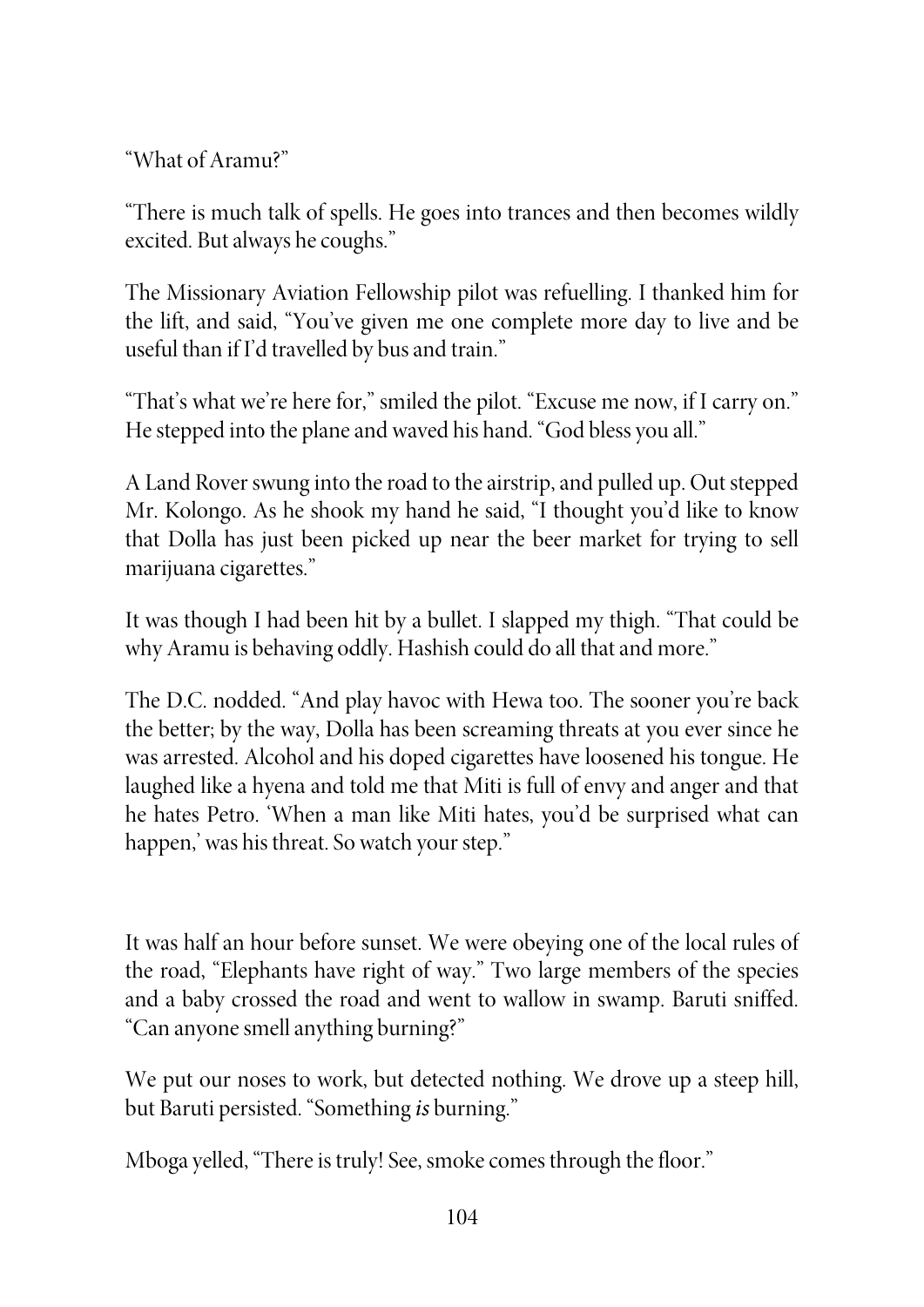"What of Aramu?"

"There is much talk of spells. He goes into trances and then becomes wildly excited. But always he coughs."

The Missionary Aviation Fellowship pilot was refuelling. I thanked him for the lift, and said, "You've given me one complete more day to live and be useful than if I'd travelled by bus and train."

"That's what we're here for," smiled the pilot. "Excuse me now, if I carry on." He stepped into the plane and waved his hand. "God bless you all."

A Land Rover swung into the road to the airstrip, and pulled up. Out stepped Mr. Kolongo. As he shook my hand he said, "I thought you'd like to know that Dolla has just been picked up near the beer market for trying to sell marijuana cigarettes."

It was though I had been hit by a bullet. I slapped my thigh. "That could be why Aramu is behaving oddly. Hashish could do all that and more."

The D.C. nodded. "And play havoc with Hewa too. The sooner you're back the better; by the way, Dolla has been screaming threats at you ever since he was arrested. Alcohol and his doped cigarettes have loosened his tongue. He laughed like a hyena and told me that Miti is full of envy and anger and that he hates Petro. 'When a man like Miti hates, you'd be surprised what can happen,' was his threat. So watch your step."

It was half an hour before sunset. We were obeying one of the local rules of the road, "Elephants have right of way." Two large members of the species and a baby crossed the road and went to wallow in swamp. Baruti sniffed. "Can anyone smell anything burning?"

We put our noses to work, but detected nothing. We drove up a steep hill, but Baruti persisted. "Something *is* burning."

Mboga yelled, "There is truly! See, smoke comes through the floor."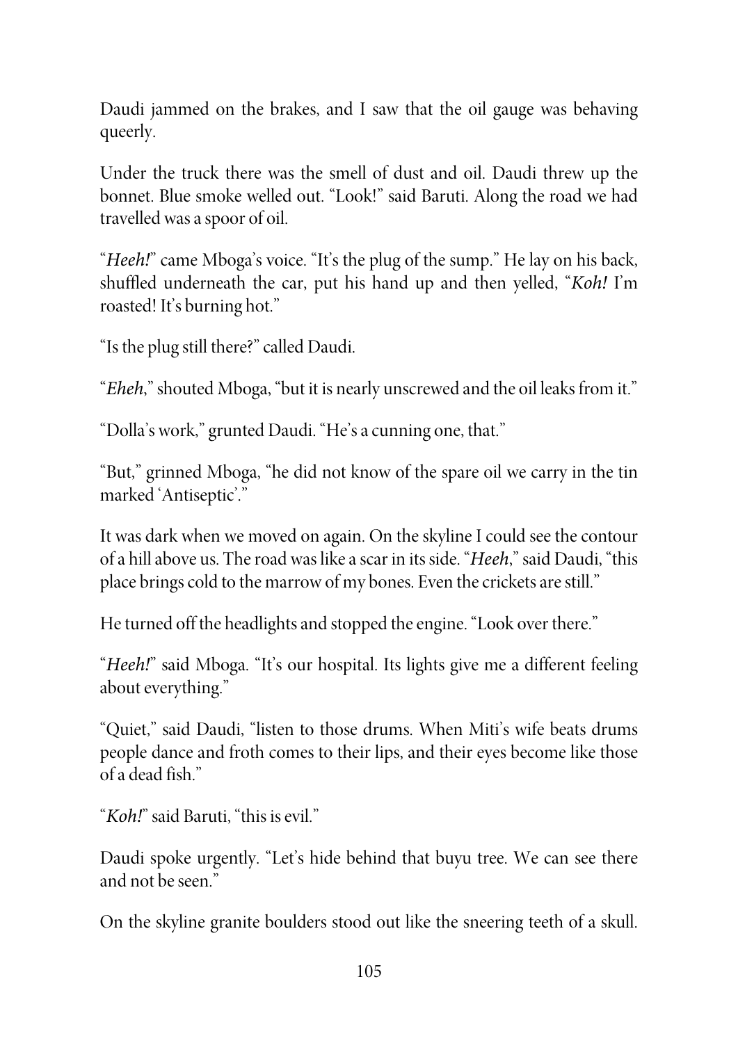Daudi jammed on the brakes, and I saw that the oil gauge was behaving queerly.

Under the truck there was the smell of dust and oil. Daudi threw up the bonnet. Blue smoke welled out. "Look!" said Baruti. Along the road we had travelled was a spoor of oil.

"*Heeh!*" came Mboga's voice. "It's the plug of the sump." He lay on his back, shuffled underneath the car, put his hand up and then yelled, "*Koh!* I'm roasted! It's burning hot."

"Is the plug still there?" called Daudi.

"*Eheh*," shouted Mboga, "but it is nearly unscrewed and the oil leaks from it."

"Dolla's work," grunted Daudi. "He's a cunning one, that."

"But," grinned Mboga, "he did not know of the spare oil we carry in the tin marked 'Antiseptic'."

It was dark when we moved on again. On the skyline I could see the contour of a hill above us. The road was like a scar in its side. "*Heeh*," said Daudi, "this place brings cold to the marrow of my bones. Even the crickets are still."

He turned off the headlights and stopped the engine. "Look over there."

"*Heeh!*" said Mboga. "It's our hospital. Its lights give me a different feeling about everything."

"Quiet," said Daudi, "listen to those drums. When Miti's wife beats drums people dance and froth comes to their lips, and their eyes become like those of a dead fish."

"*Koh!*" said Baruti, "this is evil."

Daudi spoke urgently. "Let's hide behind that buyu tree. We can see there and not be seen."

On the skyline granite boulders stood out like the sneering teeth of a skull.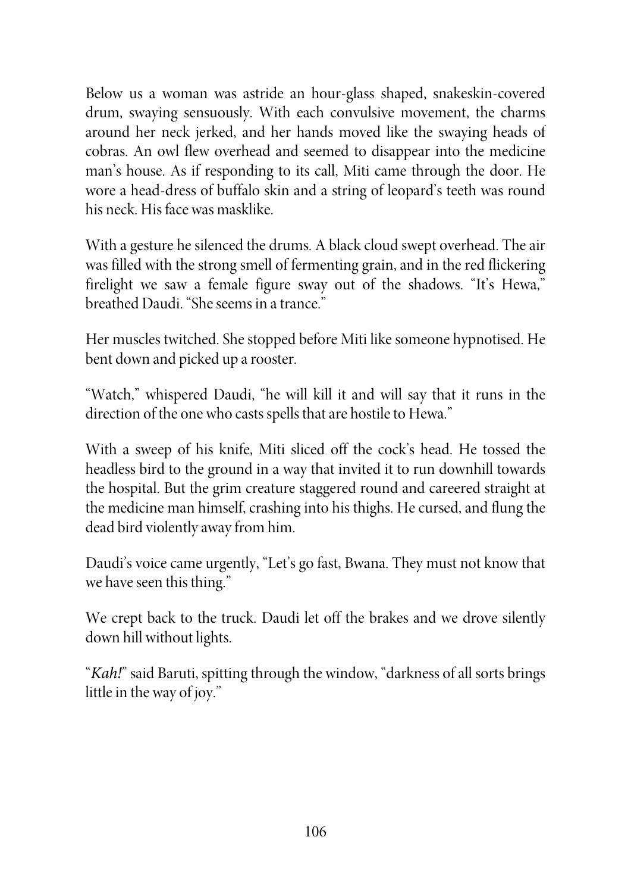Below us a woman was astride an hour-glass shaped, snakeskin-covered drum, swaying sensuously. With each convulsive movement, the charms around her neck jerked, and her hands moved like the swaying heads of cobras. An owl flew overhead and seemed to disappear into the medicine man's house. As if responding to its call, Miti came through the door. He wore a head-dress of buffalo skin and a string of leopard's teeth was round his neck. His face was masklike.

With a gesture he silenced the drums. A black cloud swept overhead. The air was filled with the strong smell of fermenting grain, and in the red flickering firelight we saw a female figure sway out of the shadows. "It's Hewa," breathed Daudi. "She seems in a trance."

Her muscles twitched. She stopped before Miti like someone hypnotised. He bent down and picked up a rooster.

"Watch," whispered Daudi, "he will kill it and will say that it runs in the direction of the one who casts spells that are hostile to Hewa."

With a sweep of his knife, Miti sliced off the cock's head. He tossed the headless bird to the ground in a way that invited it to run downhill towards the hospital. But the grim creature staggered round and careered straight at the medicine man himself, crashing into his thighs. He cursed, and flung the dead bird violently away from him.

Daudi's voice came urgently, "Let's go fast, Bwana. They must not know that we have seen this thing."

We crept back to the truck. Daudi let off the brakes and we drove silently down hill without lights.

"*Kah!*" said Baruti, spitting through the window, "darkness of all sorts brings little in the way of joy."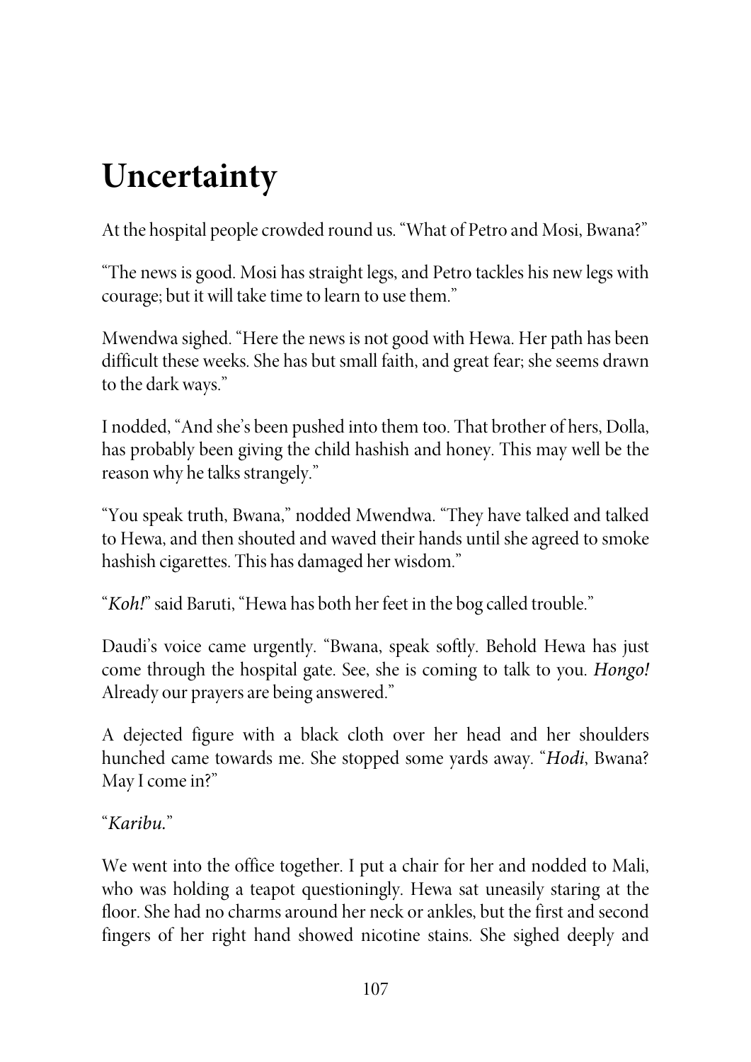# Uncertainty

At the hospital people crowded round us. "What of Petro and Mosi, Bwana?"

"The news is good. Mosi has straight legs, and Petro tackles his new legs with courage; but it will take time to learn to use them."

Mwendwa sighed. "Here the news is not good with Hewa. Her path has been difficult these weeks. She has but small faith, and great fear; she seems drawn to the dark ways."

I nodded, "And she's been pushed into them too. That brother of hers, Dolla, has probably been giving the child hashish and honey. This may well be the reason why he talks strangely."

"You speak truth, Bwana," nodded Mwendwa. "They have talked and talked to Hewa, and then shouted and waved their hands until she agreed to smoke hashish cigarettes. This has damaged her wisdom."

"*Koh!*" said Baruti, "Hewa has both her feet in the bog called trouble."

Daudi's voice came urgently. "Bwana, speak softly. Behold Hewa has just come through the hospital gate. See, she is coming to talk to you. *Hongo!* Already our prayers are being answered."

A dejected figure with a black cloth over her head and her shoulders hunched came towards me. She stopped some yards away. "*Hodi*, Bwana? May I come in?"

"*Karibu.*"

We went into the office together. I put a chair for her and nodded to Mali, who was holding a teapot questioningly. Hewa sat uneasily staring at the floor. She had no charms around her neck or ankles, but the first and second fingers of her right hand showed nicotine stains. She sighed deeply and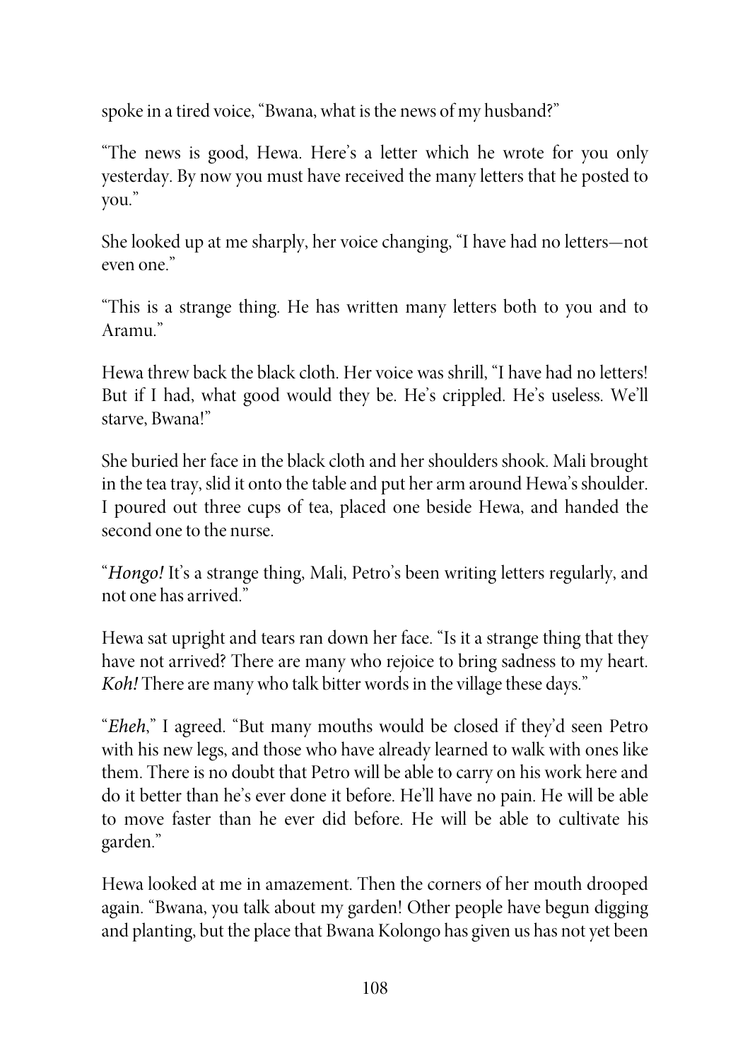spoke in a tired voice, "Bwana, what is the news of my husband?"

"The news is good, Hewa. Here's a letter which he wrote for you only yesterday. By now you must have received the many letters that he posted to you."

She looked up at me sharply, her voice changing, "I have had no letters—not even one."

"This is a strange thing. He has written many letters both to you and to Aramu."

Hewa threw back the black cloth. Her voice was shrill, "I have had no letters! But if I had, what good would they be. He's crippled. He's useless. We'll starve, Bwana!"

She buried her face in the black cloth and her shoulders shook. Mali brought in the tea tray, slid it onto the table and put her arm around Hewa's shoulder. I poured out three cups of tea, placed one beside Hewa, and handed the second one to the nurse.

"*Hongo!* It's a strange thing, Mali, Petro's been writing letters regularly, and not one has arrived."

Hewa sat upright and tears ran down her face. "Is it a strange thing that they have not arrived? There are many who rejoice to bring sadness to my heart. *Koh!* There are many who talk bitter words in the village these days."

"*Eheh*," I agreed. "But many mouths would be closed if they'd seen Petro with his new legs, and those who have already learned to walk with ones like them. There is no doubt that Petro will be able to carry on his work here and do it better than he's ever done it before. He'll have no pain. He will be able to move faster than he ever did before. He will be able to cultivate his garden."

Hewa looked at me in amazement. Then the corners of her mouth drooped again. "Bwana, you talk about my garden! Other people have begun digging and planting, but the place that Bwana Kolongo has given us has not yet been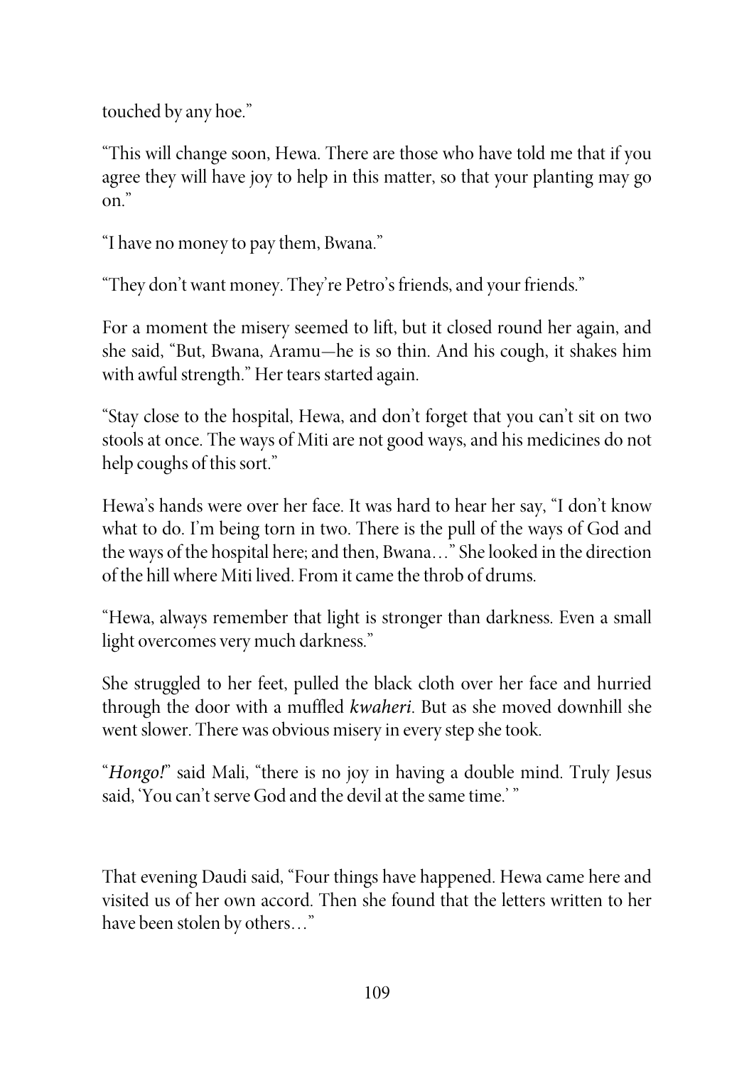touched by any hoe."

"This will change soon, Hewa. There are those who have told me that if you agree they will have joy to help in this matter, so that your planting may go on."

"I have no money to pay them, Bwana."

"They don't want money. They're Petro's friends, and your friends."

For a moment the misery seemed to lift, but it closed round her again, and she said, "But, Bwana, Aramu—he is so thin. And his cough, it shakes him with awful strength." Her tears started again.

"Stay close to the hospital, Hewa, and don't forget that you can't sit on two stools at once. The ways of Miti are not good ways, and his medicines do not help coughs of this sort."

Hewa's hands were over her face. It was hard to hear her say, "I don't know what to do. I'm being torn in two. There is the pull of the ways of God and the ways of the hospital here; and then, Bwana…" She looked in the direction of the hill where Miti lived. From it came the throb of drums.

"Hewa, always remember that light is stronger than darkness. Even a small light overcomes very much darkness."

She struggled to her feet, pulled the black cloth over her face and hurried through the door with a muffled *kwaheri*. But as she moved downhill she went slower. There was obvious misery in every step she took.

"*Hongo!*" said Mali, "there is no joy in having a double mind. Truly Jesus said, 'You can't serve God and the devil at the same time.' "

That evening Daudi said, "Four things have happened. Hewa came here and visited us of her own accord. Then she found that the letters written to her have been stolen by others…"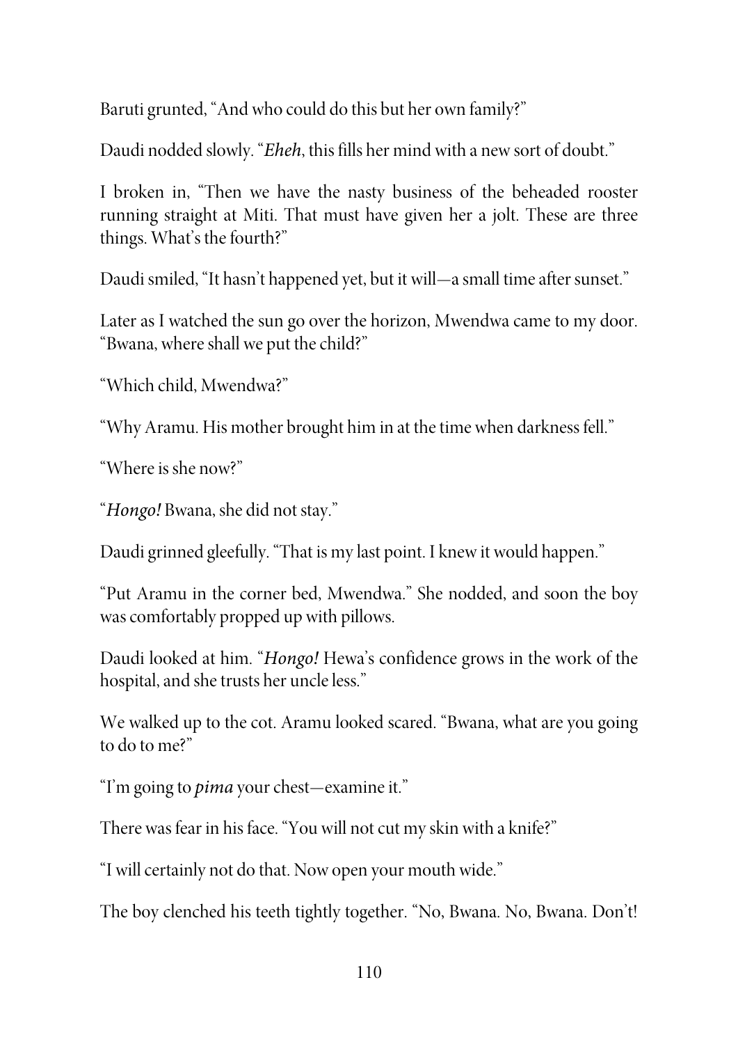Baruti grunted, "And who could do this but her own family?"

Daudi nodded slowly. "*Eheh*, this fills her mind with a new sort of doubt."

I broken in, "Then we have the nasty business of the beheaded rooster running straight at Miti. That must have given her a jolt. These are three things. What's the fourth?"

Daudi smiled, "It hasn't happened yet, but it will—a small time after sunset."

Later as I watched the sun go over the horizon, Mwendwa came to my door. "Bwana, where shall we put the child?"

"Which child, Mwendwa?"

"Why Aramu. His mother brought him in at the time when darkness fell."

"Where is she now?"

"*Hongo!* Bwana, she did not stay."

Daudi grinned gleefully. "That is my last point. I knew it would happen."

"Put Aramu in the corner bed, Mwendwa." She nodded, and soon the boy was comfortably propped up with pillows.

Daudi looked at him. "*Hongo!* Hewa's confidence grows in the work of the hospital, and she trusts her uncle less."

We walked up to the cot. Aramu looked scared. "Bwana, what are you going to do to me?"

"I'm going to *pima* your chest—examine it."

There was fear in his face. "You will not cut my skin with a knife?"

"I will certainly not do that. Now open your mouth wide."

The boy clenched his teeth tightly together. "No, Bwana. No, Bwana. Don't!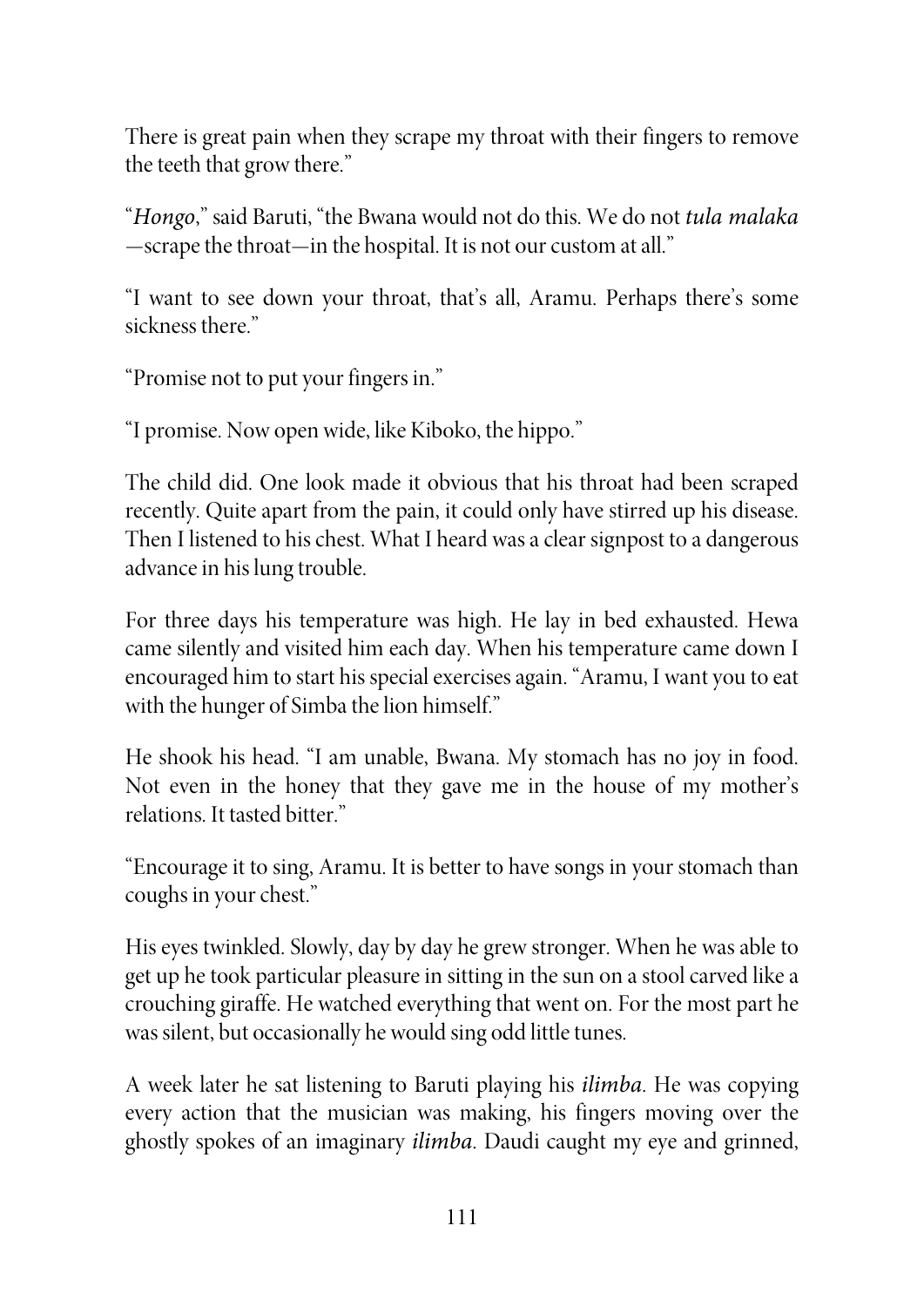There is great pain when they scrape my throat with their fingers to remove the teeth that grow there."

"*Hongo*," said Baruti, "the Bwana would not do this. We do not *tula malaka*—scrape the throat—in the hospital. It is not our custom at all."

"I want to see down your throat, that's all, Aramu. Perhaps there's some sickness there."

"Promise not to put your fingers in."

"I promise. Now open wide, like Kiboko, the hippo."

The child did. One look made it obvious that his throat had been scraped recently. Quite apart from the pain, it could only have stirred up his disease. Then I listened to his chest. What I heard was a clear signpost to a dangerous advance in his lung trouble.

For three days his temperature was high. He lay in bed exhausted. Hewa came silently and visited him each day. When his temperature came down I encouraged him to start his special exercises again. "Aramu, I want you to eat with the hunger of Simba the lion himself."

He shook his head. "I am unable, Bwana. My stomach has no joy in food. Not even in the honey that they gave me in the house of my mother's relations. It tasted bitter."

"Encourage it to sing, Aramu. It is better to have songs in your stomach than coughs in your chest."

His eyes twinkled. Slowly, day by day he grew stronger. When he was able to get up he took particular pleasure in sitting in the sun on a stool carved like a crouching giraffe. He watched everything that went on. For the most part he was silent, but occasionally he would sing odd little tunes.

A week later he sat listening to Baruti playing his *ilimba*. He was copying every action that the musician was making, his fingers moving over the ghostly spokes of an imaginary *ilimba*. Daudi caught my eye and grinned,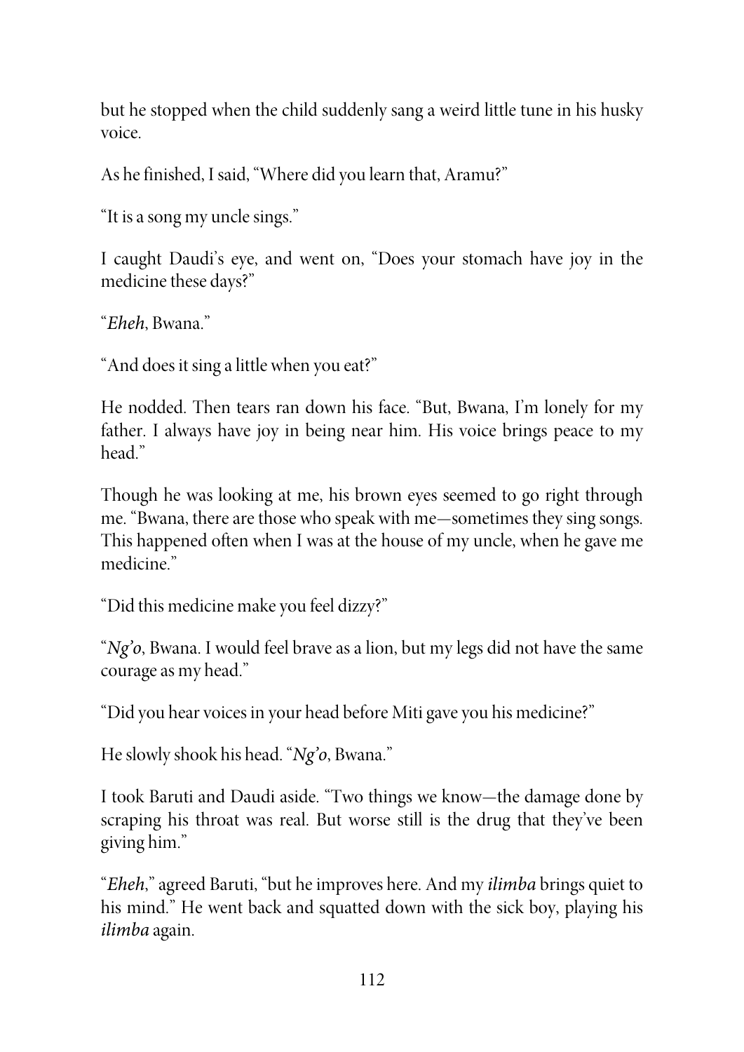but he stopped when the child suddenly sang a weird little tune in his husky voice.

As he finished, I said, "Where did you learn that, Aramu?"

"It is a song my uncle sings."

I caught Daudi's eye, and went on, "Does your stomach have joy in the medicine these days?"

"*Eheh*, Bwana."

"And does it sing a little when you eat?"

He nodded. Then tears ran down his face. "But, Bwana, I'm lonely for my father. I always have joy in being near him. His voice brings peace to my head."

Though he was looking at me, his brown eyes seemed to go right through me. "Bwana, there are those who speak with me—sometimes they sing songs. This happened often when I was at the house of my uncle, when he gave me medicine."

"Did this medicine make you feel dizzy?"

"*Ng'o*, Bwana. I would feel brave as a lion, but my legs did not have the same courage as my head."

"Did you hear voices in your head before Miti gave you his medicine?"

He slowly shook his head. "*Ng'o*, Bwana."

I took Baruti and Daudi aside. "Two things we know—the damage done by scraping his throat was real. But worse still is the drug that they've been giving him."

"*Eheh*," agreed Baruti, "but he improves here. And my *ilimba* brings quiet to his mind." He went back and squatted down with the sick boy, playing his *ilimba* again.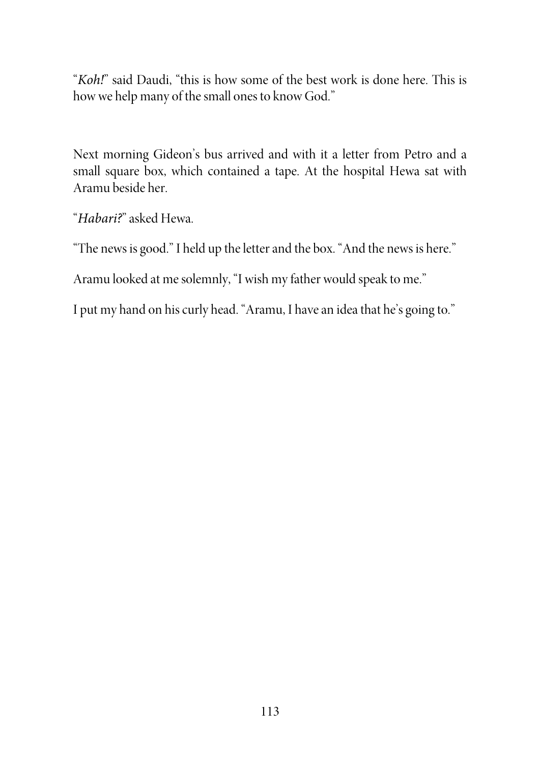"*Koh!*" said Daudi, "this is how some of the best work is done here. This is how we help many of the small ones to know God."

Next morning Gideon's bus arrived and with it a letter from Petro and a small square box, which contained a tape. At the hospital Hewa sat with Aramu beside her.

"*Habari?*" asked Hewa.

"The news is good." I held up the letter and the box. "And the news is here."

Aramu looked at me solemnly, "I wish my father would speak to me."

I put my hand on his curly head. "Aramu, I have an idea that he's going to."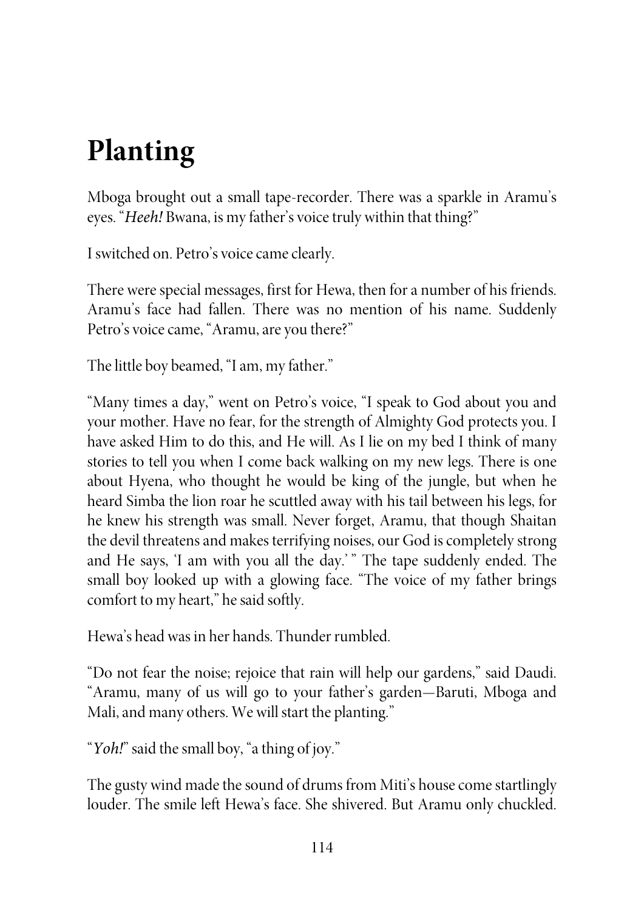# Planting

Mboga brought out a small tape-recorder. There was a sparkle in Aramu's eyes. "*Heeh!* Bwana, is my father's voice truly within that thing?"

I switched on. Petro's voice came clearly.

There were special messages, first for Hewa, then for a number of his friends. Aramu's face had fallen. There was no mention of his name. Suddenly Petro's voice came, "Aramu, are you there?"

The little boy beamed, "I am, my father."

"Many times a day," went on Petro's voice, "I speak to God about you and your mother. Have no fear, for the strength of Almighty God protects you. I have asked Him to do this, and He will. As I lie on my bed I think of many stories to tell you when I come back walking on my new legs. There is one about Hyena, who thought he would be king of the jungle, but when he heard Simba the lion roar he scuttled away with his tail between his legs, for he knew his strength was small. Never forget, Aramu, that though Shaitan the devil threatens and makes terrifying noises, our God is completely strong and He says, 'I am with you all the day.' " The tape suddenly ended. The small boy looked up with a glowing face. "The voice of my father brings comfort to my heart," he said softly.

Hewa's head was in her hands. Thunder rumbled.

"Do not fear the noise; rejoice that rain will help our gardens," said Daudi. "Aramu, many of us will go to your father's garden—Baruti, Mboga and Mali, and many others. We will start the planting."

"*Yoh!*" said the small boy, "a thing of joy."

The gusty wind made the sound of drums from Miti's house come startlingly louder. The smile left Hewa's face. She shivered. But Aramu only chuckled.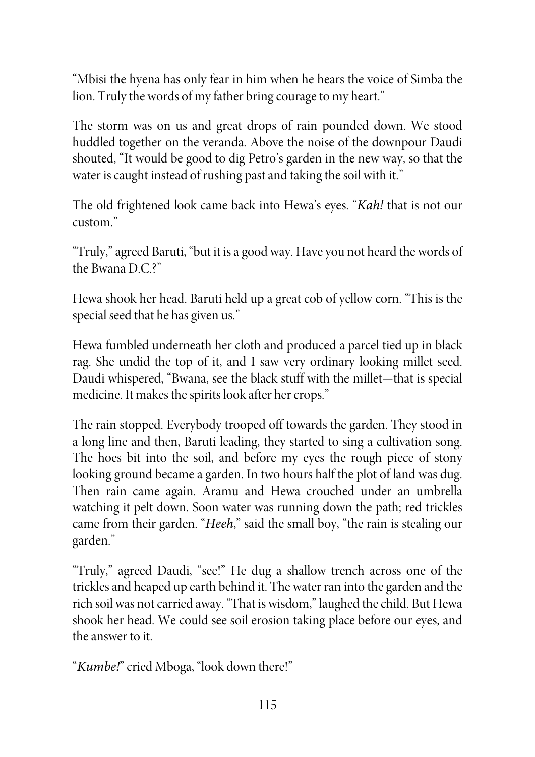"Mbisi the hyena has only fear in him when he hears the voice of Simba the lion. Truly the words of my father bring courage to my heart."

The storm was on us and great drops of rain pounded down. We stood huddled together on the veranda. Above the noise of the downpour Daudi shouted, "It would be good to dig Petro's garden in the new way, so that the water is caught instead of rushing past and taking the soil with it."

The old frightened look came back into Hewa's eyes. "*Kah!* that is not our custom."

"Truly," agreed Baruti, "but it is a good way. Have you not heard the words of the Bwana D.C.?"

Hewa shook her head. Baruti held up a great cob of yellow corn. "This is the special seed that he has given us."

Hewa fumbled underneath her cloth and produced a parcel tied up in black rag. She undid the top of it, and I saw very ordinary looking millet seed. Daudi whispered, "Bwana, see the black stuff with the millet—that is special medicine. It makes the spirits look after her crops."

The rain stopped. Everybody trooped off towards the garden. They stood in a long line and then, Baruti leading, they started to sing a cultivation song. The hoes bit into the soil, and before my eyes the rough piece of stony looking ground became a garden. In two hours half the plot of land was dug. Then rain came again. Aramu and Hewa crouched under an umbrella watching it pelt down. Soon water was running down the path; red trickles came from their garden. "*Heeh*," said the small boy, "the rain is stealing our garden."

"Truly," agreed Daudi, "see!" He dug a shallow trench across one of the trickles and heaped up earth behind it. The water ran into the garden and the rich soil was not carried away. "That is wisdom," laughed the child. But Hewa shook her head. We could see soil erosion taking place before our eyes, and the answer to it.

"*Kumbe!*" cried Mboga, "look down there!"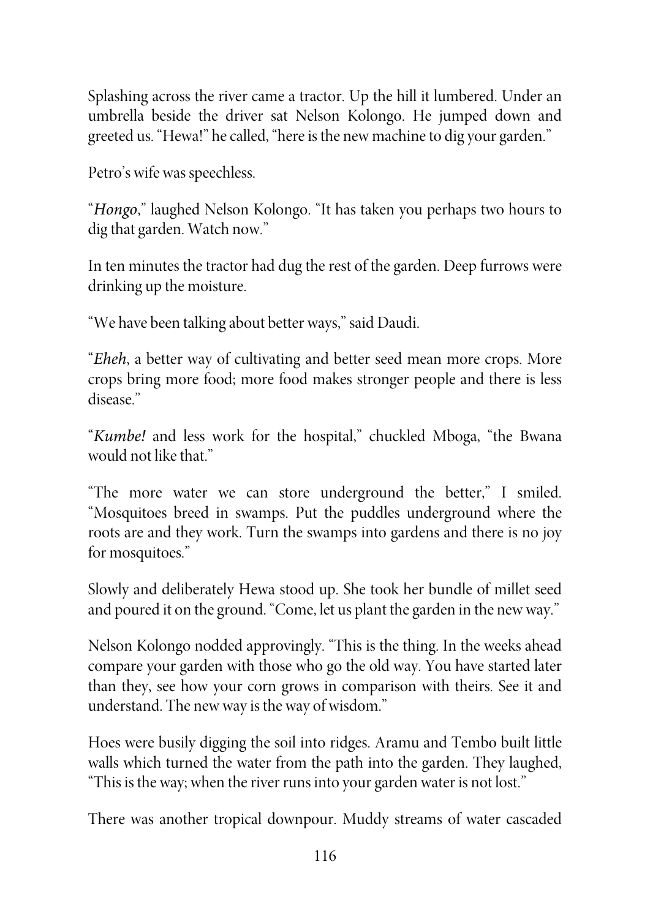Splashing across the river came a tractor. Up the hill it lumbered. Under an umbrella beside the driver sat Nelson Kolongo. He jumped down and greeted us. “Hewa!” he called, “here is the new machine to dig your garden.”

Petro’s wife was speechless.

“*Hongo*,” laughed Nelson Kolongo. “It has taken you perhaps two hours to dig that garden. Watch now.”

In ten minutes the tractor had dug the rest of the garden. Deep furrows were drinking up the moisture.

“We have been talking about better ways,” said Daudi.

“*Eheh*, a better way of cultivating and better seed mean more crops. More crops bring more food; more food makes stronger people and there is less disease.”

“*Kumbe!* and less work for the hospital,” chuckled Mboga, “the Bwana would not like that.”

“The more water we can store underground the better,” I smiled. “Mosquitoes breed in swamps. Put the puddles underground where the roots are and they work. Turn the swamps into gardens and there is no joy for mosquitoes.”

Slowly and deliberately Hewa stood up. She took her bundle of millet seed and poured it on the ground. “Come, let us plant the garden in the new way.”

Nelson Kolongo nodded approvingly. “This is the thing. In the weeks ahead compare your garden with those who go the old way. You have started later than they, see how your corn grows in comparison with theirs. See it and understand. The new way is the way of wisdom.”

Hoes were busily digging the soil into ridges. Aramu and Tembo built little walls which turned the water from the path into the garden. They laughed, “This is the way; when the river runs into your garden water is not lost.”

There was another tropical downpour. Muddy streams of water cascaded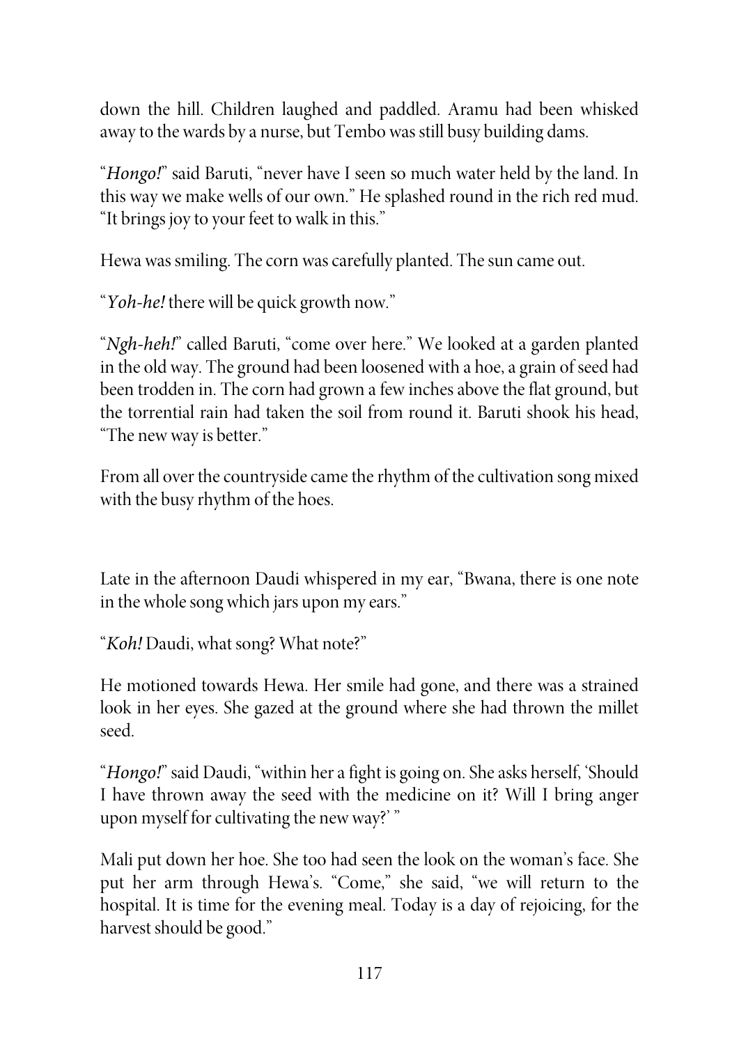down the hill. Children laughed and paddled. Aramu had been whisked away to the wards by a nurse, but Tembo was still busy building dams.

"*Hongo!*" said Baruti, "never have I seen so much water held by the land. In this way we make wells of our own." He splashed round in the rich red mud. "It brings joy to your feet to walk in this."

Hewa was smiling. The corn was carefully planted. The sun came out.

"*Yoh-he!* there will be quick growth now."

"*Ngh-heh!*" called Baruti, "come over here." We looked at a garden planted in the old way. The ground had been loosened with a hoe, a grain of seed had been trodden in. The corn had grown a few inches above the flat ground, but the torrential rain had taken the soil from round it. Baruti shook his head, "The new way is better."

From all over the countryside came the rhythm of the cultivation song mixed with the busy rhythm of the hoes.

Late in the afternoon Daudi whispered in my ear, "Bwana, there is one note in the whole song which jars upon my ears."

"*Koh!* Daudi, what song? What note?"

He motioned towards Hewa. Her smile had gone, and there was a strained look in her eyes. She gazed at the ground where she had thrown the millet seed.

"*Hongo!*" said Daudi, "within her a fight is going on. She asks herself, 'Should I have thrown away the seed with the medicine on it? Will I bring anger upon myself for cultivating the new way?' "

Mali put down her hoe. She too had seen the look on the woman's face. She put her arm through Hewa's. "Come," she said, "we will return to the hospital. It is time for the evening meal. Today is a day of rejoicing, for the harvest should be good."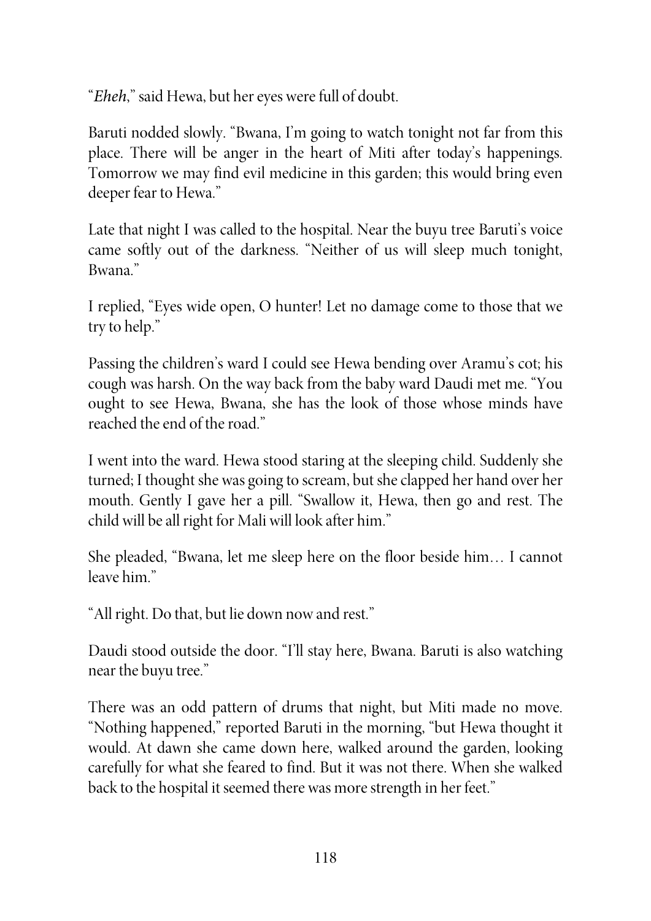"*Eheh*," said Hewa, but her eyes were full of doubt.

Baruti nodded slowly. "Bwana, I'm going to watch tonight not far from this place. There will be anger in the heart of Miti after today's happenings. Tomorrow we may find evil medicine in this garden; this would bring even deeper fear to Hewa."

Late that night I was called to the hospital. Near the buyu tree Baruti's voice came softly out of the darkness. "Neither of us will sleep much tonight, Bwana."

I replied, "Eyes wide open, O hunter! Let no damage come to those that we try to help."

Passing the children's ward I could see Hewa bending over Aramu's cot; his cough was harsh. On the way back from the baby ward Daudi met me. "You ought to see Hewa, Bwana, she has the look of those whose minds have reached the end of the road."

I went into the ward. Hewa stood staring at the sleeping child. Suddenly she turned; I thought she was going to scream, but she clapped her hand over her mouth. Gently I gave her a pill. "Swallow it, Hewa, then go and rest. The child will be all right for Mali will look after him."

She pleaded, "Bwana, let me sleep here on the floor beside him… I cannot leave him."

"All right. Do that, but lie down now and rest."

Daudi stood outside the door. "I'll stay here, Bwana. Baruti is also watching near the buyu tree."

There was an odd pattern of drums that night, but Miti made no move. "Nothing happened," reported Baruti in the morning, "but Hewa thought it would. At dawn she came down here, walked around the garden, looking carefully for what she feared to find. But it was not there. When she walked back to the hospital it seemed there was more strength in her feet."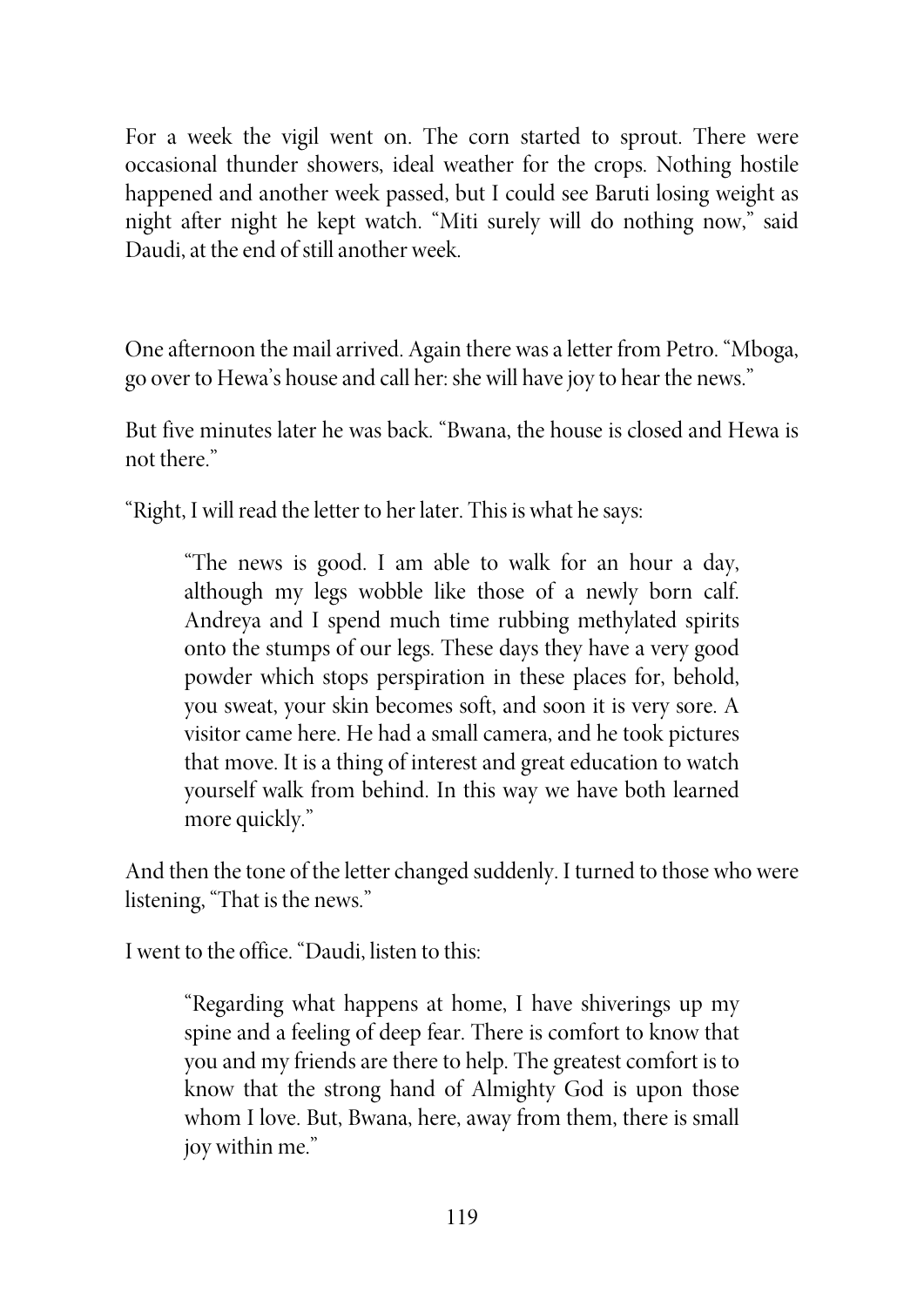For a week the vigil went on. The corn started to sprout. There were occasional thunder showers, ideal weather for the crops. Nothing hostile happened and another week passed, but I could see Baruti losing weight as night after night he kept watch. "Miti surely will do nothing now," said Daudi, at the end of still another week.

One afternoon the mail arrived. Again there was a letter from Petro. "Mboga, go over to Hewa's house and call her: she will have joy to hear the news."

But five minutes later he was back. "Bwana, the house is closed and Hewa is not there."

"Right, I will read the letter to her later. This is what he says:

> "The news is good. I am able to walk for an hour a day, although my legs wobble like those of a newly born calf. Andreya and I spend much time rubbing methylated spirits onto the stumps of our legs. These days they have a very good powder which stops perspiration in these places for, behold, you sweat, your skin becomes soft, and soon it is very sore. A visitor came here. He had a small camera, and he took pictures that move. It is a thing of interest and great education to watch yourself walk from behind. In this way we have both learned more quickly."

And then the tone of the letter changed suddenly. I turned to those who were listening, "That is the news."

I went to the office. "Daudi, listen to this:

> "Regarding what happens at home, I have shiverings up my spine and a feeling of deep fear. There is comfort to know that you and my friends are there to help. The greatest comfort is to know that the strong hand of Almighty God is upon those whom I love. But, Bwana, here, away from them, there is small joy within me."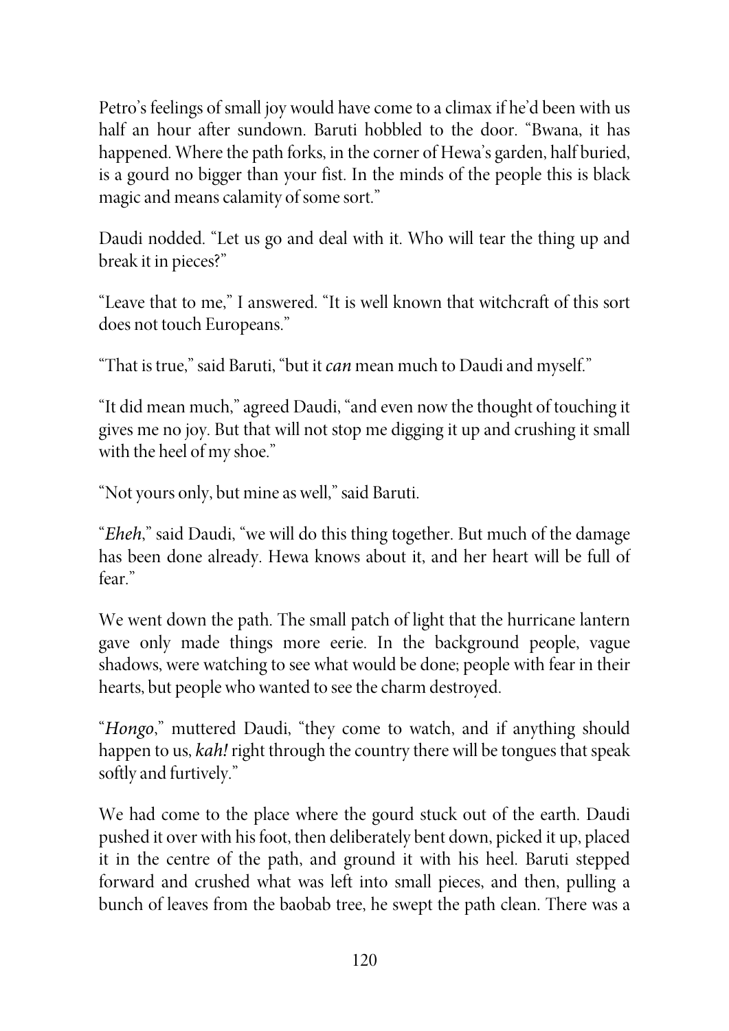Petro's feelings of small joy would have come to a climax if he'd been with us half an hour after sundown. Baruti hobbled to the door. "Bwana, it has happened. Where the path forks, in the corner of Hewa's garden, half buried, is a gourd no bigger than your fist. In the minds of the people this is black magic and means calamity of some sort."

Daudi nodded. "Let us go and deal with it. Who will tear the thing up and break it in pieces?"

"Leave that to me," I answered. "It is well known that witchcraft of this sort does not touch Europeans."

"That is true," said Baruti, "but it *can* mean much to Daudi and myself."

"It did mean much," agreed Daudi, "and even now the thought of touching it gives me no joy. But that will not stop me digging it up and crushing it small with the heel of my shoe."

"Not yours only, but mine as well," said Baruti.

"*Eheh*," said Daudi, "we will do this thing together. But much of the damage has been done already. Hewa knows about it, and her heart will be full of fear."

We went down the path. The small patch of light that the hurricane lantern gave only made things more eerie. In the background people, vague shadows, were watching to see what would be done; people with fear in their hearts, but people who wanted to see the charm destroyed.

"*Hongo*," muttered Daudi, "they come to watch, and if anything should happen to us, *kah!* right through the country there will be tongues that speak softly and furtively."

We had come to the place where the gourd stuck out of the earth. Daudi pushed it over with his foot, then deliberately bent down, picked it up, placed it in the centre of the path, and ground it with his heel. Baruti stepped forward and crushed what was left into small pieces, and then, pulling a bunch of leaves from the baobab tree, he swept the path clean. There was a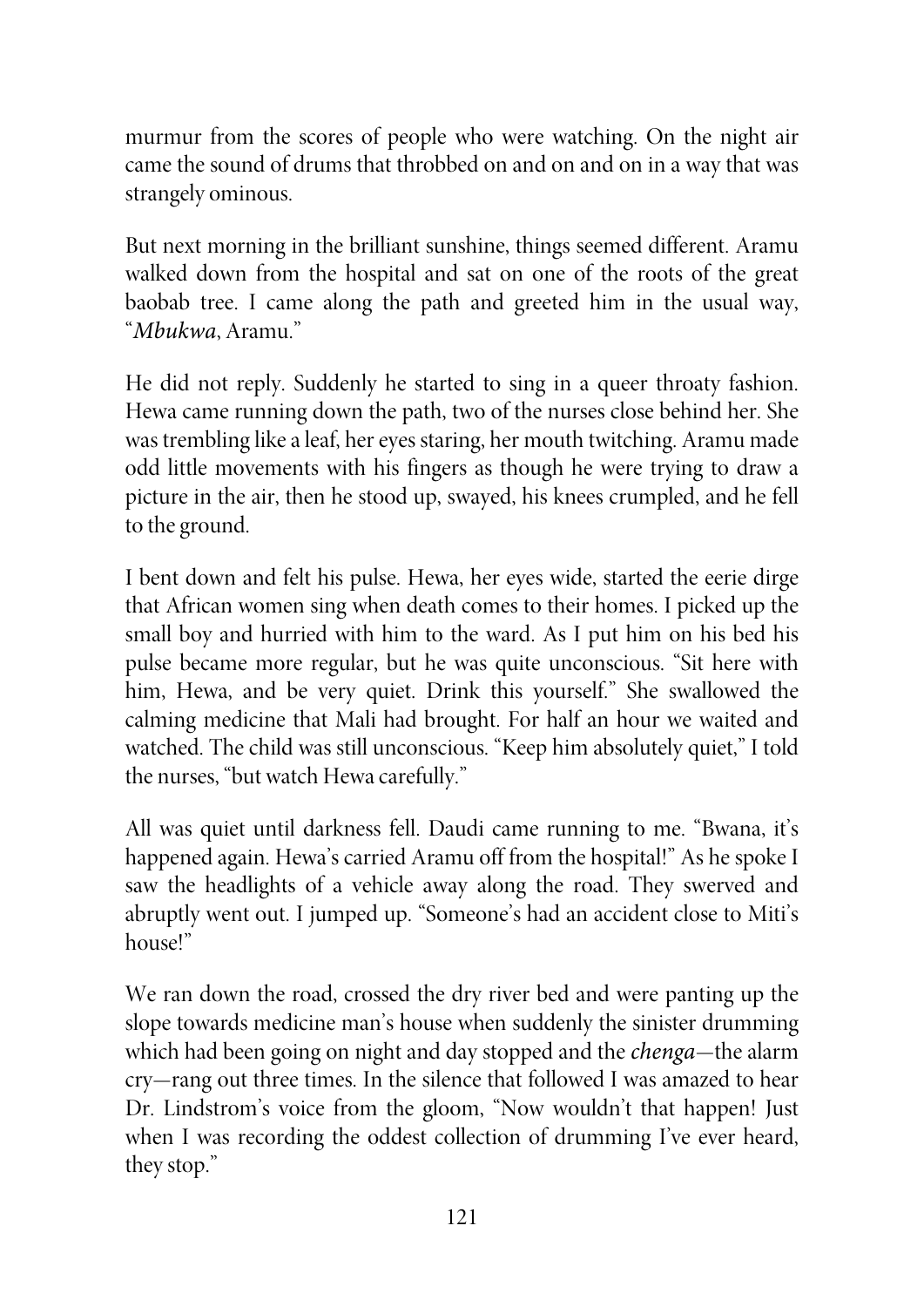murmur from the scores of people who were watching. On the night air came the sound of drums that throbbed on and on and on in a way that was strangely ominous.

But next morning in the brilliant sunshine, things seemed different. Aramu walked down from the hospital and sat on one of the roots of the great baobab tree. I came along the path and greeted him in the usual way, "*Mbukwa*, Aramu."

He did not reply. Suddenly he started to sing in a queer throaty fashion. Hewa came running down the path, two of the nurses close behind her. She was trembling like a leaf, her eyes staring, her mouth twitching. Aramu made odd little movements with his fingers as though he were trying to draw a picture in the air, then he stood up, swayed, his knees crumpled, and he fell to the ground.

I bent down and felt his pulse. Hewa, her eyes wide, started the eerie dirge that African women sing when death comes to their homes. I picked up the small boy and hurried with him to the ward. As I put him on his bed his pulse became more regular, but he was quite unconscious. "Sit here with him, Hewa, and be very quiet. Drink this yourself." She swallowed the calming medicine that Mali had brought. For half an hour we waited and watched. The child was still unconscious. "Keep him absolutely quiet," I told the nurses, "but watch Hewa carefully."

All was quiet until darkness fell. Daudi came running to me. "Bwana, it's happened again. Hewa's carried Aramu off from the hospital!" As he spoke I saw the headlights of a vehicle away along the road. They swerved and abruptly went out. I jumped up. "Someone's had an accident close to Miti's house!"

We ran down the road, crossed the dry river bed and were panting up the slope towards medicine man's house when suddenly the sinister drumming which had been going on night and day stopped and the *chenga*—the alarm cry—rang out three times. In the silence that followed I was amazed to hear Dr. Lindstrom's voice from the gloom, "Now wouldn't that happen! Just when I was recording the oddest collection of drumming I've ever heard, they stop."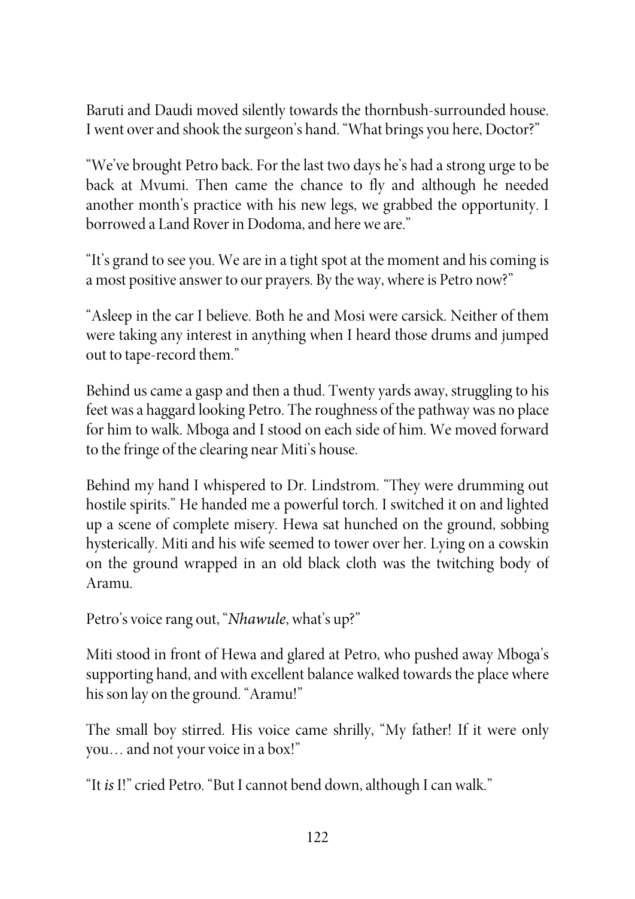Baruti and Daudi moved silently towards the thornbush-surrounded house. I went over and shook the surgeon's hand. "What brings you here, Doctor?"

"We've brought Petro back. For the last two days he's had a strong urge to be back at Mvumi. Then came the chance to fly and although he needed another month's practice with his new legs, we grabbed the opportunity. I borrowed a Land Rover in Dodoma, and here we are."

"It's grand to see you. We are in a tight spot at the moment and his coming is a most positive answer to our prayers. By the way, where is Petro now?"

"Asleep in the car I believe. Both he and Mosi were carsick. Neither of them were taking any interest in anything when I heard those drums and jumped out to tape-record them."

Behind us came a gasp and then a thud. Twenty yards away, struggling to his feet was a haggard looking Petro. The roughness of the pathway was no place for him to walk. Mboga and I stood on each side of him. We moved forward to the fringe of the clearing near Miti's house.

Behind my hand I whispered to Dr. Lindstrom. "They were drumming out hostile spirits." He handed me a powerful torch. I switched it on and lighted up a scene of complete misery. Hewa sat hunched on the ground, sobbing hysterically. Miti and his wife seemed to tower over her. Lying on a cowskin on the ground wrapped in an old black cloth was the twitching body of Aramu.

Petro's voice rang out, "*Nhawule*, what's up?"

Miti stood in front of Hewa and glared at Petro, who pushed away Mboga's supporting hand, and with excellent balance walked towards the place where his son lay on the ground. "Aramu!"

The small boy stirred. His voice came shrilly, "My father! If it were only you… and not your voice in a box!"

"It *is* I!" cried Petro. "But I cannot bend down, although I can walk."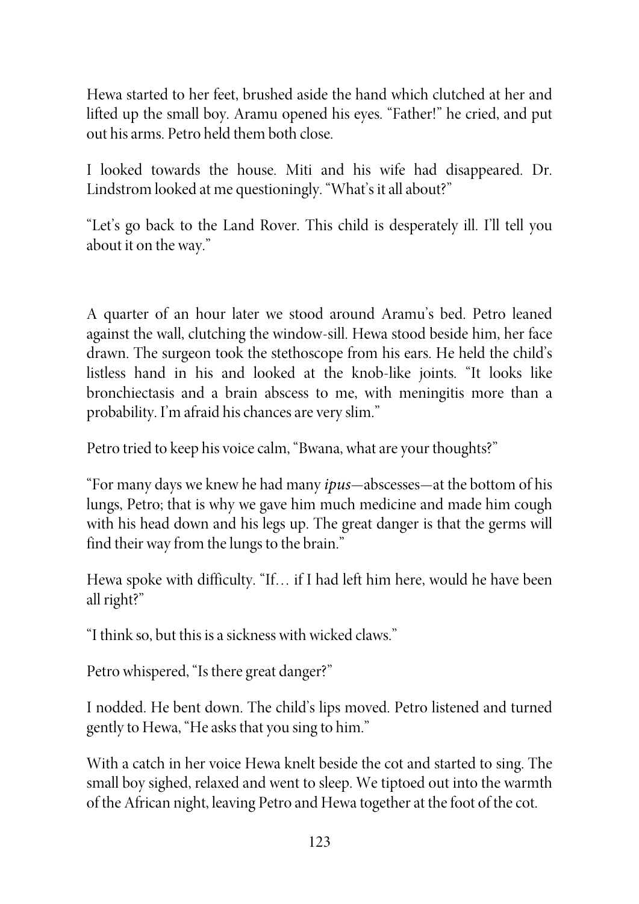Hewa started to her feet, brushed aside the hand which clutched at her and lifted up the small boy. Aramu opened his eyes. "Father!" he cried, and put out his arms. Petro held them both close.

I looked towards the house. Miti and his wife had disappeared. Dr. Lindstrom looked at me questioningly. "What's it all about?"

"Let's go back to the Land Rover. This child is desperately ill. I'll tell you about it on the way."

A quarter of an hour later we stood around Aramu's bed. Petro leaned against the wall, clutching the window-sill. Hewa stood beside him, her face drawn. The surgeon took the stethoscope from his ears. He held the child's listless hand in his and looked at the knob-like joints. "It looks like bronchiectasis and a brain abscess to me, with meningitis more than a probability. I'm afraid his chances are very slim."

Petro tried to keep his voice calm, "Bwana, what are your thoughts?"

"For many days we knew he had many *ipus*—abscesses—at the bottom of his lungs, Petro; that is why we gave him much medicine and made him cough with his head down and his legs up. The great danger is that the germs will find their way from the lungs to the brain."

Hewa spoke with difficulty. "If… if I had left him here, would he have been all right?"

"I think so, but this is a sickness with wicked claws."

Petro whispered, "Is there great danger?"

I nodded. He bent down. The child's lips moved. Petro listened and turned gently to Hewa, "He asks that you sing to him."

With a catch in her voice Hewa knelt beside the cot and started to sing. The small boy sighed, relaxed and went to sleep. We tiptoed out into the warmth of the African night, leaving Petro and Hewa together at the foot of the cot.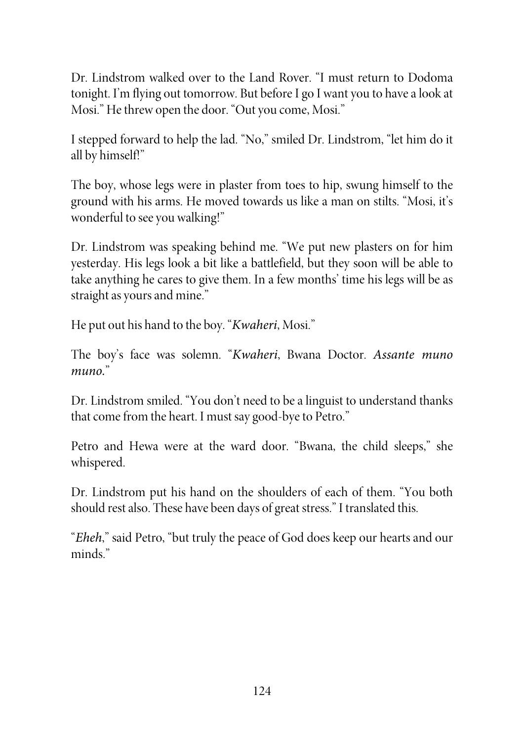Dr. Lindstrom walked over to the Land Rover. "I must return to Dodoma tonight. I'm flying out tomorrow. But before I go I want you to have a look at Mosi." He threw open the door. "Out you come, Mosi."

I stepped forward to help the lad. "No," smiled Dr. Lindstrom, "let him do it all by himself!"

The boy, whose legs were in plaster from toes to hip, swung himself to the ground with his arms. He moved towards us like a man on stilts. "Mosi, it's wonderful to see you walking!"

Dr. Lindstrom was speaking behind me. "We put new plasters on for him yesterday. His legs look a bit like a battlefield, but they soon will be able to take anything he cares to give them. In a few months' time his legs will be as straight as yours and mine."

He put out his hand to the boy. "*Kwaheri*, Mosi."

The boy's face was solemn. "*Kwaheri*, Bwana Doctor. *Assante muno muno.*"

Dr. Lindstrom smiled. "You don't need to be a linguist to understand thanks that come from the heart. I must say good-bye to Petro."

Petro and Hewa were at the ward door. "Bwana, the child sleeps," she whispered.

Dr. Lindstrom put his hand on the shoulders of each of them. "You both should rest also. These have been days of great stress." I translated this.

"*Eheh*," said Petro, "but truly the peace of God does keep our hearts and our minds."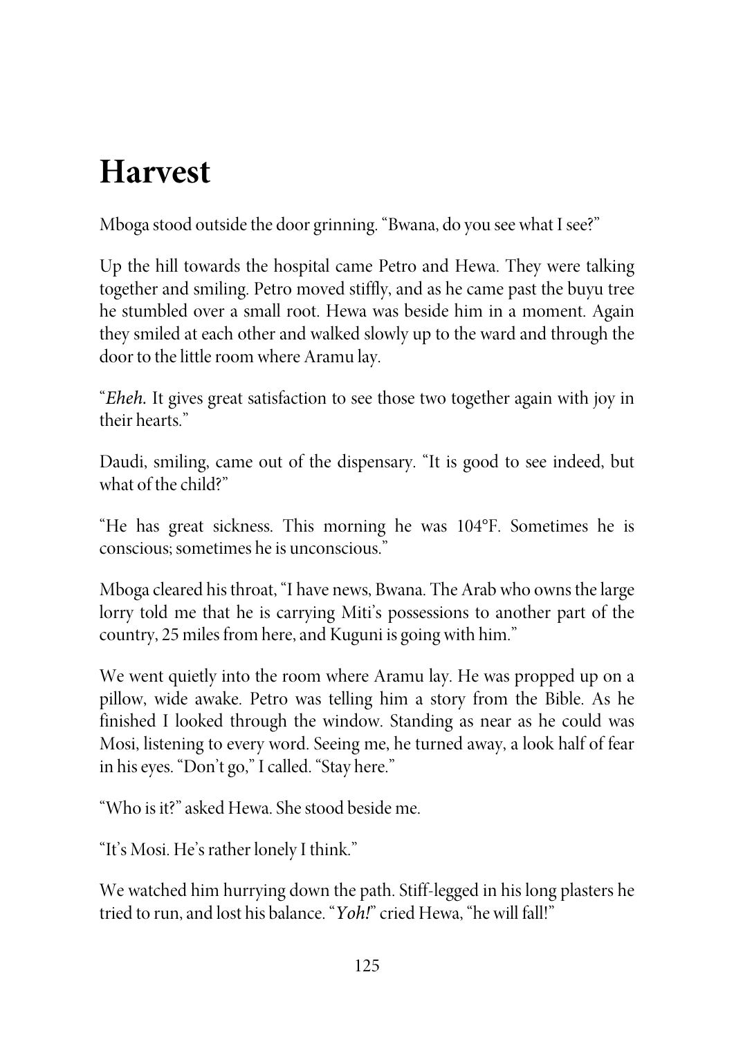# Harvest

Mboga stood outside the door grinning. "Bwana, do you see what I see?"

Up the hill towards the hospital came Petro and Hewa. They were talking together and smiling. Petro moved stiffly, and as he came past the buyu tree he stumbled over a small root. Hewa was beside him in a moment. Again they smiled at each other and walked slowly up to the ward and through the door to the little room where Aramu lay.

"*Eheh.* It gives great satisfaction to see those two together again with joy in their hearts."

Daudi, smiling, came out of the dispensary. "It is good to see indeed, but what of the child?"

"He has great sickness. This morning he was 104°F. Sometimes he is conscious; sometimes he is unconscious."

Mboga cleared his throat, "I have news, Bwana. The Arab who owns the large lorry told me that he is carrying Miti's possessions to another part of the country, 25 miles from here, and Kuguni is going with him."

We went quietly into the room where Aramu lay. He was propped up on a pillow, wide awake. Petro was telling him a story from the Bible. As he finished I looked through the window. Standing as near as he could was Mosi, listening to every word. Seeing me, he turned away, a look half of fear in his eyes. "Don't go," I called. "Stay here."

"Who is it?" asked Hewa. She stood beside me.

"It's Mosi. He's rather lonely I think."

We watched him hurrying down the path. Stiff-legged in his long plasters he tried to run, and lost his balance. "*Yoh!*" cried Hewa, "he will fall!"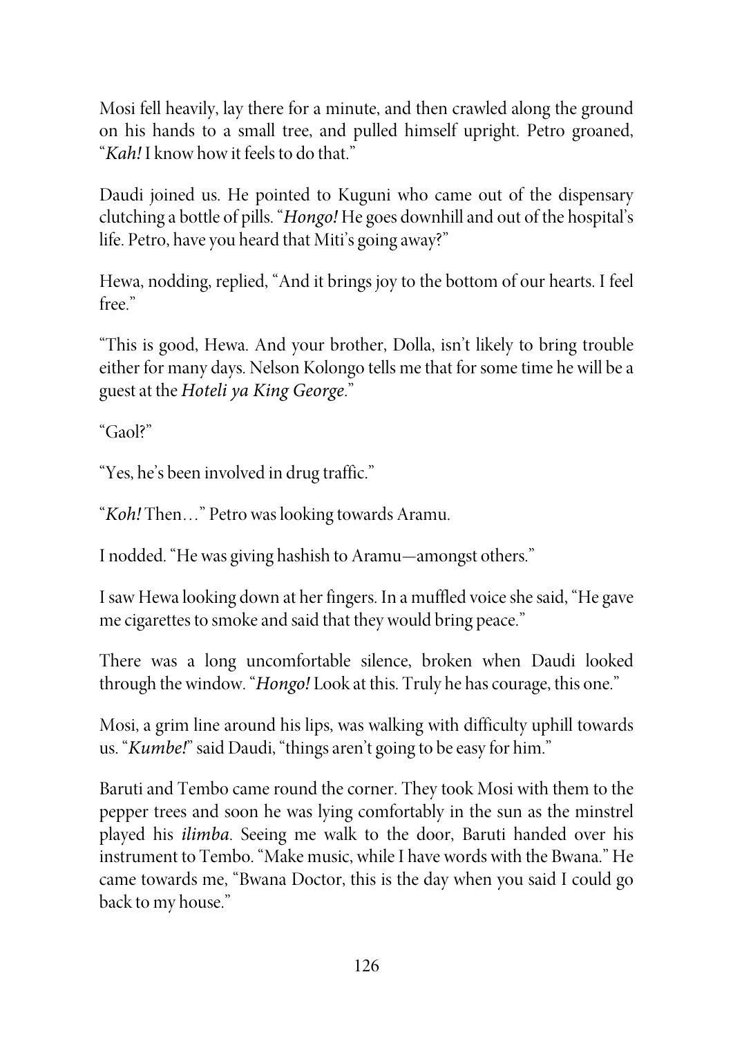Mosi fell heavily, lay there for a minute, and then crawled along the ground on his hands to a small tree, and pulled himself upright. Petro groaned, "*Kah!* I know how it feels to do that."

Daudi joined us. He pointed to Kuguni who came out of the dispensary clutching a bottle of pills. "*Hongo!* He goes downhill and out of the hospital's life. Petro, have you heard that Miti's going away?"

Hewa, nodding, replied, "And it brings joy to the bottom of our hearts. I feel free."

"This is good, Hewa. And your brother, Dolla, isn't likely to bring trouble either for many days. Nelson Kolongo tells me that for some time he will be a guest at the *Hoteli ya King George*."

"Gaol?"

"Yes, he's been involved in drug traffic."

"*Koh!* Then…" Petro was looking towards Aramu.

I nodded. "He was giving hashish to Aramu—amongst others."

I saw Hewa looking down at her fingers. In a muffled voice she said, "He gave me cigarettes to smoke and said that they would bring peace."

There was a long uncomfortable silence, broken when Daudi looked through the window. "*Hongo!* Look at this. Truly he has courage, this one."

Mosi, a grim line around his lips, was walking with difficulty uphill towards us. "*Kumbe!*" said Daudi, "things aren't going to be easy for him."

Baruti and Tembo came round the corner. They took Mosi with them to the pepper trees and soon he was lying comfortably in the sun as the minstrel played his *ilimba*. Seeing me walk to the door, Baruti handed over his instrument to Tembo. "Make music, while I have words with the Bwana." He came towards me, "Bwana Doctor, this is the day when you said I could go back to my house."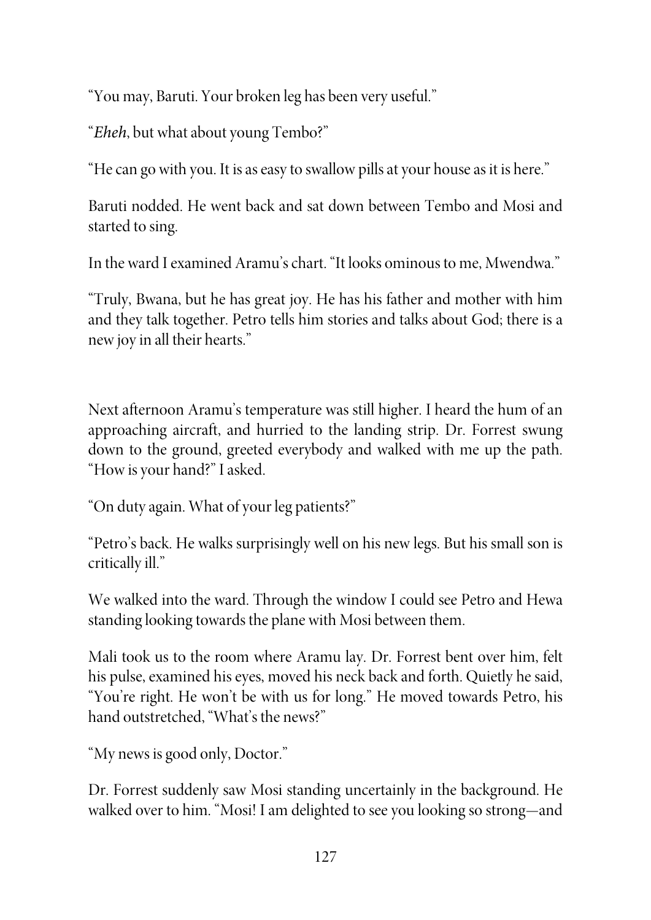"You may, Baruti. Your broken leg has been very useful."

"*Eheh*, but what about young Tembo?"

"He can go with you. It is as easy to swallow pills at your house as it is here."

Baruti nodded. He went back and sat down between Tembo and Mosi and started to sing.

In the ward I examined Aramu's chart. "It looks ominous to me, Mwendwa."

"Truly, Bwana, but he has great joy. He has his father and mother with him and they talk together. Petro tells him stories and talks about God; there is a new joy in all their hearts."

Next afternoon Aramu's temperature was still higher. I heard the hum of an approaching aircraft, and hurried to the landing strip. Dr. Forrest swung down to the ground, greeted everybody and walked with me up the path. "How is your hand?" I asked.

"On duty again. What of your leg patients?"

"Petro's back. He walks surprisingly well on his new legs. But his small son is critically ill."

We walked into the ward. Through the window I could see Petro and Hewa standing looking towards the plane with Mosi between them.

Mali took us to the room where Aramu lay. Dr. Forrest bent over him, felt his pulse, examined his eyes, moved his neck back and forth. Quietly he said, "You're right. He won't be with us for long." He moved towards Petro, his hand outstretched, "What's the news?"

"My news is good only, Doctor."

Dr. Forrest suddenly saw Mosi standing uncertainly in the background. He walked over to him. "Mosi! I am delighted to see you looking so strong—and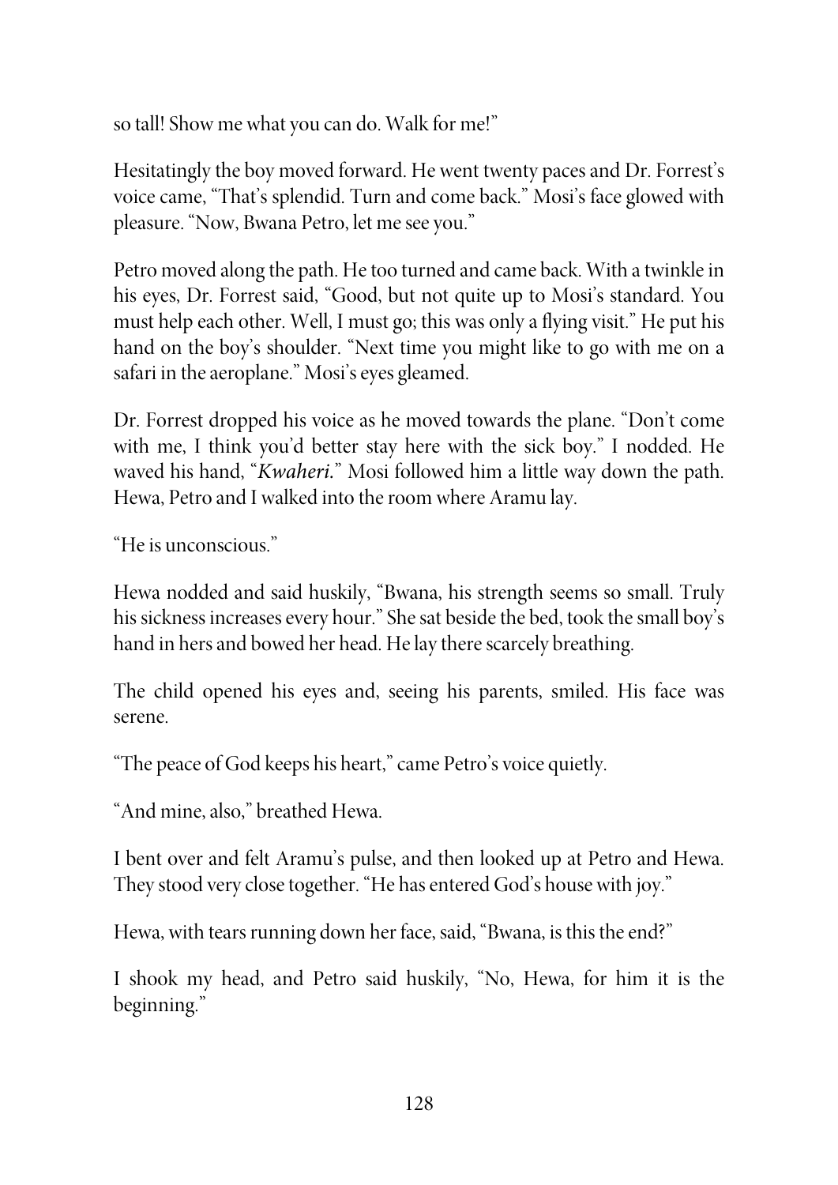so tall! Show me what you can do. Walk for me!"

Hesitatingly the boy moved forward. He went twenty paces and Dr. Forrest's voice came, "That's splendid. Turn and come back." Mosi's face glowed with pleasure. "Now, Bwana Petro, let me see you."

Petro moved along the path. He too turned and came back. With a twinkle in his eyes, Dr. Forrest said, "Good, but not quite up to Mosi's standard. You must help each other. Well, I must go; this was only a flying visit." He put his hand on the boy's shoulder. "Next time you might like to go with me on a safari in the aeroplane." Mosi's eyes gleamed.

Dr. Forrest dropped his voice as he moved towards the plane. "Don't come with me, I think you'd better stay here with the sick boy." I nodded. He waved his hand, "*Kwaheri.*" Mosi followed him a little way down the path. Hewa, Petro and I walked into the room where Aramu lay.

"He is unconscious."

Hewa nodded and said huskily, "Bwana, his strength seems so small. Truly his sickness increases every hour." She sat beside the bed, took the small boy's hand in hers and bowed her head. He lay there scarcely breathing.

The child opened his eyes and, seeing his parents, smiled. His face was serene.

"The peace of God keeps his heart," came Petro's voice quietly.

"And mine, also," breathed Hewa.

I bent over and felt Aramu's pulse, and then looked up at Petro and Hewa. They stood very close together. "He has entered God's house with joy."

Hewa, with tears running down her face, said, "Bwana, is this the end?"

I shook my head, and Petro said huskily, "No, Hewa, for him it is the beginning."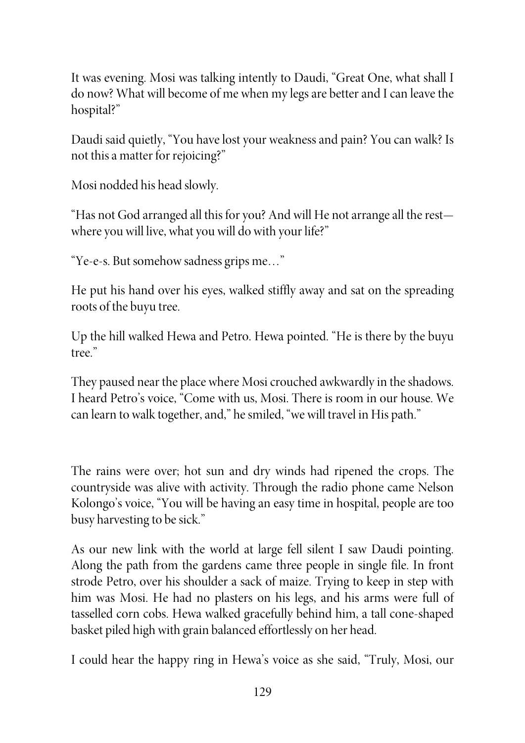It was evening. Mosi was talking intently to Daudi, "Great One, what shall I do now? What will become of me when my legs are better and I can leave the hospital?"

Daudi said quietly, "You have lost your weakness and pain? You can walk? Is not this a matter for rejoicing?"

Mosi nodded his head slowly.

"Has not God arranged all this for you? And will He not arrange all the rest—where you will live, what you will do with your life?"

"Ye-e-s. But somehow sadness grips me…"

He put his hand over his eyes, walked stiffly away and sat on the spreading roots of the buyu tree.

Up the hill walked Hewa and Petro. Hewa pointed. "He is there by the buyu tree."

They paused near the place where Mosi crouched awkwardly in the shadows. I heard Petro's voice, "Come with us, Mosi. There is room in our house. We can learn to walk together, and," he smiled, "we will travel in His path."

The rains were over; hot sun and dry winds had ripened the crops. The countryside was alive with activity. Through the radio phone came Nelson Kolongo's voice, "You will be having an easy time in hospital, people are too busy harvesting to be sick."

As our new link with the world at large fell silent I saw Daudi pointing. Along the path from the gardens came three people in single file. In front strode Petro, over his shoulder a sack of maize. Trying to keep in step with him was Mosi. He had no plasters on his legs, and his arms were full of tasselled corn cobs. Hewa walked gracefully behind him, a tall cone-shaped basket piled high with grain balanced effortlessly on her head.

I could hear the happy ring in Hewa's voice as she said, "Truly, Mosi, our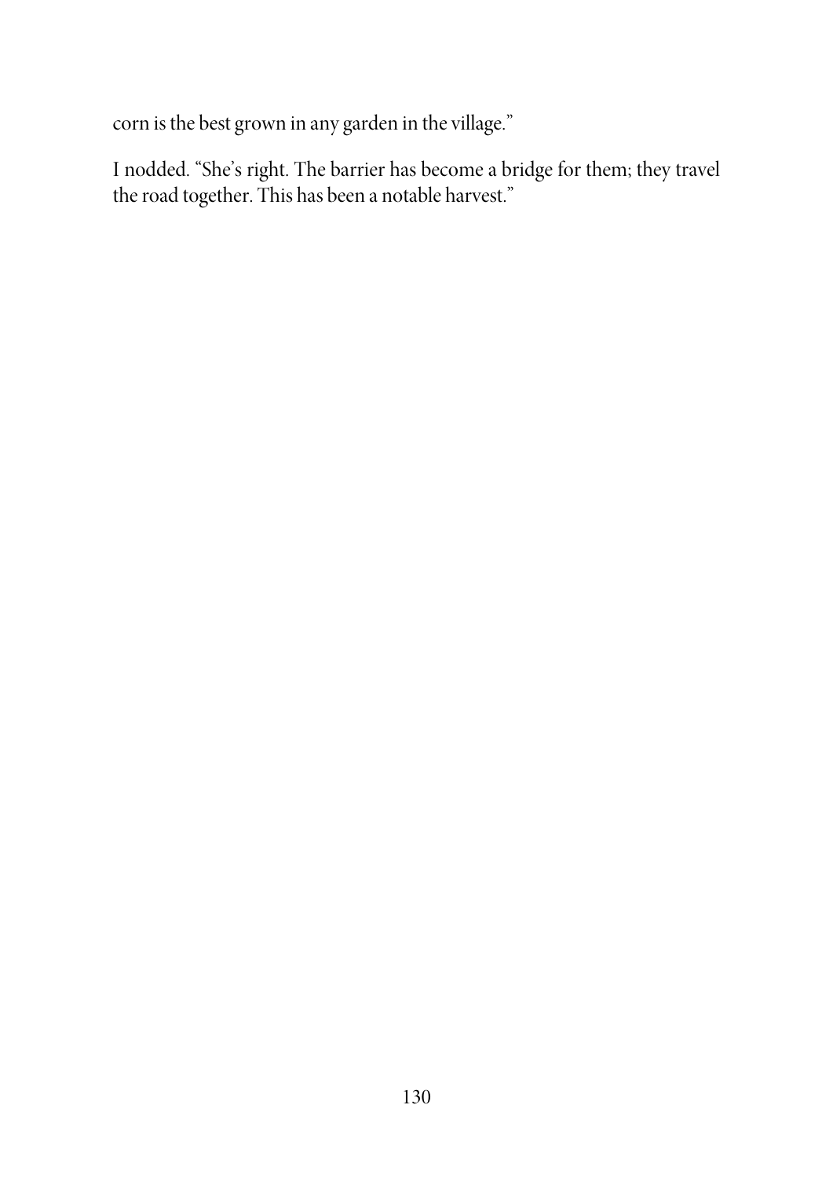corn is the best grown in any garden in the village."

I nodded. "She's right. The barrier has become a bridge for them; they travel the road together. This has been a notable harvest."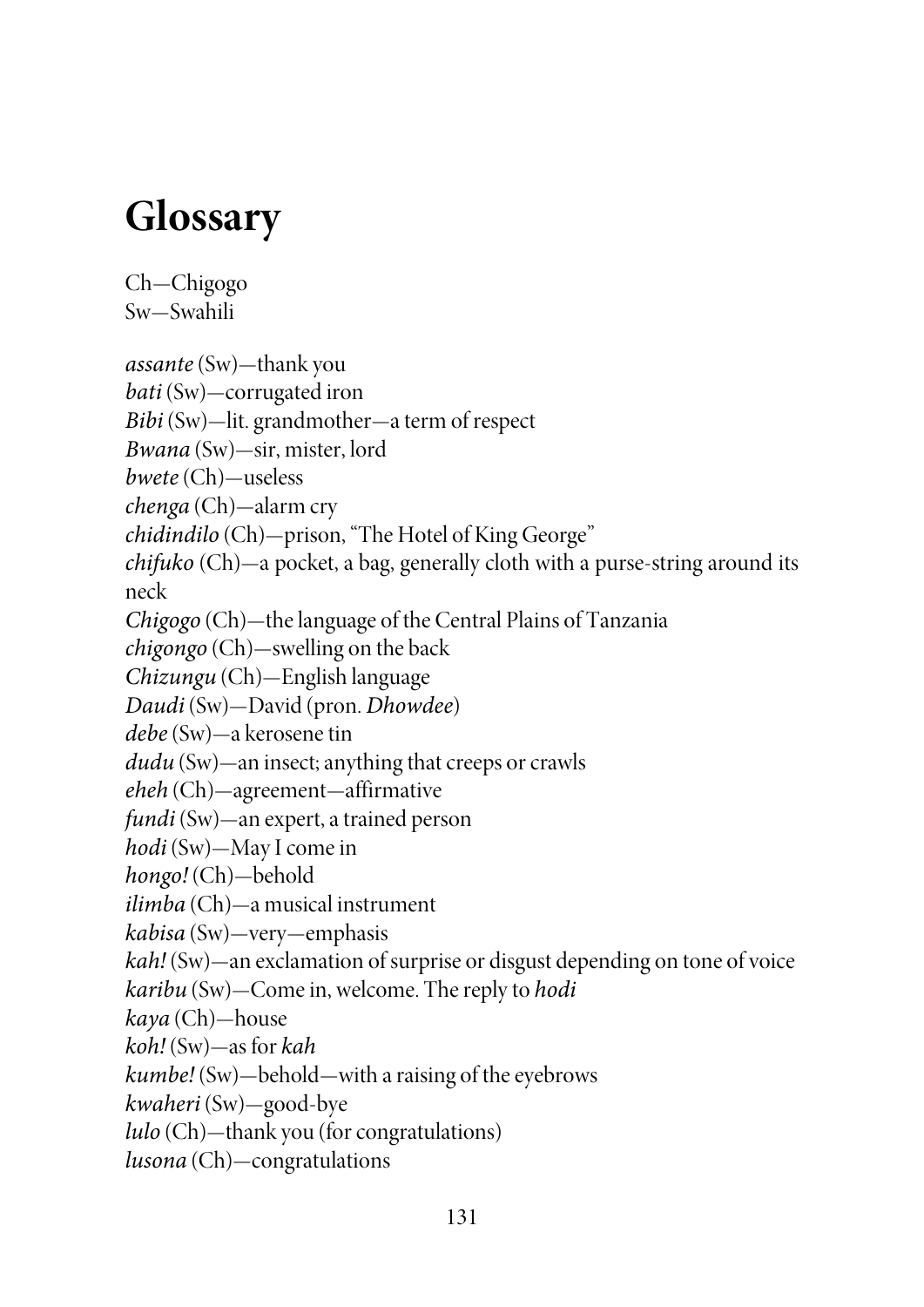# Glossary

Ch—Chigogo
Sw—Swahili

*assante* (Sw)—thank you
*bati* (Sw)—corrugated iron
*Bibi* (Sw)—lit. grandmother—a term of respect
*Bwana* (Sw)—sir, mister, lord
*bwete* (Ch)—useless
*chenga* (Ch)—alarm cry
*chidindilo* (Ch)—prison, "The Hotel of King George"
*chifuko* (Ch)—a pocket, a bag, generally cloth with a purse-string around its neck
*Chigogo* (Ch)—the language of the Central Plains of Tanzania
*chigongo* (Ch)—swelling on the back
*Chizungu* (Ch)—English language
*Daudi* (Sw)—David (pron. *Dhowdee*)
*debe* (Sw)—a kerosene tin
*dudu* (Sw)—an insect; anything that creeps or crawls
*eheh* (Ch)—agreement—affirmative
*fundi* (Sw)—an expert, a trained person
*hodi* (Sw)—May I come in
*hongo!* (Ch)—behold
*ilimba* (Ch)—a musical instrument
*kabisa* (Sw)—very—emphasis
*kah!* (Sw)—an exclamation of surprise or disgust depending on tone of voice
*karibu* (Sw)—Come in, welcome. The reply to *hodi*
*kaya* (Ch)—house
*koh!* (Sw)—as for *kah*
*kumbe!* (Sw)—behold—with a raising of the eyebrows
*kwaheri* (Sw)—good-bye
*lulo* (Ch)—thank you (for congratulations)
*lusona* (Ch)—congratulations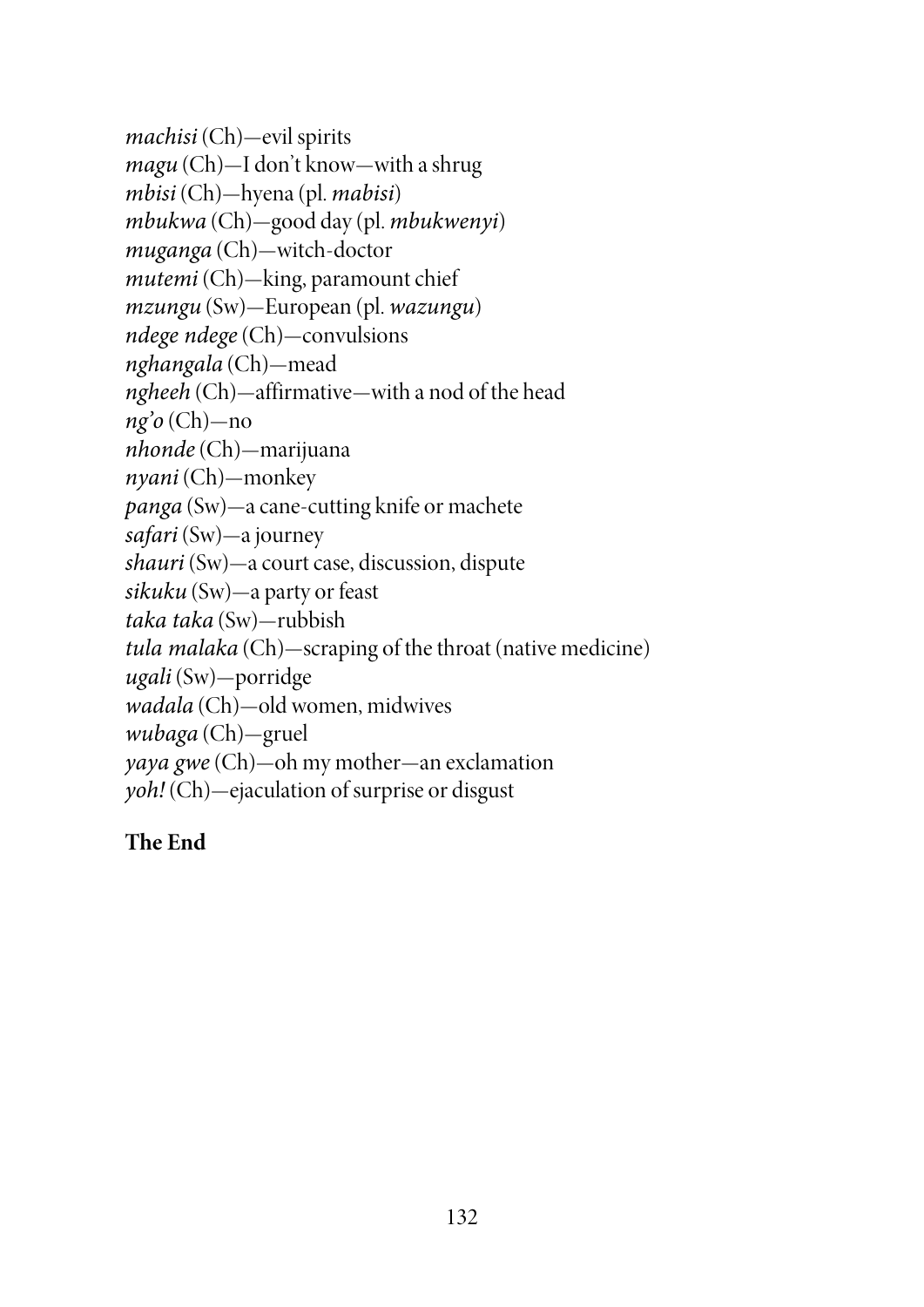*machisi* (Ch)—evil spirits
*magu* (Ch)—I don't know—with a shrug
*mbisi* (Ch)—hyena (pl. *mabisi*)
*mbukwa* (Ch)—good day (pl. *mbukwenyi*)
*muganga* (Ch)—witch-doctor
*mutemi* (Ch)—king, paramount chief
*mzungu* (Sw)—European (pl. *wazungu*)
*ndege ndege* (Ch)—convulsions
*nghangala* (Ch)—mead
*ngheeh* (Ch)—affirmative—with a nod of the head
*ng'o* (Ch)—no
*nhonde* (Ch)—marijuana
*nyani* (Ch)—monkey
*panga* (Sw)—a cane-cutting knife or machete
*safari* (Sw)—a journey
*shauri* (Sw)—a court case, discussion, dispute
*sikuku* (Sw)—a party or feast
*taka taka* (Sw)—rubbish
*tula malaka* (Ch)—scraping of the throat (native medicine)
*ugali* (Sw)—porridge
*wadala* (Ch)—old women, midwives
*wubaga* (Ch)—gruel
*yaya gwe* (Ch)—oh my mother—an exclamation
*yoh!* (Ch)—ejaculation of surprise or disgust

**The End**